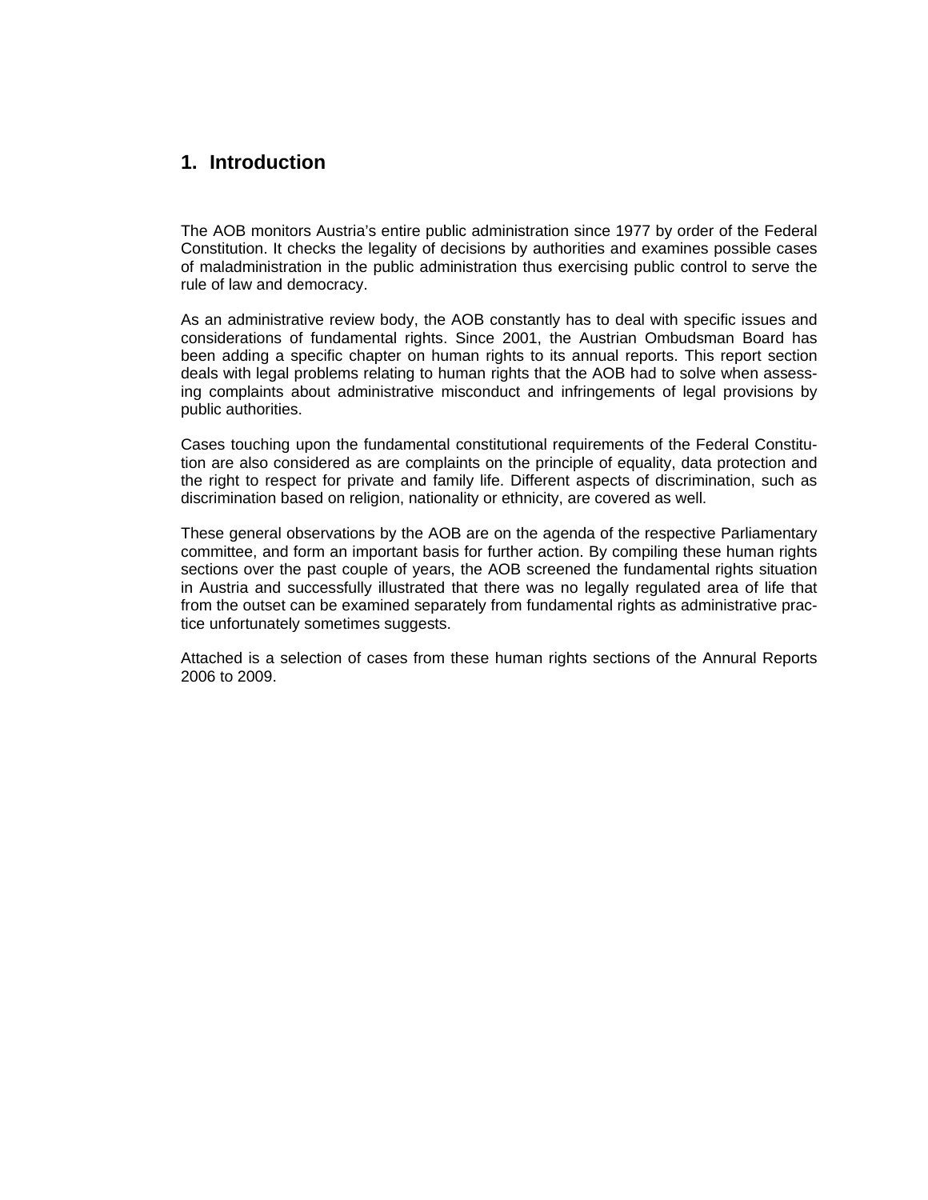# 1. Introduction

The AOB monitors Austria's entire public administration since 1977 by order of the Federal Constitution. It checks the legality of decisions by authorities and examines possible cases of maladministration in the public administration thus exercising public control to serve the rule of law and democracy.

As an administrative review body, the AOB constantly has to deal with specific issues and considerations of fundamental rights. Since 2001, the Austrian Ombudsman Board has been adding a specific chapter on human rights to its annual reports. This report section deals with legal problems relating to human rights that the AOB had to solve when assessing complaints about administrative misconduct and infringements of legal provisions by public authorities.

Cases touching upon the fundamental constitutional requirements of the Federal Constitution are also considered as are complaints on the principle of equality, data protection and the right to respect for private and family life. Different aspects of discrimination, such as discrimination based on religion, nationality or ethnicity, are covered as well.

These general observations by the AOB are on the agenda of the respective Parliamentary committee, and form an important basis for further action. By compiling these human rights sections over the past couple of years, the AOB screened the fundamental rights situation in Austria and successfully illustrated that there was no legally regulated area of life that from the outset can be examined separately from fundamental rights as administrative practice unfortunately sometimes suggests.

Attached is a selection of cases from these human rights sections of the Annural Reports 2006 to 2009.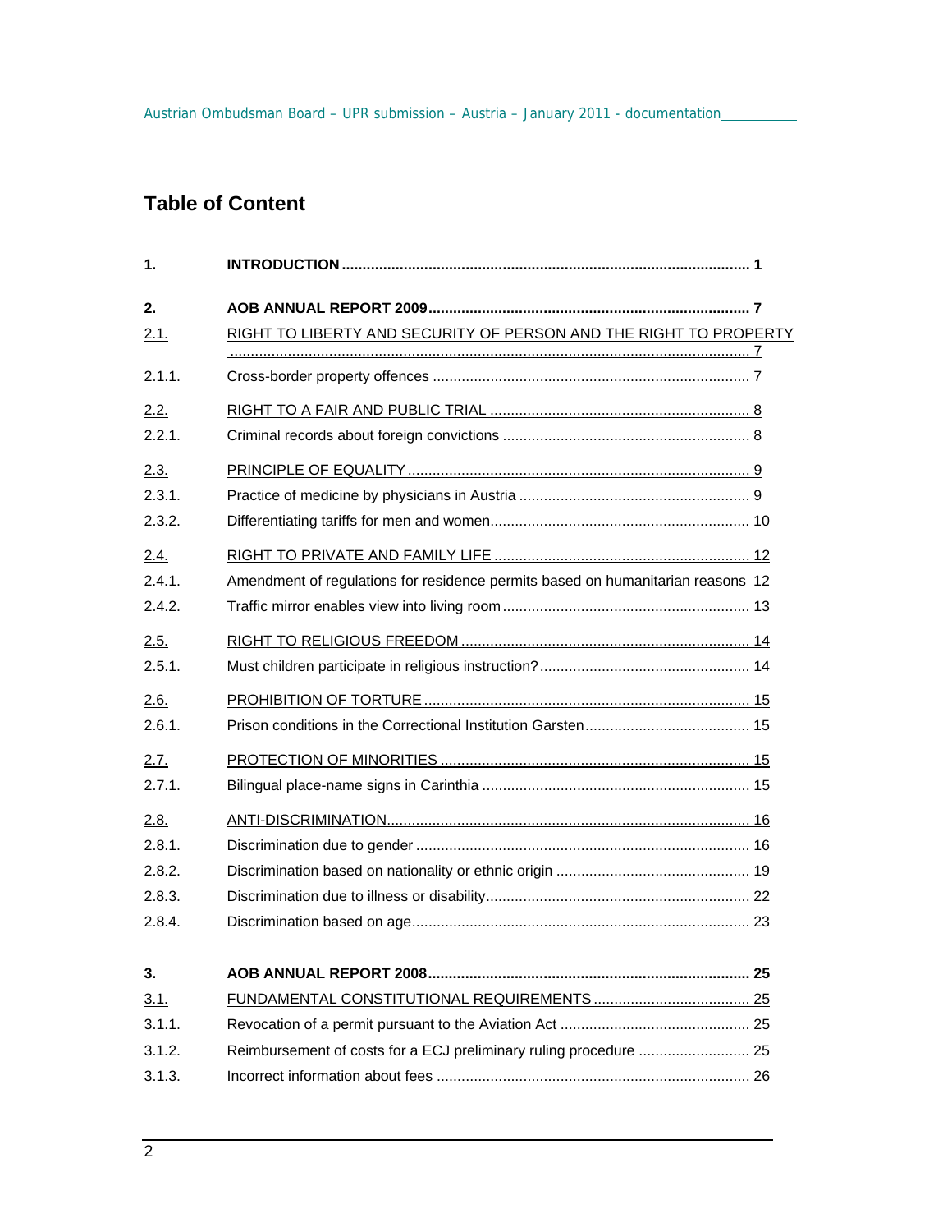# Table of Content

| | | |
|---|---|---|
| **1.** | **INTRODUCTION** | **1** |
| **2.** | **AOB ANNUAL REPORT 2009** | **7** |
| 2.1. | RIGHT TO LIBERTY AND SECURITY OF PERSON AND THE RIGHT TO PROPERTY | 7 |
| 2.1.1. | Cross-border property offences | 7 |
| 2.2. | RIGHT TO A FAIR AND PUBLIC TRIAL | 8 |
| 2.2.1. | Criminal records about foreign convictions | 8 |
| 2.3. | PRINCIPLE OF EQUALITY | 9 |
| 2.3.1. | Practice of medicine by physicians in Austria | 9 |
| 2.3.2. | Differentiating tariffs for men and women | 10 |
| 2.4. | RIGHT TO PRIVATE AND FAMILY LIFE | 12 |
| 2.4.1. | Amendment of regulations for residence permits based on humanitarian reasons | 12 |
| 2.4.2. | Traffic mirror enables view into living room | 13 |
| 2.5. | RIGHT TO RELIGIOUS FREEDOM | 14 |
| 2.5.1. | Must children participate in religious instruction? | 14 |
| 2.6. | PROHIBITION OF TORTURE | 15 |
| 2.6.1. | Prison conditions in the Correctional Institution Garsten | 15 |
| 2.7. | PROTECTION OF MINORITIES | 15 |
| 2.7.1. | Bilingual place-name signs in Carinthia | 15 |
| 2.8. | ANTI-DISCRIMINATION | 16 |
| 2.8.1. | Discrimination due to gender | 16 |
| 2.8.2. | Discrimination based on nationality or ethnic origin | 19 |
| 2.8.3. | Discrimination due to illness or disability | 22 |
| 2.8.4. | Discrimination based on age | 23 |
| **3.** | **AOB ANNUAL REPORT 2008** | **25** |
| 3.1. | FUNDAMENTAL CONSTITUTIONAL REQUIREMENTS | 25 |
| 3.1.1. | Revocation of a permit pursuant to the Aviation Act | 25 |
| 3.1.2. | Reimbursement of costs for a ECJ preliminary ruling procedure | 25 |
| 3.1.3. | Incorrect information about fees | 26 |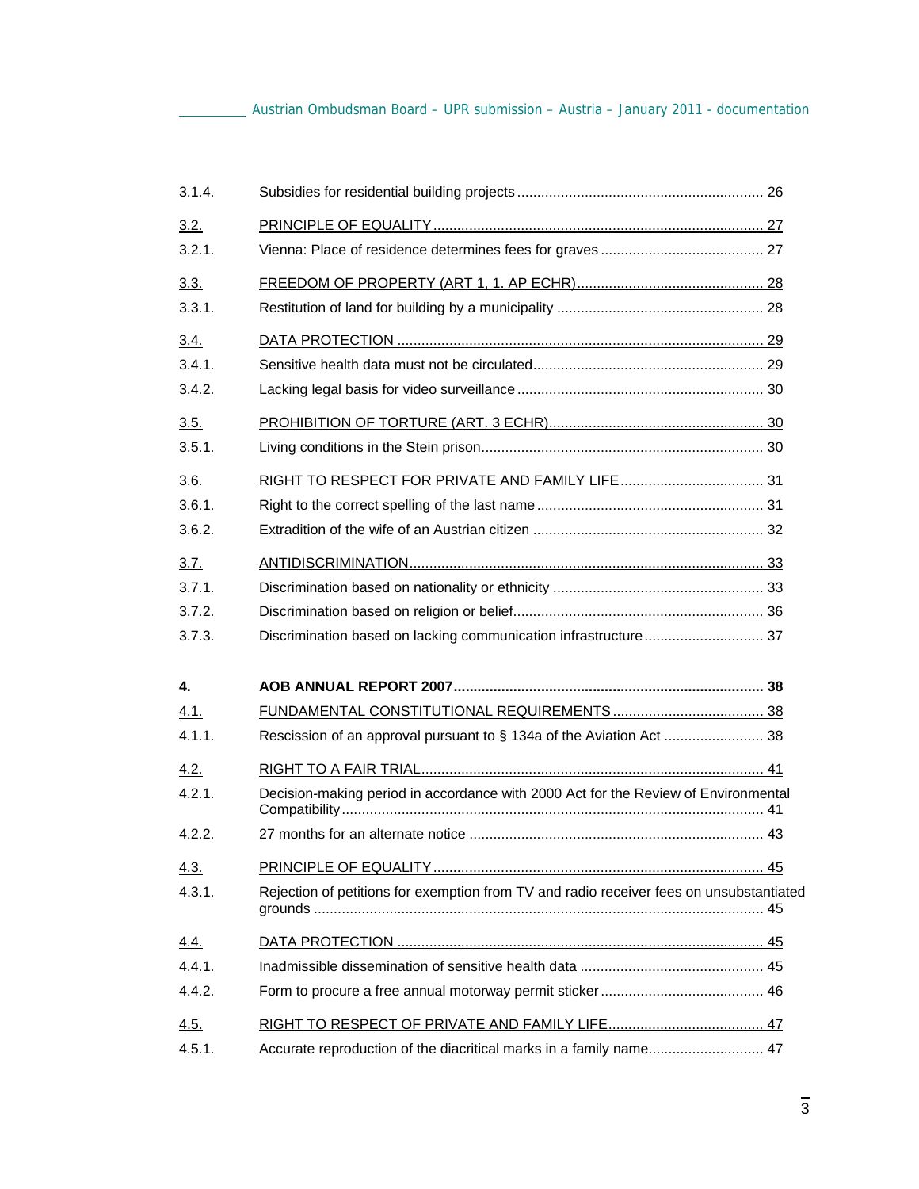| | | |
|---|---|---|
| 3.1.4. | Subsidies for residential building projects | 26 |
| 3.2. | PRINCIPLE OF EQUALITY | 27 |
| 3.2.1. | Vienna: Place of residence determines fees for graves | 27 |
| 3.3. | FREEDOM OF PROPERTY (ART 1, 1. AP ECHR) | 28 |
| 3.3.1. | Restitution of land for building by a municipality | 28 |
| 3.4. | DATA PROTECTION | 29 |
| 3.4.1. | Sensitive health data must not be circulated | 29 |
| 3.4.2. | Lacking legal basis for video surveillance | 30 |
| 3.5. | PROHIBITION OF TORTURE (ART. 3 ECHR) | 30 |
| 3.5.1. | Living conditions in the Stein prison | 30 |
| 3.6. | RIGHT TO RESPECT FOR PRIVATE AND FAMILY LIFE | 31 |
| 3.6.1. | Right to the correct spelling of the last name | 31 |
| 3.6.2. | Extradition of the wife of an Austrian citizen | 32 |
| 3.7. | ANTIDISCRIMINATION | 33 |
| 3.7.1. | Discrimination based on nationality or ethnicity | 33 |
| 3.7.2. | Discrimination based on religion or belief | 36 |
| 3.7.3. | Discrimination based on lacking communication infrastructure | 37 |
| **4.** | **AOB ANNUAL REPORT 2007** | **38** |
| 4.1. | FUNDAMENTAL CONSTITUTIONAL REQUIREMENTS | 38 |
| 4.1.1. | Rescission of an approval pursuant to § 134a of the Aviation Act | 38 |
| 4.2. | RIGHT TO A FAIR TRIAL | 41 |
| 4.2.1. | Decision-making period in accordance with 2000 Act for the Review of Environmental Compatibility | 41 |
| 4.2.2. | 27 months for an alternate notice | 43 |
| 4.3. | PRINCIPLE OF EQUALITY | 45 |
| 4.3.1. | Rejection of petitions for exemption from TV and radio receiver fees on unsubstantiated grounds | 45 |
| 4.4. | DATA PROTECTION | 45 |
| 4.4.1. | Inadmissible dissemination of sensitive health data | 45 |
| 4.4.2. | Form to procure a free annual motorway permit sticker | 46 |
| 4.5. | RIGHT TO RESPECT OF PRIVATE AND FAMILY LIFE | 47 |
| 4.5.1. | Accurate reproduction of the diacritical marks in a family name | 47 |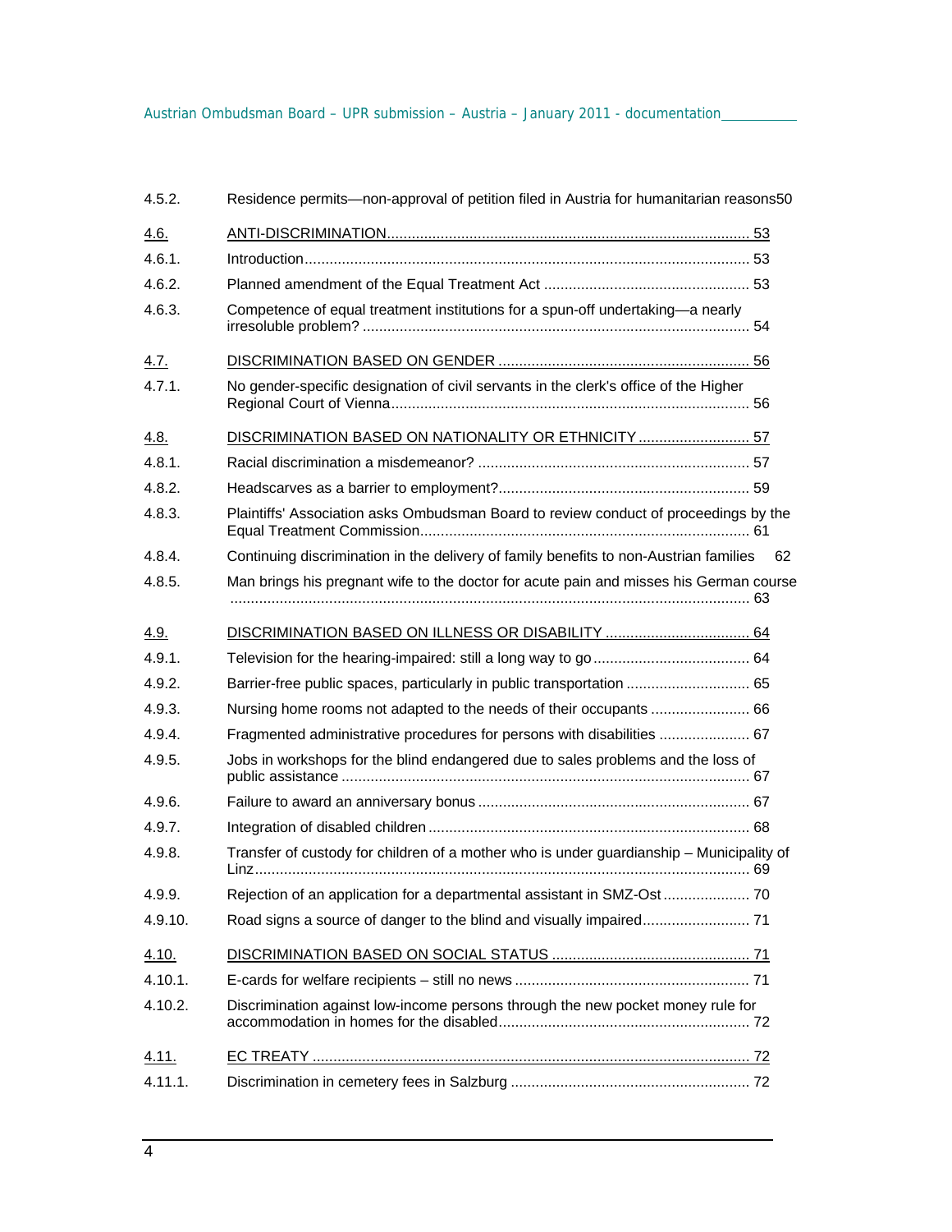| | |
|---|---|
| 4.5.2. | Residence permits—non-approval of petition filed in Austria for humanitarian reasons 50 |
| 4.6. | ANTI-DISCRIMINATION 53 |
| 4.6.1. | Introduction 53 |
| 4.6.2. | Planned amendment of the Equal Treatment Act 53 |
| 4.6.3. | Competence of equal treatment institutions for a spun-off undertaking—a nearly irresoluble problem? 54 |
| 4.7. | DISCRIMINATION BASED ON GENDER 56 |
| 4.7.1. | No gender-specific designation of civil servants in the clerk's office of the Higher Regional Court of Vienna 56 |
| 4.8. | DISCRIMINATION BASED ON NATIONALITY OR ETHNICITY 57 |
| 4.8.1. | Racial discrimination a misdemeanor? 57 |
| 4.8.2. | Headscarves as a barrier to employment? 59 |
| 4.8.3. | Plaintiffs' Association asks Ombudsman Board to review conduct of proceedings by the Equal Treatment Commission 61 |
| 4.8.4. | Continuing discrimination in the delivery of family benefits to non-Austrian families 62 |
| 4.8.5. | Man brings his pregnant wife to the doctor for acute pain and misses his German course 63 |
| 4.9. | DISCRIMINATION BASED ON ILLNESS OR DISABILITY 64 |
| 4.9.1. | Television for the hearing-impaired: still a long way to go 64 |
| 4.9.2. | Barrier-free public spaces, particularly in public transportation 65 |
| 4.9.3. | Nursing home rooms not adapted to the needs of their occupants 66 |
| 4.9.4. | Fragmented administrative procedures for persons with disabilities 67 |
| 4.9.5. | Jobs in workshops for the blind endangered due to sales problems and the loss of public assistance 67 |
| 4.9.6. | Failure to award an anniversary bonus 67 |
| 4.9.7. | Integration of disabled children 68 |
| 4.9.8. | Transfer of custody for children of a mother who is under guardianship – Municipality of Linz 69 |
| 4.9.9. | Rejection of an application for a departmental assistant in SMZ-Ost 70 |
| 4.9.10. | Road signs a source of danger to the blind and visually impaired 71 |
| 4.10. | DISCRIMINATION BASED ON SOCIAL STATUS 71 |
| 4.10.1. | E-cards for welfare recipients – still no news 71 |
| 4.10.2. | Discrimination against low-income persons through the new pocket money rule for accommodation in homes for the disabled 72 |
| 4.11. | EC TREATY 72 |
| 4.11.1. | Discrimination in cemetery fees in Salzburg 72 |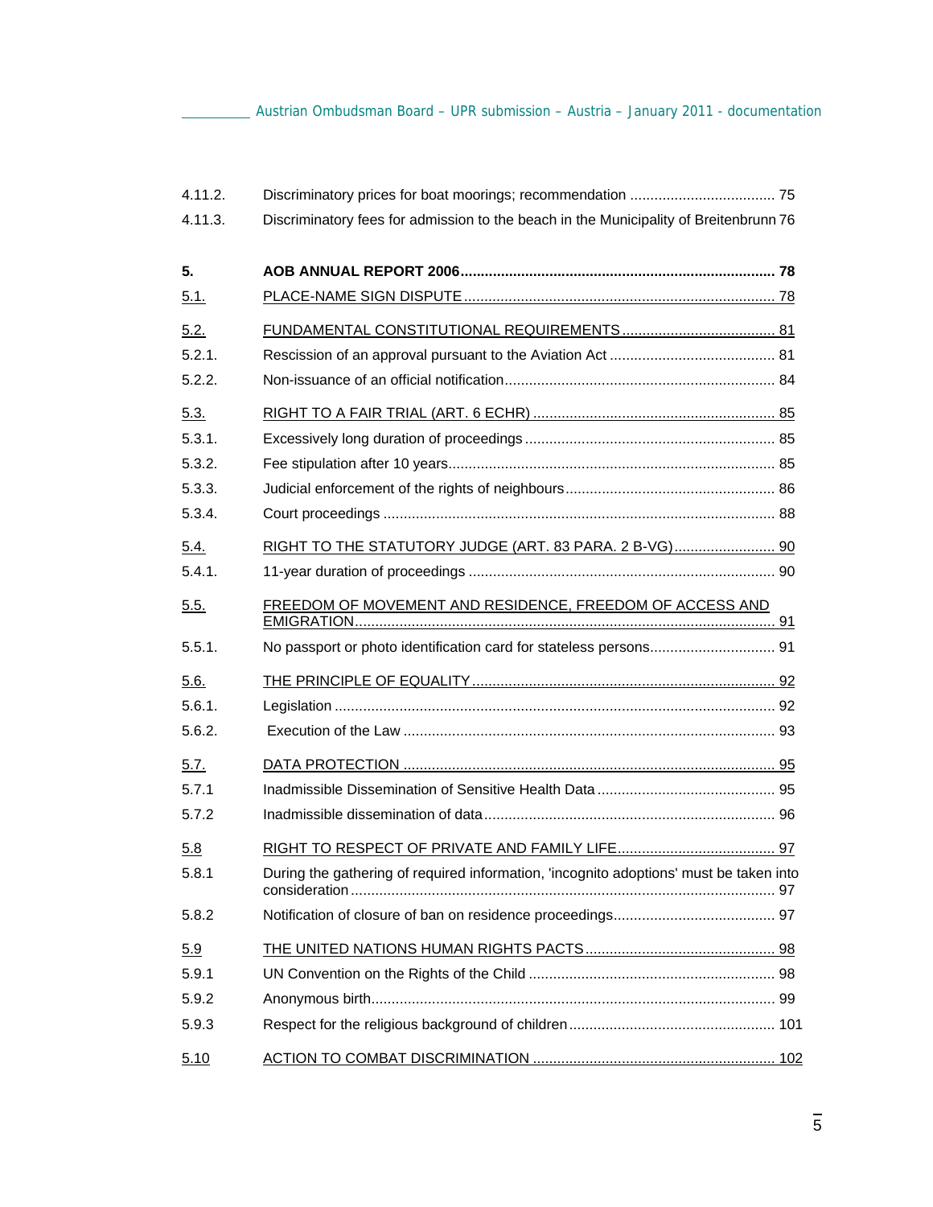| | | |
|---|---|---|
| 4.11.2. | Discriminatory prices for boat moorings; recommendation | 75 |
| 4.11.3. | Discriminatory fees for admission to the beach in the Municipality of Breitenbrunn | 76 |
| **5.** | **AOB ANNUAL REPORT 2006** | **78** |
| 5.1. | PLACE-NAME SIGN DISPUTE | 78 |
| 5.2. | FUNDAMENTAL CONSTITUTIONAL REQUIREMENTS | 81 |
| 5.2.1. | Rescission of an approval pursuant to the Aviation Act | 81 |
| 5.2.2. | Non-issuance of an official notification | 84 |
| 5.3. | RIGHT TO A FAIR TRIAL (ART. 6 ECHR) | 85 |
| 5.3.1. | Excessively long duration of proceedings | 85 |
| 5.3.2. | Fee stipulation after 10 years | 85 |
| 5.3.3. | Judicial enforcement of the rights of neighbours | 86 |
| 5.3.4. | Court proceedings | 88 |
| 5.4. | RIGHT TO THE STATUTORY JUDGE (ART. 83 PARA. 2 B-VG) | 90 |
| 5.4.1. | 11-year duration of proceedings | 90 |
| 5.5. | FREEDOM OF MOVEMENT AND RESIDENCE, FREEDOM OF ACCESS AND EMIGRATION | 91 |
| 5.5.1. | No passport or photo identification card for stateless persons | 91 |
| 5.6. | THE PRINCIPLE OF EQUALITY | 92 |
| 5.6.1. | Legislation | 92 |
| 5.6.2. | Execution of the Law | 93 |
| 5.7. | DATA PROTECTION | 95 |
| 5.7.1 | Inadmissible Dissemination of Sensitive Health Data | 95 |
| 5.7.2 | Inadmissible dissemination of data | 96 |
| 5.8 | RIGHT TO RESPECT OF PRIVATE AND FAMILY LIFE | 97 |
| 5.8.1 | During the gathering of required information, 'incognito adoptions' must be taken into consideration | 97 |
| 5.8.2 | Notification of closure of ban on residence proceedings | 97 |
| 5.9 | THE UNITED NATIONS HUMAN RIGHTS PACTS | 98 |
| 5.9.1 | UN Convention on the Rights of the Child | 98 |
| 5.9.2 | Anonymous birth | 99 |
| 5.9.3 | Respect for the religious background of children | 101 |
| 5.10 | ACTION TO COMBAT DISCRIMINATION | 102 |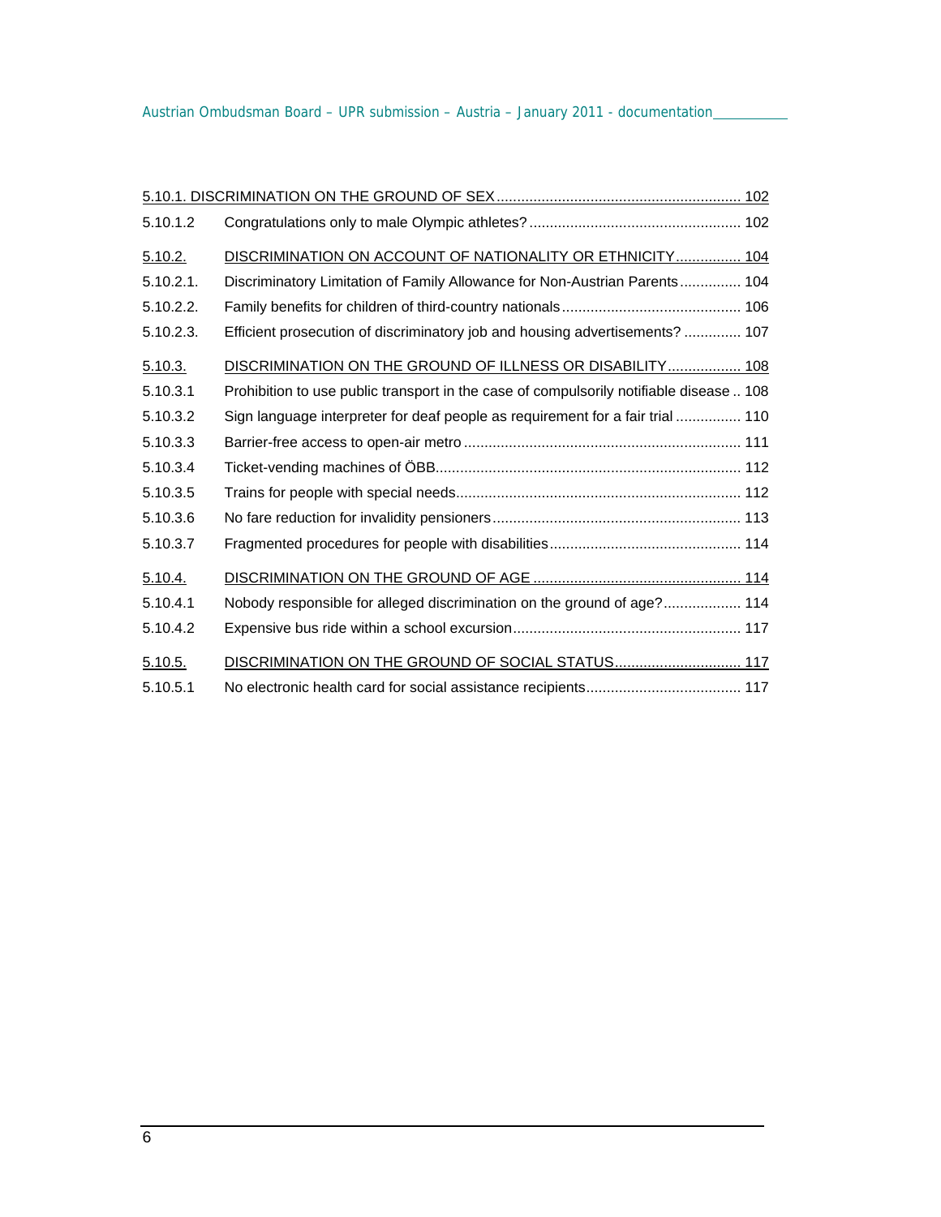| | | |
|---|---|---|
| 5.10.1. DISCRIMINATION ON THE GROUND OF SEX | | 102 |
| 5.10.1.2 | Congratulations only to male Olympic athletes? | 102 |
| 5.10.2. | DISCRIMINATION ON ACCOUNT OF NATIONALITY OR ETHNICITY | 104 |
| 5.10.2.1. | Discriminatory Limitation of Family Allowance for Non-Austrian Parents | 104 |
| 5.10.2.2. | Family benefits for children of third-country nationals | 106 |
| 5.10.2.3. | Efficient prosecution of discriminatory job and housing advertisements? | 107 |
| 5.10.3. | DISCRIMINATION ON THE GROUND OF ILLNESS OR DISABILITY | 108 |
| 5.10.3.1 | Prohibition to use public transport in the case of compulsorily notifiable disease | 108 |
| 5.10.3.2 | Sign language interpreter for deaf people as requirement for a fair trial | 110 |
| 5.10.3.3 | Barrier-free access to open-air metro | 111 |
| 5.10.3.4 | Ticket-vending machines of ÖBB | 112 |
| 5.10.3.5 | Trains for people with special needs | 112 |
| 5.10.3.6 | No fare reduction for invalidity pensioners | 113 |
| 5.10.3.7 | Fragmented procedures for people with disabilities | 114 |
| 5.10.4. | DISCRIMINATION ON THE GROUND OF AGE | 114 |
| 5.10.4.1 | Nobody responsible for alleged discrimination on the ground of age? | 114 |
| 5.10.4.2 | Expensive bus ride within a school excursion | 117 |
| 5.10.5. | DISCRIMINATION ON THE GROUND OF SOCIAL STATUS | 117 |
| 5.10.5.1 | No electronic health card for social assistance recipients | 117 |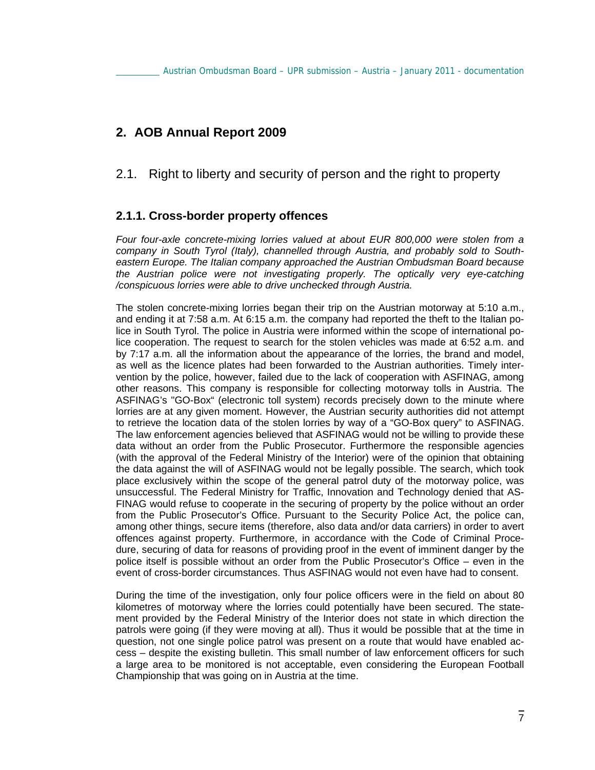## 2. AOB Annual Report 2009

### 2.1. Right to liberty and security of person and the right to property

#### 2.1.1. Cross-border property offences

*Four four-axle concrete-mixing lorries valued at about EUR 800,000 were stolen from a company in South Tyrol (Italy), channelled through Austria, and probably sold to South-eastern Europe. The Italian company approached the Austrian Ombudsman Board because the Austrian police were not investigating properly. The optically very eye-catching /conspicuous lorries were able to drive unchecked through Austria.*

The stolen concrete-mixing lorries began their trip on the Austrian motorway at 5:10 a.m., and ending it at 7:58 a.m. At 6:15 a.m. the company had reported the theft to the Italian police in South Tyrol. The police in Austria were informed within the scope of international police cooperation. The request to search for the stolen vehicles was made at 6:52 a.m. and by 7:17 a.m. all the information about the appearance of the lorries, the brand and model, as well as the licence plates had been forwarded to the Austrian authorities. Timely intervention by the police, however, failed due to the lack of cooperation with ASFINAG, among other reasons. This company is responsible for collecting motorway tolls in Austria. The ASFINAG's "GO-Box" (electronic toll system) records precisely down to the minute where lorries are at any given moment. However, the Austrian security authorities did not attempt to retrieve the location data of the stolen lorries by way of a "GO-Box query" to ASFINAG. The law enforcement agencies believed that ASFINAG would not be willing to provide these data without an order from the Public Prosecutor. Furthermore the responsible agencies (with the approval of the Federal Ministry of the Interior) were of the opinion that obtaining the data against the will of ASFINAG would not be legally possible. The search, which took place exclusively within the scope of the general patrol duty of the motorway police, was unsuccessful. The Federal Ministry for Traffic, Innovation and Technology denied that ASFINAG would refuse to cooperate in the securing of property by the police without an order from the Public Prosecutor's Office. Pursuant to the Security Police Act, the police can, among other things, secure items (therefore, also data and/or data carriers) in order to avert offences against property. Furthermore, in accordance with the Code of Criminal Procedure, securing of data for reasons of providing proof in the event of imminent danger by the police itself is possible without an order from the Public Prosecutor's Office – even in the event of cross-border circumstances. Thus ASFINAG would not even have had to consent.

During the time of the investigation, only four police officers were in the field on about 80 kilometres of motorway where the lorries could potentially have been secured. The statement provided by the Federal Ministry of the Interior does not state in which direction the patrols were going (if they were moving at all). Thus it would be possible that at the time in question, not one single police patrol was present on a route that would have enabled access – despite the existing bulletin. This small number of law enforcement officers for such a large area to be monitored is not acceptable, even considering the European Football Championship that was going on in Austria at the time.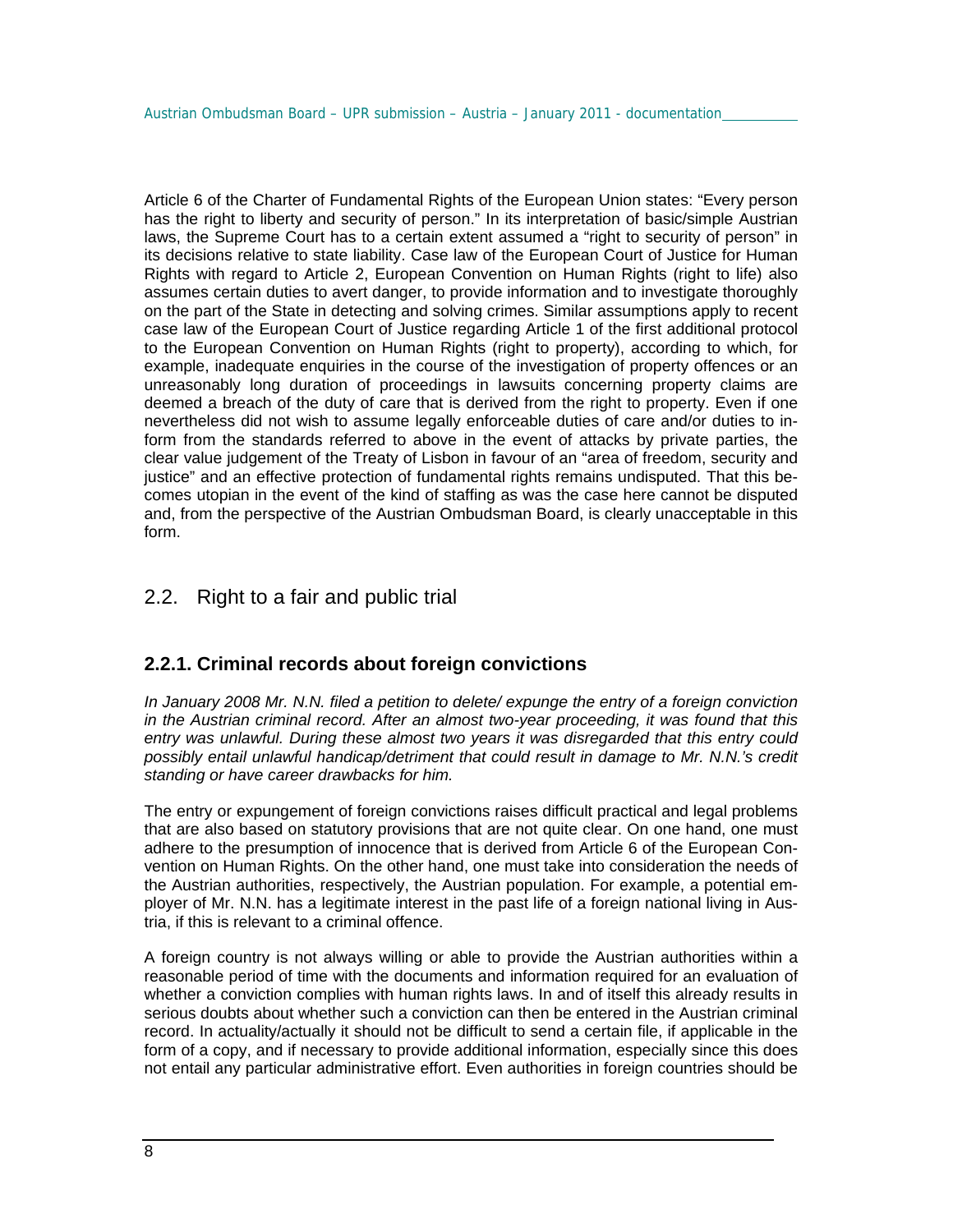Article 6 of the Charter of Fundamental Rights of the European Union states: "Every person has the right to liberty and security of person." In its interpretation of basic/simple Austrian laws, the Supreme Court has to a certain extent assumed a "right to security of person" in its decisions relative to state liability. Case law of the European Court of Justice for Human Rights with regard to Article 2, European Convention on Human Rights (right to life) also assumes certain duties to avert danger, to provide information and to investigate thoroughly on the part of the State in detecting and solving crimes. Similar assumptions apply to recent case law of the European Court of Justice regarding Article 1 of the first additional protocol to the European Convention on Human Rights (right to property), according to which, for example, inadequate enquiries in the course of the investigation of property offences or an unreasonably long duration of proceedings in lawsuits concerning property claims are deemed a breach of the duty of care that is derived from the right to property. Even if one nevertheless did not wish to assume legally enforceable duties of care and/or duties to inform from the standards referred to above in the event of attacks by private parties, the clear value judgement of the Treaty of Lisbon in favour of an "area of freedom, security and justice" and an effective protection of fundamental rights remains undisputed. That this becomes utopian in the event of the kind of staffing as was the case here cannot be disputed and, from the perspective of the Austrian Ombudsman Board, is clearly unacceptable in this form.

## 2.2. Right to a fair and public trial

### 2.2.1. Criminal records about foreign convictions

*In January 2008 Mr. N.N. filed a petition to delete/ expunge the entry of a foreign conviction in the Austrian criminal record. After an almost two-year proceeding, it was found that this entry was unlawful. During these almost two years it was disregarded that this entry could possibly entail unlawful handicap/detriment that could result in damage to Mr. N.N.'s credit standing or have career drawbacks for him.*

The entry or expungement of foreign convictions raises difficult practical and legal problems that are also based on statutory provisions that are not quite clear. On one hand, one must adhere to the presumption of innocence that is derived from Article 6 of the European Convention on Human Rights. On the other hand, one must take into consideration the needs of the Austrian authorities, respectively, the Austrian population. For example, a potential employer of Mr. N.N. has a legitimate interest in the past life of a foreign national living in Austria, if this is relevant to a criminal offence.

A foreign country is not always willing or able to provide the Austrian authorities within a reasonable period of time with the documents and information required for an evaluation of whether a conviction complies with human rights laws. In and of itself this already results in serious doubts about whether such a conviction can then be entered in the Austrian criminal record. In actuality/actually it should not be difficult to send a certain file, if applicable in the form of a copy, and if necessary to provide additional information, especially since this does not entail any particular administrative effort. Even authorities in foreign countries should be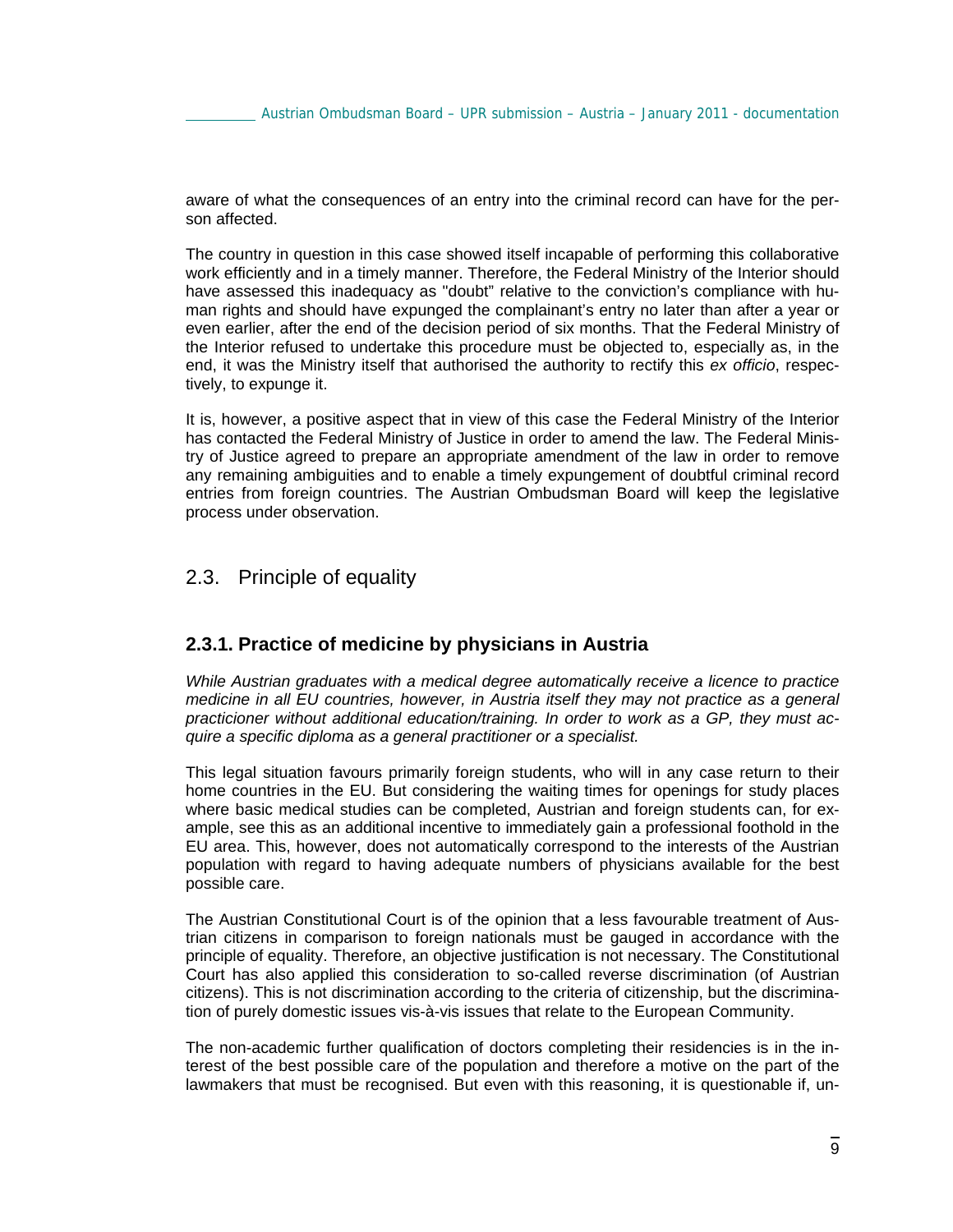aware of what the consequences of an entry into the criminal record can have for the person affected.

The country in question in this case showed itself incapable of performing this collaborative work efficiently and in a timely manner. Therefore, the Federal Ministry of the Interior should have assessed this inadequacy as "doubt" relative to the conviction's compliance with human rights and should have expunged the complainant's entry no later than after a year or even earlier, after the end of the decision period of six months. That the Federal Ministry of the Interior refused to undertake this procedure must be objected to, especially as, in the end, it was the Ministry itself that authorised the authority to rectify this *ex officio*, respectively, to expunge it.

It is, however, a positive aspect that in view of this case the Federal Ministry of the Interior has contacted the Federal Ministry of Justice in order to amend the law. The Federal Ministry of Justice agreed to prepare an appropriate amendment of the law in order to remove any remaining ambiguities and to enable a timely expungement of doubtful criminal record entries from foreign countries. The Austrian Ombudsman Board will keep the legislative process under observation.

## 2.3. Principle of equality

### 2.3.1. Practice of medicine by physicians in Austria

*While Austrian graduates with a medical degree automatically receive a licence to practice medicine in all EU countries, however, in Austria itself they may not practice as a general practicioner without additional education/training. In order to work as a GP, they must acquire a specific diploma as a general practitioner or a specialist.*

This legal situation favours primarily foreign students, who will in any case return to their home countries in the EU. But considering the waiting times for openings for study places where basic medical studies can be completed, Austrian and foreign students can, for example, see this as an additional incentive to immediately gain a professional foothold in the EU area. This, however, does not automatically correspond to the interests of the Austrian population with regard to having adequate numbers of physicians available for the best possible care.

The Austrian Constitutional Court is of the opinion that a less favourable treatment of Austrian citizens in comparison to foreign nationals must be gauged in accordance with the principle of equality. Therefore, an objective justification is not necessary. The Constitutional Court has also applied this consideration to so-called reverse discrimination (of Austrian citizens). This is not discrimination according to the criteria of citizenship, but the discrimination of purely domestic issues vis-à-vis issues that relate to the European Community.

The non-academic further qualification of doctors completing their residencies is in the interest of the best possible care of the population and therefore a motive on the part of the lawmakers that must be recognised. But even with this reasoning, it is questionable if, un-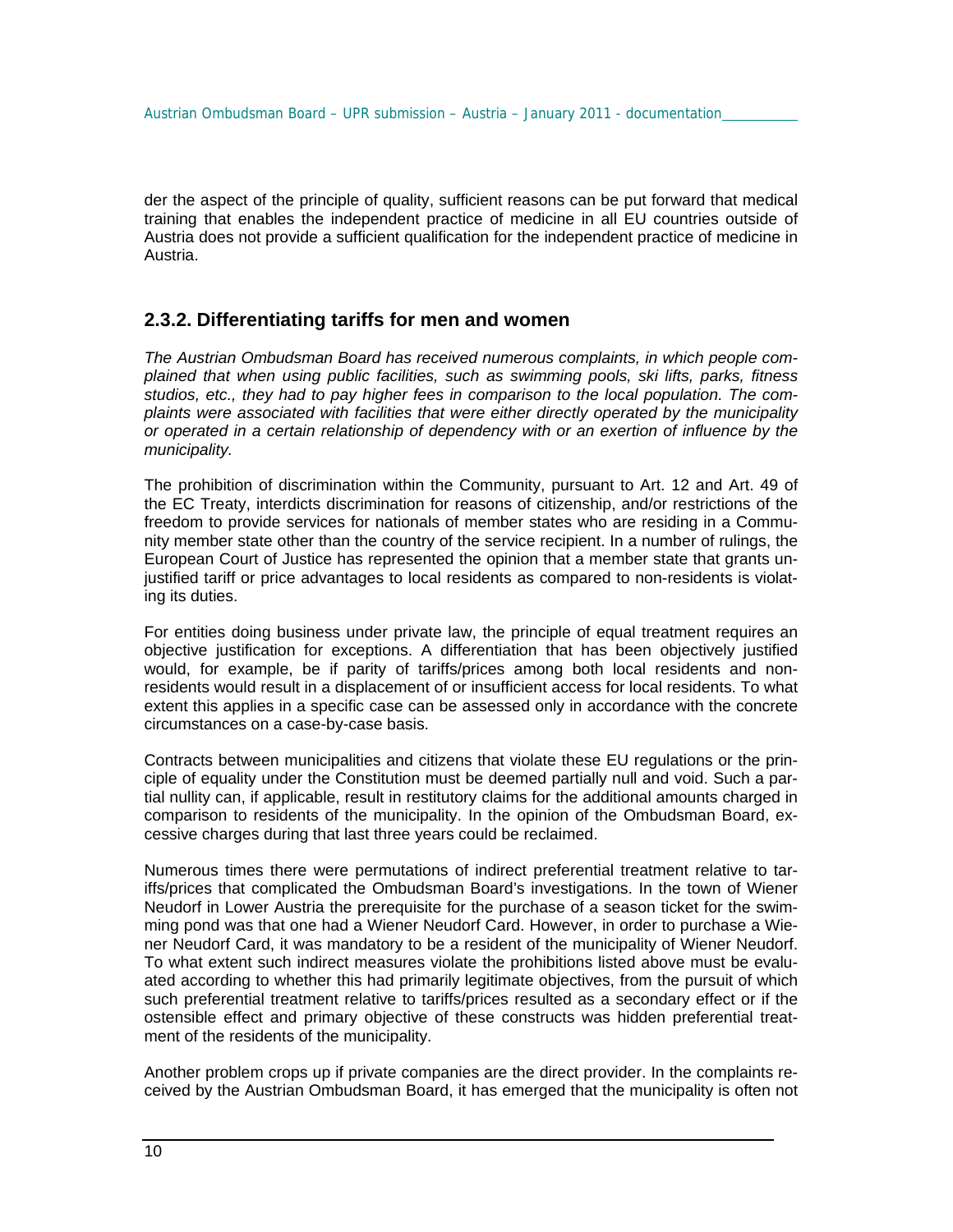der the aspect of the principle of quality, sufficient reasons can be put forward that medical training that enables the independent practice of medicine in all EU countries outside of Austria does not provide a sufficient qualification for the independent practice of medicine in Austria.

## 2.3.2. Differentiating tariffs for men and women

*The Austrian Ombudsman Board has received numerous complaints, in which people complained that when using public facilities, such as swimming pools, ski lifts, parks, fitness studios, etc., they had to pay higher fees in comparison to the local population. The complaints were associated with facilities that were either directly operated by the municipality or operated in a certain relationship of dependency with or an exertion of influence by the municipality.*

The prohibition of discrimination within the Community, pursuant to Art. 12 and Art. 49 of the EC Treaty, interdicts discrimination for reasons of citizenship, and/or restrictions of the freedom to provide services for nationals of member states who are residing in a Community member state other than the country of the service recipient. In a number of rulings, the European Court of Justice has represented the opinion that a member state that grants unjustified tariff or price advantages to local residents as compared to non-residents is violating its duties.

For entities doing business under private law, the principle of equal treatment requires an objective justification for exceptions. A differentiation that has been objectively justified would, for example, be if parity of tariffs/prices among both local residents and non-residents would result in a displacement of or insufficient access for local residents. To what extent this applies in a specific case can be assessed only in accordance with the concrete circumstances on a case-by-case basis.

Contracts between municipalities and citizens that violate these EU regulations or the principle of equality under the Constitution must be deemed partially null and void. Such a partial nullity can, if applicable, result in restitutory claims for the additional amounts charged in comparison to residents of the municipality. In the opinion of the Ombudsman Board, excessive charges during that last three years could be reclaimed.

Numerous times there were permutations of indirect preferential treatment relative to tariffs/prices that complicated the Ombudsman Board's investigations. In the town of Wiener Neudorf in Lower Austria the prerequisite for the purchase of a season ticket for the swimming pond was that one had a Wiener Neudorf Card. However, in order to purchase a Wiener Neudorf Card, it was mandatory to be a resident of the municipality of Wiener Neudorf. To what extent such indirect measures violate the prohibitions listed above must be evaluated according to whether this had primarily legitimate objectives, from the pursuit of which such preferential treatment relative to tariffs/prices resulted as a secondary effect or if the ostensible effect and primary objective of these constructs was hidden preferential treatment of the residents of the municipality.

Another problem crops up if private companies are the direct provider. In the complaints received by the Austrian Ombudsman Board, it has emerged that the municipality is often not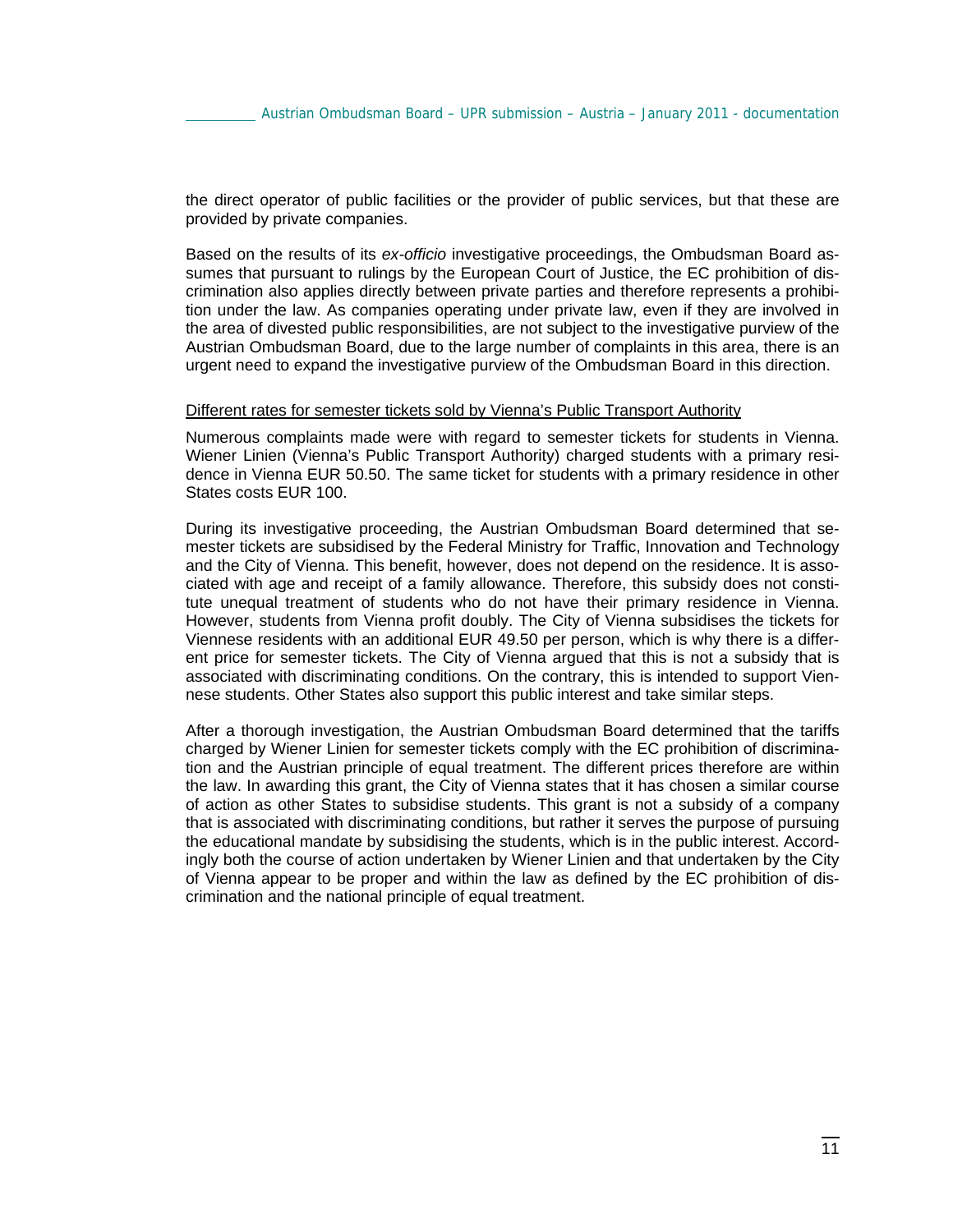the direct operator of public facilities or the provider of public services, but that these are provided by private companies.

Based on the results of its *ex-officio* investigative proceedings, the Ombudsman Board assumes that pursuant to rulings by the European Court of Justice, the EC prohibition of discrimination also applies directly between private parties and therefore represents a prohibition under the law. As companies operating under private law, even if they are involved in the area of divested public responsibilities, are not subject to the investigative purview of the Austrian Ombudsman Board, due to the large number of complaints in this area, there is an urgent need to expand the investigative purview of the Ombudsman Board in this direction.

<u>Different rates for semester tickets sold by Vienna's Public Transport Authority</u>

Numerous complaints made were with regard to semester tickets for students in Vienna. Wiener Linien (Vienna's Public Transport Authority) charged students with a primary residence in Vienna EUR 50.50. The same ticket for students with a primary residence in other States costs EUR 100.

During its investigative proceeding, the Austrian Ombudsman Board determined that semester tickets are subsidised by the Federal Ministry for Traffic, Innovation and Technology and the City of Vienna. This benefit, however, does not depend on the residence. It is associated with age and receipt of a family allowance. Therefore, this subsidy does not constitute unequal treatment of students who do not have their primary residence in Vienna. However, students from Vienna profit doubly. The City of Vienna subsidises the tickets for Viennese residents with an additional EUR 49.50 per person, which is why there is a different price for semester tickets. The City of Vienna argued that this is not a subsidy that is associated with discriminating conditions. On the contrary, this is intended to support Viennese students. Other States also support this public interest and take similar steps.

After a thorough investigation, the Austrian Ombudsman Board determined that the tariffs charged by Wiener Linien for semester tickets comply with the EC prohibition of discrimination and the Austrian principle of equal treatment. The different prices therefore are within the law. In awarding this grant, the City of Vienna states that it has chosen a similar course of action as other States to subsidise students. This grant is not a subsidy of a company that is associated with discriminating conditions, but rather it serves the purpose of pursuing the educational mandate by subsidising the students, which is in the public interest. Accordingly both the course of action undertaken by Wiener Linien and that undertaken by the City of Vienna appear to be proper and within the law as defined by the EC prohibition of discrimination and the national principle of equal treatment.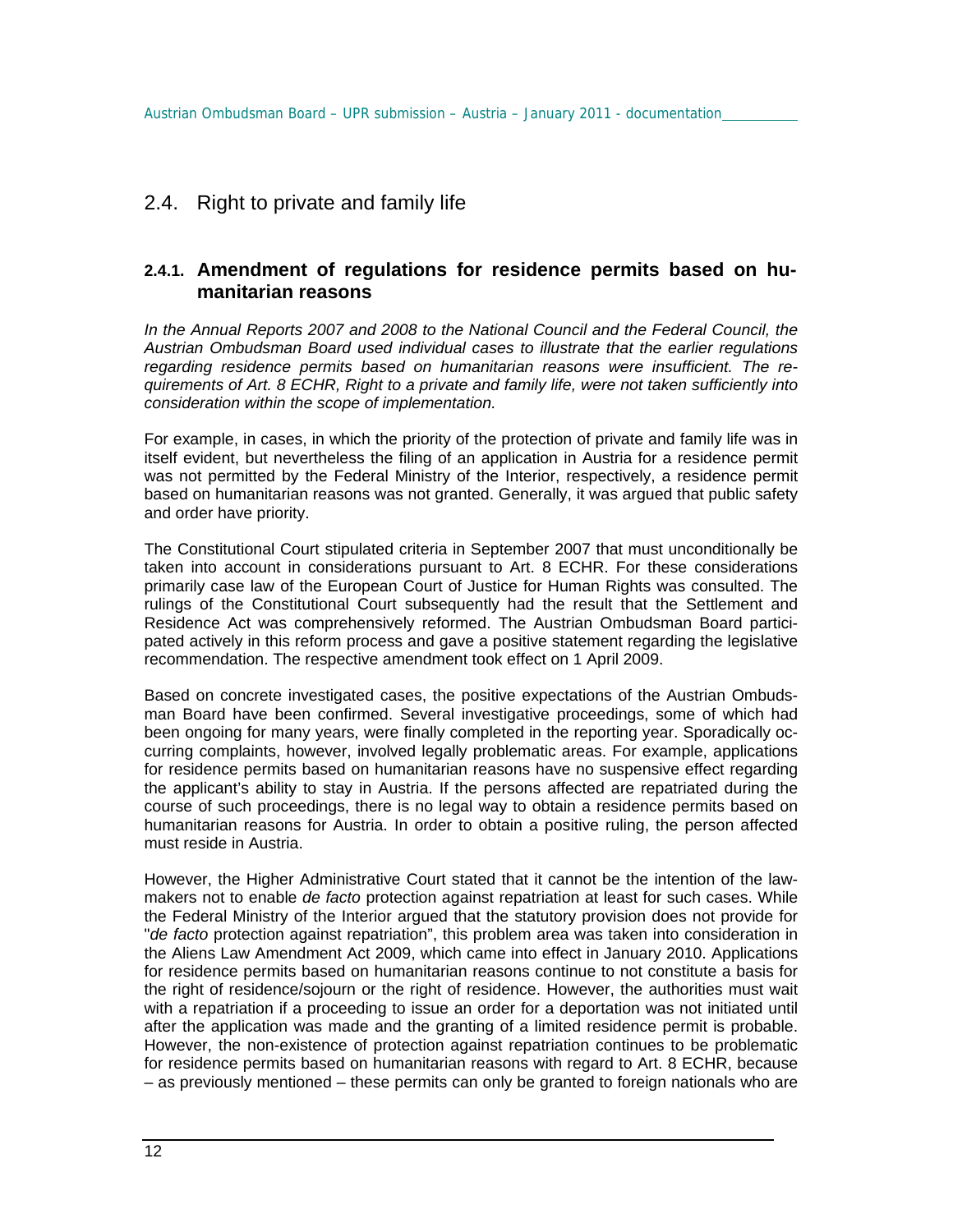## 2.4. Right to private and family life

### 2.4.1. Amendment of regulations for residence permits based on humanitarian reasons

*In the Annual Reports 2007 and 2008 to the National Council and the Federal Council, the Austrian Ombudsman Board used individual cases to illustrate that the earlier regulations regarding residence permits based on humanitarian reasons were insufficient. The requirements of Art. 8 ECHR, Right to a private and family life, were not taken sufficiently into consideration within the scope of implementation.*

For example, in cases, in which the priority of the protection of private and family life was in itself evident, but nevertheless the filing of an application in Austria for a residence permit was not permitted by the Federal Ministry of the Interior, respectively, a residence permit based on humanitarian reasons was not granted. Generally, it was argued that public safety and order have priority.

The Constitutional Court stipulated criteria in September 2007 that must unconditionally be taken into account in considerations pursuant to Art. 8 ECHR. For these considerations primarily case law of the European Court of Justice for Human Rights was consulted. The rulings of the Constitutional Court subsequently had the result that the Settlement and Residence Act was comprehensively reformed. The Austrian Ombudsman Board participated actively in this reform process and gave a positive statement regarding the legislative recommendation. The respective amendment took effect on 1 April 2009.

Based on concrete investigated cases, the positive expectations of the Austrian Ombudsman Board have been confirmed. Several investigative proceedings, some of which had been ongoing for many years, were finally completed in the reporting year. Sporadically occurring complaints, however, involved legally problematic areas. For example, applications for residence permits based on humanitarian reasons have no suspensive effect regarding the applicant's ability to stay in Austria. If the persons affected are repatriated during the course of such proceedings, there is no legal way to obtain a residence permits based on humanitarian reasons for Austria. In order to obtain a positive ruling, the person affected must reside in Austria.

However, the Higher Administrative Court stated that it cannot be the intention of the lawmakers not to enable *de facto* protection against repatriation at least for such cases. While the Federal Ministry of the Interior argued that the statutory provision does not provide for "*de facto* protection against repatriation", this problem area was taken into consideration in the Aliens Law Amendment Act 2009, which came into effect in January 2010. Applications for residence permits based on humanitarian reasons continue to not constitute a basis for the right of residence/sojourn or the right of residence. However, the authorities must wait with a repatriation if a proceeding to issue an order for a deportation was not initiated until after the application was made and the granting of a limited residence permit is probable. However, the non-existence of protection against repatriation continues to be problematic for residence permits based on humanitarian reasons with regard to Art. 8 ECHR, because – as previously mentioned – these permits can only be granted to foreign nationals who are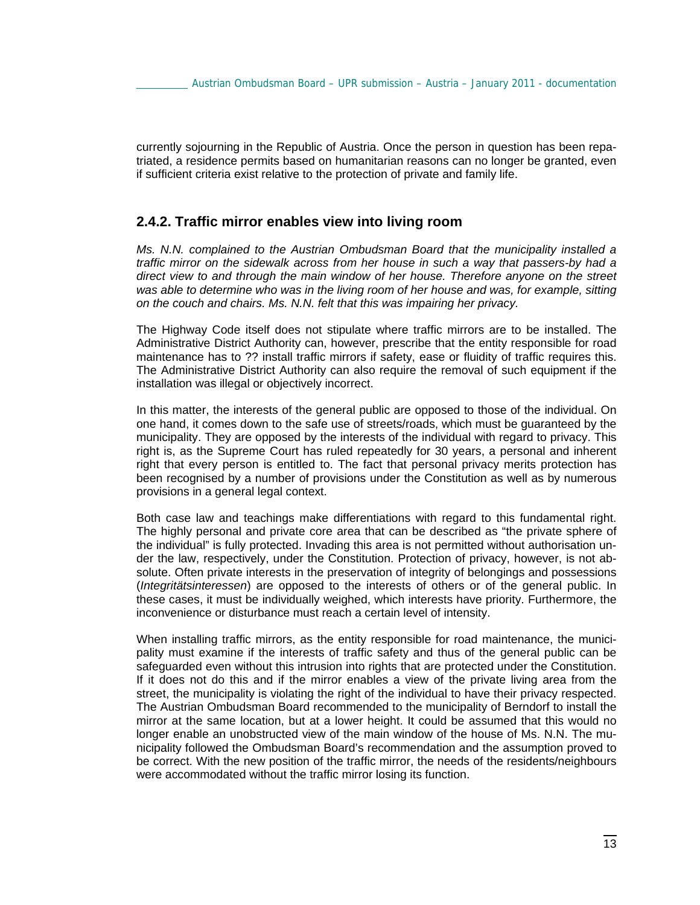currently sojourning in the Republic of Austria. Once the person in question has been repatriated, a residence permits based on humanitarian reasons can no longer be granted, even if sufficient criteria exist relative to the protection of private and family life.

## 2.4.2. Traffic mirror enables view into living room

*Ms. N.N. complained to the Austrian Ombudsman Board that the municipality installed a traffic mirror on the sidewalk across from her house in such a way that passers-by had a direct view to and through the main window of her house. Therefore anyone on the street was able to determine who was in the living room of her house and was, for example, sitting on the couch and chairs. Ms. N.N. felt that this was impairing her privacy.*

The Highway Code itself does not stipulate where traffic mirrors are to be installed. The Administrative District Authority can, however, prescribe that the entity responsible for road maintenance has to ?? install traffic mirrors if safety, ease or fluidity of traffic requires this. The Administrative District Authority can also require the removal of such equipment if the installation was illegal or objectively incorrect.

In this matter, the interests of the general public are opposed to those of the individual. On one hand, it comes down to the safe use of streets/roads, which must be guaranteed by the municipality. They are opposed by the interests of the individual with regard to privacy. This right is, as the Supreme Court has ruled repeatedly for 30 years, a personal and inherent right that every person is entitled to. The fact that personal privacy merits protection has been recognised by a number of provisions under the Constitution as well as by numerous provisions in a general legal context.

Both case law and teachings make differentiations with regard to this fundamental right. The highly personal and private core area that can be described as "the private sphere of the individual" is fully protected. Invading this area is not permitted without authorisation under the law, respectively, under the Constitution. Protection of privacy, however, is not absolute. Often private interests in the preservation of integrity of belongings and possessions (*Integritätsinteressen*) are opposed to the interests of others or of the general public. In these cases, it must be individually weighed, which interests have priority. Furthermore, the inconvenience or disturbance must reach a certain level of intensity.

When installing traffic mirrors, as the entity responsible for road maintenance, the municipality must examine if the interests of traffic safety and thus of the general public can be safeguarded even without this intrusion into rights that are protected under the Constitution. If it does not do this and if the mirror enables a view of the private living area from the street, the municipality is violating the right of the individual to have their privacy respected. The Austrian Ombudsman Board recommended to the municipality of Berndorf to install the mirror at the same location, but at a lower height. It could be assumed that this would no longer enable an unobstructed view of the main window of the house of Ms. N.N. The municipality followed the Ombudsman Board's recommendation and the assumption proved to be correct. With the new position of the traffic mirror, the needs of the residents/neighbours were accommodated without the traffic mirror losing its function.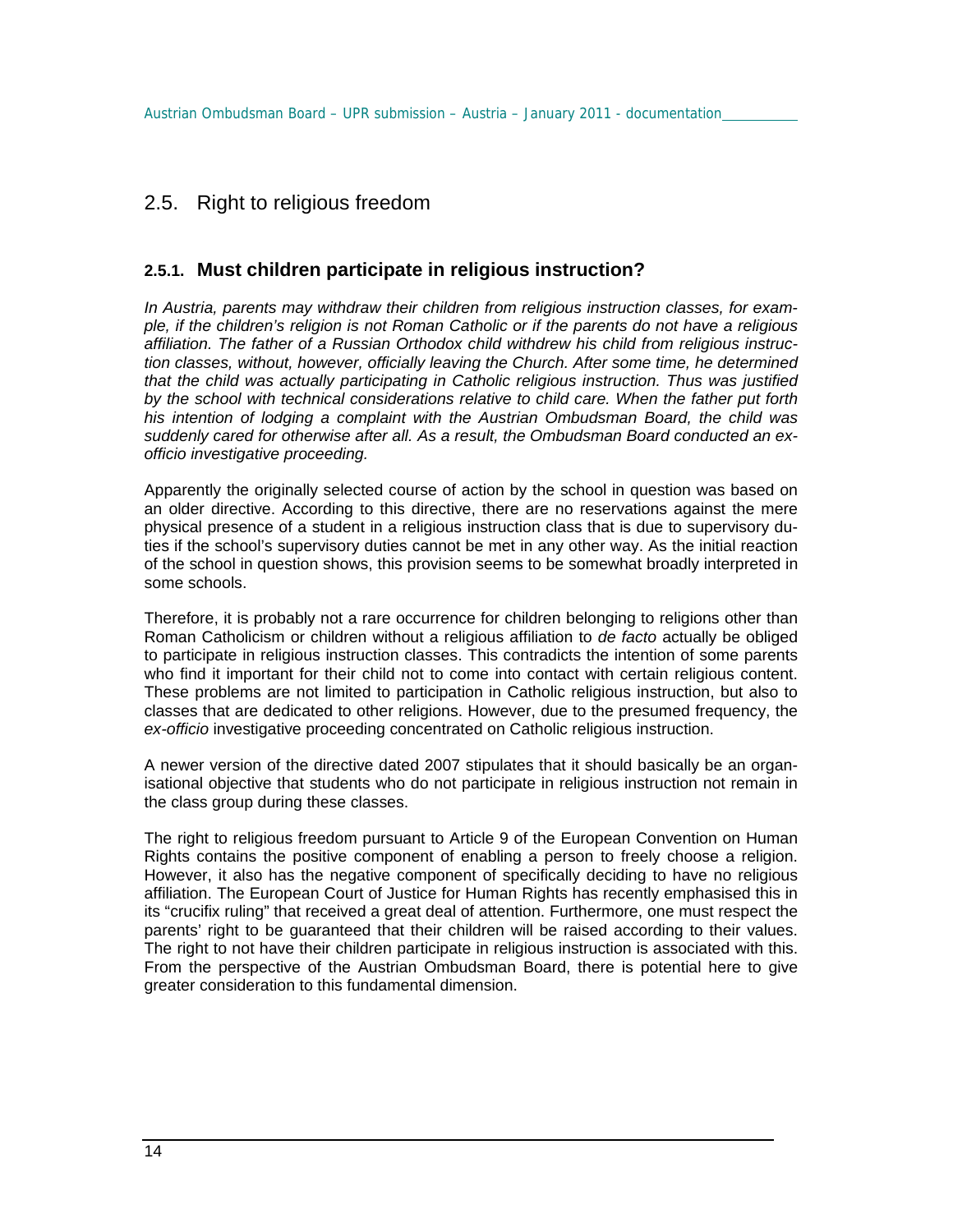## 2.5. Right to religious freedom

### 2.5.1. Must children participate in religious instruction?

*In Austria, parents may withdraw their children from religious instruction classes, for example, if the children's religion is not Roman Catholic or if the parents do not have a religious affiliation. The father of a Russian Orthodox child withdrew his child from religious instruction classes, without, however, officially leaving the Church. After some time, he determined that the child was actually participating in Catholic religious instruction. Thus was justified by the school with technical considerations relative to child care. When the father put forth his intention of lodging a complaint with the Austrian Ombudsman Board, the child was suddenly cared for otherwise after all. As a result, the Ombudsman Board conducted an ex-officio investigative proceeding.*

Apparently the originally selected course of action by the school in question was based on an older directive. According to this directive, there are no reservations against the mere physical presence of a student in a religious instruction class that is due to supervisory duties if the school's supervisory duties cannot be met in any other way. As the initial reaction of the school in question shows, this provision seems to be somewhat broadly interpreted in some schools.

Therefore, it is probably not a rare occurrence for children belonging to religions other than Roman Catholicism or children without a religious affiliation to *de facto* actually be obliged to participate in religious instruction classes. This contradicts the intention of some parents who find it important for their child not to come into contact with certain religious content. These problems are not limited to participation in Catholic religious instruction, but also to classes that are dedicated to other religions. However, due to the presumed frequency, the *ex-officio* investigative proceeding concentrated on Catholic religious instruction.

A newer version of the directive dated 2007 stipulates that it should basically be an organisational objective that students who do not participate in religious instruction not remain in the class group during these classes.

The right to religious freedom pursuant to Article 9 of the European Convention on Human Rights contains the positive component of enabling a person to freely choose a religion. However, it also has the negative component of specifically deciding to have no religious affiliation. The European Court of Justice for Human Rights has recently emphasised this in its "crucifix ruling" that received a great deal of attention. Furthermore, one must respect the parents' right to be guaranteed that their children will be raised according to their values. The right to not have their children participate in religious instruction is associated with this. From the perspective of the Austrian Ombudsman Board, there is potential here to give greater consideration to this fundamental dimension.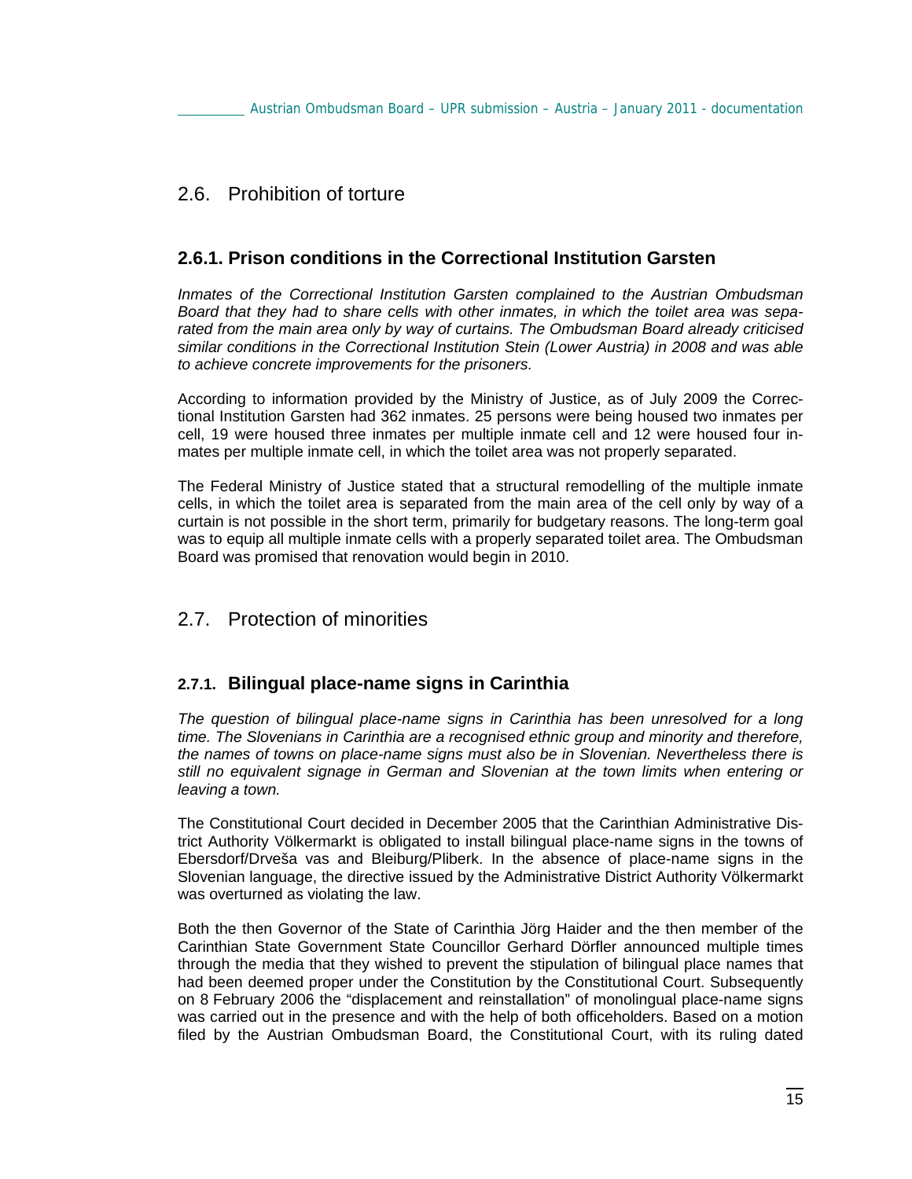## 2.6. Prohibition of torture

### 2.6.1. Prison conditions in the Correctional Institution Garsten

*Inmates of the Correctional Institution Garsten complained to the Austrian Ombudsman Board that they had to share cells with other inmates, in which the toilet area was separated from the main area only by way of curtains. The Ombudsman Board already criticised similar conditions in the Correctional Institution Stein (Lower Austria) in 2008 and was able to achieve concrete improvements for the prisoners.*

According to information provided by the Ministry of Justice, as of July 2009 the Correctional Institution Garsten had 362 inmates. 25 persons were being housed two inmates per cell, 19 were housed three inmates per multiple inmate cell and 12 were housed four inmates per multiple inmate cell, in which the toilet area was not properly separated.

The Federal Ministry of Justice stated that a structural remodelling of the multiple inmate cells, in which the toilet area is separated from the main area of the cell only by way of a curtain is not possible in the short term, primarily for budgetary reasons. The long-term goal was to equip all multiple inmate cells with a properly separated toilet area. The Ombudsman Board was promised that renovation would begin in 2010.

## 2.7. Protection of minorities

### 2.7.1. Bilingual place-name signs in Carinthia

*The question of bilingual place-name signs in Carinthia has been unresolved for a long time. The Slovenians in Carinthia are a recognised ethnic group and minority and therefore, the names of towns on place-name signs must also be in Slovenian. Nevertheless there is still no equivalent signage in German and Slovenian at the town limits when entering or leaving a town.*

The Constitutional Court decided in December 2005 that the Carinthian Administrative District Authority Völkermarkt is obligated to install bilingual place-name signs in the towns of Ebersdorf/Drveša vas and Bleiburg/Pliberk. In the absence of place-name signs in the Slovenian language, the directive issued by the Administrative District Authority Völkermarkt was overturned as violating the law.

Both the then Governor of the State of Carinthia Jörg Haider and the then member of the Carinthian State Government State Councillor Gerhard Dörfler announced multiple times through the media that they wished to prevent the stipulation of bilingual place names that had been deemed proper under the Constitution by the Constitutional Court. Subsequently on 8 February 2006 the "displacement and reinstallation" of monolingual place-name signs was carried out in the presence and with the help of both officeholders. Based on a motion filed by the Austrian Ombudsman Board, the Constitutional Court, with its ruling dated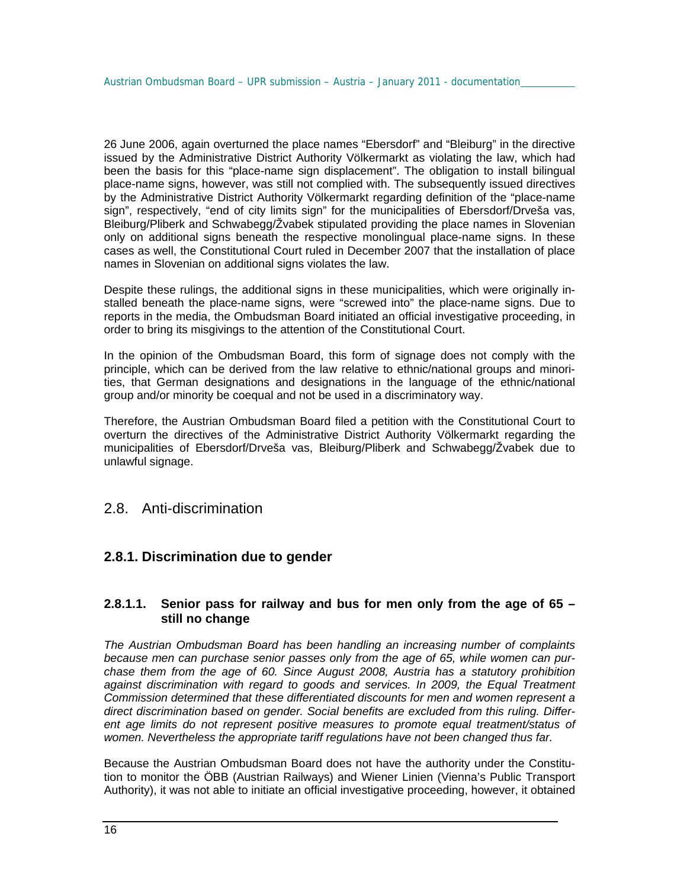26 June 2006, again overturned the place names "Ebersdorf" and "Bleiburg" in the directive issued by the Administrative District Authority Völkermarkt as violating the law, which had been the basis for this "place-name sign displacement". The obligation to install bilingual place-name signs, however, was still not complied with. The subsequently issued directives by the Administrative District Authority Völkermarkt regarding definition of the "place-name sign", respectively, "end of city limits sign" for the municipalities of Ebersdorf/Drveša vas, Bleiburg/Pliberk and Schwabegg/Žvabek stipulated providing the place names in Slovenian only on additional signs beneath the respective monolingual place-name signs. In these cases as well, the Constitutional Court ruled in December 2007 that the installation of place names in Slovenian on additional signs violates the law.

Despite these rulings, the additional signs in these municipalities, which were originally installed beneath the place-name signs, were "screwed into" the place-name signs. Due to reports in the media, the Ombudsman Board initiated an official investigative proceeding, in order to bring its misgivings to the attention of the Constitutional Court.

In the opinion of the Ombudsman Board, this form of signage does not comply with the principle, which can be derived from the law relative to ethnic/national groups and minorities, that German designations and designations in the language of the ethnic/national group and/or minority be coequal and not be used in a discriminatory way.

Therefore, the Austrian Ombudsman Board filed a petition with the Constitutional Court to overturn the directives of the Administrative District Authority Völkermarkt regarding the municipalities of Ebersdorf/Drveša vas, Bleiburg/Pliberk and Schwabegg/Žvabek due to unlawful signage.

## 2.8. Anti-discrimination

### 2.8.1. Discrimination due to gender

#### 2.8.1.1. Senior pass for railway and bus for men only from the age of 65 – still no change

*The Austrian Ombudsman Board has been handling an increasing number of complaints because men can purchase senior passes only from the age of 65, while women can purchase them from the age of 60. Since August 2008, Austria has a statutory prohibition against discrimination with regard to goods and services. In 2009, the Equal Treatment Commission determined that these differentiated discounts for men and women represent a direct discrimination based on gender. Social benefits are excluded from this ruling. Different age limits do not represent positive measures to promote equal treatment/status of women. Nevertheless the appropriate tariff regulations have not been changed thus far.*

Because the Austrian Ombudsman Board does not have the authority under the Constitution to monitor the ÖBB (Austrian Railways) and Wiener Linien (Vienna's Public Transport Authority), it was not able to initiate an official investigative proceeding, however, it obtained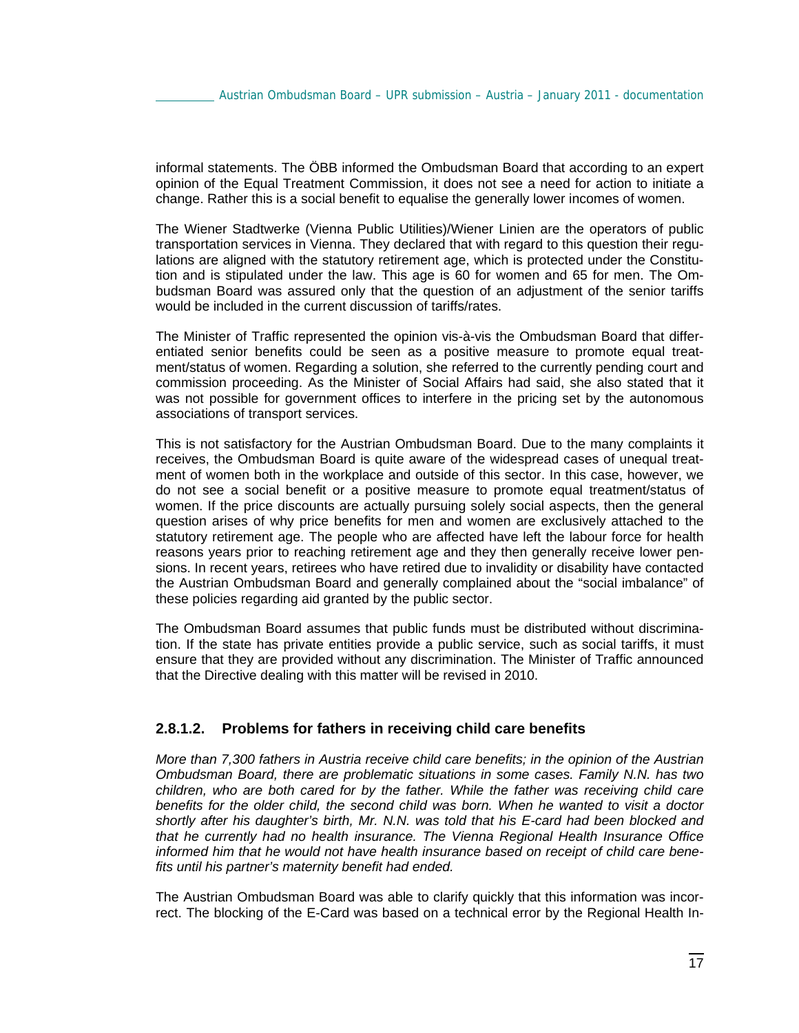informal statements. The ÖBB informed the Ombudsman Board that according to an expert opinion of the Equal Treatment Commission, it does not see a need for action to initiate a change. Rather this is a social benefit to equalise the generally lower incomes of women.

The Wiener Stadtwerke (Vienna Public Utilities)/Wiener Linien are the operators of public transportation services in Vienna. They declared that with regard to this question their regulations are aligned with the statutory retirement age, which is protected under the Constitution and is stipulated under the law. This age is 60 for women and 65 for men. The Ombudsman Board was assured only that the question of an adjustment of the senior tariffs would be included in the current discussion of tariffs/rates.

The Minister of Traffic represented the opinion vis-à-vis the Ombudsman Board that differentiated senior benefits could be seen as a positive measure to promote equal treatment/status of women. Regarding a solution, she referred to the currently pending court and commission proceeding. As the Minister of Social Affairs had said, she also stated that it was not possible for government offices to interfere in the pricing set by the autonomous associations of transport services.

This is not satisfactory for the Austrian Ombudsman Board. Due to the many complaints it receives, the Ombudsman Board is quite aware of the widespread cases of unequal treatment of women both in the workplace and outside of this sector. In this case, however, we do not see a social benefit or a positive measure to promote equal treatment/status of women. If the price discounts are actually pursuing solely social aspects, then the general question arises of why price benefits for men and women are exclusively attached to the statutory retirement age. The people who are affected have left the labour force for health reasons years prior to reaching retirement age and they then generally receive lower pensions. In recent years, retirees who have retired due to invalidity or disability have contacted the Austrian Ombudsman Board and generally complained about the "social imbalance" of these policies regarding aid granted by the public sector.

The Ombudsman Board assumes that public funds must be distributed without discrimination. If the state has private entities provide a public service, such as social tariffs, it must ensure that they are provided without any discrimination. The Minister of Traffic announced that the Directive dealing with this matter will be revised in 2010.

### 2.8.1.2. Problems for fathers in receiving child care benefits

*More than 7,300 fathers in Austria receive child care benefits; in the opinion of the Austrian Ombudsman Board, there are problematic situations in some cases. Family N.N. has two children, who are both cared for by the father. While the father was receiving child care benefits for the older child, the second child was born. When he wanted to visit a doctor shortly after his daughter's birth, Mr. N.N. was told that his E-card had been blocked and that he currently had no health insurance. The Vienna Regional Health Insurance Office informed him that he would not have health insurance based on receipt of child care benefits until his partner's maternity benefit had ended.*

The Austrian Ombudsman Board was able to clarify quickly that this information was incorrect. The blocking of the E-Card was based on a technical error by the Regional Health In-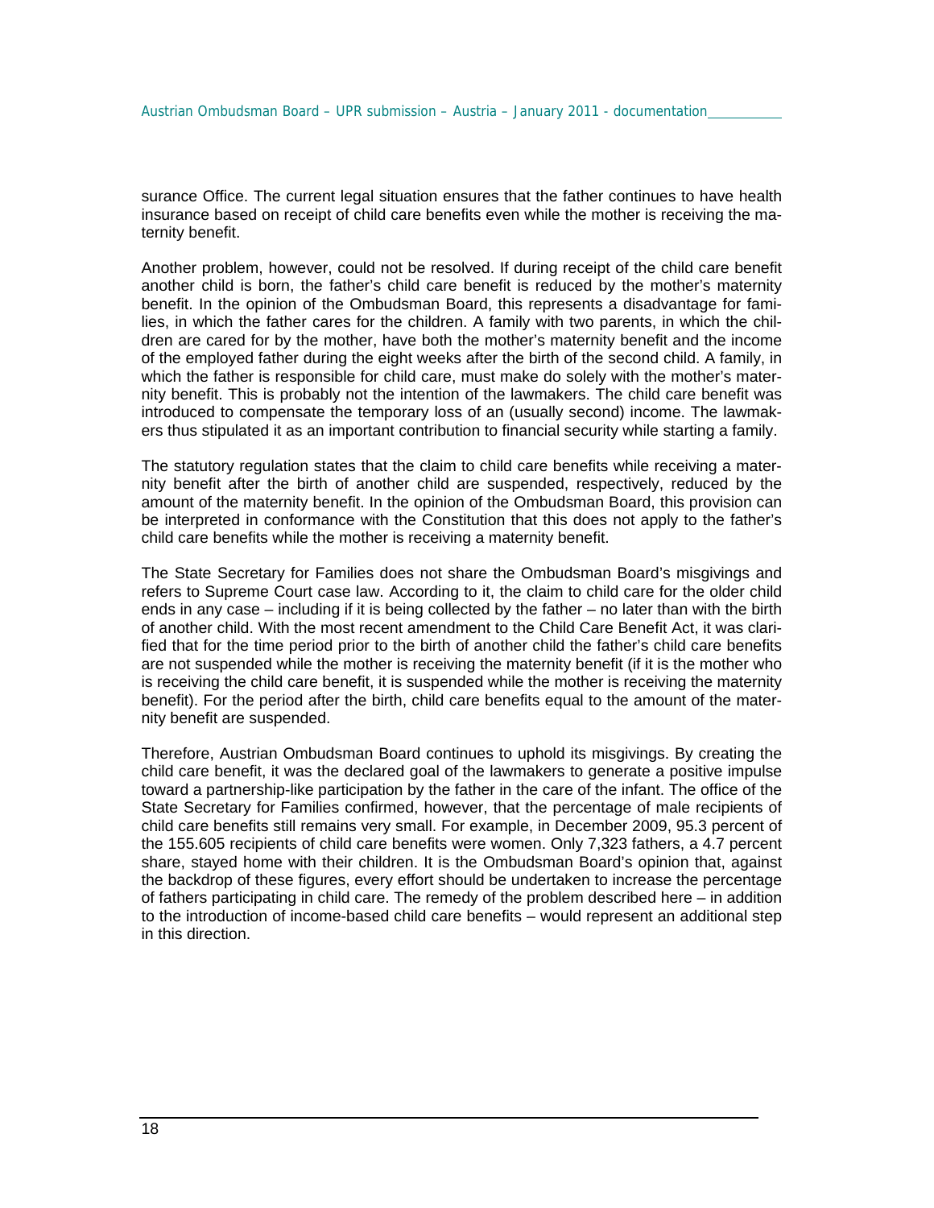surance Office. The current legal situation ensures that the father continues to have health insurance based on receipt of child care benefits even while the mother is receiving the maternity benefit.

Another problem, however, could not be resolved. If during receipt of the child care benefit another child is born, the father's child care benefit is reduced by the mother's maternity benefit. In the opinion of the Ombudsman Board, this represents a disadvantage for families, in which the father cares for the children. A family with two parents, in which the children are cared for by the mother, have both the mother's maternity benefit and the income of the employed father during the eight weeks after the birth of the second child. A family, in which the father is responsible for child care, must make do solely with the mother's maternity benefit. This is probably not the intention of the lawmakers. The child care benefit was introduced to compensate the temporary loss of an (usually second) income. The lawmakers thus stipulated it as an important contribution to financial security while starting a family.

The statutory regulation states that the claim to child care benefits while receiving a maternity benefit after the birth of another child are suspended, respectively, reduced by the amount of the maternity benefit. In the opinion of the Ombudsman Board, this provision can be interpreted in conformance with the Constitution that this does not apply to the father's child care benefits while the mother is receiving a maternity benefit.

The State Secretary for Families does not share the Ombudsman Board's misgivings and refers to Supreme Court case law. According to it, the claim to child care for the older child ends in any case – including if it is being collected by the father – no later than with the birth of another child. With the most recent amendment to the Child Care Benefit Act, it was clarified that for the time period prior to the birth of another child the father's child care benefits are not suspended while the mother is receiving the maternity benefit (if it is the mother who is receiving the child care benefit, it is suspended while the mother is receiving the maternity benefit). For the period after the birth, child care benefits equal to the amount of the maternity benefit are suspended.

Therefore, Austrian Ombudsman Board continues to uphold its misgivings. By creating the child care benefit, it was the declared goal of the lawmakers to generate a positive impulse toward a partnership-like participation by the father in the care of the infant. The office of the State Secretary for Families confirmed, however, that the percentage of male recipients of child care benefits still remains very small. For example, in December 2009, 95.3 percent of the 155.605 recipients of child care benefits were women. Only 7,323 fathers, a 4.7 percent share, stayed home with their children. It is the Ombudsman Board's opinion that, against the backdrop of these figures, every effort should be undertaken to increase the percentage of fathers participating in child care. The remedy of the problem described here – in addition to the introduction of income-based child care benefits – would represent an additional step in this direction.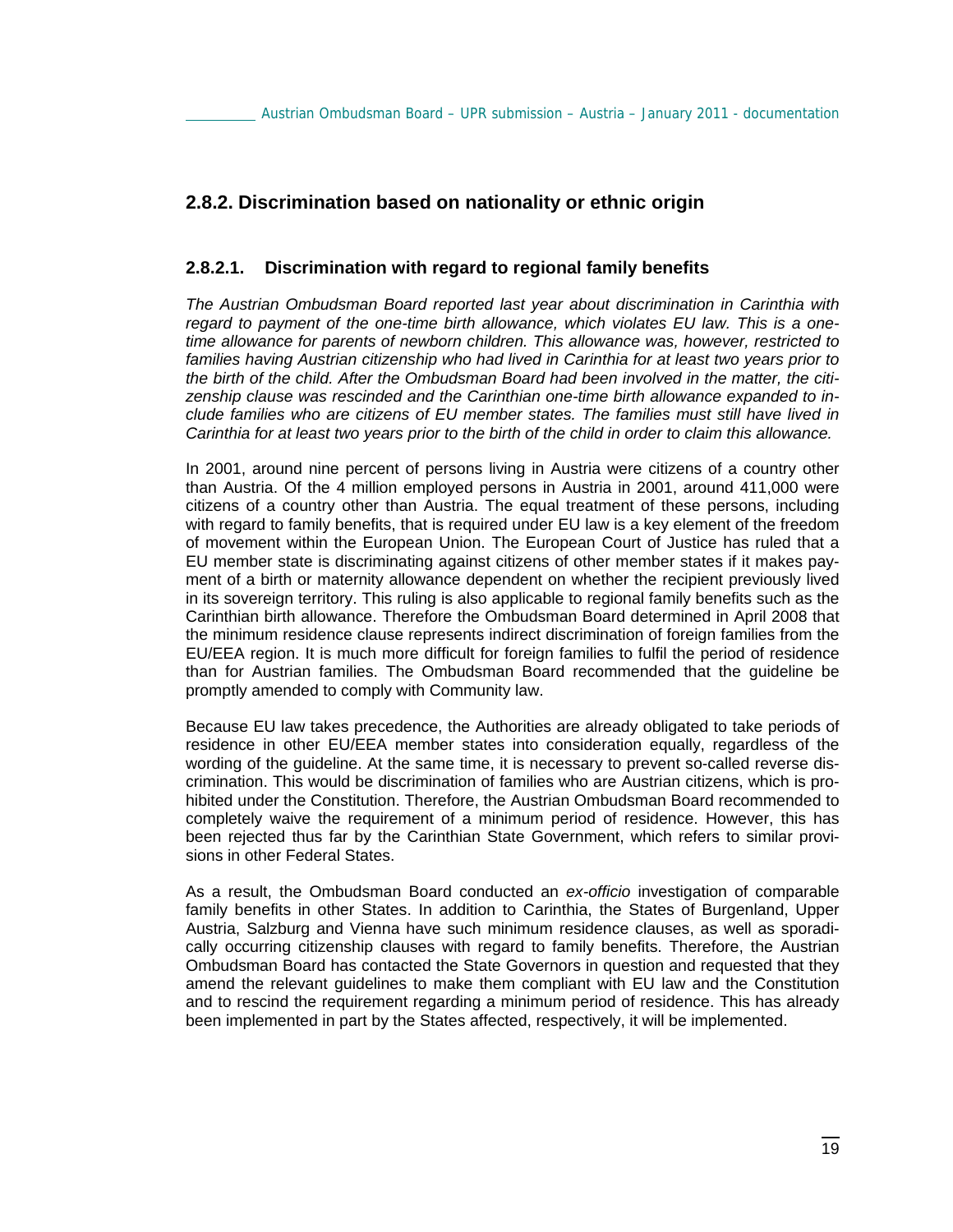## 2.8.2. Discrimination based on nationality or ethnic origin

### 2.8.2.1. Discrimination with regard to regional family benefits

*The Austrian Ombudsman Board reported last year about discrimination in Carinthia with regard to payment of the one-time birth allowance, which violates EU law. This is a one-time allowance for parents of newborn children. This allowance was, however, restricted to families having Austrian citizenship who had lived in Carinthia for at least two years prior to the birth of the child. After the Ombudsman Board had been involved in the matter, the citizenship clause was rescinded and the Carinthian one-time birth allowance expanded to include families who are citizens of EU member states. The families must still have lived in Carinthia for at least two years prior to the birth of the child in order to claim this allowance.*

In 2001, around nine percent of persons living in Austria were citizens of a country other than Austria. Of the 4 million employed persons in Austria in 2001, around 411,000 were citizens of a country other than Austria. The equal treatment of these persons, including with regard to family benefits, that is required under EU law is a key element of the freedom of movement within the European Union. The European Court of Justice has ruled that a EU member state is discriminating against citizens of other member states if it makes payment of a birth or maternity allowance dependent on whether the recipient previously lived in its sovereign territory. This ruling is also applicable to regional family benefits such as the Carinthian birth allowance. Therefore the Ombudsman Board determined in April 2008 that the minimum residence clause represents indirect discrimination of foreign families from the EU/EEA region. It is much more difficult for foreign families to fulfil the period of residence than for Austrian families. The Ombudsman Board recommended that the guideline be promptly amended to comply with Community law.

Because EU law takes precedence, the Authorities are already obligated to take periods of residence in other EU/EEA member states into consideration equally, regardless of the wording of the guideline. At the same time, it is necessary to prevent so-called reverse discrimination. This would be discrimination of families who are Austrian citizens, which is prohibited under the Constitution. Therefore, the Austrian Ombudsman Board recommended to completely waive the requirement of a minimum period of residence. However, this has been rejected thus far by the Carinthian State Government, which refers to similar provisions in other Federal States.

As a result, the Ombudsman Board conducted an *ex-officio* investigation of comparable family benefits in other States. In addition to Carinthia, the States of Burgenland, Upper Austria, Salzburg and Vienna have such minimum residence clauses, as well as sporadically occurring citizenship clauses with regard to family benefits. Therefore, the Austrian Ombudsman Board has contacted the State Governors in question and requested that they amend the relevant guidelines to make them compliant with EU law and the Constitution and to rescind the requirement regarding a minimum period of residence. This has already been implemented in part by the States affected, respectively, it will be implemented.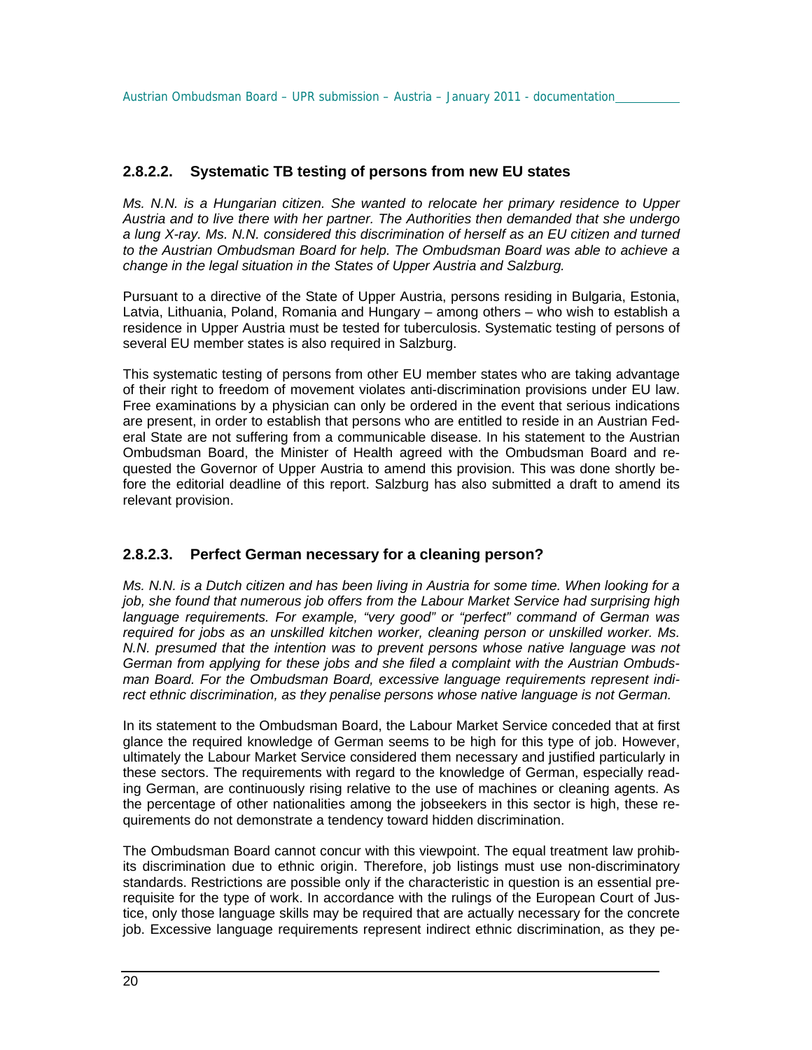### 2.8.2.2. Systematic TB testing of persons from new EU states

*Ms. N.N. is a Hungarian citizen. She wanted to relocate her primary residence to Upper Austria and to live there with her partner. The Authorities then demanded that she undergo a lung X-ray. Ms. N.N. considered this discrimination of herself as an EU citizen and turned to the Austrian Ombudsman Board for help. The Ombudsman Board was able to achieve a change in the legal situation in the States of Upper Austria and Salzburg.*

Pursuant to a directive of the State of Upper Austria, persons residing in Bulgaria, Estonia, Latvia, Lithuania, Poland, Romania and Hungary – among others – who wish to establish a residence in Upper Austria must be tested for tuberculosis. Systematic testing of persons of several EU member states is also required in Salzburg.

This systematic testing of persons from other EU member states who are taking advantage of their right to freedom of movement violates anti-discrimination provisions under EU law. Free examinations by a physician can only be ordered in the event that serious indications are present, in order to establish that persons who are entitled to reside in an Austrian Federal State are not suffering from a communicable disease. In his statement to the Austrian Ombudsman Board, the Minister of Health agreed with the Ombudsman Board and requested the Governor of Upper Austria to amend this provision. This was done shortly before the editorial deadline of this report. Salzburg has also submitted a draft to amend its relevant provision.

### 2.8.2.3. Perfect German necessary for a cleaning person?

*Ms. N.N. is a Dutch citizen and has been living in Austria for some time. When looking for a job, she found that numerous job offers from the Labour Market Service had surprising high language requirements. For example, "very good" or "perfect" command of German was required for jobs as an unskilled kitchen worker, cleaning person or unskilled worker. Ms. N.N. presumed that the intention was to prevent persons whose native language was not German from applying for these jobs and she filed a complaint with the Austrian Ombudsman Board. For the Ombudsman Board, excessive language requirements represent indirect ethnic discrimination, as they penalise persons whose native language is not German.*

In its statement to the Ombudsman Board, the Labour Market Service conceded that at first glance the required knowledge of German seems to be high for this type of job. However, ultimately the Labour Market Service considered them necessary and justified particularly in these sectors. The requirements with regard to the knowledge of German, especially reading German, are continuously rising relative to the use of machines or cleaning agents. As the percentage of other nationalities among the jobseekers in this sector is high, these requirements do not demonstrate a tendency toward hidden discrimination.

The Ombudsman Board cannot concur with this viewpoint. The equal treatment law prohibits discrimination due to ethnic origin. Therefore, job listings must use non-discriminatory standards. Restrictions are possible only if the characteristic in question is an essential prerequisite for the type of work. In accordance with the rulings of the European Court of Justice, only those language skills may be required that are actually necessary for the concrete job. Excessive language requirements represent indirect ethnic discrimination, as they pe-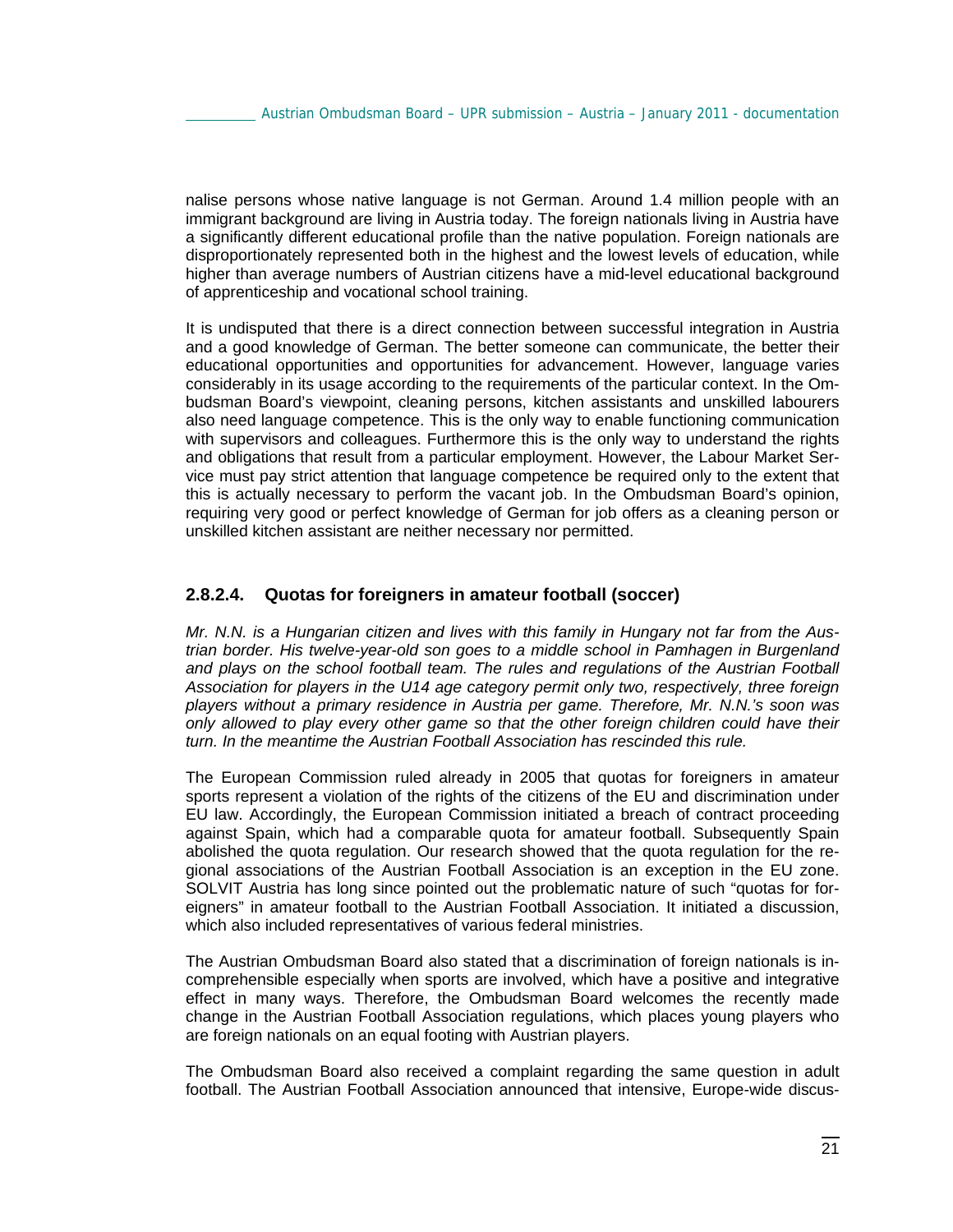nalise persons whose native language is not German. Around 1.4 million people with an immigrant background are living in Austria today. The foreign nationals living in Austria have a significantly different educational profile than the native population. Foreign nationals are disproportionately represented both in the highest and the lowest levels of education, while higher than average numbers of Austrian citizens have a mid-level educational background of apprenticeship and vocational school training.

It is undisputed that there is a direct connection between successful integration in Austria and a good knowledge of German. The better someone can communicate, the better their educational opportunities and opportunities for advancement. However, language varies considerably in its usage according to the requirements of the particular context. In the Ombudsman Board's viewpoint, cleaning persons, kitchen assistants and unskilled labourers also need language competence. This is the only way to enable functioning communication with supervisors and colleagues. Furthermore this is the only way to understand the rights and obligations that result from a particular employment. However, the Labour Market Service must pay strict attention that language competence be required only to the extent that this is actually necessary to perform the vacant job. In the Ombudsman Board's opinion, requiring very good or perfect knowledge of German for job offers as a cleaning person or unskilled kitchen assistant are neither necessary nor permitted.

### 2.8.2.4. Quotas for foreigners in amateur football (soccer)

*Mr. N.N. is a Hungarian citizen and lives with this family in Hungary not far from the Austrian border. His twelve-year-old son goes to a middle school in Pamhagen in Burgenland and plays on the school football team. The rules and regulations of the Austrian Football Association for players in the U14 age category permit only two, respectively, three foreign players without a primary residence in Austria per game. Therefore, Mr. N.N.'s soon was only allowed to play every other game so that the other foreign children could have their turn. In the meantime the Austrian Football Association has rescinded this rule.*

The European Commission ruled already in 2005 that quotas for foreigners in amateur sports represent a violation of the rights of the citizens of the EU and discrimination under EU law. Accordingly, the European Commission initiated a breach of contract proceeding against Spain, which had a comparable quota for amateur football. Subsequently Spain abolished the quota regulation. Our research showed that the quota regulation for the regional associations of the Austrian Football Association is an exception in the EU zone. SOLVIT Austria has long since pointed out the problematic nature of such "quotas for foreigners" in amateur football to the Austrian Football Association. It initiated a discussion, which also included representatives of various federal ministries.

The Austrian Ombudsman Board also stated that a discrimination of foreign nationals is incomprehensible especially when sports are involved, which have a positive and integrative effect in many ways. Therefore, the Ombudsman Board welcomes the recently made change in the Austrian Football Association regulations, which places young players who are foreign nationals on an equal footing with Austrian players.

The Ombudsman Board also received a complaint regarding the same question in adult football. The Austrian Football Association announced that intensive, Europe-wide discus-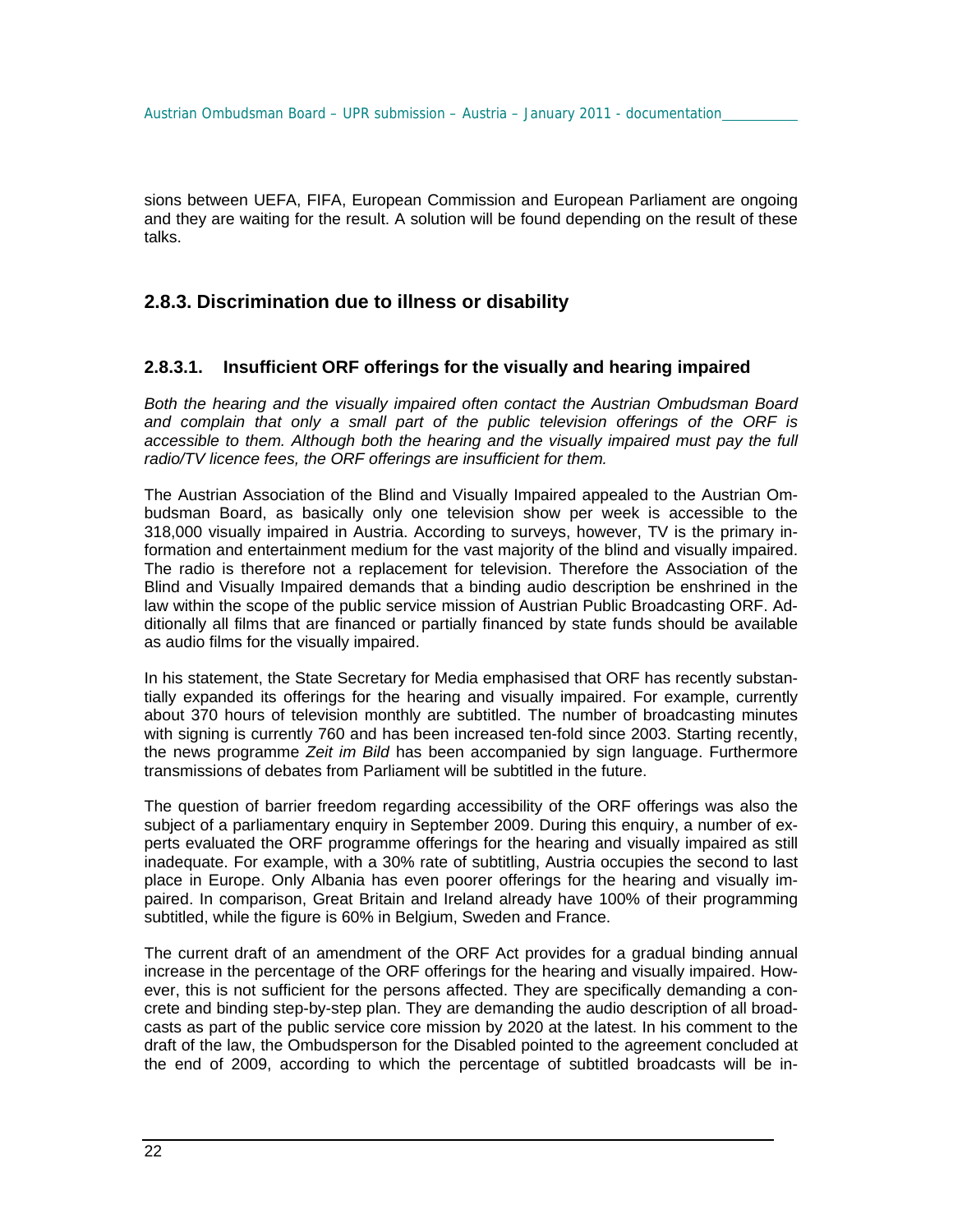sions between UEFA, FIFA, European Commission and European Parliament are ongoing and they are waiting for the result. A solution will be found depending on the result of these talks.

## 2.8.3. Discrimination due to illness or disability

### 2.8.3.1. Insufficient ORF offerings for the visually and hearing impaired

*Both the hearing and the visually impaired often contact the Austrian Ombudsman Board and complain that only a small part of the public television offerings of the ORF is accessible to them. Although both the hearing and the visually impaired must pay the full radio/TV licence fees, the ORF offerings are insufficient for them.*

The Austrian Association of the Blind and Visually Impaired appealed to the Austrian Ombudsman Board, as basically only one television show per week is accessible to the 318,000 visually impaired in Austria. According to surveys, however, TV is the primary information and entertainment medium for the vast majority of the blind and visually impaired. The radio is therefore not a replacement for television. Therefore the Association of the Blind and Visually Impaired demands that a binding audio description be enshrined in the law within the scope of the public service mission of Austrian Public Broadcasting ORF. Additionally all films that are financed or partially financed by state funds should be available as audio films for the visually impaired.

In his statement, the State Secretary for Media emphasised that ORF has recently substantially expanded its offerings for the hearing and visually impaired. For example, currently about 370 hours of television monthly are subtitled. The number of broadcasting minutes with signing is currently 760 and has been increased ten-fold since 2003. Starting recently, the news programme *Zeit im Bild* has been accompanied by sign language. Furthermore transmissions of debates from Parliament will be subtitled in the future.

The question of barrier freedom regarding accessibility of the ORF offerings was also the subject of a parliamentary enquiry in September 2009. During this enquiry, a number of experts evaluated the ORF programme offerings for the hearing and visually impaired as still inadequate. For example, with a 30% rate of subtitling, Austria occupies the second to last place in Europe. Only Albania has even poorer offerings for the hearing and visually impaired. In comparison, Great Britain and Ireland already have 100% of their programming subtitled, while the figure is 60% in Belgium, Sweden and France.

The current draft of an amendment of the ORF Act provides for a gradual binding annual increase in the percentage of the ORF offerings for the hearing and visually impaired. However, this is not sufficient for the persons affected. They are specifically demanding a concrete and binding step-by-step plan. They are demanding the audio description of all broadcasts as part of the public service core mission by 2020 at the latest. In his comment to the draft of the law, the Ombudsperson for the Disabled pointed to the agreement concluded at the end of 2009, according to which the percentage of subtitled broadcasts will be in-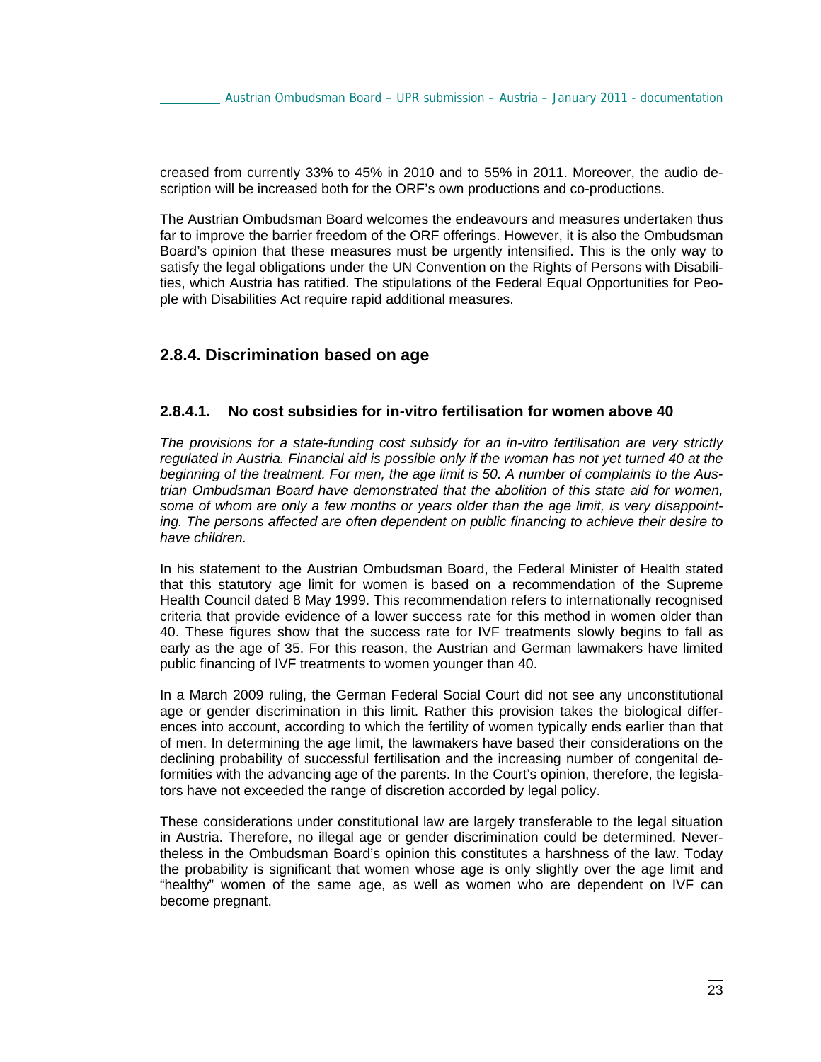creased from currently 33% to 45% in 2010 and to 55% in 2011. Moreover, the audio description will be increased both for the ORF's own productions and co-productions.

The Austrian Ombudsman Board welcomes the endeavours and measures undertaken thus far to improve the barrier freedom of the ORF offerings. However, it is also the Ombudsman Board's opinion that these measures must be urgently intensified. This is the only way to satisfy the legal obligations under the UN Convention on the Rights of Persons with Disabilities, which Austria has ratified. The stipulations of the Federal Equal Opportunities for People with Disabilities Act require rapid additional measures.

### 2.8.4. Discrimination based on age

#### 2.8.4.1. No cost subsidies for in-vitro fertilisation for women above 40

*The provisions for a state-funding cost subsidy for an in-vitro fertilisation are very strictly regulated in Austria. Financial aid is possible only if the woman has not yet turned 40 at the beginning of the treatment. For men, the age limit is 50. A number of complaints to the Austrian Ombudsman Board have demonstrated that the abolition of this state aid for women, some of whom are only a few months or years older than the age limit, is very disappointing. The persons affected are often dependent on public financing to achieve their desire to have children.*

In his statement to the Austrian Ombudsman Board, the Federal Minister of Health stated that this statutory age limit for women is based on a recommendation of the Supreme Health Council dated 8 May 1999. This recommendation refers to internationally recognised criteria that provide evidence of a lower success rate for this method in women older than 40. These figures show that the success rate for IVF treatments slowly begins to fall as early as the age of 35. For this reason, the Austrian and German lawmakers have limited public financing of IVF treatments to women younger than 40.

In a March 2009 ruling, the German Federal Social Court did not see any unconstitutional age or gender discrimination in this limit. Rather this provision takes the biological differences into account, according to which the fertility of women typically ends earlier than that of men. In determining the age limit, the lawmakers have based their considerations on the declining probability of successful fertilisation and the increasing number of congenital deformities with the advancing age of the parents. In the Court's opinion, therefore, the legislators have not exceeded the range of discretion accorded by legal policy.

These considerations under constitutional law are largely transferable to the legal situation in Austria. Therefore, no illegal age or gender discrimination could be determined. Nevertheless in the Ombudsman Board's opinion this constitutes a harshness of the law. Today the probability is significant that women whose age is only slightly over the age limit and "healthy" women of the same age, as well as women who are dependent on IVF can become pregnant.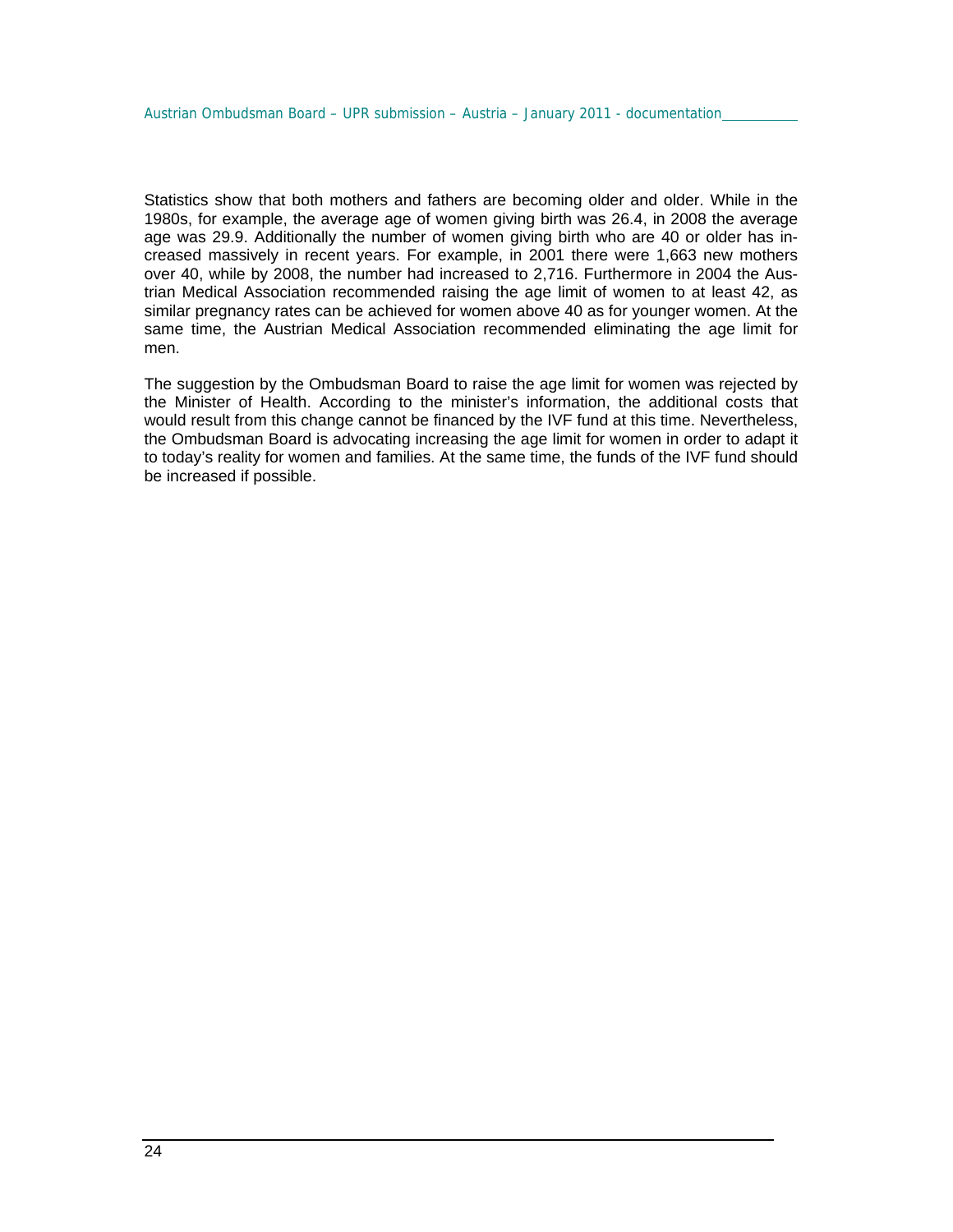Statistics show that both mothers and fathers are becoming older and older. While in the 1980s, for example, the average age of women giving birth was 26.4, in 2008 the average age was 29.9. Additionally the number of women giving birth who are 40 or older has increased massively in recent years. For example, in 2001 there were 1,663 new mothers over 40, while by 2008, the number had increased to 2,716. Furthermore in 2004 the Austrian Medical Association recommended raising the age limit of women to at least 42, as similar pregnancy rates can be achieved for women above 40 as for younger women. At the same time, the Austrian Medical Association recommended eliminating the age limit for men.

The suggestion by the Ombudsman Board to raise the age limit for women was rejected by the Minister of Health. According to the minister's information, the additional costs that would result from this change cannot be financed by the IVF fund at this time. Nevertheless, the Ombudsman Board is advocating increasing the age limit for women in order to adapt it to today's reality for women and families. At the same time, the funds of the IVF fund should be increased if possible.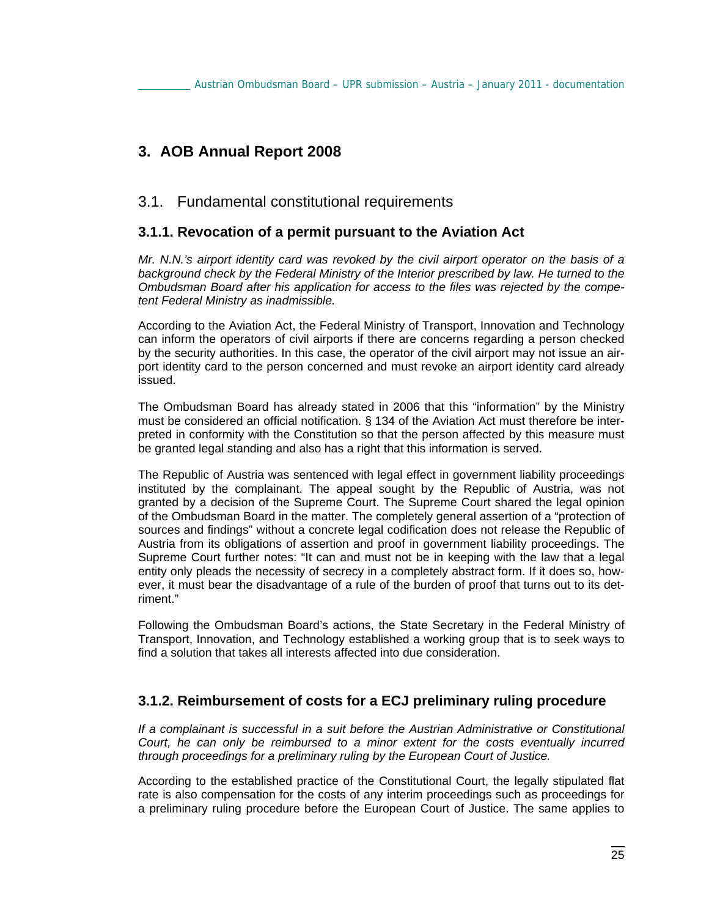## 3. AOB Annual Report 2008

### 3.1. Fundamental constitutional requirements

#### 3.1.1. Revocation of a permit pursuant to the Aviation Act

*Mr. N.N.'s airport identity card was revoked by the civil airport operator on the basis of a background check by the Federal Ministry of the Interior prescribed by law. He turned to the Ombudsman Board after his application for access to the files was rejected by the competent Federal Ministry as inadmissible.*

According to the Aviation Act, the Federal Ministry of Transport, Innovation and Technology can inform the operators of civil airports if there are concerns regarding a person checked by the security authorities. In this case, the operator of the civil airport may not issue an airport identity card to the person concerned and must revoke an airport identity card already issued.

The Ombudsman Board has already stated in 2006 that this "information" by the Ministry must be considered an official notification. § 134 of the Aviation Act must therefore be interpreted in conformity with the Constitution so that the person affected by this measure must be granted legal standing and also has a right that this information is served.

The Republic of Austria was sentenced with legal effect in government liability proceedings instituted by the complainant. The appeal sought by the Republic of Austria, was not granted by a decision of the Supreme Court. The Supreme Court shared the legal opinion of the Ombudsman Board in the matter. The completely general assertion of a "protection of sources and findings" without a concrete legal codification does not release the Republic of Austria from its obligations of assertion and proof in government liability proceedings. The Supreme Court further notes: "It can and must not be in keeping with the law that a legal entity only pleads the necessity of secrecy in a completely abstract form. If it does so, however, it must bear the disadvantage of a rule of the burden of proof that turns out to its detriment."

Following the Ombudsman Board's actions, the State Secretary in the Federal Ministry of Transport, Innovation, and Technology established a working group that is to seek ways to find a solution that takes all interests affected into due consideration.

#### 3.1.2. Reimbursement of costs for a ECJ preliminary ruling procedure

*If a complainant is successful in a suit before the Austrian Administrative or Constitutional Court, he can only be reimbursed to a minor extent for the costs eventually incurred through proceedings for a preliminary ruling by the European Court of Justice.*

According to the established practice of the Constitutional Court, the legally stipulated flat rate is also compensation for the costs of any interim proceedings such as proceedings for a preliminary ruling procedure before the European Court of Justice. The same applies to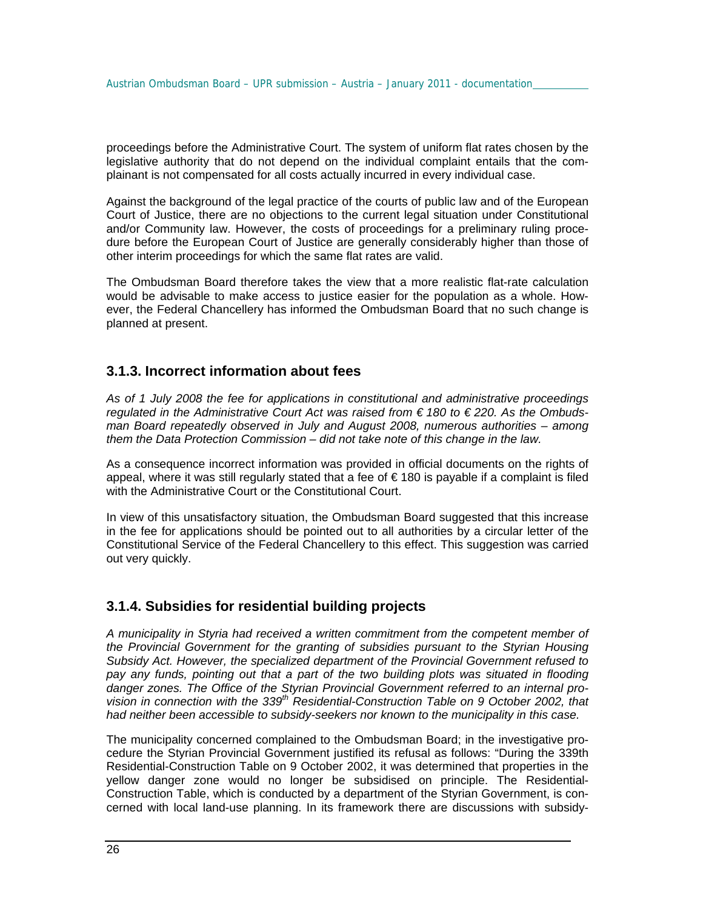proceedings before the Administrative Court. The system of uniform flat rates chosen by the legislative authority that do not depend on the individual complaint entails that the complainant is not compensated for all costs actually incurred in every individual case.

Against the background of the legal practice of the courts of public law and of the European Court of Justice, there are no objections to the current legal situation under Constitutional and/or Community law. However, the costs of proceedings for a preliminary ruling procedure before the European Court of Justice are generally considerably higher than those of other interim proceedings for which the same flat rates are valid.

The Ombudsman Board therefore takes the view that a more realistic flat-rate calculation would be advisable to make access to justice easier for the population as a whole. However, the Federal Chancellery has informed the Ombudsman Board that no such change is planned at present.

### 3.1.3. Incorrect information about fees

*As of 1 July 2008 the fee for applications in constitutional and administrative proceedings regulated in the Administrative Court Act was raised from € 180 to € 220. As the Ombudsman Board repeatedly observed in July and August 2008, numerous authorities – among them the Data Protection Commission – did not take note of this change in the law.*

As a consequence incorrect information was provided in official documents on the rights of appeal, where it was still regularly stated that a fee of € 180 is payable if a complaint is filed with the Administrative Court or the Constitutional Court.

In view of this unsatisfactory situation, the Ombudsman Board suggested that this increase in the fee for applications should be pointed out to all authorities by a circular letter of the Constitutional Service of the Federal Chancellery to this effect. This suggestion was carried out very quickly.

### 3.1.4. Subsidies for residential building projects

*A municipality in Styria had received a written commitment from the competent member of the Provincial Government for the granting of subsidies pursuant to the Styrian Housing Subsidy Act. However, the specialized department of the Provincial Government refused to pay any funds, pointing out that a part of the two building plots was situated in flooding danger zones. The Office of the Styrian Provincial Government referred to an internal provision in connection with the 339th Residential-Construction Table on 9 October 2002, that had neither been accessible to subsidy-seekers nor known to the municipality in this case.*

The municipality concerned complained to the Ombudsman Board; in the investigative procedure the Styrian Provincial Government justified its refusal as follows: "During the 339th Residential-Construction Table on 9 October 2002, it was determined that properties in the yellow danger zone would no longer be subsidised on principle. The Residential-Construction Table, which is conducted by a department of the Styrian Government, is concerned with local land-use planning. In its framework there are discussions with subsidy-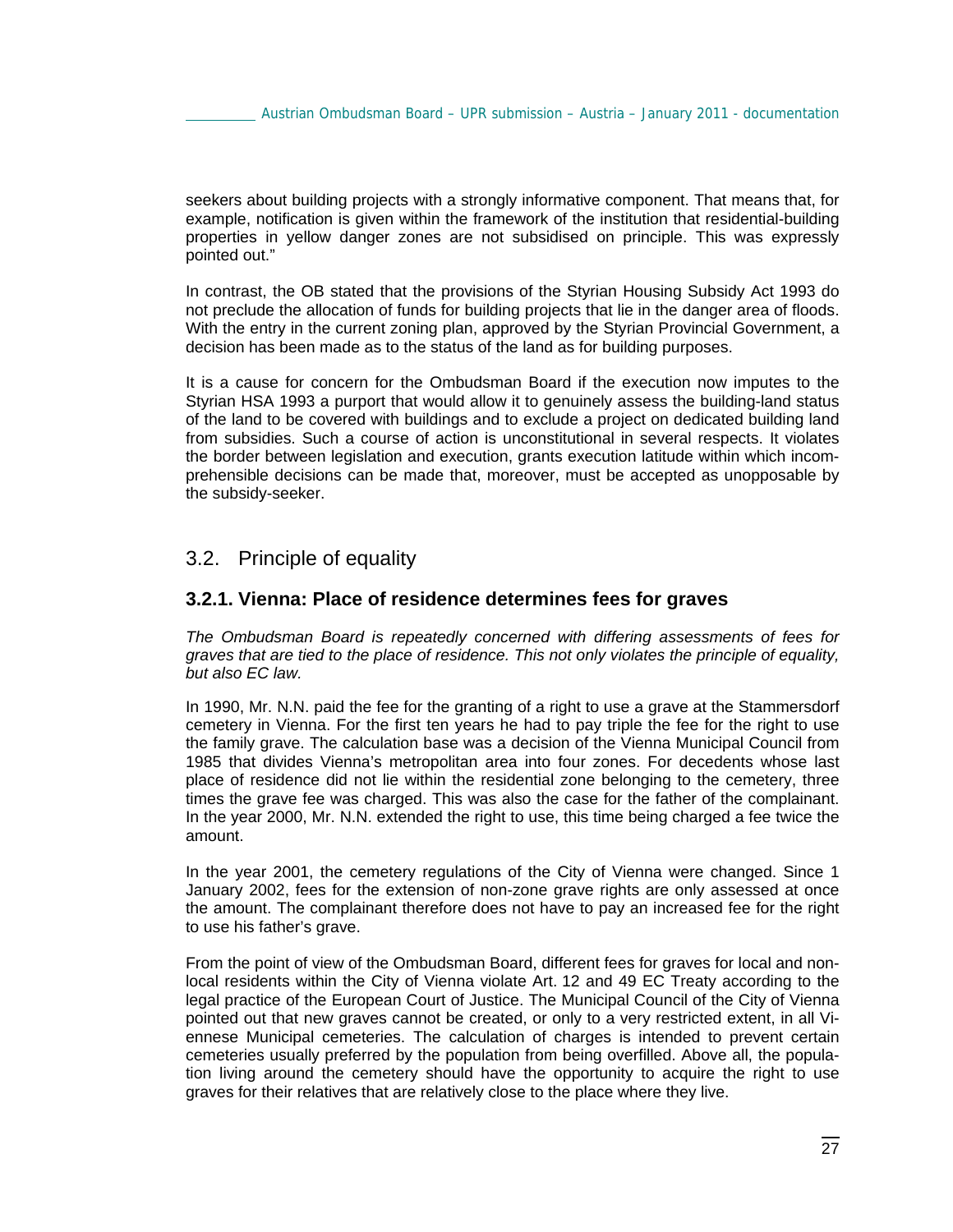seekers about building projects with a strongly informative component. That means that, for example, notification is given within the framework of the institution that residential-building properties in yellow danger zones are not subsidised on principle. This was expressly pointed out."

In contrast, the OB stated that the provisions of the Styrian Housing Subsidy Act 1993 do not preclude the allocation of funds for building projects that lie in the danger area of floods. With the entry in the current zoning plan, approved by the Styrian Provincial Government, a decision has been made as to the status of the land as for building purposes.

It is a cause for concern for the Ombudsman Board if the execution now imputes to the Styrian HSA 1993 a purport that would allow it to genuinely assess the building-land status of the land to be covered with buildings and to exclude a project on dedicated building land from subsidies. Such a course of action is unconstitutional in several respects. It violates the border between legislation and execution, grants execution latitude within which incomprehensible decisions can be made that, moreover, must be accepted as unopposable by the subsidy-seeker.

## 3.2. Principle of equality

### 3.2.1. Vienna: Place of residence determines fees for graves

*The Ombudsman Board is repeatedly concerned with differing assessments of fees for graves that are tied to the place of residence. This not only violates the principle of equality, but also EC law.*

In 1990, Mr. N.N. paid the fee for the granting of a right to use a grave at the Stammersdorf cemetery in Vienna. For the first ten years he had to pay triple the fee for the right to use the family grave. The calculation base was a decision of the Vienna Municipal Council from 1985 that divides Vienna's metropolitan area into four zones. For decedents whose last place of residence did not lie within the residential zone belonging to the cemetery, three times the grave fee was charged. This was also the case for the father of the complainant. In the year 2000, Mr. N.N. extended the right to use, this time being charged a fee twice the amount.

In the year 2001, the cemetery regulations of the City of Vienna were changed. Since 1 January 2002, fees for the extension of non-zone grave rights are only assessed at once the amount. The complainant therefore does not have to pay an increased fee for the right to use his father's grave.

From the point of view of the Ombudsman Board, different fees for graves for local and non-local residents within the City of Vienna violate Art. 12 and 49 EC Treaty according to the legal practice of the European Court of Justice. The Municipal Council of the City of Vienna pointed out that new graves cannot be created, or only to a very restricted extent, in all Viennese Municipal cemeteries. The calculation of charges is intended to prevent certain cemeteries usually preferred by the population from being overfilled. Above all, the population living around the cemetery should have the opportunity to acquire the right to use graves for their relatives that are relatively close to the place where they live.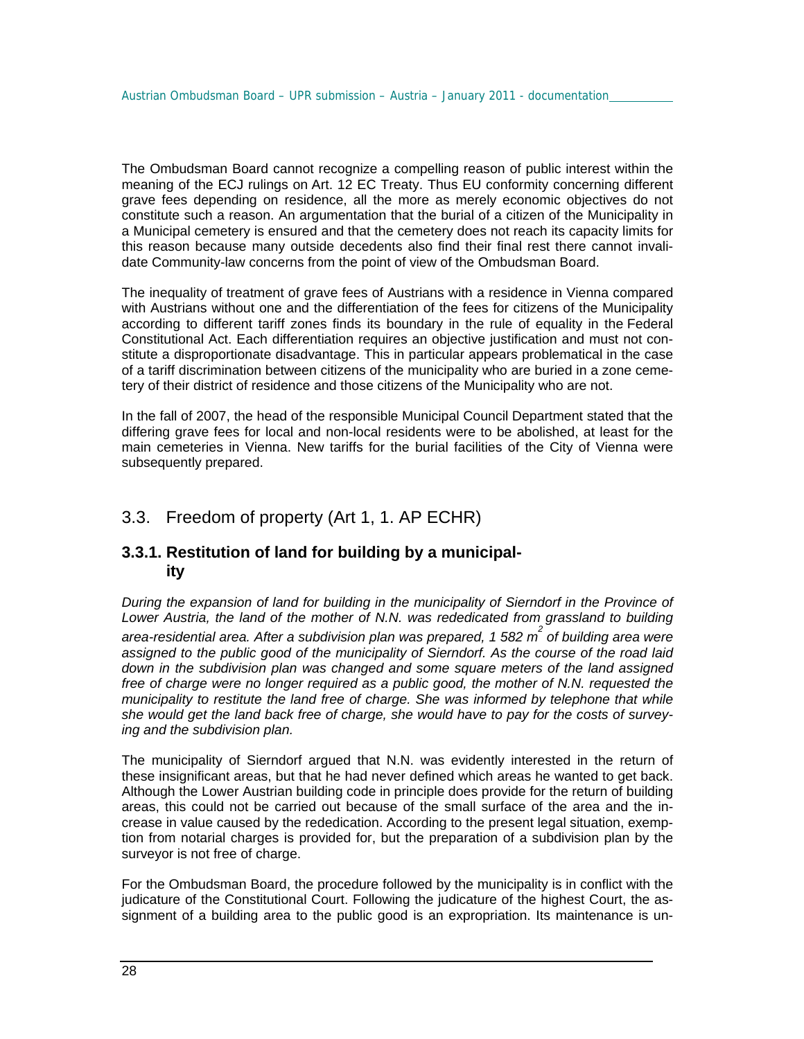The Ombudsman Board cannot recognize a compelling reason of public interest within the meaning of the ECJ rulings on Art. 12 EC Treaty. Thus EU conformity concerning different grave fees depending on residence, all the more as merely economic objectives do not constitute such a reason. An argumentation that the burial of a citizen of the Municipality in a Municipal cemetery is ensured and that the cemetery does not reach its capacity limits for this reason because many outside decedents also find their final rest there cannot invalidate Community-law concerns from the point of view of the Ombudsman Board.

The inequality of treatment of grave fees of Austrians with a residence in Vienna compared with Austrians without one and the differentiation of the fees for citizens of the Municipality according to different tariff zones finds its boundary in the rule of equality in the Federal Constitutional Act. Each differentiation requires an objective justification and must not constitute a disproportionate disadvantage. This in particular appears problematical in the case of a tariff discrimination between citizens of the municipality who are buried in a zone cemetery of their district of residence and those citizens of the Municipality who are not.

In the fall of 2007, the head of the responsible Municipal Council Department stated that the differing grave fees for local and non-local residents were to be abolished, at least for the main cemeteries in Vienna. New tariffs for the burial facilities of the City of Vienna were subsequently prepared.

## 3.3. Freedom of property (Art 1, 1. AP ECHR)

### 3.3.1. Restitution of land for building by a municipality

*During the expansion of land for building in the municipality of Sierndorf in the Province of Lower Austria, the land of the mother of N.N. was rededicated from grassland to building area-residential area. After a subdivision plan was prepared, 1 582 m² of building area were assigned to the public good of the municipality of Sierndorf. As the course of the road laid down in the subdivision plan was changed and some square meters of the land assigned free of charge were no longer required as a public good, the mother of N.N. requested the municipality to restitute the land free of charge. She was informed by telephone that while she would get the land back free of charge, she would have to pay for the costs of surveying and the subdivision plan.*

The municipality of Sierndorf argued that N.N. was evidently interested in the return of these insignificant areas, but that he had never defined which areas he wanted to get back. Although the Lower Austrian building code in principle does provide for the return of building areas, this could not be carried out because of the small surface of the area and the increase in value caused by the rededication. According to the present legal situation, exemption from notarial charges is provided for, but the preparation of a subdivision plan by the surveyor is not free of charge.

For the Ombudsman Board, the procedure followed by the municipality is in conflict with the judicature of the Constitutional Court. Following the judicature of the highest Court, the assignment of a building area to the public good is an expropriation. Its maintenance is un-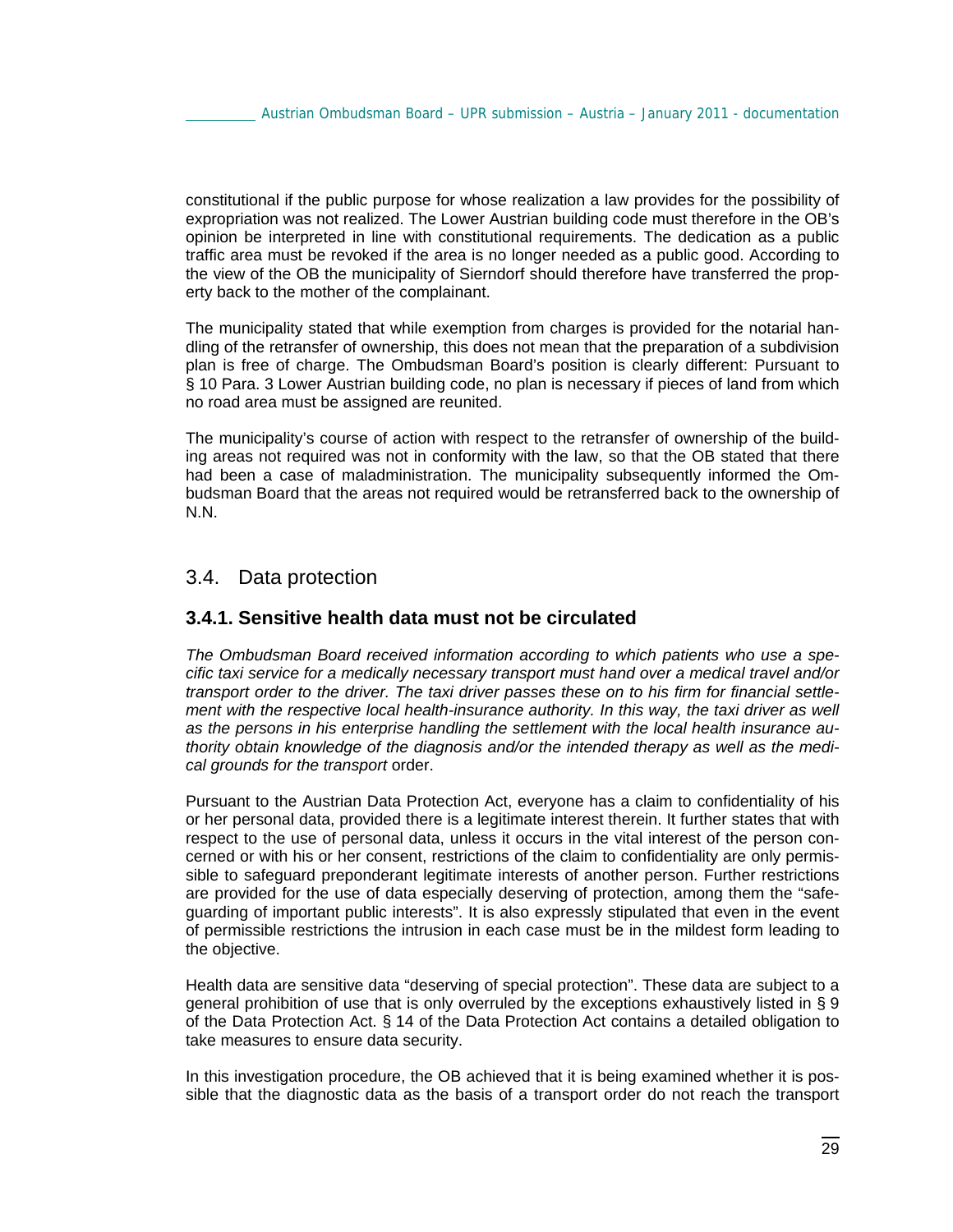constitutional if the public purpose for whose realization a law provides for the possibility of expropriation was not realized. The Lower Austrian building code must therefore in the OB's opinion be interpreted in line with constitutional requirements. The dedication as a public traffic area must be revoked if the area is no longer needed as a public good. According to the view of the OB the municipality of Sierndorf should therefore have transferred the property back to the mother of the complainant.

The municipality stated that while exemption from charges is provided for the notarial handling of the retransfer of ownership, this does not mean that the preparation of a subdivision plan is free of charge. The Ombudsman Board's position is clearly different: Pursuant to § 10 Para. 3 Lower Austrian building code, no plan is necessary if pieces of land from which no road area must be assigned are reunited.

The municipality's course of action with respect to the retransfer of ownership of the building areas not required was not in conformity with the law, so that the OB stated that there had been a case of maladministration. The municipality subsequently informed the Ombudsman Board that the areas not required would be retransferred back to the ownership of N.N.

## 3.4. Data protection

### 3.4.1. Sensitive health data must not be circulated

*The Ombudsman Board received information according to which patients who use a specific taxi service for a medically necessary transport must hand over a medical travel and/or transport order to the driver. The taxi driver passes these on to his firm for financial settlement with the respective local health-insurance authority. In this way, the taxi driver as well as the persons in his enterprise handling the settlement with the local health insurance authority obtain knowledge of the diagnosis and/or the intended therapy as well as the medical grounds for the transport* order.

Pursuant to the Austrian Data Protection Act, everyone has a claim to confidentiality of his or her personal data, provided there is a legitimate interest therein. It further states that with respect to the use of personal data, unless it occurs in the vital interest of the person concerned or with his or her consent, restrictions of the claim to confidentiality are only permissible to safeguard preponderant legitimate interests of another person. Further restrictions are provided for the use of data especially deserving of protection, among them the "safeguarding of important public interests". It is also expressly stipulated that even in the event of permissible restrictions the intrusion in each case must be in the mildest form leading to the objective.

Health data are sensitive data "deserving of special protection". These data are subject to a general prohibition of use that is only overruled by the exceptions exhaustively listed in § 9 of the Data Protection Act. § 14 of the Data Protection Act contains a detailed obligation to take measures to ensure data security.

In this investigation procedure, the OB achieved that it is being examined whether it is possible that the diagnostic data as the basis of a transport order do not reach the transport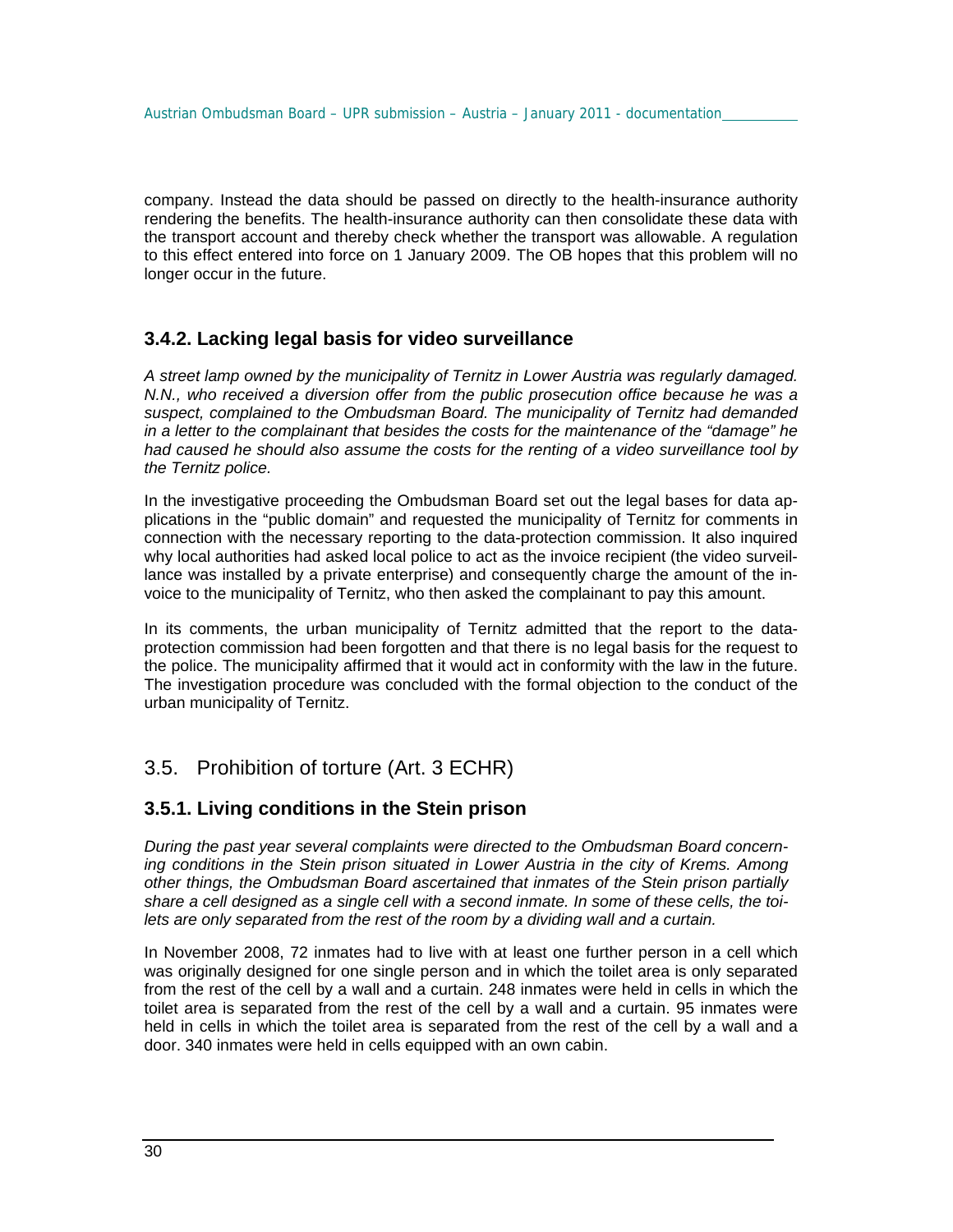company. Instead the data should be passed on directly to the health-insurance authority rendering the benefits. The health-insurance authority can then consolidate these data with the transport account and thereby check whether the transport was allowable. A regulation to this effect entered into force on 1 January 2009. The OB hopes that this problem will no longer occur in the future.

### 3.4.2. Lacking legal basis for video surveillance

*A street lamp owned by the municipality of Ternitz in Lower Austria was regularly damaged. N.N., who received a diversion offer from the public prosecution office because he was a suspect, complained to the Ombudsman Board. The municipality of Ternitz had demanded in a letter to the complainant that besides the costs for the maintenance of the "damage" he had caused he should also assume the costs for the renting of a video surveillance tool by the Ternitz police.*

In the investigative proceeding the Ombudsman Board set out the legal bases for data applications in the "public domain" and requested the municipality of Ternitz for comments in connection with the necessary reporting to the data-protection commission. It also inquired why local authorities had asked local police to act as the invoice recipient (the video surveillance was installed by a private enterprise) and consequently charge the amount of the invoice to the municipality of Ternitz, who then asked the complainant to pay this amount.

In its comments, the urban municipality of Ternitz admitted that the report to the data-protection commission had been forgotten and that there is no legal basis for the request to the police. The municipality affirmed that it would act in conformity with the law in the future. The investigation procedure was concluded with the formal objection to the conduct of the urban municipality of Ternitz.

## 3.5. Prohibition of torture (Art. 3 ECHR)

### 3.5.1. Living conditions in the Stein prison

*During the past year several complaints were directed to the Ombudsman Board concerning conditions in the Stein prison situated in Lower Austria in the city of Krems. Among other things, the Ombudsman Board ascertained that inmates of the Stein prison partially share a cell designed as a single cell with a second inmate. In some of these cells, the toilets are only separated from the rest of the room by a dividing wall and a curtain.*

In November 2008, 72 inmates had to live with at least one further person in a cell which was originally designed for one single person and in which the toilet area is only separated from the rest of the cell by a wall and a curtain. 248 inmates were held in cells in which the toilet area is separated from the rest of the cell by a wall and a curtain. 95 inmates were held in cells in which the toilet area is separated from the rest of the cell by a wall and a door. 340 inmates were held in cells equipped with an own cabin.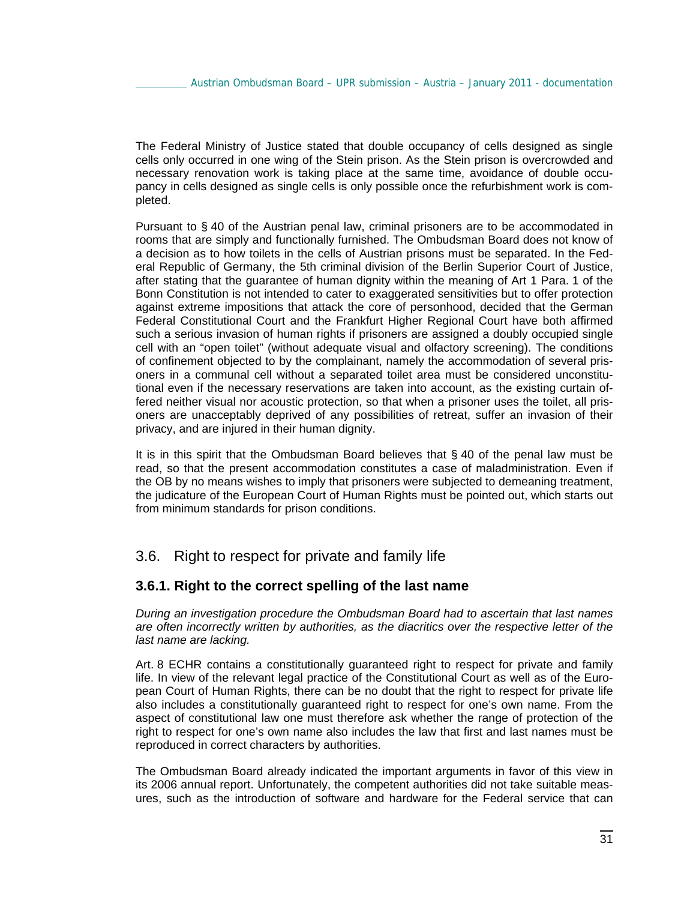The Federal Ministry of Justice stated that double occupancy of cells designed as single cells only occurred in one wing of the Stein prison. As the Stein prison is overcrowded and necessary renovation work is taking place at the same time, avoidance of double occupancy in cells designed as single cells is only possible once the refurbishment work is completed.

Pursuant to § 40 of the Austrian penal law, criminal prisoners are to be accommodated in rooms that are simply and functionally furnished. The Ombudsman Board does not know of a decision as to how toilets in the cells of Austrian prisons must be separated. In the Federal Republic of Germany, the 5th criminal division of the Berlin Superior Court of Justice, after stating that the guarantee of human dignity within the meaning of Art 1 Para. 1 of the Bonn Constitution is not intended to cater to exaggerated sensitivities but to offer protection against extreme impositions that attack the core of personhood, decided that the German Federal Constitutional Court and the Frankfurt Higher Regional Court have both affirmed such a serious invasion of human rights if prisoners are assigned a doubly occupied single cell with an "open toilet" (without adequate visual and olfactory screening). The conditions of confinement objected to by the complainant, namely the accommodation of several prisoners in a communal cell without a separated toilet area must be considered unconstitutional even if the necessary reservations are taken into account, as the existing curtain offered neither visual nor acoustic protection, so that when a prisoner uses the toilet, all prisoners are unacceptably deprived of any possibilities of retreat, suffer an invasion of their privacy, and are injured in their human dignity.

It is in this spirit that the Ombudsman Board believes that § 40 of the penal law must be read, so that the present accommodation constitutes a case of maladministration. Even if the OB by no means wishes to imply that prisoners were subjected to demeaning treatment, the judicature of the European Court of Human Rights must be pointed out, which starts out from minimum standards for prison conditions.

## 3.6. Right to respect for private and family life

### 3.6.1. Right to the correct spelling of the last name

*During an investigation procedure the Ombudsman Board had to ascertain that last names are often incorrectly written by authorities, as the diacritics over the respective letter of the last name are lacking.*

Art. 8 ECHR contains a constitutionally guaranteed right to respect for private and family life. In view of the relevant legal practice of the Constitutional Court as well as of the European Court of Human Rights, there can be no doubt that the right to respect for private life also includes a constitutionally guaranteed right to respect for one's own name. From the aspect of constitutional law one must therefore ask whether the range of protection of the right to respect for one's own name also includes the law that first and last names must be reproduced in correct characters by authorities.

The Ombudsman Board already indicated the important arguments in favor of this view in its 2006 annual report. Unfortunately, the competent authorities did not take suitable measures, such as the introduction of software and hardware for the Federal service that can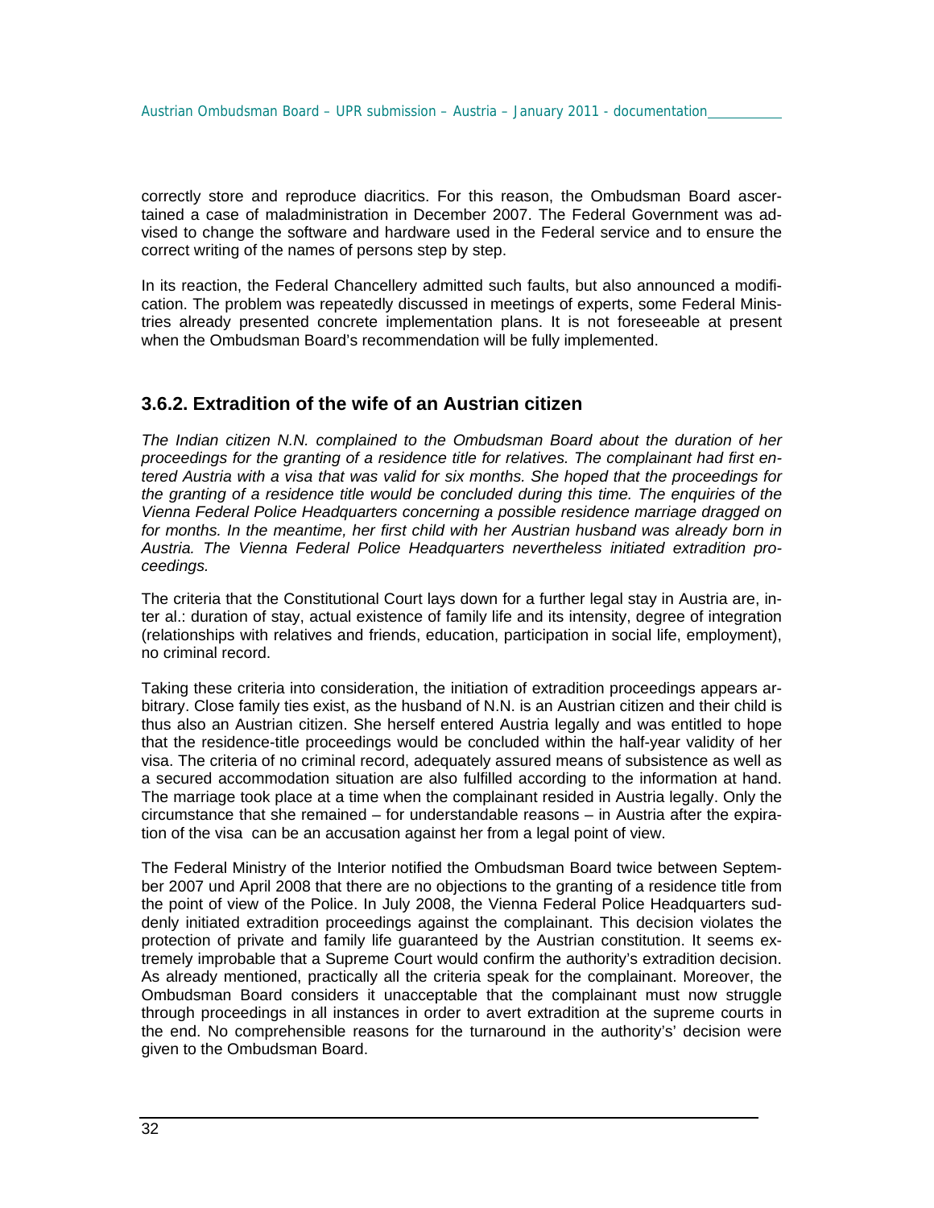correctly store and reproduce diacritics. For this reason, the Ombudsman Board ascertained a case of maladministration in December 2007. The Federal Government was advised to change the software and hardware used in the Federal service and to ensure the correct writing of the names of persons step by step.

In its reaction, the Federal Chancellery admitted such faults, but also announced a modification. The problem was repeatedly discussed in meetings of experts, some Federal Ministries already presented concrete implementation plans. It is not foreseeable at present when the Ombudsman Board's recommendation will be fully implemented.

### 3.6.2. Extradition of the wife of an Austrian citizen

*The Indian citizen N.N. complained to the Ombudsman Board about the duration of her proceedings for the granting of a residence title for relatives. The complainant had first entered Austria with a visa that was valid for six months. She hoped that the proceedings for the granting of a residence title would be concluded during this time. The enquiries of the Vienna Federal Police Headquarters concerning a possible residence marriage dragged on for months. In the meantime, her first child with her Austrian husband was already born in Austria. The Vienna Federal Police Headquarters nevertheless initiated extradition proceedings.*

The criteria that the Constitutional Court lays down for a further legal stay in Austria are, inter al.: duration of stay, actual existence of family life and its intensity, degree of integration (relationships with relatives and friends, education, participation in social life, employment), no criminal record.

Taking these criteria into consideration, the initiation of extradition proceedings appears arbitrary. Close family ties exist, as the husband of N.N. is an Austrian citizen and their child is thus also an Austrian citizen. She herself entered Austria legally and was entitled to hope that the residence-title proceedings would be concluded within the half-year validity of her visa. The criteria of no criminal record, adequately assured means of subsistence as well as a secured accommodation situation are also fulfilled according to the information at hand. The marriage took place at a time when the complainant resided in Austria legally. Only the circumstance that she remained – for understandable reasons – in Austria after the expiration of the visa can be an accusation against her from a legal point of view.

The Federal Ministry of the Interior notified the Ombudsman Board twice between September 2007 und April 2008 that there are no objections to the granting of a residence title from the point of view of the Police. In July 2008, the Vienna Federal Police Headquarters suddenly initiated extradition proceedings against the complainant. This decision violates the protection of private and family life guaranteed by the Austrian constitution. It seems extremely improbable that a Supreme Court would confirm the authority's extradition decision. As already mentioned, practically all the criteria speak for the complainant. Moreover, the Ombudsman Board considers it unacceptable that the complainant must now struggle through proceedings in all instances in order to avert extradition at the supreme courts in the end. No comprehensible reasons for the turnaround in the authority's' decision were given to the Ombudsman Board.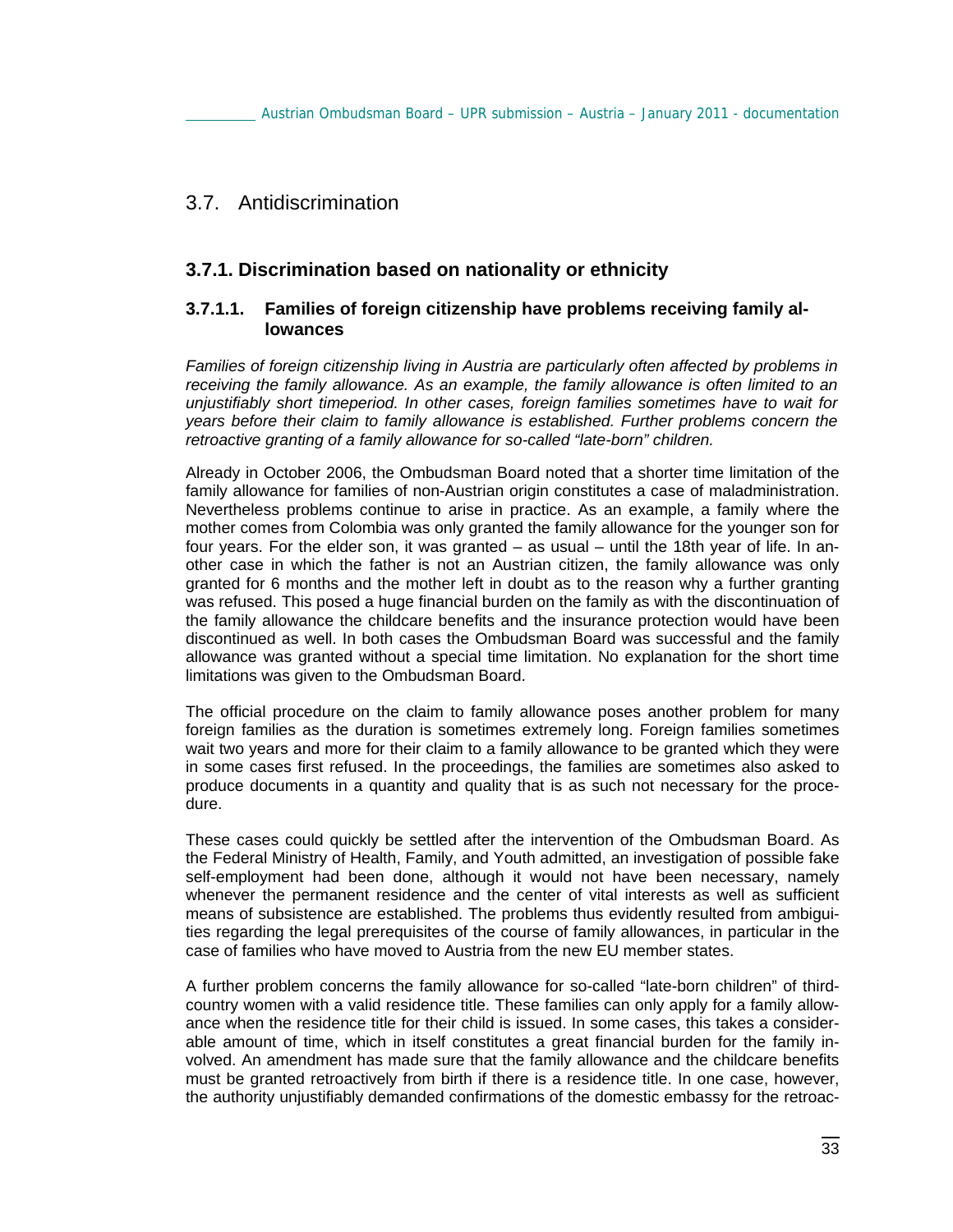## 3.7. Antidiscrimination

### 3.7.1. Discrimination based on nationality or ethnicity

#### 3.7.1.1. Families of foreign citizenship have problems receiving family allowances

*Families of foreign citizenship living in Austria are particularly often affected by problems in receiving the family allowance. As an example, the family allowance is often limited to an unjustifiably short timeperiod. In other cases, foreign families sometimes have to wait for years before their claim to family allowance is established. Further problems concern the retroactive granting of a family allowance for so-called "late-born" children.*

Already in October 2006, the Ombudsman Board noted that a shorter time limitation of the family allowance for families of non-Austrian origin constitutes a case of maladministration. Nevertheless problems continue to arise in practice. As an example, a family where the mother comes from Colombia was only granted the family allowance for the younger son for four years. For the elder son, it was granted – as usual – until the 18th year of life. In another case in which the father is not an Austrian citizen, the family allowance was only granted for 6 months and the mother left in doubt as to the reason why a further granting was refused. This posed a huge financial burden on the family as with the discontinuation of the family allowance the childcare benefits and the insurance protection would have been discontinued as well. In both cases the Ombudsman Board was successful and the family allowance was granted without a special time limitation. No explanation for the short time limitations was given to the Ombudsman Board.

The official procedure on the claim to family allowance poses another problem for many foreign families as the duration is sometimes extremely long. Foreign families sometimes wait two years and more for their claim to a family allowance to be granted which they were in some cases first refused. In the proceedings, the families are sometimes also asked to produce documents in a quantity and quality that is as such not necessary for the procedure.

These cases could quickly be settled after the intervention of the Ombudsman Board. As the Federal Ministry of Health, Family, and Youth admitted, an investigation of possible fake self-employment had been done, although it would not have been necessary, namely whenever the permanent residence and the center of vital interests as well as sufficient means of subsistence are established. The problems thus evidently resulted from ambiguities regarding the legal prerequisites of the course of family allowances, in particular in the case of families who have moved to Austria from the new EU member states.

A further problem concerns the family allowance for so-called "late-born children" of third-country women with a valid residence title. These families can only apply for a family allowance when the residence title for their child is issued. In some cases, this takes a considerable amount of time, which in itself constitutes a great financial burden for the family involved. An amendment has made sure that the family allowance and the childcare benefits must be granted retroactively from birth if there is a residence title. In one case, however, the authority unjustifiably demanded confirmations of the domestic embassy for the retroac-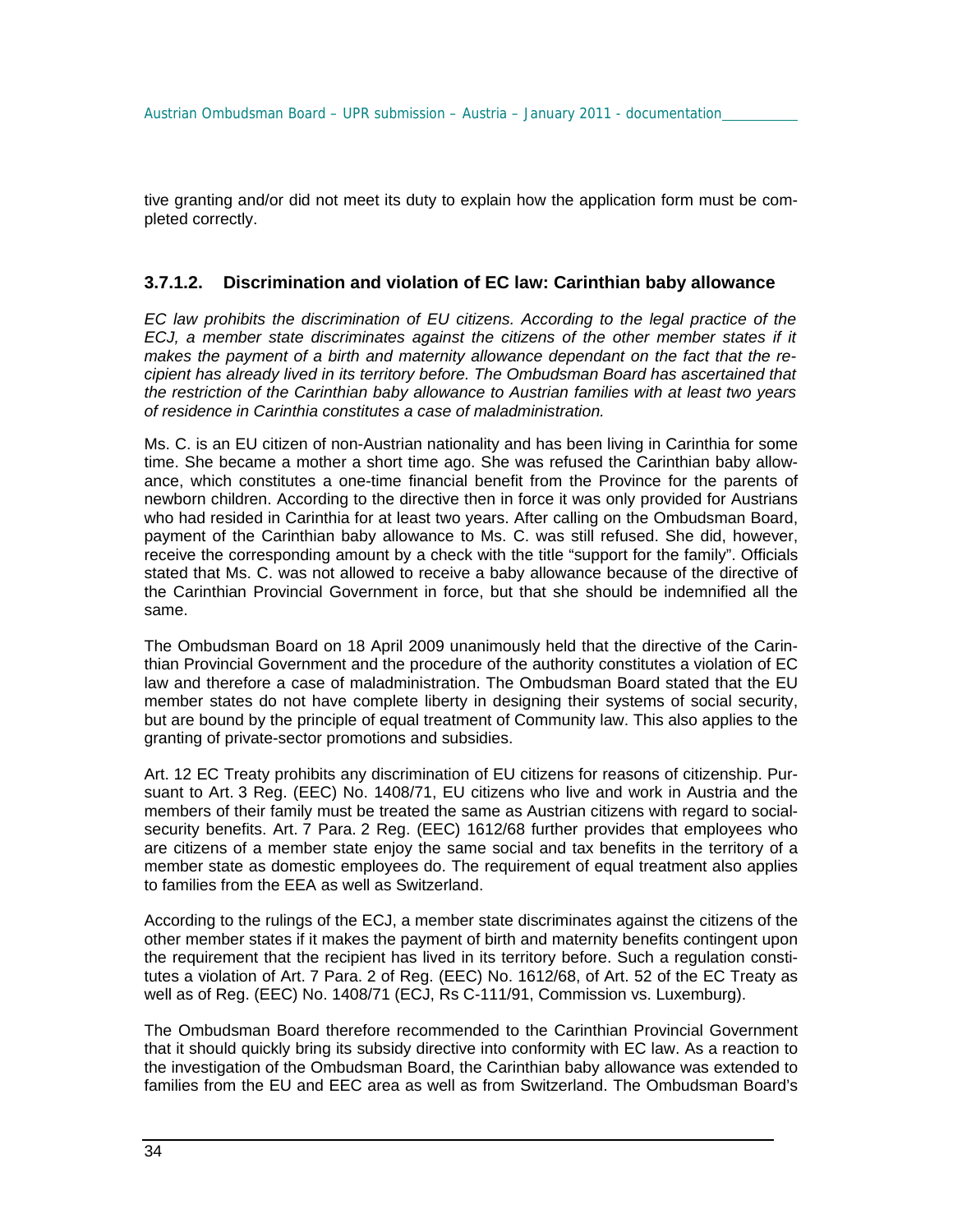tive granting and/or did not meet its duty to explain how the application form must be completed correctly.

### 3.7.1.2. Discrimination and violation of EC law: Carinthian baby allowance

*EC law prohibits the discrimination of EU citizens. According to the legal practice of the ECJ, a member state discriminates against the citizens of the other member states if it makes the payment of a birth and maternity allowance dependant on the fact that the recipient has already lived in its territory before. The Ombudsman Board has ascertained that the restriction of the Carinthian baby allowance to Austrian families with at least two years of residence in Carinthia constitutes a case of maladministration.*

Ms. C. is an EU citizen of non-Austrian nationality and has been living in Carinthia for some time. She became a mother a short time ago. She was refused the Carinthian baby allowance, which constitutes a one-time financial benefit from the Province for the parents of newborn children. According to the directive then in force it was only provided for Austrians who had resided in Carinthia for at least two years. After calling on the Ombudsman Board, payment of the Carinthian baby allowance to Ms. C. was still refused. She did, however, receive the corresponding amount by a check with the title "support for the family". Officials stated that Ms. C. was not allowed to receive a baby allowance because of the directive of the Carinthian Provincial Government in force, but that she should be indemnified all the same.

The Ombudsman Board on 18 April 2009 unanimously held that the directive of the Carinthian Provincial Government and the procedure of the authority constitutes a violation of EC law and therefore a case of maladministration. The Ombudsman Board stated that the EU member states do not have complete liberty in designing their systems of social security, but are bound by the principle of equal treatment of Community law. This also applies to the granting of private-sector promotions and subsidies.

Art. 12 EC Treaty prohibits any discrimination of EU citizens for reasons of citizenship. Pursuant to Art. 3 Reg. (EEC) No. 1408/71, EU citizens who live and work in Austria and the members of their family must be treated the same as Austrian citizens with regard to social-security benefits. Art. 7 Para. 2 Reg. (EEC) 1612/68 further provides that employees who are citizens of a member state enjoy the same social and tax benefits in the territory of a member state as domestic employees do. The requirement of equal treatment also applies to families from the EEA as well as Switzerland.

According to the rulings of the ECJ, a member state discriminates against the citizens of the other member states if it makes the payment of birth and maternity benefits contingent upon the requirement that the recipient has lived in its territory before. Such a regulation constitutes a violation of Art. 7 Para. 2 of Reg. (EEC) No. 1612/68, of Art. 52 of the EC Treaty as well as of Reg. (EEC) No. 1408/71 (ECJ, Rs C-111/91, Commission vs. Luxemburg).

The Ombudsman Board therefore recommended to the Carinthian Provincial Government that it should quickly bring its subsidy directive into conformity with EC law. As a reaction to the investigation of the Ombudsman Board, the Carinthian baby allowance was extended to families from the EU and EEC area as well as from Switzerland. The Ombudsman Board's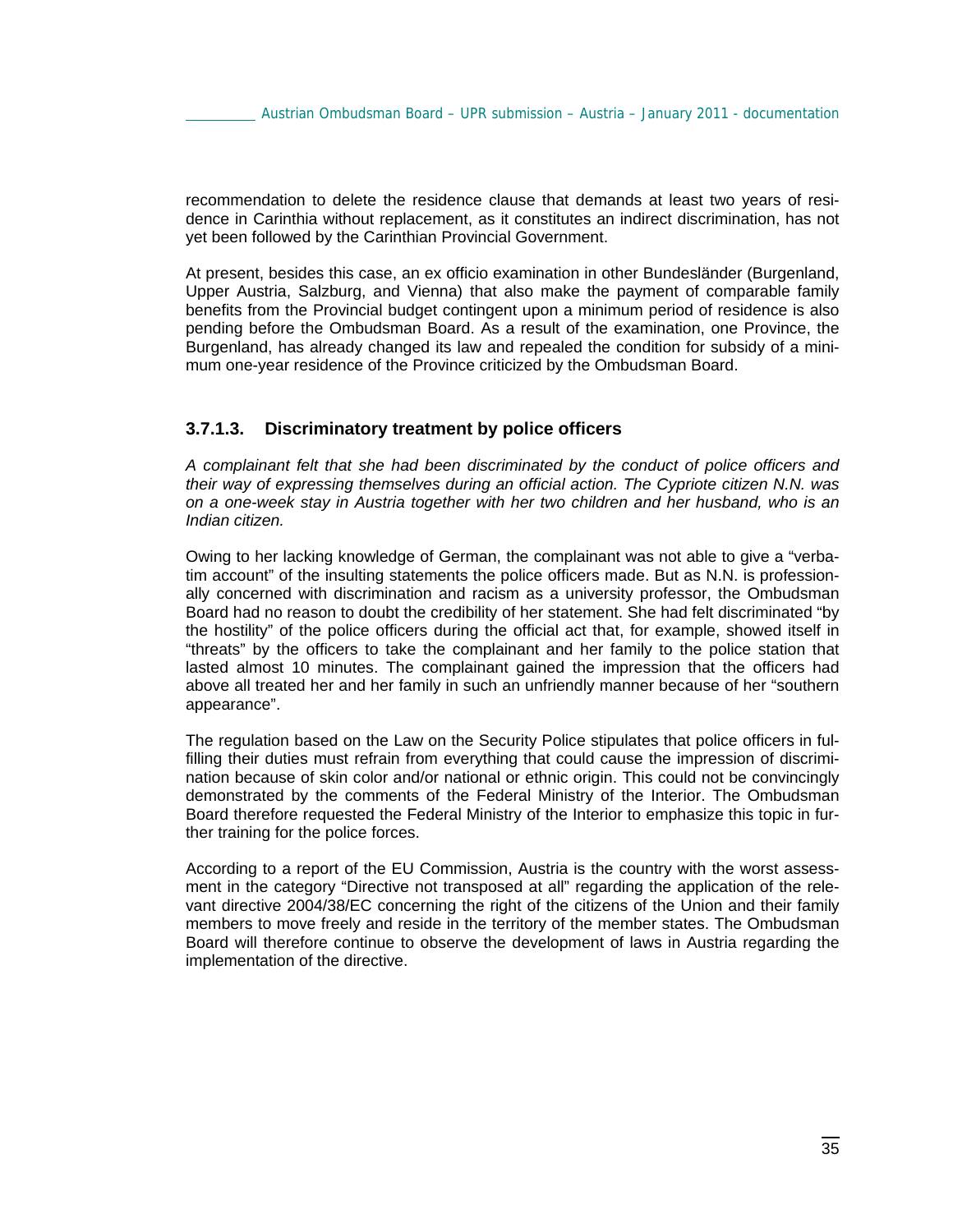recommendation to delete the residence clause that demands at least two years of residence in Carinthia without replacement, as it constitutes an indirect discrimination, has not yet been followed by the Carinthian Provincial Government.

At present, besides this case, an ex officio examination in other Bundesländer (Burgenland, Upper Austria, Salzburg, and Vienna) that also make the payment of comparable family benefits from the Provincial budget contingent upon a minimum period of residence is also pending before the Ombudsman Board. As a result of the examination, one Province, the Burgenland, has already changed its law and repealed the condition for subsidy of a minimum one-year residence of the Province criticized by the Ombudsman Board.

### 3.7.1.3. Discriminatory treatment by police officers

*A complainant felt that she had been discriminated by the conduct of police officers and their way of expressing themselves during an official action. The Cypriote citizen N.N. was on a one-week stay in Austria together with her two children and her husband, who is an Indian citizen.*

Owing to her lacking knowledge of German, the complainant was not able to give a "verbatim account" of the insulting statements the police officers made. But as N.N. is professionally concerned with discrimination and racism as a university professor, the Ombudsman Board had no reason to doubt the credibility of her statement. She had felt discriminated "by the hostility" of the police officers during the official act that, for example, showed itself in "threats" by the officers to take the complainant and her family to the police station that lasted almost 10 minutes. The complainant gained the impression that the officers had above all treated her and her family in such an unfriendly manner because of her "southern appearance".

The regulation based on the Law on the Security Police stipulates that police officers in fulfilling their duties must refrain from everything that could cause the impression of discrimination because of skin color and/or national or ethnic origin. This could not be convincingly demonstrated by the comments of the Federal Ministry of the Interior. The Ombudsman Board therefore requested the Federal Ministry of the Interior to emphasize this topic in further training for the police forces.

According to a report of the EU Commission, Austria is the country with the worst assessment in the category "Directive not transposed at all" regarding the application of the relevant directive 2004/38/EC concerning the right of the citizens of the Union and their family members to move freely and reside in the territory of the member states. The Ombudsman Board will therefore continue to observe the development of laws in Austria regarding the implementation of the directive.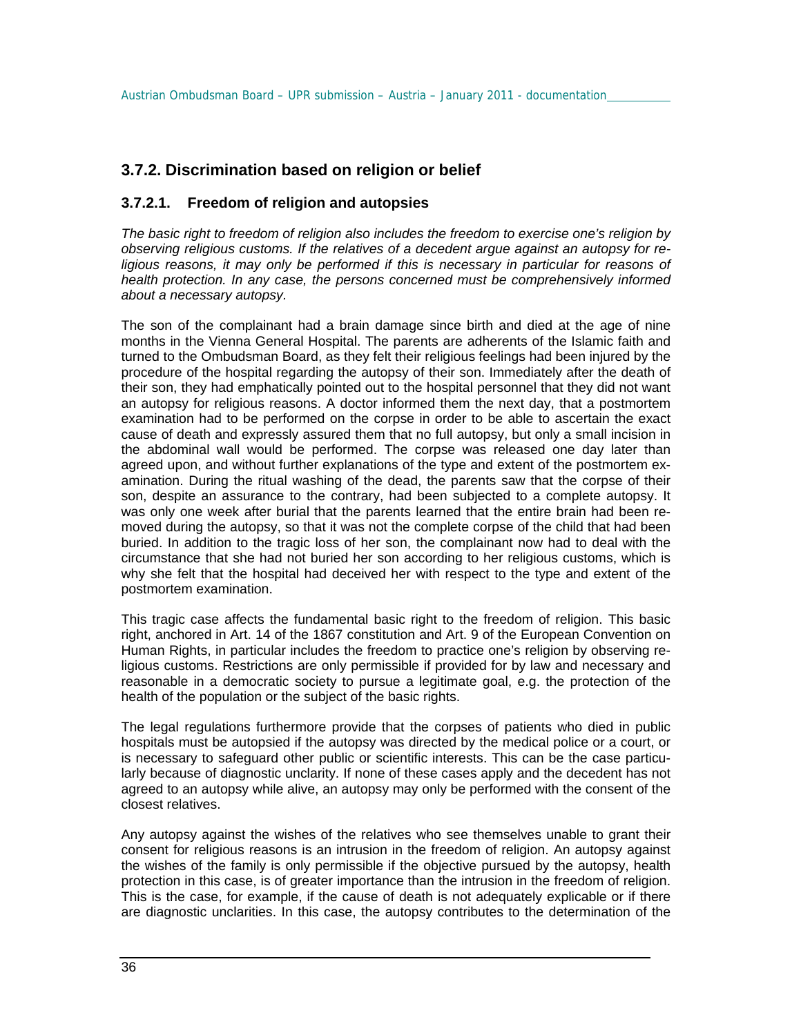## 3.7.2. Discrimination based on religion or belief

### 3.7.2.1. Freedom of religion and autopsies

*The basic right to freedom of religion also includes the freedom to exercise one's religion by observing religious customs. If the relatives of a decedent argue against an autopsy for religious reasons, it may only be performed if this is necessary in particular for reasons of health protection. In any case, the persons concerned must be comprehensively informed about a necessary autopsy.*

The son of the complainant had a brain damage since birth and died at the age of nine months in the Vienna General Hospital. The parents are adherents of the Islamic faith and turned to the Ombudsman Board, as they felt their religious feelings had been injured by the procedure of the hospital regarding the autopsy of their son. Immediately after the death of their son, they had emphatically pointed out to the hospital personnel that they did not want an autopsy for religious reasons. A doctor informed them the next day, that a postmortem examination had to be performed on the corpse in order to be able to ascertain the exact cause of death and expressly assured them that no full autopsy, but only a small incision in the abdominal wall would be performed. The corpse was released one day later than agreed upon, and without further explanations of the type and extent of the postmortem examination. During the ritual washing of the dead, the parents saw that the corpse of their son, despite an assurance to the contrary, had been subjected to a complete autopsy. It was only one week after burial that the parents learned that the entire brain had been removed during the autopsy, so that it was not the complete corpse of the child that had been buried. In addition to the tragic loss of her son, the complainant now had to deal with the circumstance that she had not buried her son according to her religious customs, which is why she felt that the hospital had deceived her with respect to the type and extent of the postmortem examination.

This tragic case affects the fundamental basic right to the freedom of religion. This basic right, anchored in Art. 14 of the 1867 constitution and Art. 9 of the European Convention on Human Rights, in particular includes the freedom to practice one's religion by observing religious customs. Restrictions are only permissible if provided for by law and necessary and reasonable in a democratic society to pursue a legitimate goal, e.g. the protection of the health of the population or the subject of the basic rights.

The legal regulations furthermore provide that the corpses of patients who died in public hospitals must be autopsied if the autopsy was directed by the medical police or a court, or is necessary to safeguard other public or scientific interests. This can be the case particularly because of diagnostic unclarity. If none of these cases apply and the decedent has not agreed to an autopsy while alive, an autopsy may only be performed with the consent of the closest relatives.

Any autopsy against the wishes of the relatives who see themselves unable to grant their consent for religious reasons is an intrusion in the freedom of religion. An autopsy against the wishes of the family is only permissible if the objective pursued by the autopsy, health protection in this case, is of greater importance than the intrusion in the freedom of religion. This is the case, for example, if the cause of death is not adequately explicable or if there are diagnostic unclarities. In this case, the autopsy contributes to the determination of the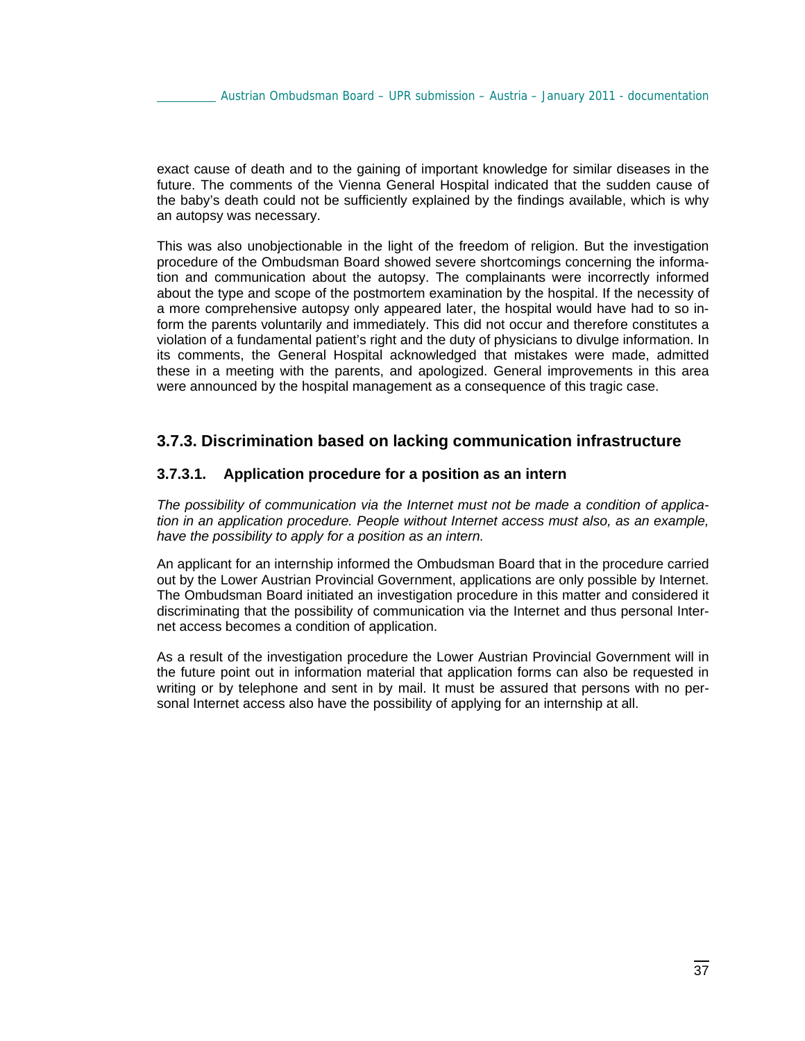exact cause of death and to the gaining of important knowledge for similar diseases in the future. The comments of the Vienna General Hospital indicated that the sudden cause of the baby's death could not be sufficiently explained by the findings available, which is why an autopsy was necessary.

This was also unobjectionable in the light of the freedom of religion. But the investigation procedure of the Ombudsman Board showed severe shortcomings concerning the information and communication about the autopsy. The complainants were incorrectly informed about the type and scope of the postmortem examination by the hospital. If the necessity of a more comprehensive autopsy only appeared later, the hospital would have had to so inform the parents voluntarily and immediately. This did not occur and therefore constitutes a violation of a fundamental patient's right and the duty of physicians to divulge information. In its comments, the General Hospital acknowledged that mistakes were made, admitted these in a meeting with the parents, and apologized. General improvements in this area were announced by the hospital management as a consequence of this tragic case.

## 3.7.3. Discrimination based on lacking communication infrastructure

### 3.7.3.1. Application procedure for a position as an intern

*The possibility of communication via the Internet must not be made a condition of application in an application procedure. People without Internet access must also, as an example, have the possibility to apply for a position as an intern.*

An applicant for an internship informed the Ombudsman Board that in the procedure carried out by the Lower Austrian Provincial Government, applications are only possible by Internet. The Ombudsman Board initiated an investigation procedure in this matter and considered it discriminating that the possibility of communication via the Internet and thus personal Internet access becomes a condition of application.

As a result of the investigation procedure the Lower Austrian Provincial Government will in the future point out in information material that application forms can also be requested in writing or by telephone and sent in by mail. It must be assured that persons with no personal Internet access also have the possibility of applying for an internship at all.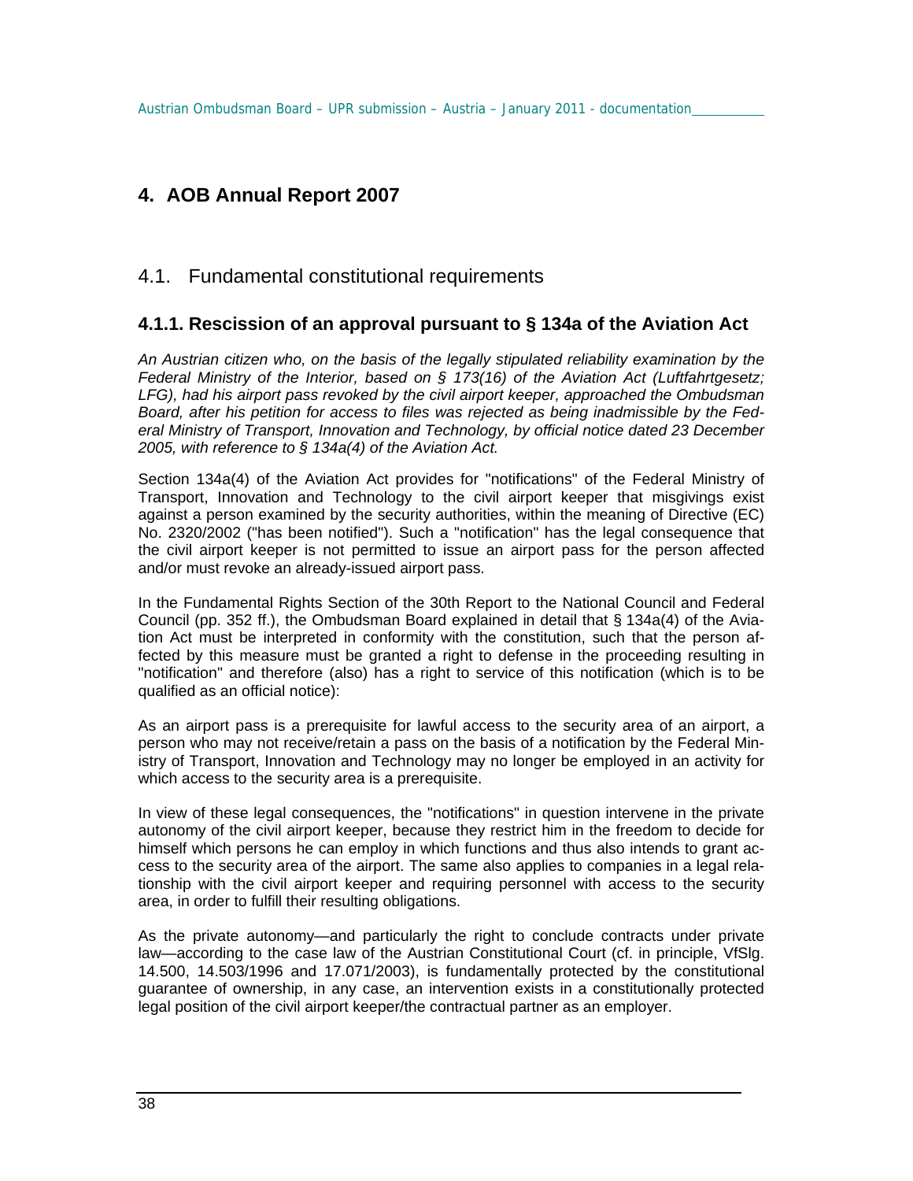## 4. AOB Annual Report 2007

### 4.1. Fundamental constitutional requirements

#### 4.1.1. Rescission of an approval pursuant to § 134a of the Aviation Act

*An Austrian citizen who, on the basis of the legally stipulated reliability examination by the Federal Ministry of the Interior, based on § 173(16) of the Aviation Act (Luftfahrtgesetz; LFG), had his airport pass revoked by the civil airport keeper, approached the Ombudsman Board, after his petition for access to files was rejected as being inadmissible by the Federal Ministry of Transport, Innovation and Technology, by official notice dated 23 December 2005, with reference to § 134a(4) of the Aviation Act.*

Section 134a(4) of the Aviation Act provides for "notifications" of the Federal Ministry of Transport, Innovation and Technology to the civil airport keeper that misgivings exist against a person examined by the security authorities, within the meaning of Directive (EC) No. 2320/2002 ("has been notified"). Such a "notification" has the legal consequence that the civil airport keeper is not permitted to issue an airport pass for the person affected and/or must revoke an already-issued airport pass.

In the Fundamental Rights Section of the 30th Report to the National Council and Federal Council (pp. 352 ff.), the Ombudsman Board explained in detail that § 134a(4) of the Aviation Act must be interpreted in conformity with the constitution, such that the person affected by this measure must be granted a right to defense in the proceeding resulting in "notification" and therefore (also) has a right to service of this notification (which is to be qualified as an official notice):

As an airport pass is a prerequisite for lawful access to the security area of an airport, a person who may not receive/retain a pass on the basis of a notification by the Federal Ministry of Transport, Innovation and Technology may no longer be employed in an activity for which access to the security area is a prerequisite.

In view of these legal consequences, the "notifications" in question intervene in the private autonomy of the civil airport keeper, because they restrict him in the freedom to decide for himself which persons he can employ in which functions and thus also intends to grant access to the security area of the airport. The same also applies to companies in a legal relationship with the civil airport keeper and requiring personnel with access to the security area, in order to fulfill their resulting obligations.

As the private autonomy—and particularly the right to conclude contracts under private law—according to the case law of the Austrian Constitutional Court (cf. in principle, VfSlg. 14.500, 14.503/1996 and 17.071/2003), is fundamentally protected by the constitutional guarantee of ownership, in any case, an intervention exists in a constitutionally protected legal position of the civil airport keeper/the contractual partner as an employer.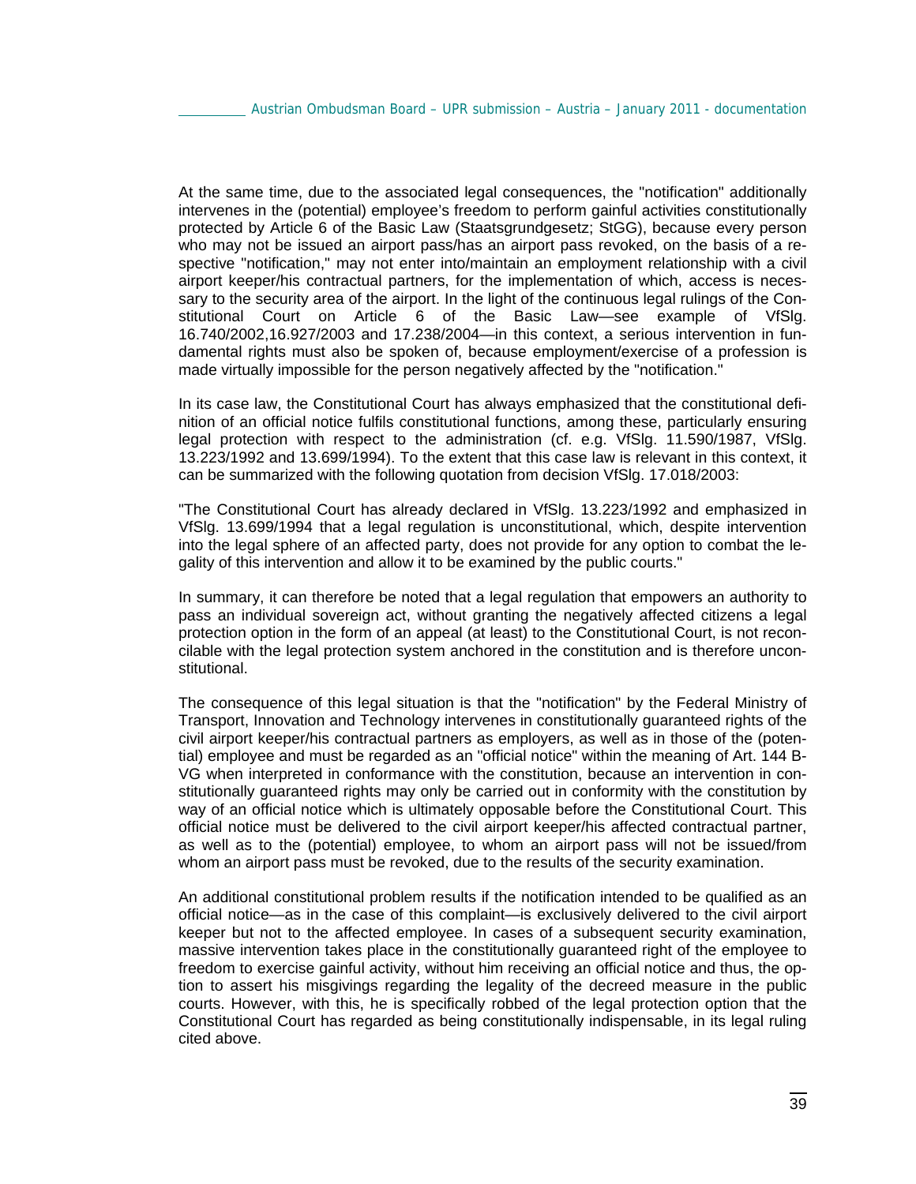At the same time, due to the associated legal consequences, the "notification" additionally intervenes in the (potential) employee's freedom to perform gainful activities constitutionally protected by Article 6 of the Basic Law (Staatsgrundgesetz; StGG), because every person who may not be issued an airport pass/has an airport pass revoked, on the basis of a respective "notification," may not enter into/maintain an employment relationship with a civil airport keeper/his contractual partners, for the implementation of which, access is necessary to the security area of the airport. In the light of the continuous legal rulings of the Constitutional Court on Article 6 of the Basic Law—see example of VfSlg. 16.740/2002,16.927/2003 and 17.238/2004—in this context, a serious intervention in fundamental rights must also be spoken of, because employment/exercise of a profession is made virtually impossible for the person negatively affected by the "notification."

In its case law, the Constitutional Court has always emphasized that the constitutional definition of an official notice fulfils constitutional functions, among these, particularly ensuring legal protection with respect to the administration (cf. e.g. VfSlg. 11.590/1987, VfSlg. 13.223/1992 and 13.699/1994). To the extent that this case law is relevant in this context, it can be summarized with the following quotation from decision VfSlg. 17.018/2003:

"The Constitutional Court has already declared in VfSlg. 13.223/1992 and emphasized in VfSlg. 13.699/1994 that a legal regulation is unconstitutional, which, despite intervention into the legal sphere of an affected party, does not provide for any option to combat the legality of this intervention and allow it to be examined by the public courts."

In summary, it can therefore be noted that a legal regulation that empowers an authority to pass an individual sovereign act, without granting the negatively affected citizens a legal protection option in the form of an appeal (at least) to the Constitutional Court, is not reconcilable with the legal protection system anchored in the constitution and is therefore unconstitutional.

The consequence of this legal situation is that the "notification" by the Federal Ministry of Transport, Innovation and Technology intervenes in constitutionally guaranteed rights of the civil airport keeper/his contractual partners as employers, as well as in those of the (potential) employee and must be regarded as an "official notice" within the meaning of Art. 144 B-VG when interpreted in conformance with the constitution, because an intervention in constitutionally guaranteed rights may only be carried out in conformity with the constitution by way of an official notice which is ultimately opposable before the Constitutional Court. This official notice must be delivered to the civil airport keeper/his affected contractual partner, as well as to the (potential) employee, to whom an airport pass will not be issued/from whom an airport pass must be revoked, due to the results of the security examination.

An additional constitutional problem results if the notification intended to be qualified as an official notice—as in the case of this complaint—is exclusively delivered to the civil airport keeper but not to the affected employee. In cases of a subsequent security examination, massive intervention takes place in the constitutionally guaranteed right of the employee to freedom to exercise gainful activity, without him receiving an official notice and thus, the option to assert his misgivings regarding the legality of the decreed measure in the public courts. However, with this, he is specifically robbed of the legal protection option that the Constitutional Court has regarded as being constitutionally indispensable, in its legal ruling cited above.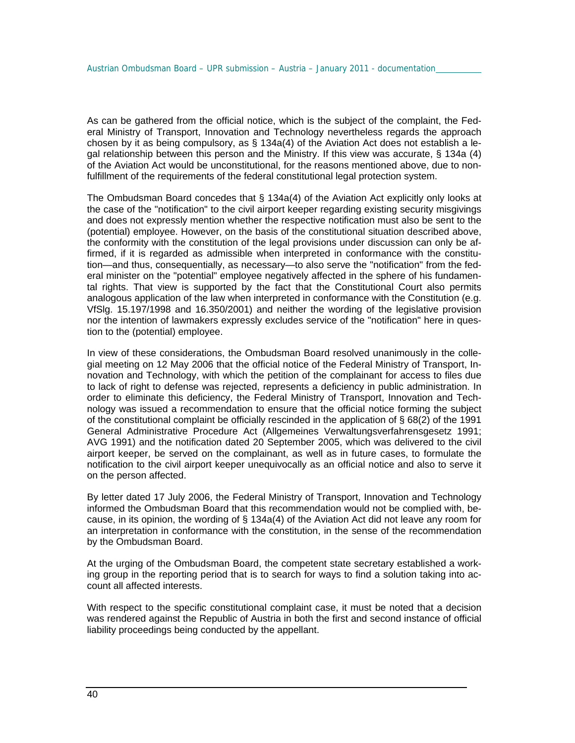As can be gathered from the official notice, which is the subject of the complaint, the Federal Ministry of Transport, Innovation and Technology nevertheless regards the approach chosen by it as being compulsory, as § 134a(4) of the Aviation Act does not establish a legal relationship between this person and the Ministry. If this view was accurate, § 134a (4) of the Aviation Act would be unconstitutional, for the reasons mentioned above, due to non-fulfillment of the requirements of the federal constitutional legal protection system.

The Ombudsman Board concedes that § 134a(4) of the Aviation Act explicitly only looks at the case of the "notification" to the civil airport keeper regarding existing security misgivings and does not expressly mention whether the respective notification must also be sent to the (potential) employee. However, on the basis of the constitutional situation described above, the conformity with the constitution of the legal provisions under discussion can only be affirmed, if it is regarded as admissible when interpreted in conformance with the constitution—and thus, consequentially, as necessary—to also serve the "notification" from the federal minister on the "potential" employee negatively affected in the sphere of his fundamental rights. That view is supported by the fact that the Constitutional Court also permits analogous application of the law when interpreted in conformance with the Constitution (e.g. VfSlg. 15.197/1998 and 16.350/2001) and neither the wording of the legislative provision nor the intention of lawmakers expressly excludes service of the "notification" here in question to the (potential) employee.

In view of these considerations, the Ombudsman Board resolved unanimously in the collegial meeting on 12 May 2006 that the official notice of the Federal Ministry of Transport, Innovation and Technology, with which the petition of the complainant for access to files due to lack of right to defense was rejected, represents a deficiency in public administration. In order to eliminate this deficiency, the Federal Ministry of Transport, Innovation and Technology was issued a recommendation to ensure that the official notice forming the subject of the constitutional complaint be officially rescinded in the application of § 68(2) of the 1991 General Administrative Procedure Act (Allgemeines Verwaltungsverfahrensgesetz 1991; AVG 1991) and the notification dated 20 September 2005, which was delivered to the civil airport keeper, be served on the complainant, as well as in future cases, to formulate the notification to the civil airport keeper unequivocally as an official notice and also to serve it on the person affected.

By letter dated 17 July 2006, the Federal Ministry of Transport, Innovation and Technology informed the Ombudsman Board that this recommendation would not be complied with, because, in its opinion, the wording of § 134a(4) of the Aviation Act did not leave any room for an interpretation in conformance with the constitution, in the sense of the recommendation by the Ombudsman Board.

At the urging of the Ombudsman Board, the competent state secretary established a working group in the reporting period that is to search for ways to find a solution taking into account all affected interests.

With respect to the specific constitutional complaint case, it must be noted that a decision was rendered against the Republic of Austria in both the first and second instance of official liability proceedings being conducted by the appellant.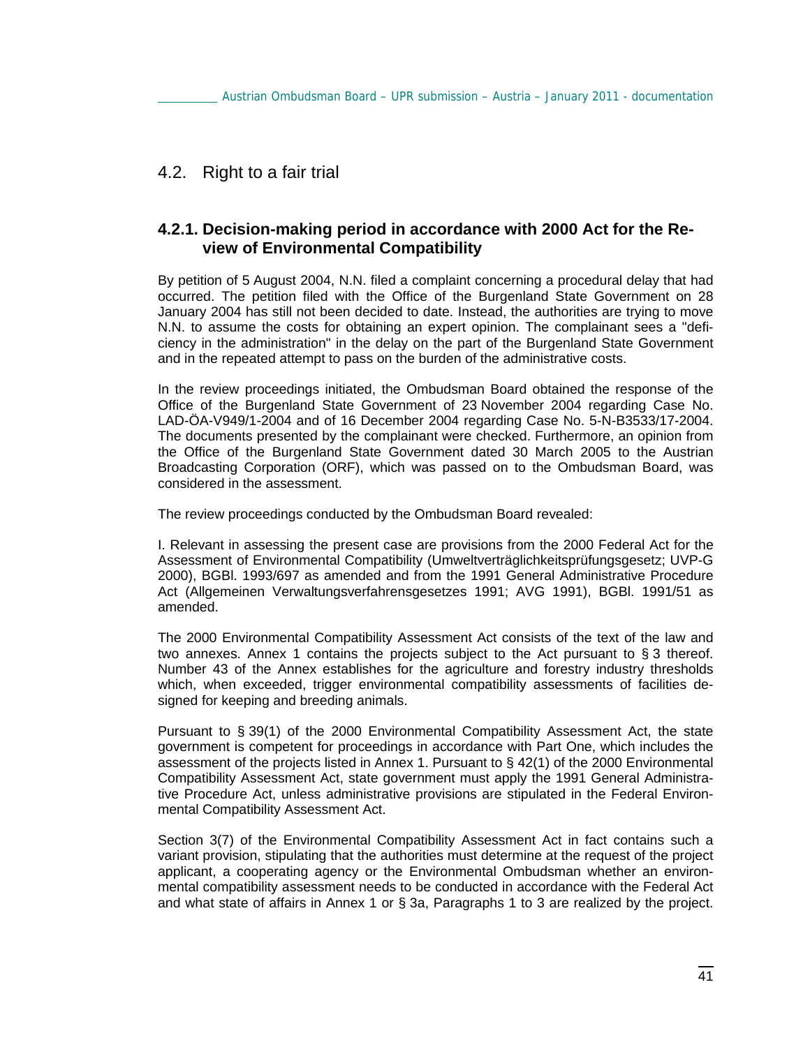## 4.2. Right to a fair trial

### 4.2.1. Decision-making period in accordance with 2000 Act for the Review of Environmental Compatibility

By petition of 5 August 2004, N.N. filed a complaint concerning a procedural delay that had occurred. The petition filed with the Office of the Burgenland State Government on 28 January 2004 has still not been decided to date. Instead, the authorities are trying to move N.N. to assume the costs for obtaining an expert opinion. The complainant sees a "deficiency in the administration" in the delay on the part of the Burgenland State Government and in the repeated attempt to pass on the burden of the administrative costs.

In the review proceedings initiated, the Ombudsman Board obtained the response of the Office of the Burgenland State Government of 23 November 2004 regarding Case No. LAD-ÖA-V949/1-2004 and of 16 December 2004 regarding Case No. 5-N-B3533/17-2004. The documents presented by the complainant were checked. Furthermore, an opinion from the Office of the Burgenland State Government dated 30 March 2005 to the Austrian Broadcasting Corporation (ORF), which was passed on to the Ombudsman Board, was considered in the assessment.

The review proceedings conducted by the Ombudsman Board revealed:

I. Relevant in assessing the present case are provisions from the 2000 Federal Act for the Assessment of Environmental Compatibility (Umweltverträglichkeitsprüfungsgesetz; UVP-G 2000), BGBl. 1993/697 as amended and from the 1991 General Administrative Procedure Act (Allgemeinen Verwaltungsverfahrensgesetzes 1991; AVG 1991), BGBl. 1991/51 as amended.

The 2000 Environmental Compatibility Assessment Act consists of the text of the law and two annexes. Annex 1 contains the projects subject to the Act pursuant to § 3 thereof. Number 43 of the Annex establishes for the agriculture and forestry industry thresholds which, when exceeded, trigger environmental compatibility assessments of facilities designed for keeping and breeding animals.

Pursuant to § 39(1) of the 2000 Environmental Compatibility Assessment Act, the state government is competent for proceedings in accordance with Part One, which includes the assessment of the projects listed in Annex 1. Pursuant to § 42(1) of the 2000 Environmental Compatibility Assessment Act, state government must apply the 1991 General Administrative Procedure Act, unless administrative provisions are stipulated in the Federal Environmental Compatibility Assessment Act.

Section 3(7) of the Environmental Compatibility Assessment Act in fact contains such a variant provision, stipulating that the authorities must determine at the request of the project applicant, a cooperating agency or the Environmental Ombudsman whether an environmental compatibility assessment needs to be conducted in accordance with the Federal Act and what state of affairs in Annex 1 or § 3a, Paragraphs 1 to 3 are realized by the project.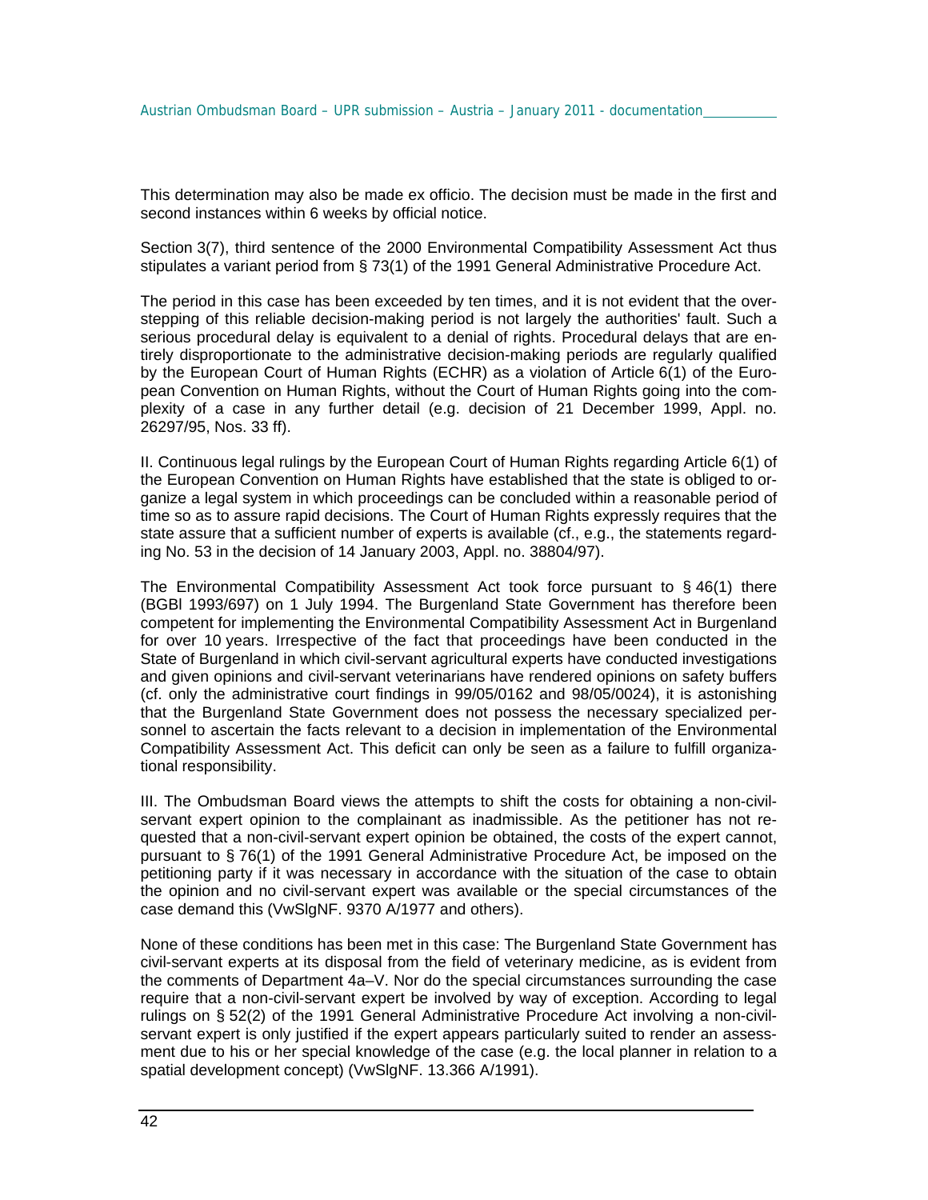This determination may also be made ex officio. The decision must be made in the first and second instances within 6 weeks by official notice.

Section 3(7), third sentence of the 2000 Environmental Compatibility Assessment Act thus stipulates a variant period from § 73(1) of the 1991 General Administrative Procedure Act.

The period in this case has been exceeded by ten times, and it is not evident that the overstepping of this reliable decision-making period is not largely the authorities' fault. Such a serious procedural delay is equivalent to a denial of rights. Procedural delays that are entirely disproportionate to the administrative decision-making periods are regularly qualified by the European Court of Human Rights (ECHR) as a violation of Article 6(1) of the European Convention on Human Rights, without the Court of Human Rights going into the complexity of a case in any further detail (e.g. decision of 21 December 1999, Appl. no. 26297/95, Nos. 33 ff).

II. Continuous legal rulings by the European Court of Human Rights regarding Article 6(1) of the European Convention on Human Rights have established that the state is obliged to organize a legal system in which proceedings can be concluded within a reasonable period of time so as to assure rapid decisions. The Court of Human Rights expressly requires that the state assure that a sufficient number of experts is available (cf., e.g., the statements regarding No. 53 in the decision of 14 January 2003, Appl. no. 38804/97).

The Environmental Compatibility Assessment Act took force pursuant to § 46(1) there (BGBl 1993/697) on 1 July 1994. The Burgenland State Government has therefore been competent for implementing the Environmental Compatibility Assessment Act in Burgenland for over 10 years. Irrespective of the fact that proceedings have been conducted in the State of Burgenland in which civil-servant agricultural experts have conducted investigations and given opinions and civil-servant veterinarians have rendered opinions on safety buffers (cf. only the administrative court findings in 99/05/0162 and 98/05/0024), it is astonishing that the Burgenland State Government does not possess the necessary specialized personnel to ascertain the facts relevant to a decision in implementation of the Environmental Compatibility Assessment Act. This deficit can only be seen as a failure to fulfill organizational responsibility.

III. The Ombudsman Board views the attempts to shift the costs for obtaining a non-civil-servant expert opinion to the complainant as inadmissible. As the petitioner has not requested that a non-civil-servant expert opinion be obtained, the costs of the expert cannot, pursuant to § 76(1) of the 1991 General Administrative Procedure Act, be imposed on the petitioning party if it was necessary in accordance with the situation of the case to obtain the opinion and no civil-servant expert was available or the special circumstances of the case demand this (VwSlgNF. 9370 A/1977 and others).

None of these conditions has been met in this case: The Burgenland State Government has civil-servant experts at its disposal from the field of veterinary medicine, as is evident from the comments of Department 4a–V. Nor do the special circumstances surrounding the case require that a non-civil-servant expert be involved by way of exception. According to legal rulings on § 52(2) of the 1991 General Administrative Procedure Act involving a non-civil-servant expert is only justified if the expert appears particularly suited to render an assessment due to his or her special knowledge of the case (e.g. the local planner in relation to a spatial development concept) (VwSlgNF. 13.366 A/1991).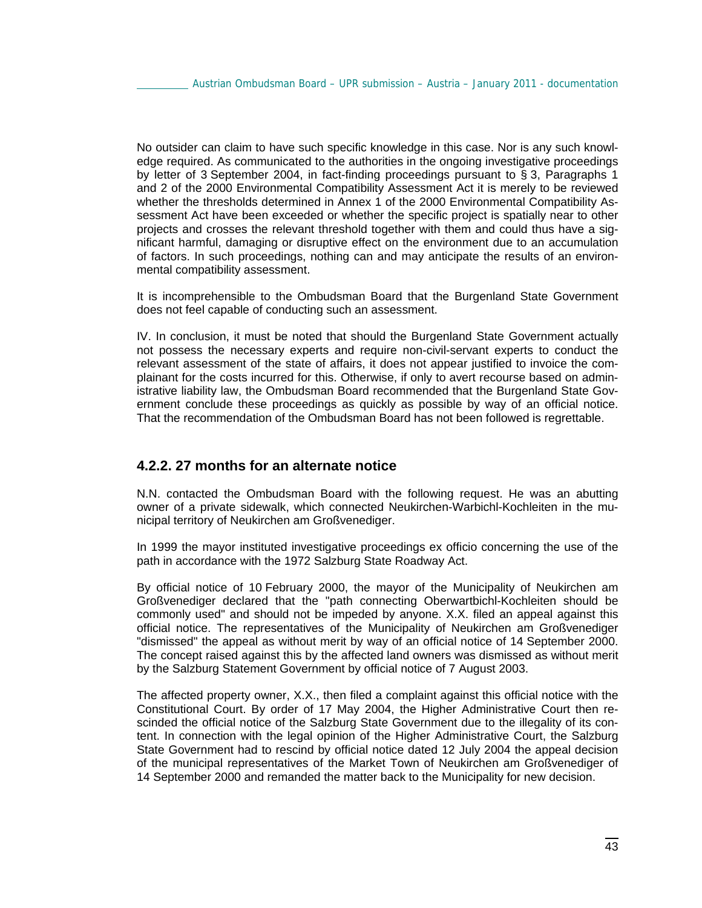No outsider can claim to have such specific knowledge in this case. Nor is any such knowledge required. As communicated to the authorities in the ongoing investigative proceedings by letter of 3 September 2004, in fact-finding proceedings pursuant to § 3, Paragraphs 1 and 2 of the 2000 Environmental Compatibility Assessment Act it is merely to be reviewed whether the thresholds determined in Annex 1 of the 2000 Environmental Compatibility Assessment Act have been exceeded or whether the specific project is spatially near to other projects and crosses the relevant threshold together with them and could thus have a significant harmful, damaging or disruptive effect on the environment due to an accumulation of factors. In such proceedings, nothing can and may anticipate the results of an environmental compatibility assessment.

It is incomprehensible to the Ombudsman Board that the Burgenland State Government does not feel capable of conducting such an assessment.

IV. In conclusion, it must be noted that should the Burgenland State Government actually not possess the necessary experts and require non-civil-servant experts to conduct the relevant assessment of the state of affairs, it does not appear justified to invoice the complainant for the costs incurred for this. Otherwise, if only to avert recourse based on administrative liability law, the Ombudsman Board recommended that the Burgenland State Government conclude these proceedings as quickly as possible by way of an official notice. That the recommendation of the Ombudsman Board has not been followed is regrettable.

### 4.2.2. 27 months for an alternate notice

N.N. contacted the Ombudsman Board with the following request. He was an abutting owner of a private sidewalk, which connected Neukirchen-Warbichl-Kochleiten in the municipal territory of Neukirchen am Großvenediger.

In 1999 the mayor instituted investigative proceedings ex officio concerning the use of the path in accordance with the 1972 Salzburg State Roadway Act.

By official notice of 10 February 2000, the mayor of the Municipality of Neukirchen am Großvenediger declared that the "path connecting Oberwartbichl-Kochleiten should be commonly used" and should not be impeded by anyone. X.X. filed an appeal against this official notice. The representatives of the Municipality of Neukirchen am Großvenediger "dismissed" the appeal as without merit by way of an official notice of 14 September 2000. The concept raised against this by the affected land owners was dismissed as without merit by the Salzburg Statement Government by official notice of 7 August 2003.

The affected property owner, X.X., then filed a complaint against this official notice with the Constitutional Court. By order of 17 May 2004, the Higher Administrative Court then rescinded the official notice of the Salzburg State Government due to the illegality of its content. In connection with the legal opinion of the Higher Administrative Court, the Salzburg State Government had to rescind by official notice dated 12 July 2004 the appeal decision of the municipal representatives of the Market Town of Neukirchen am Großvenediger of 14 September 2000 and remanded the matter back to the Municipality for new decision.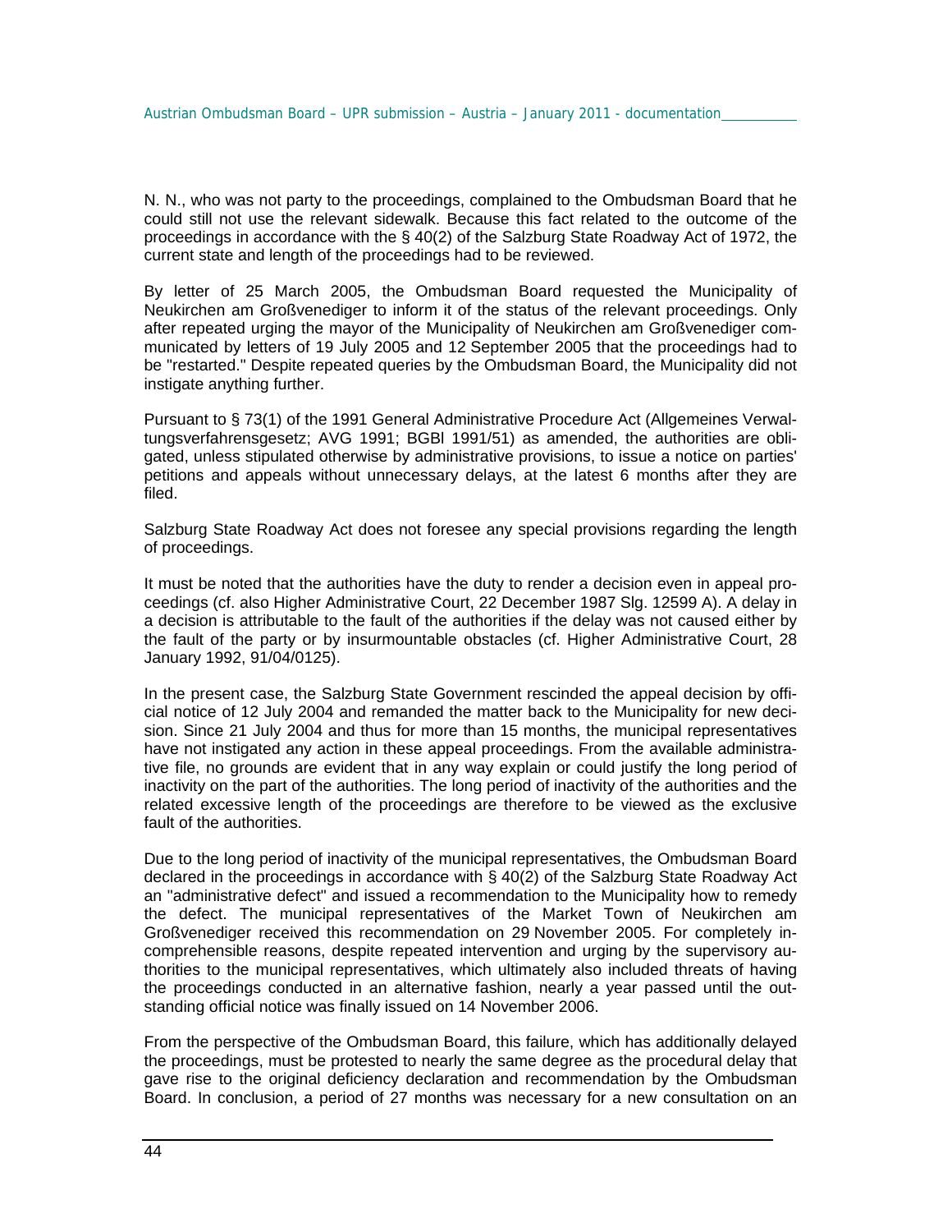N. N., who was not party to the proceedings, complained to the Ombudsman Board that he could still not use the relevant sidewalk. Because this fact related to the outcome of the proceedings in accordance with the § 40(2) of the Salzburg State Roadway Act of 1972, the current state and length of the proceedings had to be reviewed.

By letter of 25 March 2005, the Ombudsman Board requested the Municipality of Neukirchen am Großvenediger to inform it of the status of the relevant proceedings. Only after repeated urging the mayor of the Municipality of Neukirchen am Großvenediger communicated by letters of 19 July 2005 and 12 September 2005 that the proceedings had to be "restarted." Despite repeated queries by the Ombudsman Board, the Municipality did not instigate anything further.

Pursuant to § 73(1) of the 1991 General Administrative Procedure Act (Allgemeines Verwaltungsverfahrensgesetz; AVG 1991; BGBl 1991/51) as amended, the authorities are obligated, unless stipulated otherwise by administrative provisions, to issue a notice on parties' petitions and appeals without unnecessary delays, at the latest 6 months after they are filed.

Salzburg State Roadway Act does not foresee any special provisions regarding the length of proceedings.

It must be noted that the authorities have the duty to render a decision even in appeal proceedings (cf. also Higher Administrative Court, 22 December 1987 Slg. 12599 A). A delay in a decision is attributable to the fault of the authorities if the delay was not caused either by the fault of the party or by insurmountable obstacles (cf. Higher Administrative Court, 28 January 1992, 91/04/0125).

In the present case, the Salzburg State Government rescinded the appeal decision by official notice of 12 July 2004 and remanded the matter back to the Municipality for new decision. Since 21 July 2004 and thus for more than 15 months, the municipal representatives have not instigated any action in these appeal proceedings. From the available administrative file, no grounds are evident that in any way explain or could justify the long period of inactivity on the part of the authorities. The long period of inactivity of the authorities and the related excessive length of the proceedings are therefore to be viewed as the exclusive fault of the authorities.

Due to the long period of inactivity of the municipal representatives, the Ombudsman Board declared in the proceedings in accordance with § 40(2) of the Salzburg State Roadway Act an "administrative defect" and issued a recommendation to the Municipality how to remedy the defect. The municipal representatives of the Market Town of Neukirchen am Großvenediger received this recommendation on 29 November 2005. For completely incomprehensible reasons, despite repeated intervention and urging by the supervisory authorities to the municipal representatives, which ultimately also included threats of having the proceedings conducted in an alternative fashion, nearly a year passed until the outstanding official notice was finally issued on 14 November 2006.

From the perspective of the Ombudsman Board, this failure, which has additionally delayed the proceedings, must be protested to nearly the same degree as the procedural delay that gave rise to the original deficiency declaration and recommendation by the Ombudsman Board. In conclusion, a period of 27 months was necessary for a new consultation on an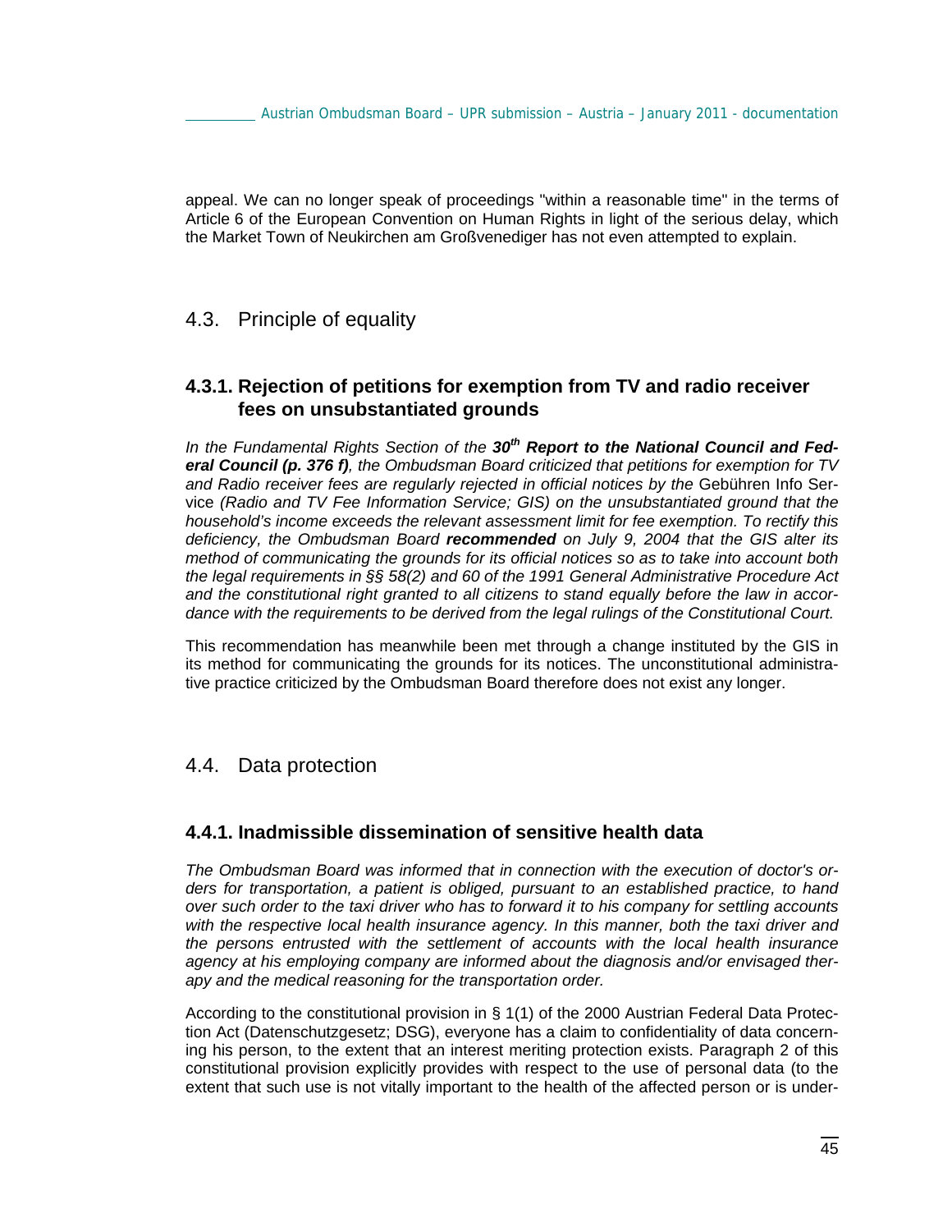appeal. We can no longer speak of proceedings "within a reasonable time" in the terms of Article 6 of the European Convention on Human Rights in light of the serious delay, which the Market Town of Neukirchen am Großvenediger has not even attempted to explain.

## 4.3. Principle of equality

### 4.3.1. Rejection of petitions for exemption from TV and radio receiver fees on unsubstantiated grounds

*In the Fundamental Rights Section of the **30th Report to the National Council and Federal Council (p. 376 f)**, the Ombudsman Board criticized that petitions for exemption for TV and Radio receiver fees are regularly rejected in official notices by the* Gebühren Info Service *(Radio and TV Fee Information Service; GIS) on the unsubstantiated ground that the household's income exceeds the relevant assessment limit for fee exemption. To rectify this deficiency, the Ombudsman Board **recommended** on July 9, 2004 that the GIS alter its method of communicating the grounds for its official notices so as to take into account both the legal requirements in §§ 58(2) and 60 of the 1991 General Administrative Procedure Act and the constitutional right granted to all citizens to stand equally before the law in accordance with the requirements to be derived from the legal rulings of the Constitutional Court.*

This recommendation has meanwhile been met through a change instituted by the GIS in its method for communicating the grounds for its notices. The unconstitutional administrative practice criticized by the Ombudsman Board therefore does not exist any longer.

## 4.4. Data protection

### 4.4.1. Inadmissible dissemination of sensitive health data

*The Ombudsman Board was informed that in connection with the execution of doctor's orders for transportation, a patient is obliged, pursuant to an established practice, to hand over such order to the taxi driver who has to forward it to his company for settling accounts with the respective local health insurance agency. In this manner, both the taxi driver and the persons entrusted with the settlement of accounts with the local health insurance agency at his employing company are informed about the diagnosis and/or envisaged therapy and the medical reasoning for the transportation order.*

According to the constitutional provision in § 1(1) of the 2000 Austrian Federal Data Protection Act (Datenschutzgesetz; DSG), everyone has a claim to confidentiality of data concerning his person, to the extent that an interest meriting protection exists. Paragraph 2 of this constitutional provision explicitly provides with respect to the use of personal data (to the extent that such use is not vitally important to the health of the affected person or is under-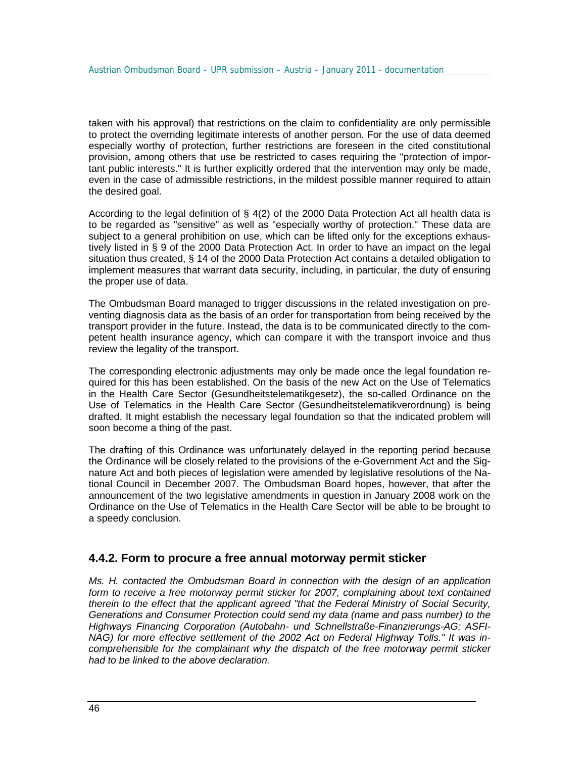taken with his approval) that restrictions on the claim to confidentiality are only permissible to protect the overriding legitimate interests of another person. For the use of data deemed especially worthy of protection, further restrictions are foreseen in the cited constitutional provision, among others that use be restricted to cases requiring the "protection of important public interests." It is further explicitly ordered that the intervention may only be made, even in the case of admissible restrictions, in the mildest possible manner required to attain the desired goal.

According to the legal definition of § 4(2) of the 2000 Data Protection Act all health data is to be regarded as "sensitive" as well as "especially worthy of protection." These data are subject to a general prohibition on use, which can be lifted only for the exceptions exhaustively listed in § 9 of the 2000 Data Protection Act. In order to have an impact on the legal situation thus created, § 14 of the 2000 Data Protection Act contains a detailed obligation to implement measures that warrant data security, including, in particular, the duty of ensuring the proper use of data.

The Ombudsman Board managed to trigger discussions in the related investigation on preventing diagnosis data as the basis of an order for transportation from being received by the transport provider in the future. Instead, the data is to be communicated directly to the competent health insurance agency, which can compare it with the transport invoice and thus review the legality of the transport.

The corresponding electronic adjustments may only be made once the legal foundation required for this has been established. On the basis of the new Act on the Use of Telematics in the Health Care Sector (Gesundheitstelematikgesetz), the so-called Ordinance on the Use of Telematics in the Health Care Sector (Gesundheitstelematikverordnung) is being drafted. It might establish the necessary legal foundation so that the indicated problem will soon become a thing of the past.

The drafting of this Ordinance was unfortunately delayed in the reporting period because the Ordinance will be closely related to the provisions of the e-Government Act and the Signature Act and both pieces of legislation were amended by legislative resolutions of the National Council in December 2007. The Ombudsman Board hopes, however, that after the announcement of the two legislative amendments in question in January 2008 work on the Ordinance on the Use of Telematics in the Health Care Sector will be able to be brought to a speedy conclusion.

### 4.4.2. Form to procure a free annual motorway permit sticker

*Ms. H. contacted the Ombudsman Board in connection with the design of an application form to receive a free motorway permit sticker for 2007, complaining about text contained therein to the effect that the applicant agreed "that the Federal Ministry of Social Security, Generations and Consumer Protection could send my data (name and pass number) to the Highways Financing Corporation (Autobahn- und Schnellstraße-Finanzierungs-AG; ASFINAG) for more effective settlement of the 2002 Act on Federal Highway Tolls." It was incomprehensible for the complainant why the dispatch of the free motorway permit sticker had to be linked to the above declaration.*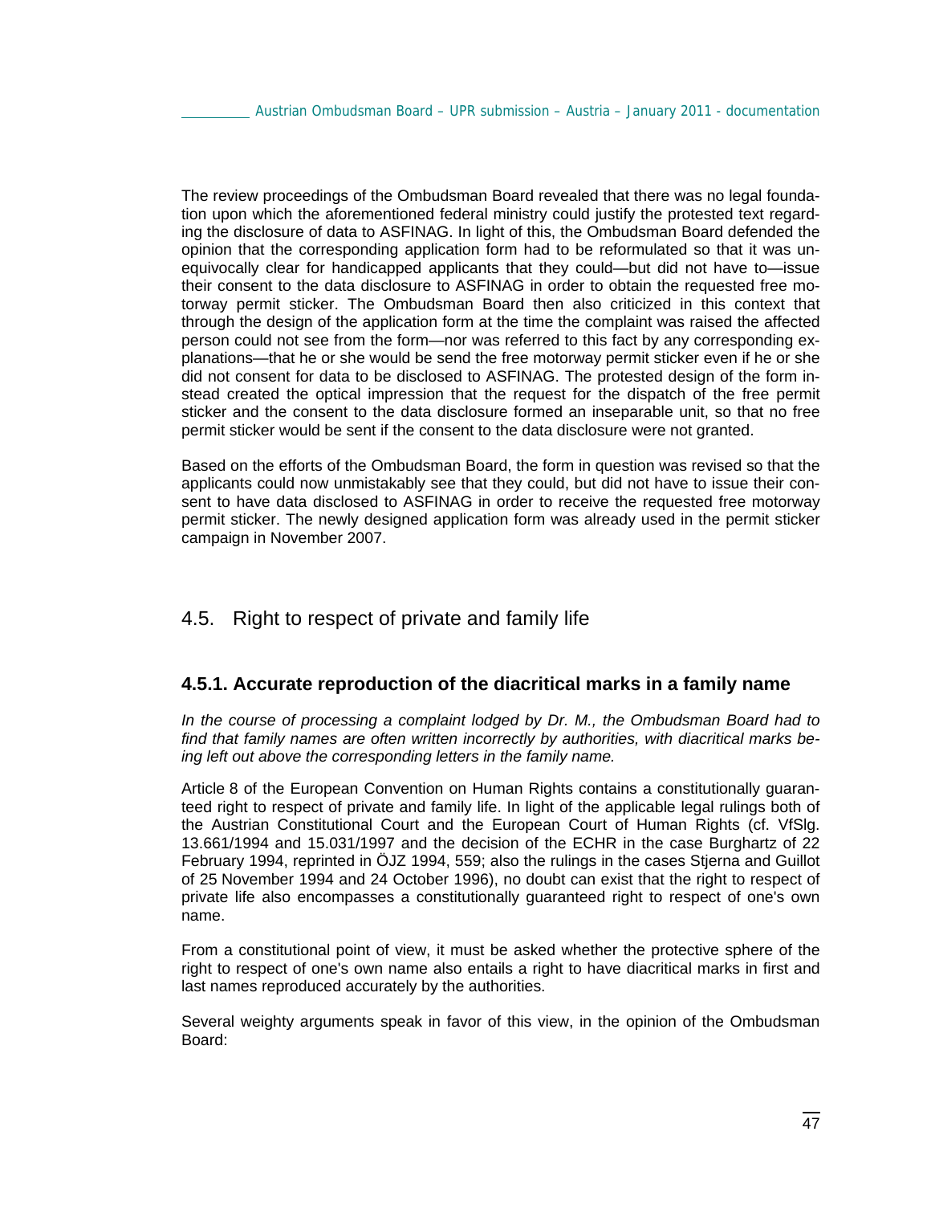The review proceedings of the Ombudsman Board revealed that there was no legal foundation upon which the aforementioned federal ministry could justify the protested text regarding the disclosure of data to ASFINAG. In light of this, the Ombudsman Board defended the opinion that the corresponding application form had to be reformulated so that it was unequivocally clear for handicapped applicants that they could—but did not have to—issue their consent to the data disclosure to ASFINAG in order to obtain the requested free motorway permit sticker. The Ombudsman Board then also criticized in this context that through the design of the application form at the time the complaint was raised the affected person could not see from the form—nor was referred to this fact by any corresponding explanations—that he or she would be send the free motorway permit sticker even if he or she did not consent for data to be disclosed to ASFINAG. The protested design of the form instead created the optical impression that the request for the dispatch of the free permit sticker and the consent to the data disclosure formed an inseparable unit, so that no free permit sticker would be sent if the consent to the data disclosure were not granted.

Based on the efforts of the Ombudsman Board, the form in question was revised so that the applicants could now unmistakably see that they could, but did not have to issue their consent to have data disclosed to ASFINAG in order to receive the requested free motorway permit sticker. The newly designed application form was already used in the permit sticker campaign in November 2007.

## 4.5. Right to respect of private and family life

### 4.5.1. Accurate reproduction of the diacritical marks in a family name

*In the course of processing a complaint lodged by Dr. M., the Ombudsman Board had to find that family names are often written incorrectly by authorities, with diacritical marks being left out above the corresponding letters in the family name.*

Article 8 of the European Convention on Human Rights contains a constitutionally guaranteed right to respect of private and family life. In light of the applicable legal rulings both of the Austrian Constitutional Court and the European Court of Human Rights (cf. VfSlg. 13.661/1994 and 15.031/1997 and the decision of the ECHR in the case Burghartz of 22 February 1994, reprinted in ÖJZ 1994, 559; also the rulings in the cases Stjerna and Guillot of 25 November 1994 and 24 October 1996), no doubt can exist that the right to respect of private life also encompasses a constitutionally guaranteed right to respect of one's own name.

From a constitutional point of view, it must be asked whether the protective sphere of the right to respect of one's own name also entails a right to have diacritical marks in first and last names reproduced accurately by the authorities.

Several weighty arguments speak in favor of this view, in the opinion of the Ombudsman Board: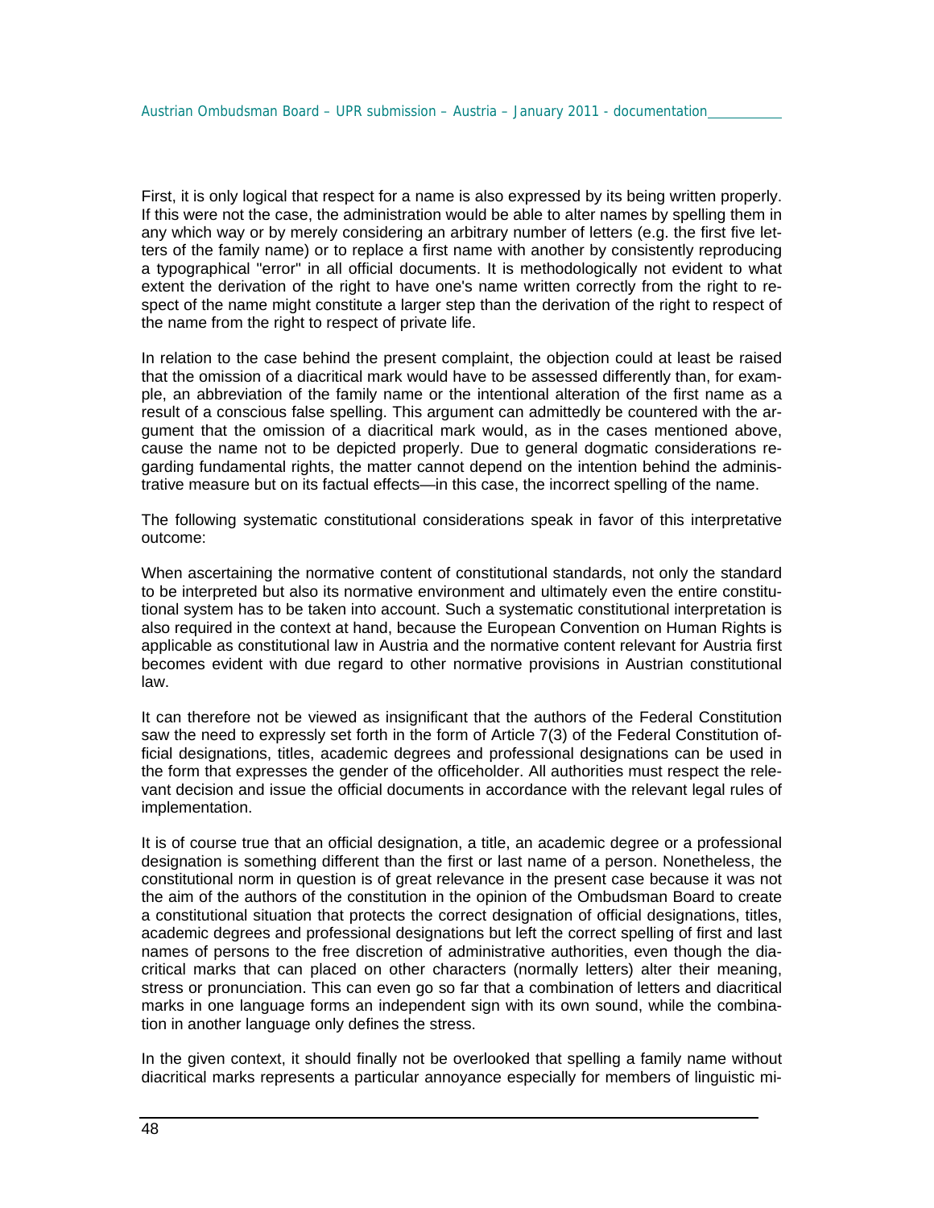First, it is only logical that respect for a name is also expressed by its being written properly. If this were not the case, the administration would be able to alter names by spelling them in any which way or by merely considering an arbitrary number of letters (e.g. the first five letters of the family name) or to replace a first name with another by consistently reproducing a typographical "error" in all official documents. It is methodologically not evident to what extent the derivation of the right to have one's name written correctly from the right to respect of the name might constitute a larger step than the derivation of the right to respect of the name from the right to respect of private life.

In relation to the case behind the present complaint, the objection could at least be raised that the omission of a diacritical mark would have to be assessed differently than, for example, an abbreviation of the family name or the intentional alteration of the first name as a result of a conscious false spelling. This argument can admittedly be countered with the argument that the omission of a diacritical mark would, as in the cases mentioned above, cause the name not to be depicted properly. Due to general dogmatic considerations regarding fundamental rights, the matter cannot depend on the intention behind the administrative measure but on its factual effects—in this case, the incorrect spelling of the name.

The following systematic constitutional considerations speak in favor of this interpretative outcome:

When ascertaining the normative content of constitutional standards, not only the standard to be interpreted but also its normative environment and ultimately even the entire constitutional system has to be taken into account. Such a systematic constitutional interpretation is also required in the context at hand, because the European Convention on Human Rights is applicable as constitutional law in Austria and the normative content relevant for Austria first becomes evident with due regard to other normative provisions in Austrian constitutional law.

It can therefore not be viewed as insignificant that the authors of the Federal Constitution saw the need to expressly set forth in the form of Article 7(3) of the Federal Constitution official designations, titles, academic degrees and professional designations can be used in the form that expresses the gender of the officeholder. All authorities must respect the relevant decision and issue the official documents in accordance with the relevant legal rules of implementation.

It is of course true that an official designation, a title, an academic degree or a professional designation is something different than the first or last name of a person. Nonetheless, the constitutional norm in question is of great relevance in the present case because it was not the aim of the authors of the constitution in the opinion of the Ombudsman Board to create a constitutional situation that protects the correct designation of official designations, titles, academic degrees and professional designations but left the correct spelling of first and last names of persons to the free discretion of administrative authorities, even though the diacritical marks that can placed on other characters (normally letters) alter their meaning, stress or pronunciation. This can even go so far that a combination of letters and diacritical marks in one language forms an independent sign with its own sound, while the combination in another language only defines the stress.

In the given context, it should finally not be overlooked that spelling a family name without diacritical marks represents a particular annoyance especially for members of linguistic mi-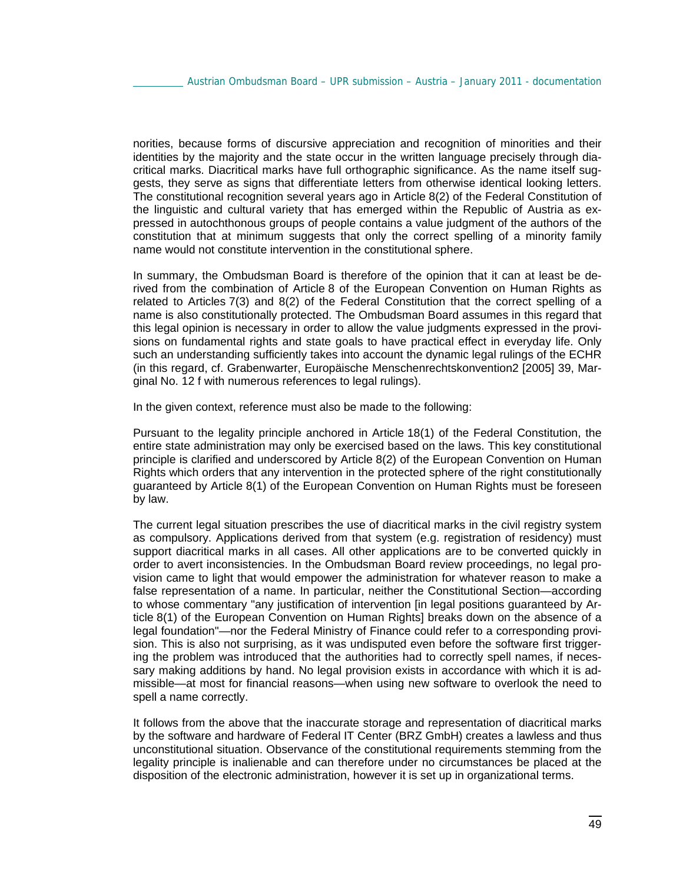norities, because forms of discursive appreciation and recognition of minorities and their identities by the majority and the state occur in the written language precisely through diacritical marks. Diacritical marks have full orthographic significance. As the name itself suggests, they serve as signs that differentiate letters from otherwise identical looking letters. The constitutional recognition several years ago in Article 8(2) of the Federal Constitution of the linguistic and cultural variety that has emerged within the Republic of Austria as expressed in autochthonous groups of people contains a value judgment of the authors of the constitution that at minimum suggests that only the correct spelling of a minority family name would not constitute intervention in the constitutional sphere.

In summary, the Ombudsman Board is therefore of the opinion that it can at least be derived from the combination of Article 8 of the European Convention on Human Rights as related to Articles 7(3) and 8(2) of the Federal Constitution that the correct spelling of a name is also constitutionally protected. The Ombudsman Board assumes in this regard that this legal opinion is necessary in order to allow the value judgments expressed in the provisions on fundamental rights and state goals to have practical effect in everyday life. Only such an understanding sufficiently takes into account the dynamic legal rulings of the ECHR (in this regard, cf. Grabenwarter, Europäische Menschenrechtskonvention2 [2005] 39, Marginal No. 12 f with numerous references to legal rulings).

In the given context, reference must also be made to the following:

Pursuant to the legality principle anchored in Article 18(1) of the Federal Constitution, the entire state administration may only be exercised based on the laws. This key constitutional principle is clarified and underscored by Article 8(2) of the European Convention on Human Rights which orders that any intervention in the protected sphere of the right constitutionally guaranteed by Article 8(1) of the European Convention on Human Rights must be foreseen by law.

The current legal situation prescribes the use of diacritical marks in the civil registry system as compulsory. Applications derived from that system (e.g. registration of residency) must support diacritical marks in all cases. All other applications are to be converted quickly in order to avert inconsistencies. In the Ombudsman Board review proceedings, no legal provision came to light that would empower the administration for whatever reason to make a false representation of a name. In particular, neither the Constitutional Section—according to whose commentary "any justification of intervention [in legal positions guaranteed by Article 8(1) of the European Convention on Human Rights] breaks down on the absence of a legal foundation"—nor the Federal Ministry of Finance could refer to a corresponding provision. This is also not surprising, as it was undisputed even before the software first triggering the problem was introduced that the authorities had to correctly spell names, if necessary making additions by hand. No legal provision exists in accordance with which it is admissible—at most for financial reasons—when using new software to overlook the need to spell a name correctly.

It follows from the above that the inaccurate storage and representation of diacritical marks by the software and hardware of Federal IT Center (BRZ GmbH) creates a lawless and thus unconstitutional situation. Observance of the constitutional requirements stemming from the legality principle is inalienable and can therefore under no circumstances be placed at the disposition of the electronic administration, however it is set up in organizational terms.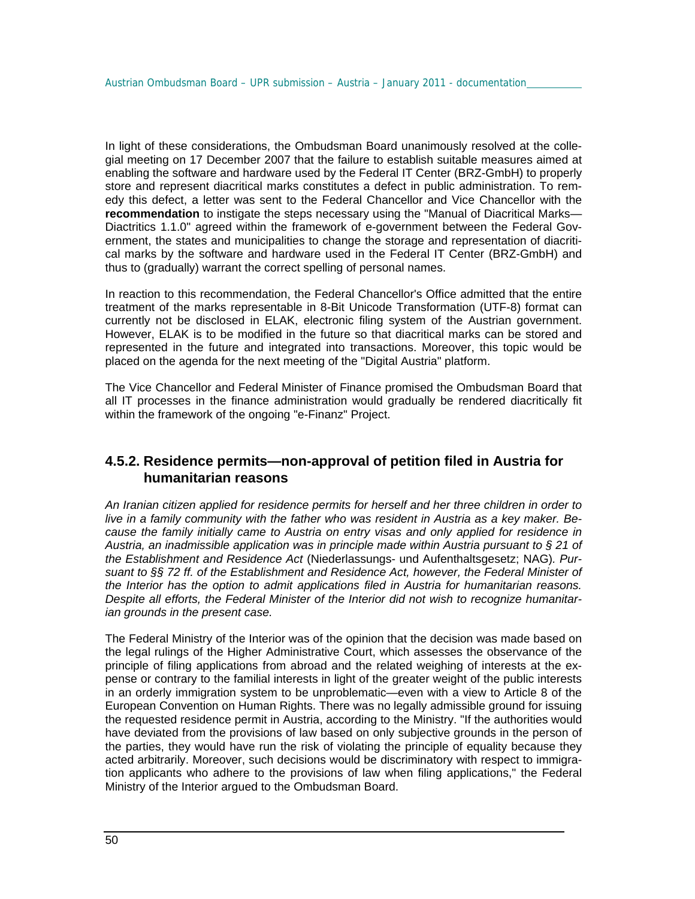In light of these considerations, the Ombudsman Board unanimously resolved at the collegial meeting on 17 December 2007 that the failure to establish suitable measures aimed at enabling the software and hardware used by the Federal IT Center (BRZ-GmbH) to properly store and represent diacritical marks constitutes a defect in public administration. To remedy this defect, a letter was sent to the Federal Chancellor and Vice Chancellor with the **recommendation** to instigate the steps necessary using the "Manual of Diacritical Marks—Diactritics 1.1.0" agreed within the framework of e-government between the Federal Government, the states and municipalities to change the storage and representation of diacritical marks by the software and hardware used in the Federal IT Center (BRZ-GmbH) and thus to (gradually) warrant the correct spelling of personal names.

In reaction to this recommendation, the Federal Chancellor's Office admitted that the entire treatment of the marks representable in 8-Bit Unicode Transformation (UTF-8) format can currently not be disclosed in ELAK, electronic filing system of the Austrian government. However, ELAK is to be modified in the future so that diacritical marks can be stored and represented in the future and integrated into transactions. Moreover, this topic would be placed on the agenda for the next meeting of the "Digital Austria" platform.

The Vice Chancellor and Federal Minister of Finance promised the Ombudsman Board that all IT processes in the finance administration would gradually be rendered diacritically fit within the framework of the ongoing "e-Finanz" Project.

### 4.5.2. Residence permits—non-approval of petition filed in Austria for humanitarian reasons

*An Iranian citizen applied for residence permits for herself and her three children in order to live in a family community with the father who was resident in Austria as a key maker. Because the family initially came to Austria on entry visas and only applied for residence in Austria, an inadmissible application was in principle made within Austria pursuant to § 21 of the Establishment and Residence Act* (Niederlassungs- und Aufenthaltsgesetz; NAG)*. Pursuant to §§ 72 ff. of the Establishment and Residence Act, however, the Federal Minister of the Interior has the option to admit applications filed in Austria for humanitarian reasons. Despite all efforts, the Federal Minister of the Interior did not wish to recognize humanitarian grounds in the present case.*

The Federal Ministry of the Interior was of the opinion that the decision was made based on the legal rulings of the Higher Administrative Court, which assesses the observance of the principle of filing applications from abroad and the related weighing of interests at the expense or contrary to the familial interests in light of the greater weight of the public interests in an orderly immigration system to be unproblematic—even with a view to Article 8 of the European Convention on Human Rights. There was no legally admissible ground for issuing the requested residence permit in Austria, according to the Ministry. "If the authorities would have deviated from the provisions of law based on only subjective grounds in the person of the parties, they would have run the risk of violating the principle of equality because they acted arbitrarily. Moreover, such decisions would be discriminatory with respect to immigration applicants who adhere to the provisions of law when filing applications," the Federal Ministry of the Interior argued to the Ombudsman Board.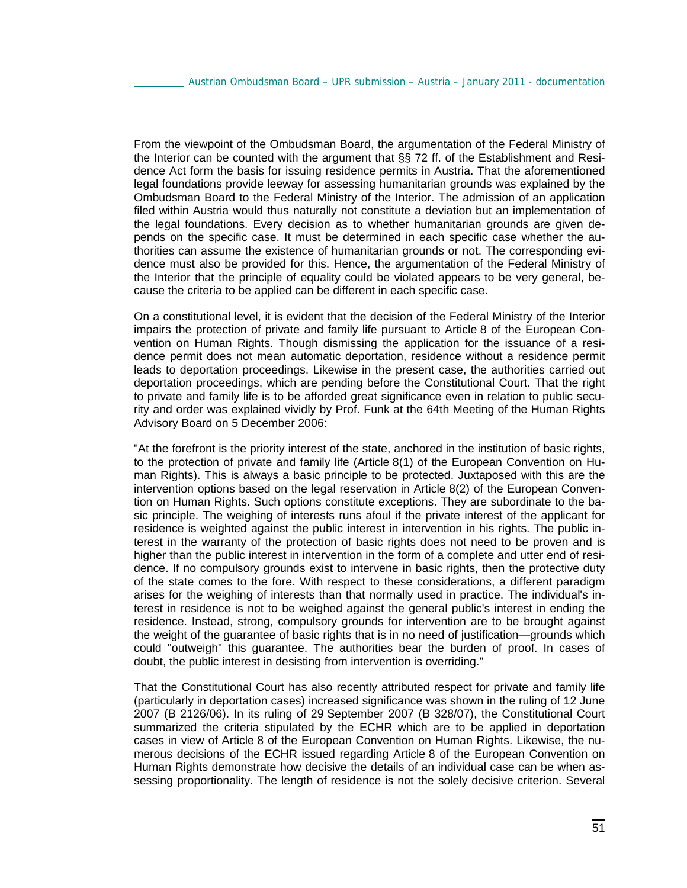From the viewpoint of the Ombudsman Board, the argumentation of the Federal Ministry of the Interior can be counted with the argument that §§ 72 ff. of the Establishment and Residence Act form the basis for issuing residence permits in Austria. That the aforementioned legal foundations provide leeway for assessing humanitarian grounds was explained by the Ombudsman Board to the Federal Ministry of the Interior. The admission of an application filed within Austria would thus naturally not constitute a deviation but an implementation of the legal foundations. Every decision as to whether humanitarian grounds are given depends on the specific case. It must be determined in each specific case whether the authorities can assume the existence of humanitarian grounds or not. The corresponding evidence must also be provided for this. Hence, the argumentation of the Federal Ministry of the Interior that the principle of equality could be violated appears to be very general, because the criteria to be applied can be different in each specific case.

On a constitutional level, it is evident that the decision of the Federal Ministry of the Interior impairs the protection of private and family life pursuant to Article 8 of the European Convention on Human Rights. Though dismissing the application for the issuance of a residence permit does not mean automatic deportation, residence without a residence permit leads to deportation proceedings. Likewise in the present case, the authorities carried out deportation proceedings, which are pending before the Constitutional Court. That the right to private and family life is to be afforded great significance even in relation to public security and order was explained vividly by Prof. Funk at the 64th Meeting of the Human Rights Advisory Board on 5 December 2006:

"At the forefront is the priority interest of the state, anchored in the institution of basic rights, to the protection of private and family life (Article 8(1) of the European Convention on Human Rights). This is always a basic principle to be protected. Juxtaposed with this are the intervention options based on the legal reservation in Article 8(2) of the European Convention on Human Rights. Such options constitute exceptions. They are subordinate to the basic principle. The weighing of interests runs afoul if the private interest of the applicant for residence is weighted against the public interest in intervention in his rights. The public interest in the warranty of the protection of basic rights does not need to be proven and is higher than the public interest in intervention in the form of a complete and utter end of residence. If no compulsory grounds exist to intervene in basic rights, then the protective duty of the state comes to the fore. With respect to these considerations, a different paradigm arises for the weighing of interests than that normally used in practice. The individual's interest in residence is not to be weighed against the general public's interest in ending the residence. Instead, strong, compulsory grounds for intervention are to be brought against the weight of the guarantee of basic rights that is in no need of justification—grounds which could "outweigh" this guarantee. The authorities bear the burden of proof. In cases of doubt, the public interest in desisting from intervention is overriding."

That the Constitutional Court has also recently attributed respect for private and family life (particularly in deportation cases) increased significance was shown in the ruling of 12 June 2007 (B 2126/06). In its ruling of 29 September 2007 (B 328/07), the Constitutional Court summarized the criteria stipulated by the ECHR which are to be applied in deportation cases in view of Article 8 of the European Convention on Human Rights. Likewise, the numerous decisions of the ECHR issued regarding Article 8 of the European Convention on Human Rights demonstrate how decisive the details of an individual case can be when assessing proportionality. The length of residence is not the solely decisive criterion. Several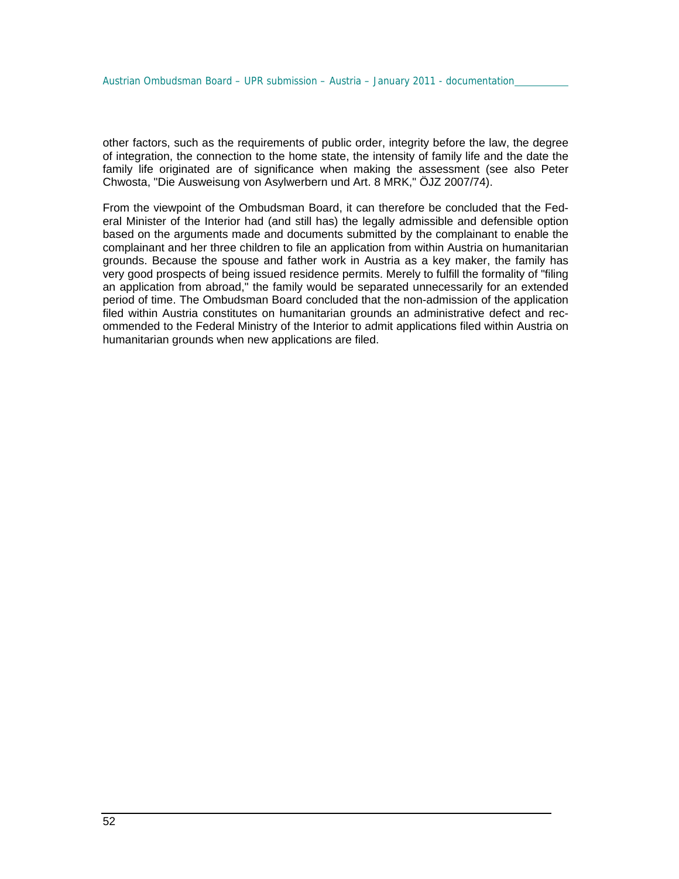other factors, such as the requirements of public order, integrity before the law, the degree of integration, the connection to the home state, the intensity of family life and the date the family life originated are of significance when making the assessment (see also Peter Chwosta, "Die Ausweisung von Asylwerbern und Art. 8 MRK," ÖJZ 2007/74).

From the viewpoint of the Ombudsman Board, it can therefore be concluded that the Federal Minister of the Interior had (and still has) the legally admissible and defensible option based on the arguments made and documents submitted by the complainant to enable the complainant and her three children to file an application from within Austria on humanitarian grounds. Because the spouse and father work in Austria as a key maker, the family has very good prospects of being issued residence permits. Merely to fulfill the formality of "filing an application from abroad," the family would be separated unnecessarily for an extended period of time. The Ombudsman Board concluded that the non-admission of the application filed within Austria constitutes on humanitarian grounds an administrative defect and recommended to the Federal Ministry of the Interior to admit applications filed within Austria on humanitarian grounds when new applications are filed.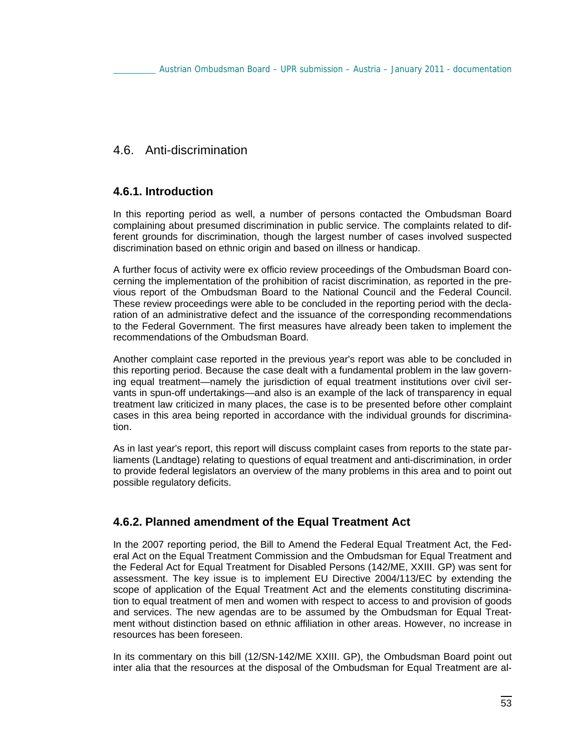## 4.6. Anti-discrimination

### 4.6.1. Introduction

In this reporting period as well, a number of persons contacted the Ombudsman Board complaining about presumed discrimination in public service. The complaints related to different grounds for discrimination, though the largest number of cases involved suspected discrimination based on ethnic origin and based on illness or handicap.

A further focus of activity were ex officio review proceedings of the Ombudsman Board concerning the implementation of the prohibition of racist discrimination, as reported in the previous report of the Ombudsman Board to the National Council and the Federal Council. These review proceedings were able to be concluded in the reporting period with the declaration of an administrative defect and the issuance of the corresponding recommendations to the Federal Government. The first measures have already been taken to implement the recommendations of the Ombudsman Board.

Another complaint case reported in the previous year's report was able to be concluded in this reporting period. Because the case dealt with a fundamental problem in the law governing equal treatment—namely the jurisdiction of equal treatment institutions over civil servants in spun-off undertakings—and also is an example of the lack of transparency in equal treatment law criticized in many places, the case is to be presented before other complaint cases in this area being reported in accordance with the individual grounds for discrimination.

As in last year's report, this report will discuss complaint cases from reports to the state parliaments (Landtage) relating to questions of equal treatment and anti-discrimination, in order to provide federal legislators an overview of the many problems in this area and to point out possible regulatory deficits.

### 4.6.2. Planned amendment of the Equal Treatment Act

In the 2007 reporting period, the Bill to Amend the Federal Equal Treatment Act, the Federal Act on the Equal Treatment Commission and the Ombudsman for Equal Treatment and the Federal Act for Equal Treatment for Disabled Persons (142/ME, XXIII. GP) was sent for assessment. The key issue is to implement EU Directive 2004/113/EC by extending the scope of application of the Equal Treatment Act and the elements constituting discrimination to equal treatment of men and women with respect to access to and provision of goods and services. The new agendas are to be assumed by the Ombudsman for Equal Treatment without distinction based on ethnic affiliation in other areas. However, no increase in resources has been foreseen.

In its commentary on this bill (12/SN-142/ME XXIII. GP), the Ombudsman Board point out inter alia that the resources at the disposal of the Ombudsman for Equal Treatment are al-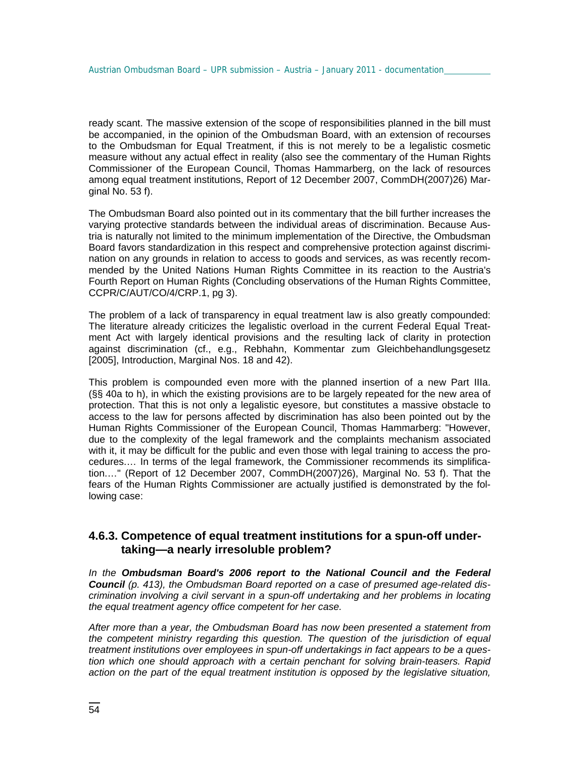ready scant. The massive extension of the scope of responsibilities planned in the bill must be accompanied, in the opinion of the Ombudsman Board, with an extension of recourses to the Ombudsman for Equal Treatment, if this is not merely to be a legalistic cosmetic measure without any actual effect in reality (also see the commentary of the Human Rights Commissioner of the European Council, Thomas Hammarberg, on the lack of resources among equal treatment institutions, Report of 12 December 2007, CommDH(2007)26) Marginal No. 53 f).

The Ombudsman Board also pointed out in its commentary that the bill further increases the varying protective standards between the individual areas of discrimination. Because Austria is naturally not limited to the minimum implementation of the Directive, the Ombudsman Board favors standardization in this respect and comprehensive protection against discrimination on any grounds in relation to access to goods and services, as was recently recommended by the United Nations Human Rights Committee in its reaction to the Austria's Fourth Report on Human Rights (Concluding observations of the Human Rights Committee, CCPR/C/AUT/CO/4/CRP.1, pg 3).

The problem of a lack of transparency in equal treatment law is also greatly compounded: The literature already criticizes the legalistic overload in the current Federal Equal Treatment Act with largely identical provisions and the resulting lack of clarity in protection against discrimination (cf., e.g., Rebhahn, Kommentar zum Gleichbehandlungsgesetz [2005], Introduction, Marginal Nos. 18 and 42).

This problem is compounded even more with the planned insertion of a new Part IIIa. (§§ 40a to h), in which the existing provisions are to be largely repeated for the new area of protection. That this is not only a legalistic eyesore, but constitutes a massive obstacle to access to the law for persons affected by discrimination has also been pointed out by the Human Rights Commissioner of the European Council, Thomas Hammarberg: "However, due to the complexity of the legal framework and the complaints mechanism associated with it, it may be difficult for the public and even those with legal training to access the procedures…. In terms of the legal framework, the Commissioner recommends its simplification.…" (Report of 12 December 2007, CommDH(2007)26), Marginal No. 53 f). That the fears of the Human Rights Commissioner are actually justified is demonstrated by the following case:

### 4.6.3. Competence of equal treatment institutions for a spun-off undertaking—a nearly irresoluble problem?

*In the **Ombudsman Board's 2006 report to the National Council and the Federal Council** (p. 413), the Ombudsman Board reported on a case of presumed age-related discrimination involving a civil servant in a spun-off undertaking and her problems in locating the equal treatment agency office competent for her case.*

*After more than a year, the Ombudsman Board has now been presented a statement from the competent ministry regarding this question. The question of the jurisdiction of equal treatment institutions over employees in spun-off undertakings in fact appears to be a question which one should approach with a certain penchant for solving brain-teasers. Rapid action on the part of the equal treatment institution is opposed by the legislative situation,*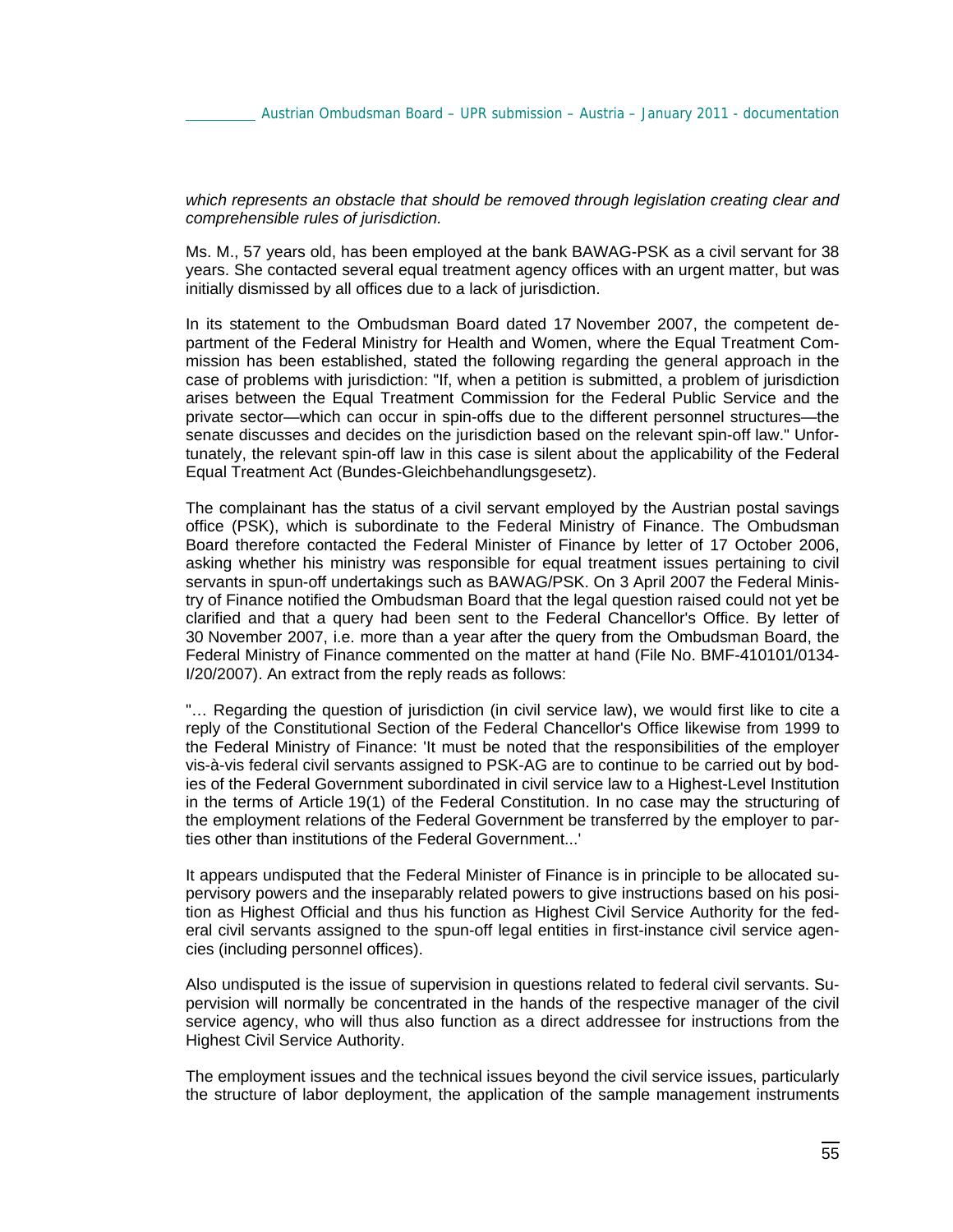*which represents an obstacle that should be removed through legislation creating clear and comprehensible rules of jurisdiction.*

Ms. M., 57 years old, has been employed at the bank BAWAG-PSK as a civil servant for 38 years. She contacted several equal treatment agency offices with an urgent matter, but was initially dismissed by all offices due to a lack of jurisdiction.

In its statement to the Ombudsman Board dated 17 November 2007, the competent department of the Federal Ministry for Health and Women, where the Equal Treatment Commission has been established, stated the following regarding the general approach in the case of problems with jurisdiction: "If, when a petition is submitted, a problem of jurisdiction arises between the Equal Treatment Commission for the Federal Public Service and the private sector—which can occur in spin-offs due to the different personnel structures—the senate discusses and decides on the jurisdiction based on the relevant spin-off law." Unfortunately, the relevant spin-off law in this case is silent about the applicability of the Federal Equal Treatment Act (Bundes-Gleichbehandlungsgesetz).

The complainant has the status of a civil servant employed by the Austrian postal savings office (PSK), which is subordinate to the Federal Ministry of Finance. The Ombudsman Board therefore contacted the Federal Minister of Finance by letter of 17 October 2006, asking whether his ministry was responsible for equal treatment issues pertaining to civil servants in spun-off undertakings such as BAWAG/PSK. On 3 April 2007 the Federal Ministry of Finance notified the Ombudsman Board that the legal question raised could not yet be clarified and that a query had been sent to the Federal Chancellor's Office. By letter of 30 November 2007, i.e. more than a year after the query from the Ombudsman Board, the Federal Ministry of Finance commented on the matter at hand (File No. BMF-410101/0134-I/20/2007). An extract from the reply reads as follows:

"… Regarding the question of jurisdiction (in civil service law), we would first like to cite a reply of the Constitutional Section of the Federal Chancellor's Office likewise from 1999 to the Federal Ministry of Finance: 'It must be noted that the responsibilities of the employer vis-à-vis federal civil servants assigned to PSK-AG are to continue to be carried out by bodies of the Federal Government subordinated in civil service law to a Highest-Level Institution in the terms of Article 19(1) of the Federal Constitution. In no case may the structuring of the employment relations of the Federal Government be transferred by the employer to parties other than institutions of the Federal Government...'

It appears undisputed that the Federal Minister of Finance is in principle to be allocated supervisory powers and the inseparably related powers to give instructions based on his position as Highest Official and thus his function as Highest Civil Service Authority for the federal civil servants assigned to the spun-off legal entities in first-instance civil service agencies (including personnel offices).

Also undisputed is the issue of supervision in questions related to federal civil servants. Supervision will normally be concentrated in the hands of the respective manager of the civil service agency, who will thus also function as a direct addressee for instructions from the Highest Civil Service Authority.

The employment issues and the technical issues beyond the civil service issues, particularly the structure of labor deployment, the application of the sample management instruments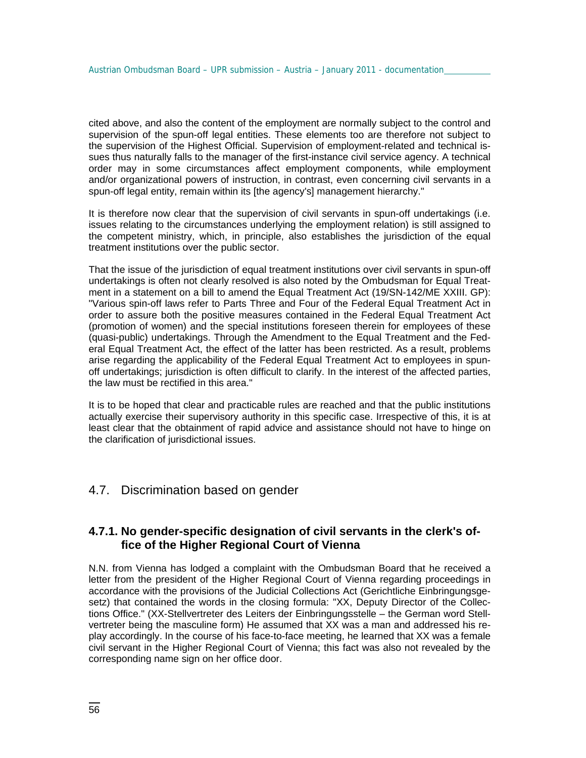cited above, and also the content of the employment are normally subject to the control and supervision of the spun-off legal entities. These elements too are therefore not subject to the supervision of the Highest Official. Supervision of employment-related and technical issues thus naturally falls to the manager of the first-instance civil service agency. A technical order may in some circumstances affect employment components, while employment and/or organizational powers of instruction, in contrast, even concerning civil servants in a spun-off legal entity, remain within its [the agency's] management hierarchy."

It is therefore now clear that the supervision of civil servants in spun-off undertakings (i.e. issues relating to the circumstances underlying the employment relation) is still assigned to the competent ministry, which, in principle, also establishes the jurisdiction of the equal treatment institutions over the public sector.

That the issue of the jurisdiction of equal treatment institutions over civil servants in spun-off undertakings is often not clearly resolved is also noted by the Ombudsman for Equal Treatment in a statement on a bill to amend the Equal Treatment Act (19/SN-142/ME XXIII. GP): "Various spin-off laws refer to Parts Three and Four of the Federal Equal Treatment Act in order to assure both the positive measures contained in the Federal Equal Treatment Act (promotion of women) and the special institutions foreseen therein for employees of these (quasi-public) undertakings. Through the Amendment to the Equal Treatment and the Federal Equal Treatment Act, the effect of the latter has been restricted. As a result, problems arise regarding the applicability of the Federal Equal Treatment Act to employees in spun-off undertakings; jurisdiction is often difficult to clarify. In the interest of the affected parties, the law must be rectified in this area."

It is to be hoped that clear and practicable rules are reached and that the public institutions actually exercise their supervisory authority in this specific case. Irrespective of this, it is at least clear that the obtainment of rapid advice and assistance should not have to hinge on the clarification of jurisdictional issues.

## 4.7. Discrimination based on gender

### 4.7.1. No gender-specific designation of civil servants in the clerk's office of the Higher Regional Court of Vienna

N.N. from Vienna has lodged a complaint with the Ombudsman Board that he received a letter from the president of the Higher Regional Court of Vienna regarding proceedings in accordance with the provisions of the Judicial Collections Act (Gerichtliche Einbringungsgesetz) that contained the words in the closing formula: "XX, Deputy Director of the Collections Office." (XX-Stellvertreter des Leiters der Einbringungsstelle – the German word Stellvertreter being the masculine form) He assumed that XX was a man and addressed his replay accordingly. In the course of his face-to-face meeting, he learned that XX was a female civil servant in the Higher Regional Court of Vienna; this fact was also not revealed by the corresponding name sign on her office door.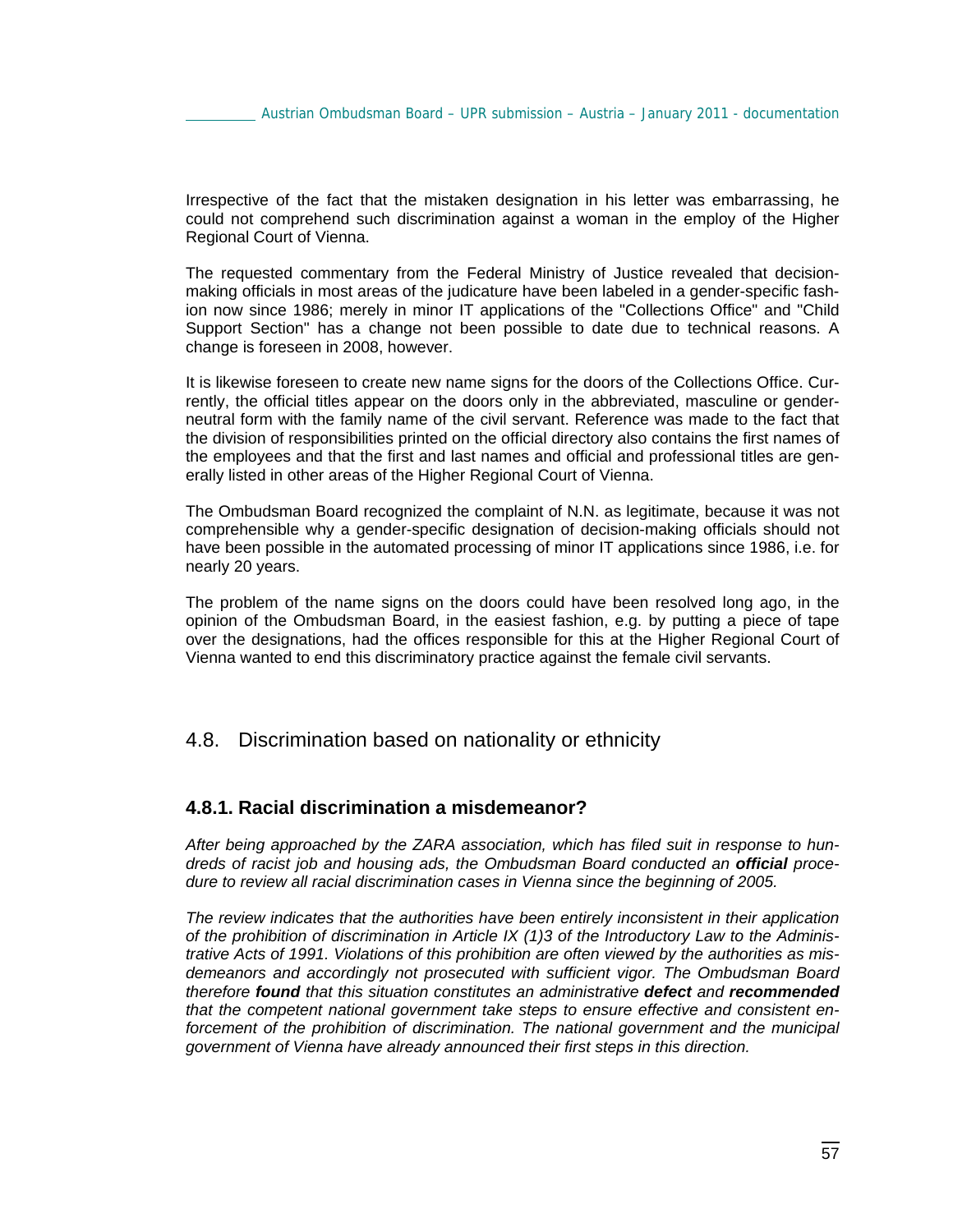Irrespective of the fact that the mistaken designation in his letter was embarrassing, he could not comprehend such discrimination against a woman in the employ of the Higher Regional Court of Vienna.

The requested commentary from the Federal Ministry of Justice revealed that decision-making officials in most areas of the judicature have been labeled in a gender-specific fashion now since 1986; merely in minor IT applications of the "Collections Office" and "Child Support Section" has a change not been possible to date due to technical reasons. A change is foreseen in 2008, however.

It is likewise foreseen to create new name signs for the doors of the Collections Office. Currently, the official titles appear on the doors only in the abbreviated, masculine or gender-neutral form with the family name of the civil servant. Reference was made to the fact that the division of responsibilities printed on the official directory also contains the first names of the employees and that the first and last names and official and professional titles are generally listed in other areas of the Higher Regional Court of Vienna.

The Ombudsman Board recognized the complaint of N.N. as legitimate, because it was not comprehensible why a gender-specific designation of decision-making officials should not have been possible in the automated processing of minor IT applications since 1986, i.e. for nearly 20 years.

The problem of the name signs on the doors could have been resolved long ago, in the opinion of the Ombudsman Board, in the easiest fashion, e.g. by putting a piece of tape over the designations, had the offices responsible for this at the Higher Regional Court of Vienna wanted to end this discriminatory practice against the female civil servants.

## 4.8. Discrimination based on nationality or ethnicity

### 4.8.1. Racial discrimination a misdemeanor?

*After being approached by the ZARA association, which has filed suit in response to hundreds of racist job and housing ads, the Ombudsman Board conducted an **official** procedure to review all racial discrimination cases in Vienna since the beginning of 2005.*

*The review indicates that the authorities have been entirely inconsistent in their application of the prohibition of discrimination in Article IX (1)3 of the Introductory Law to the Administrative Acts of 1991. Violations of this prohibition are often viewed by the authorities as misdemeanors and accordingly not prosecuted with sufficient vigor. The Ombudsman Board therefore **found** that this situation constitutes an administrative **defect** and **recommended** that the competent national government take steps to ensure effective and consistent enforcement of the prohibition of discrimination. The national government and the municipal government of Vienna have already announced their first steps in this direction.*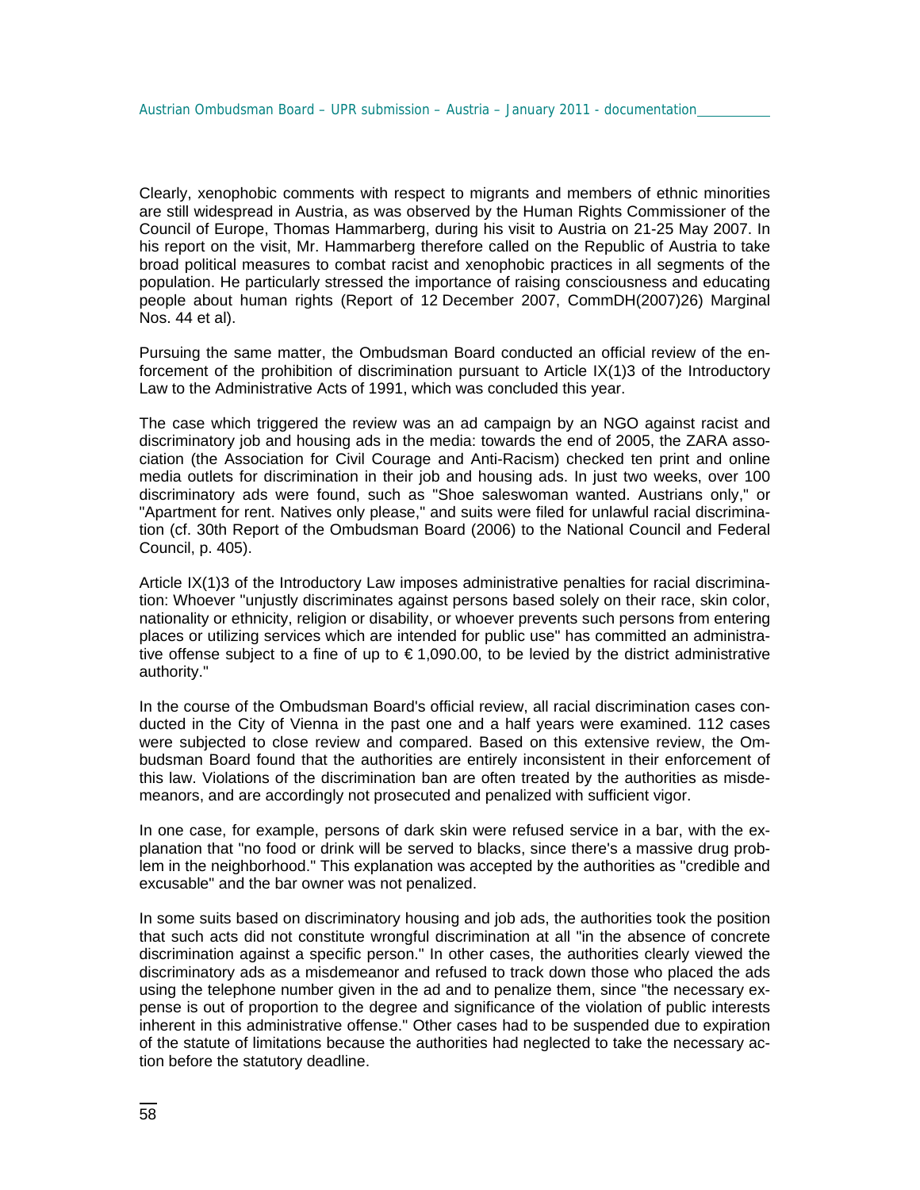Clearly, xenophobic comments with respect to migrants and members of ethnic minorities are still widespread in Austria, as was observed by the Human Rights Commissioner of the Council of Europe, Thomas Hammarberg, during his visit to Austria on 21-25 May 2007. In his report on the visit, Mr. Hammarberg therefore called on the Republic of Austria to take broad political measures to combat racist and xenophobic practices in all segments of the population. He particularly stressed the importance of raising consciousness and educating people about human rights (Report of 12 December 2007, CommDH(2007)26) Marginal Nos. 44 et al).

Pursuing the same matter, the Ombudsman Board conducted an official review of the enforcement of the prohibition of discrimination pursuant to Article IX(1)3 of the Introductory Law to the Administrative Acts of 1991, which was concluded this year.

The case which triggered the review was an ad campaign by an NGO against racist and discriminatory job and housing ads in the media: towards the end of 2005, the ZARA association (the Association for Civil Courage and Anti-Racism) checked ten print and online media outlets for discrimination in their job and housing ads. In just two weeks, over 100 discriminatory ads were found, such as "Shoe saleswoman wanted. Austrians only," or "Apartment for rent. Natives only please," and suits were filed for unlawful racial discrimination (cf. 30th Report of the Ombudsman Board (2006) to the National Council and Federal Council, p. 405).

Article IX(1)3 of the Introductory Law imposes administrative penalties for racial discrimination: Whoever "unjustly discriminates against persons based solely on their race, skin color, nationality or ethnicity, religion or disability, or whoever prevents such persons from entering places or utilizing services which are intended for public use" has committed an administrative offense subject to a fine of up to € 1,090.00, to be levied by the district administrative authority."

In the course of the Ombudsman Board's official review, all racial discrimination cases conducted in the City of Vienna in the past one and a half years were examined. 112 cases were subjected to close review and compared. Based on this extensive review, the Ombudsman Board found that the authorities are entirely inconsistent in their enforcement of this law. Violations of the discrimination ban are often treated by the authorities as misdemeanors, and are accordingly not prosecuted and penalized with sufficient vigor.

In one case, for example, persons of dark skin were refused service in a bar, with the explanation that "no food or drink will be served to blacks, since there's a massive drug problem in the neighborhood." This explanation was accepted by the authorities as "credible and excusable" and the bar owner was not penalized.

In some suits based on discriminatory housing and job ads, the authorities took the position that such acts did not constitute wrongful discrimination at all "in the absence of concrete discrimination against a specific person." In other cases, the authorities clearly viewed the discriminatory ads as a misdemeanor and refused to track down those who placed the ads using the telephone number given in the ad and to penalize them, since "the necessary expense is out of proportion to the degree and significance of the violation of public interests inherent in this administrative offense." Other cases had to be suspended due to expiration of the statute of limitations because the authorities had neglected to take the necessary action before the statutory deadline.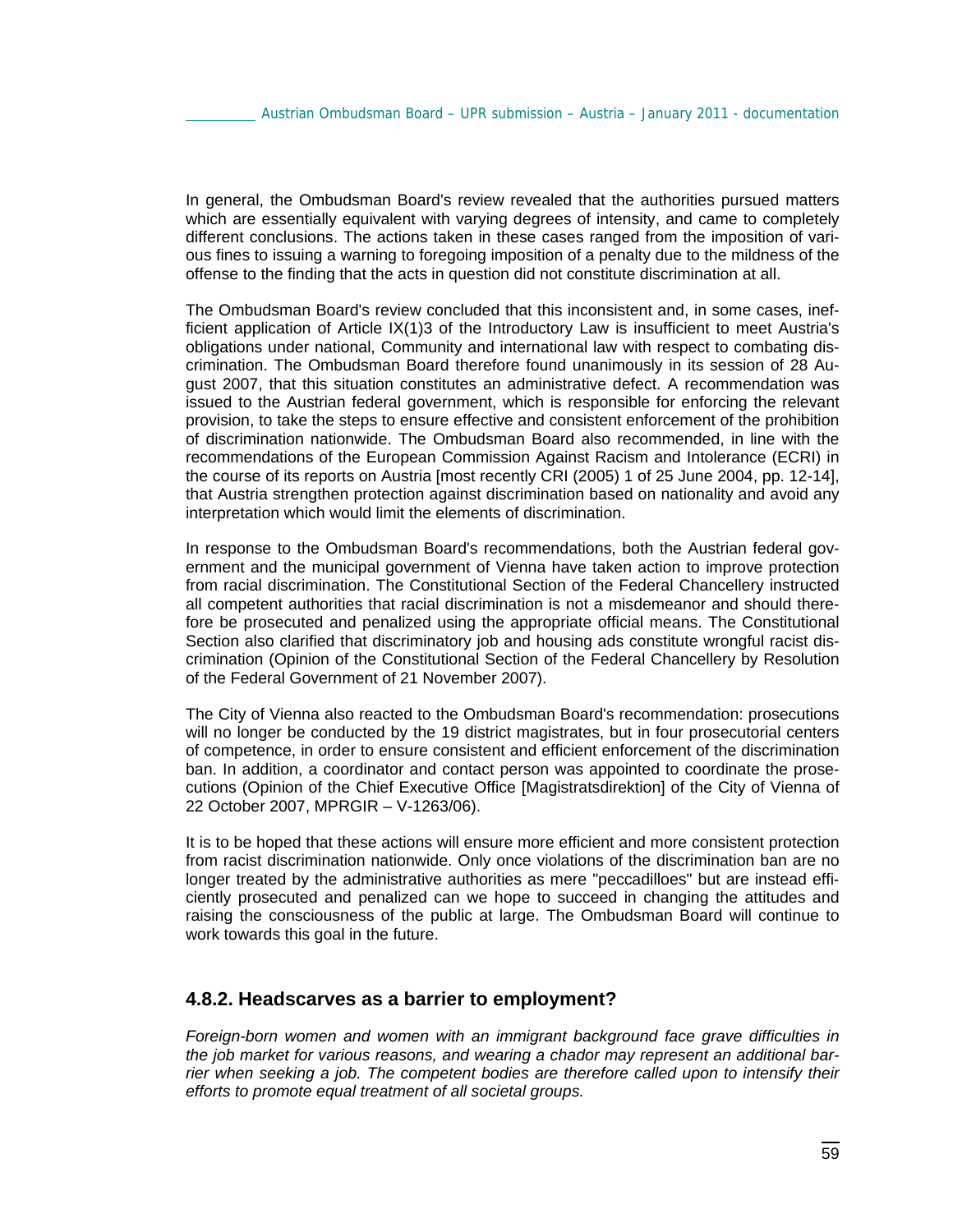In general, the Ombudsman Board's review revealed that the authorities pursued matters which are essentially equivalent with varying degrees of intensity, and came to completely different conclusions. The actions taken in these cases ranged from the imposition of various fines to issuing a warning to foregoing imposition of a penalty due to the mildness of the offense to the finding that the acts in question did not constitute discrimination at all.

The Ombudsman Board's review concluded that this inconsistent and, in some cases, inefficient application of Article IX(1)3 of the Introductory Law is insufficient to meet Austria's obligations under national, Community and international law with respect to combating discrimination. The Ombudsman Board therefore found unanimously in its session of 28 August 2007, that this situation constitutes an administrative defect. A recommendation was issued to the Austrian federal government, which is responsible for enforcing the relevant provision, to take the steps to ensure effective and consistent enforcement of the prohibition of discrimination nationwide. The Ombudsman Board also recommended, in line with the recommendations of the European Commission Against Racism and Intolerance (ECRI) in the course of its reports on Austria [most recently CRI (2005) 1 of 25 June 2004, pp. 12-14], that Austria strengthen protection against discrimination based on nationality and avoid any interpretation which would limit the elements of discrimination.

In response to the Ombudsman Board's recommendations, both the Austrian federal government and the municipal government of Vienna have taken action to improve protection from racial discrimination. The Constitutional Section of the Federal Chancellery instructed all competent authorities that racial discrimination is not a misdemeanor and should therefore be prosecuted and penalized using the appropriate official means. The Constitutional Section also clarified that discriminatory job and housing ads constitute wrongful racist discrimination (Opinion of the Constitutional Section of the Federal Chancellery by Resolution of the Federal Government of 21 November 2007).

The City of Vienna also reacted to the Ombudsman Board's recommendation: prosecutions will no longer be conducted by the 19 district magistrates, but in four prosecutorial centers of competence, in order to ensure consistent and efficient enforcement of the discrimination ban. In addition, a coordinator and contact person was appointed to coordinate the prosecutions (Opinion of the Chief Executive Office [Magistratsdirektion] of the City of Vienna of 22 October 2007, MPRGIR – V-1263/06).

It is to be hoped that these actions will ensure more efficient and more consistent protection from racist discrimination nationwide. Only once violations of the discrimination ban are no longer treated by the administrative authorities as mere "peccadilloes" but are instead efficiently prosecuted and penalized can we hope to succeed in changing the attitudes and raising the consciousness of the public at large. The Ombudsman Board will continue to work towards this goal in the future.

### 4.8.2. Headscarves as a barrier to employment?

*Foreign-born women and women with an immigrant background face grave difficulties in the job market for various reasons, and wearing a chador may represent an additional barrier when seeking a job. The competent bodies are therefore called upon to intensify their efforts to promote equal treatment of all societal groups.*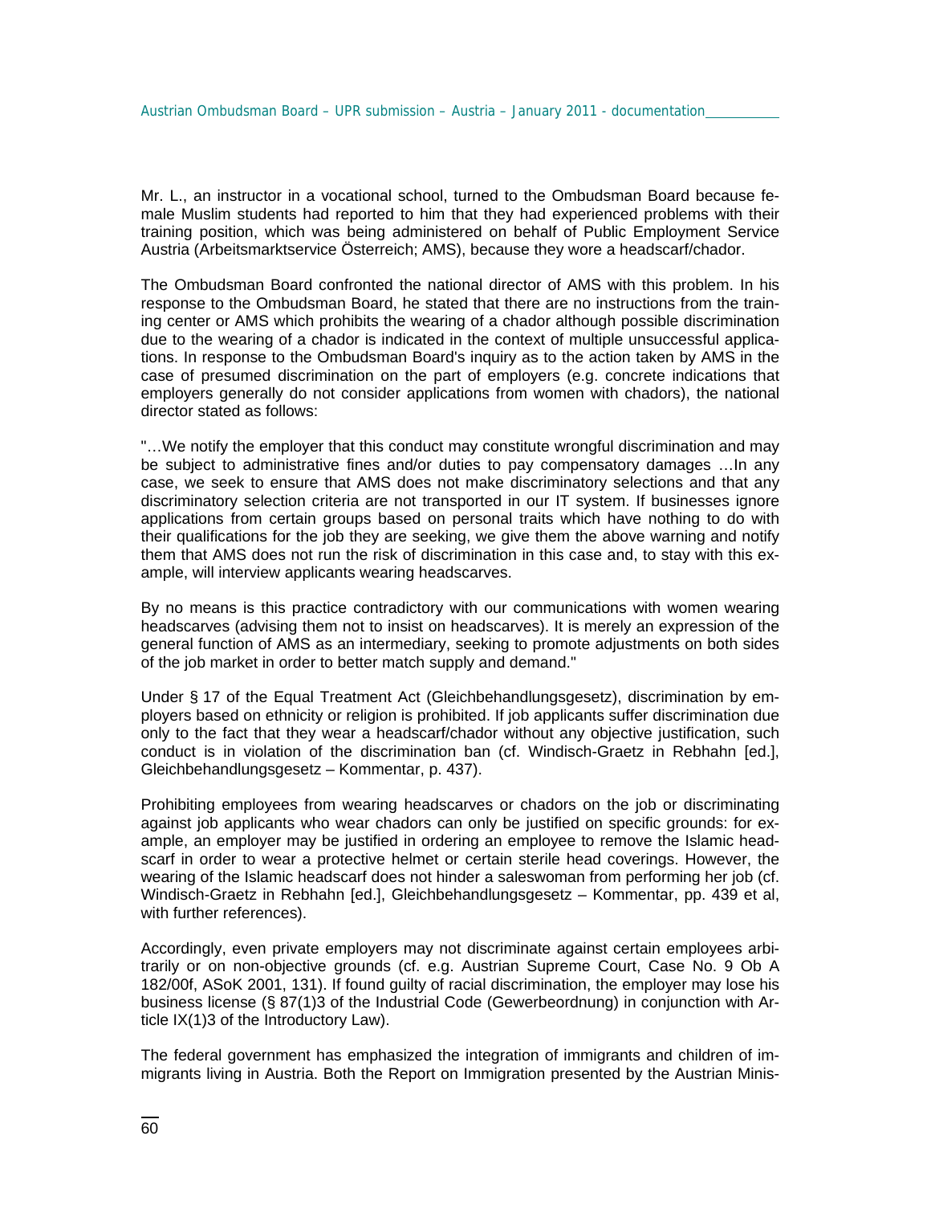Mr. L., an instructor in a vocational school, turned to the Ombudsman Board because female Muslim students had reported to him that they had experienced problems with their training position, which was being administered on behalf of Public Employment Service Austria (Arbeitsmarktservice Österreich; AMS), because they wore a headscarf/chador.

The Ombudsman Board confronted the national director of AMS with this problem. In his response to the Ombudsman Board, he stated that there are no instructions from the training center or AMS which prohibits the wearing of a chador although possible discrimination due to the wearing of a chador is indicated in the context of multiple unsuccessful applications. In response to the Ombudsman Board's inquiry as to the action taken by AMS in the case of presumed discrimination on the part of employers (e.g. concrete indications that employers generally do not consider applications from women with chadors), the national director stated as follows:

"…We notify the employer that this conduct may constitute wrongful discrimination and may be subject to administrative fines and/or duties to pay compensatory damages …In any case, we seek to ensure that AMS does not make discriminatory selections and that any discriminatory selection criteria are not transported in our IT system. If businesses ignore applications from certain groups based on personal traits which have nothing to do with their qualifications for the job they are seeking, we give them the above warning and notify them that AMS does not run the risk of discrimination in this case and, to stay with this example, will interview applicants wearing headscarves.

By no means is this practice contradictory with our communications with women wearing headscarves (advising them not to insist on headscarves). It is merely an expression of the general function of AMS as an intermediary, seeking to promote adjustments on both sides of the job market in order to better match supply and demand."

Under § 17 of the Equal Treatment Act (Gleichbehandlungsgesetz), discrimination by employers based on ethnicity or religion is prohibited. If job applicants suffer discrimination due only to the fact that they wear a headscarf/chador without any objective justification, such conduct is in violation of the discrimination ban (cf. Windisch-Graetz in Rebhahn [ed.], Gleichbehandlungsgesetz – Kommentar, p. 437).

Prohibiting employees from wearing headscarves or chadors on the job or discriminating against job applicants who wear chadors can only be justified on specific grounds: for example, an employer may be justified in ordering an employee to remove the Islamic headscarf in order to wear a protective helmet or certain sterile head coverings. However, the wearing of the Islamic headscarf does not hinder a saleswoman from performing her job (cf. Windisch-Graetz in Rebhahn [ed.], Gleichbehandlungsgesetz – Kommentar, pp. 439 et al, with further references).

Accordingly, even private employers may not discriminate against certain employees arbitrarily or on non-objective grounds (cf. e.g. Austrian Supreme Court, Case No. 9 Ob A 182/00f, ASoK 2001, 131). If found guilty of racial discrimination, the employer may lose his business license (§ 87(1)3 of the Industrial Code (Gewerbeordnung) in conjunction with Article IX(1)3 of the Introductory Law).

The federal government has emphasized the integration of immigrants and children of immigrants living in Austria. Both the Report on Immigration presented by the Austrian Minis-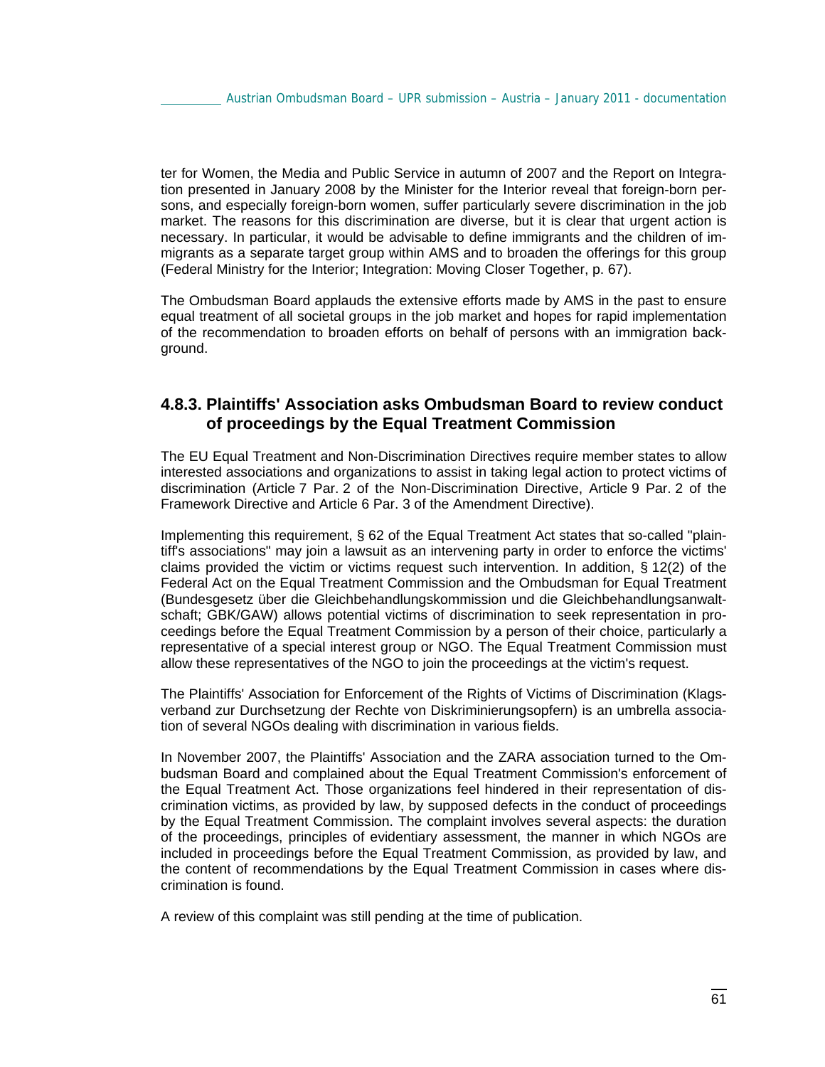ter for Women, the Media and Public Service in autumn of 2007 and the Report on Integration presented in January 2008 by the Minister for the Interior reveal that foreign-born persons, and especially foreign-born women, suffer particularly severe discrimination in the job market. The reasons for this discrimination are diverse, but it is clear that urgent action is necessary. In particular, it would be advisable to define immigrants and the children of immigrants as a separate target group within AMS and to broaden the offerings for this group (Federal Ministry for the Interior; Integration: Moving Closer Together, p. 67).

The Ombudsman Board applauds the extensive efforts made by AMS in the past to ensure equal treatment of all societal groups in the job market and hopes for rapid implementation of the recommendation to broaden efforts on behalf of persons with an immigration background.

### 4.8.3. Plaintiffs' Association asks Ombudsman Board to review conduct of proceedings by the Equal Treatment Commission

The EU Equal Treatment and Non-Discrimination Directives require member states to allow interested associations and organizations to assist in taking legal action to protect victims of discrimination (Article 7 Par. 2 of the Non-Discrimination Directive, Article 9 Par. 2 of the Framework Directive and Article 6 Par. 3 of the Amendment Directive).

Implementing this requirement, § 62 of the Equal Treatment Act states that so-called "plaintiff's associations" may join a lawsuit as an intervening party in order to enforce the victims' claims provided the victim or victims request such intervention. In addition, § 12(2) of the Federal Act on the Equal Treatment Commission and the Ombudsman for Equal Treatment (Bundesgesetz über die Gleichbehandlungskommission und die Gleichbehandlungsanwaltschaft; GBK/GAW) allows potential victims of discrimination to seek representation in proceedings before the Equal Treatment Commission by a person of their choice, particularly a representative of a special interest group or NGO. The Equal Treatment Commission must allow these representatives of the NGO to join the proceedings at the victim's request.

The Plaintiffs' Association for Enforcement of the Rights of Victims of Discrimination (Klagsverband zur Durchsetzung der Rechte von Diskriminierungsopfern) is an umbrella association of several NGOs dealing with discrimination in various fields.

In November 2007, the Plaintiffs' Association and the ZARA association turned to the Ombudsman Board and complained about the Equal Treatment Commission's enforcement of the Equal Treatment Act. Those organizations feel hindered in their representation of discrimination victims, as provided by law, by supposed defects in the conduct of proceedings by the Equal Treatment Commission. The complaint involves several aspects: the duration of the proceedings, principles of evidentiary assessment, the manner in which NGOs are included in proceedings before the Equal Treatment Commission, as provided by law, and the content of recommendations by the Equal Treatment Commission in cases where discrimination is found.

A review of this complaint was still pending at the time of publication.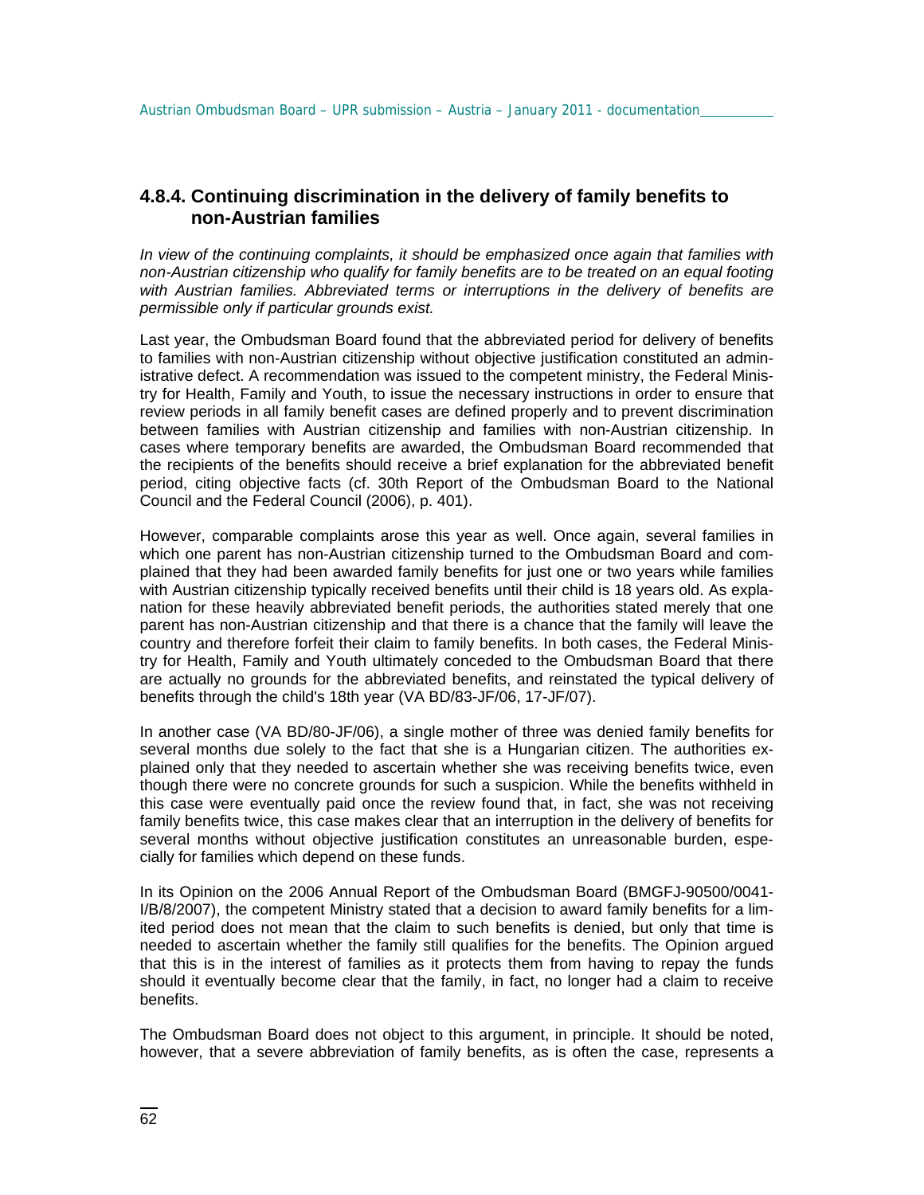## 4.8.4. Continuing discrimination in the delivery of family benefits to non-Austrian families

*In view of the continuing complaints, it should be emphasized once again that families with non-Austrian citizenship who qualify for family benefits are to be treated on an equal footing with Austrian families. Abbreviated terms or interruptions in the delivery of benefits are permissible only if particular grounds exist.*

Last year, the Ombudsman Board found that the abbreviated period for delivery of benefits to families with non-Austrian citizenship without objective justification constituted an administrative defect. A recommendation was issued to the competent ministry, the Federal Ministry for Health, Family and Youth, to issue the necessary instructions in order to ensure that review periods in all family benefit cases are defined properly and to prevent discrimination between families with Austrian citizenship and families with non-Austrian citizenship. In cases where temporary benefits are awarded, the Ombudsman Board recommended that the recipients of the benefits should receive a brief explanation for the abbreviated benefit period, citing objective facts (cf. 30th Report of the Ombudsman Board to the National Council and the Federal Council (2006), p. 401).

However, comparable complaints arose this year as well. Once again, several families in which one parent has non-Austrian citizenship turned to the Ombudsman Board and complained that they had been awarded family benefits for just one or two years while families with Austrian citizenship typically received benefits until their child is 18 years old. As explanation for these heavily abbreviated benefit periods, the authorities stated merely that one parent has non-Austrian citizenship and that there is a chance that the family will leave the country and therefore forfeit their claim to family benefits. In both cases, the Federal Ministry for Health, Family and Youth ultimately conceded to the Ombudsman Board that there are actually no grounds for the abbreviated benefits, and reinstated the typical delivery of benefits through the child's 18th year (VA BD/83-JF/06, 17-JF/07).

In another case (VA BD/80-JF/06), a single mother of three was denied family benefits for several months due solely to the fact that she is a Hungarian citizen. The authorities explained only that they needed to ascertain whether she was receiving benefits twice, even though there were no concrete grounds for such a suspicion. While the benefits withheld in this case were eventually paid once the review found that, in fact, she was not receiving family benefits twice, this case makes clear that an interruption in the delivery of benefits for several months without objective justification constitutes an unreasonable burden, especially for families which depend on these funds.

In its Opinion on the 2006 Annual Report of the Ombudsman Board (BMGFJ-90500/0041-I/B/8/2007), the competent Ministry stated that a decision to award family benefits for a limited period does not mean that the claim to such benefits is denied, but only that time is needed to ascertain whether the family still qualifies for the benefits. The Opinion argued that this is in the interest of families as it protects them from having to repay the funds should it eventually become clear that the family, in fact, no longer had a claim to receive benefits.

The Ombudsman Board does not object to this argument, in principle. It should be noted, however, that a severe abbreviation of family benefits, as is often the case, represents a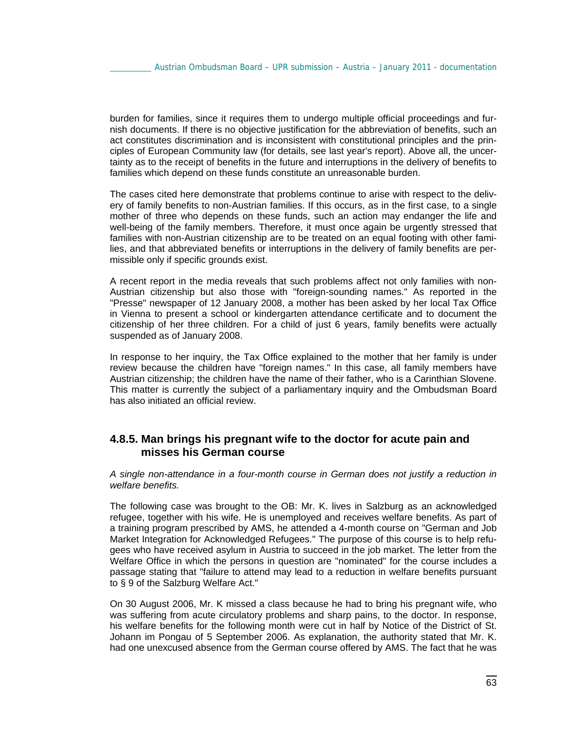burden for families, since it requires them to undergo multiple official proceedings and furnish documents. If there is no objective justification for the abbreviation of benefits, such an act constitutes discrimination and is inconsistent with constitutional principles and the principles of European Community law (for details, see last year's report). Above all, the uncertainty as to the receipt of benefits in the future and interruptions in the delivery of benefits to families which depend on these funds constitute an unreasonable burden.

The cases cited here demonstrate that problems continue to arise with respect to the delivery of family benefits to non-Austrian families. If this occurs, as in the first case, to a single mother of three who depends on these funds, such an action may endanger the life and well-being of the family members. Therefore, it must once again be urgently stressed that families with non-Austrian citizenship are to be treated on an equal footing with other families, and that abbreviated benefits or interruptions in the delivery of family benefits are permissible only if specific grounds exist.

A recent report in the media reveals that such problems affect not only families with non-Austrian citizenship but also those with "foreign-sounding names." As reported in the "Presse" newspaper of 12 January 2008, a mother has been asked by her local Tax Office in Vienna to present a school or kindergarten attendance certificate and to document the citizenship of her three children. For a child of just 6 years, family benefits were actually suspended as of January 2008.

In response to her inquiry, the Tax Office explained to the mother that her family is under review because the children have "foreign names." In this case, all family members have Austrian citizenship; the children have the name of their father, who is a Carinthian Slovene. This matter is currently the subject of a parliamentary inquiry and the Ombudsman Board has also initiated an official review.

## 4.8.5. Man brings his pregnant wife to the doctor for acute pain and misses his German course

*A single non-attendance in a four-month course in German does not justify a reduction in welfare benefits.*

The following case was brought to the OB: Mr. K. lives in Salzburg as an acknowledged refugee, together with his wife. He is unemployed and receives welfare benefits. As part of a training program prescribed by AMS, he attended a 4-month course on "German and Job Market Integration for Acknowledged Refugees." The purpose of this course is to help refugees who have received asylum in Austria to succeed in the job market. The letter from the Welfare Office in which the persons in question are "nominated" for the course includes a passage stating that "failure to attend may lead to a reduction in welfare benefits pursuant to § 9 of the Salzburg Welfare Act."

On 30 August 2006, Mr. K missed a class because he had to bring his pregnant wife, who was suffering from acute circulatory problems and sharp pains, to the doctor. In response, his welfare benefits for the following month were cut in half by Notice of the District of St. Johann im Pongau of 5 September 2006. As explanation, the authority stated that Mr. K. had one unexcused absence from the German course offered by AMS. The fact that he was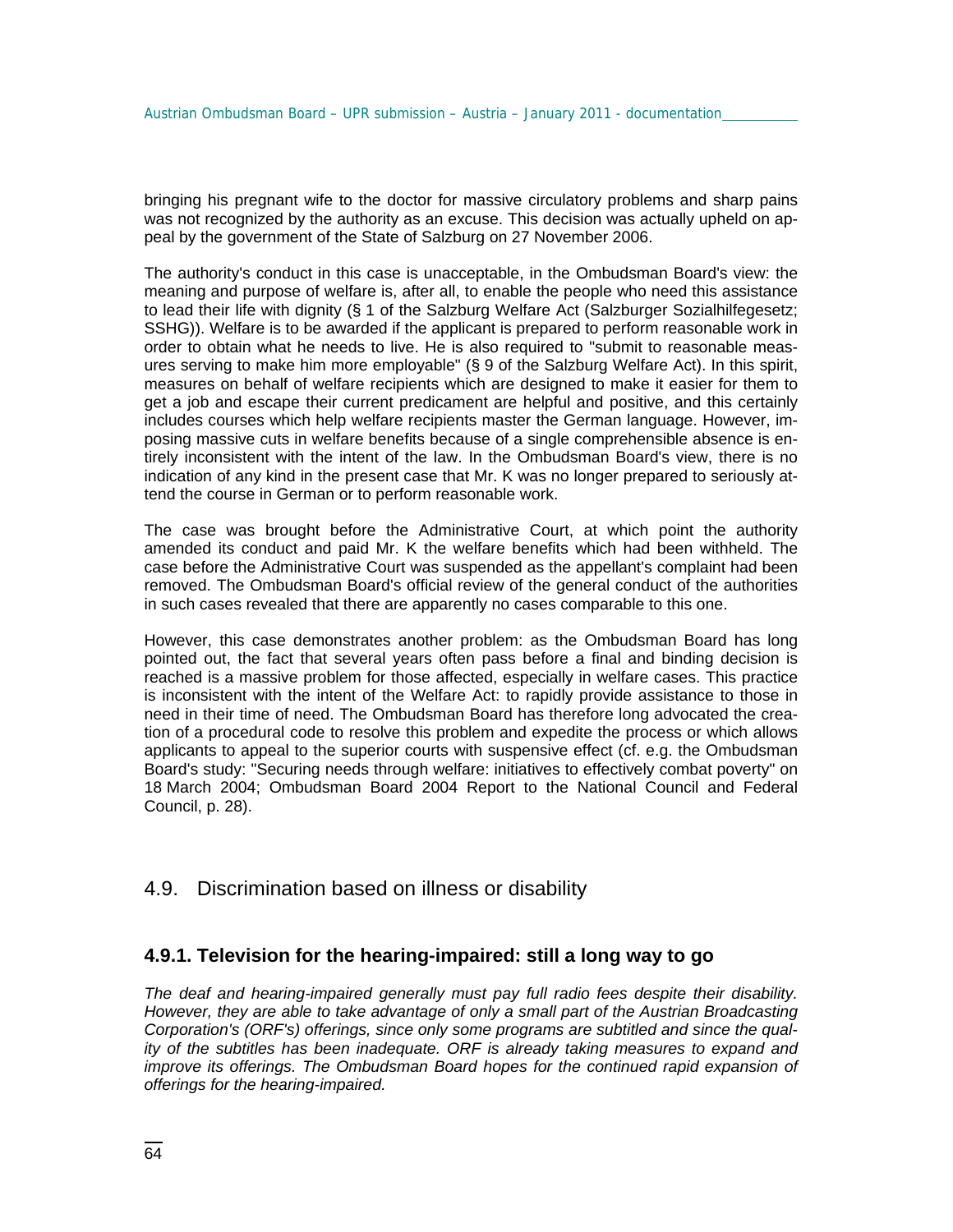bringing his pregnant wife to the doctor for massive circulatory problems and sharp pains was not recognized by the authority as an excuse. This decision was actually upheld on appeal by the government of the State of Salzburg on 27 November 2006.

The authority's conduct in this case is unacceptable, in the Ombudsman Board's view: the meaning and purpose of welfare is, after all, to enable the people who need this assistance to lead their life with dignity (§ 1 of the Salzburg Welfare Act (Salzburger Sozialhilfegesetz; SSHG)). Welfare is to be awarded if the applicant is prepared to perform reasonable work in order to obtain what he needs to live. He is also required to "submit to reasonable measures serving to make him more employable" (§ 9 of the Salzburg Welfare Act). In this spirit, measures on behalf of welfare recipients which are designed to make it easier for them to get a job and escape their current predicament are helpful and positive, and this certainly includes courses which help welfare recipients master the German language. However, imposing massive cuts in welfare benefits because of a single comprehensible absence is entirely inconsistent with the intent of the law. In the Ombudsman Board's view, there is no indication of any kind in the present case that Mr. K was no longer prepared to seriously attend the course in German or to perform reasonable work.

The case was brought before the Administrative Court, at which point the authority amended its conduct and paid Mr. K the welfare benefits which had been withheld. The case before the Administrative Court was suspended as the appellant's complaint had been removed. The Ombudsman Board's official review of the general conduct of the authorities in such cases revealed that there are apparently no cases comparable to this one.

However, this case demonstrates another problem: as the Ombudsman Board has long pointed out, the fact that several years often pass before a final and binding decision is reached is a massive problem for those affected, especially in welfare cases. This practice is inconsistent with the intent of the Welfare Act: to rapidly provide assistance to those in need in their time of need. The Ombudsman Board has therefore long advocated the creation of a procedural code to resolve this problem and expedite the process or which allows applicants to appeal to the superior courts with suspensive effect (cf. e.g. the Ombudsman Board's study: "Securing needs through welfare: initiatives to effectively combat poverty" on 18 March 2004; Ombudsman Board 2004 Report to the National Council and Federal Council, p. 28).

## 4.9. Discrimination based on illness or disability

### 4.9.1. Television for the hearing-impaired: still a long way to go

*The deaf and hearing-impaired generally must pay full radio fees despite their disability. However, they are able to take advantage of only a small part of the Austrian Broadcasting Corporation's (ORF's) offerings, since only some programs are subtitled and since the quality of the subtitles has been inadequate. ORF is already taking measures to expand and improve its offerings. The Ombudsman Board hopes for the continued rapid expansion of offerings for the hearing-impaired.*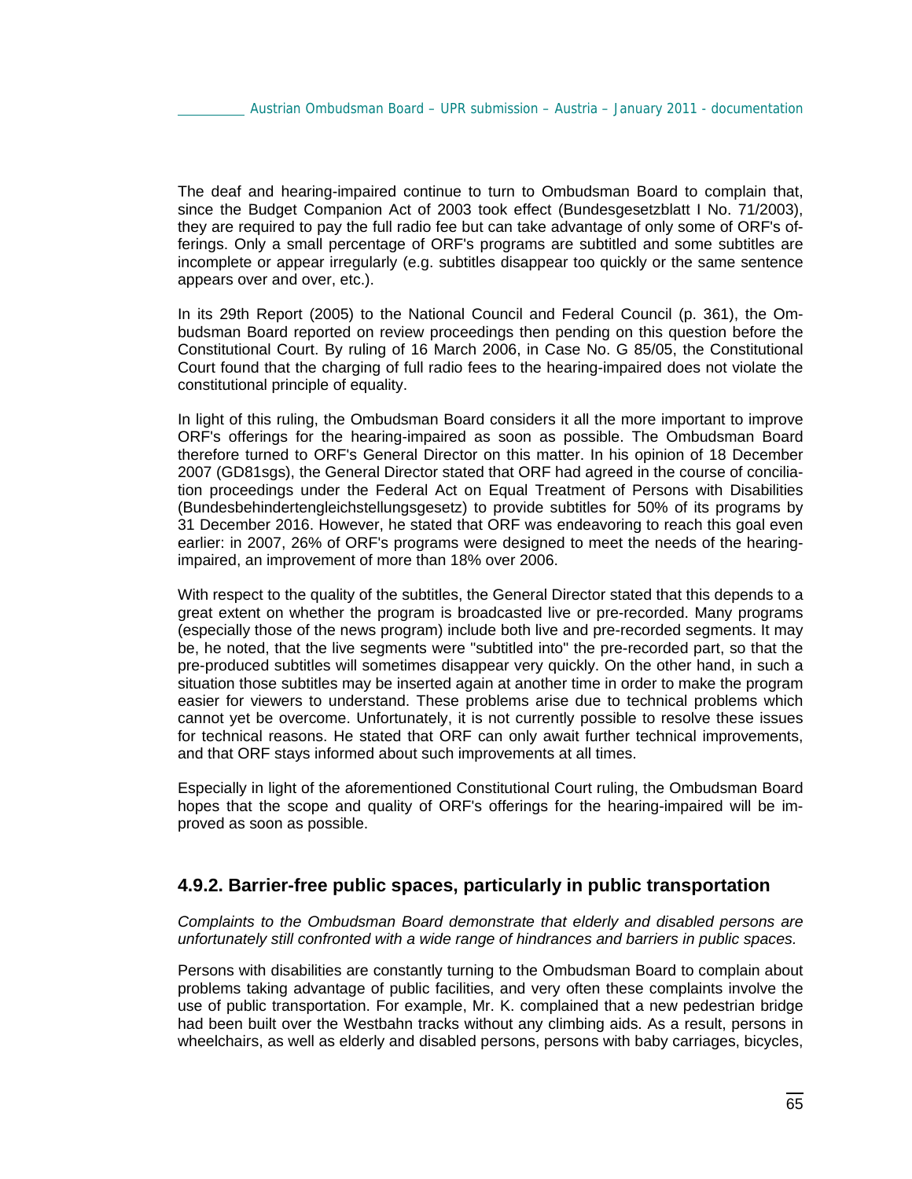The deaf and hearing-impaired continue to turn to Ombudsman Board to complain that, since the Budget Companion Act of 2003 took effect (Bundesgesetzblatt I No. 71/2003), they are required to pay the full radio fee but can take advantage of only some of ORF's offerings. Only a small percentage of ORF's programs are subtitled and some subtitles are incomplete or appear irregularly (e.g. subtitles disappear too quickly or the same sentence appears over and over, etc.).

In its 29th Report (2005) to the National Council and Federal Council (p. 361), the Ombudsman Board reported on review proceedings then pending on this question before the Constitutional Court. By ruling of 16 March 2006, in Case No. G 85/05, the Constitutional Court found that the charging of full radio fees to the hearing-impaired does not violate the constitutional principle of equality.

In light of this ruling, the Ombudsman Board considers it all the more important to improve ORF's offerings for the hearing-impaired as soon as possible. The Ombudsman Board therefore turned to ORF's General Director on this matter. In his opinion of 18 December 2007 (GD81sgs), the General Director stated that ORF had agreed in the course of conciliation proceedings under the Federal Act on Equal Treatment of Persons with Disabilities (Bundesbehindertengleichstellungsgesetz) to provide subtitles for 50% of its programs by 31 December 2016. However, he stated that ORF was endeavoring to reach this goal even earlier: in 2007, 26% of ORF's programs were designed to meet the needs of the hearing-impaired, an improvement of more than 18% over 2006.

With respect to the quality of the subtitles, the General Director stated that this depends to a great extent on whether the program is broadcasted live or pre-recorded. Many programs (especially those of the news program) include both live and pre-recorded segments. It may be, he noted, that the live segments were "subtitled into" the pre-recorded part, so that the pre-produced subtitles will sometimes disappear very quickly. On the other hand, in such a situation those subtitles may be inserted again at another time in order to make the program easier for viewers to understand. These problems arise due to technical problems which cannot yet be overcome. Unfortunately, it is not currently possible to resolve these issues for technical reasons. He stated that ORF can only await further technical improvements, and that ORF stays informed about such improvements at all times.

Especially in light of the aforementioned Constitutional Court ruling, the Ombudsman Board hopes that the scope and quality of ORF's offerings for the hearing-impaired will be improved as soon as possible.

### 4.9.2. Barrier-free public spaces, particularly in public transportation

*Complaints to the Ombudsman Board demonstrate that elderly and disabled persons are unfortunately still confronted with a wide range of hindrances and barriers in public spaces.*

Persons with disabilities are constantly turning to the Ombudsman Board to complain about problems taking advantage of public facilities, and very often these complaints involve the use of public transportation. For example, Mr. K. complained that a new pedestrian bridge had been built over the Westbahn tracks without any climbing aids. As a result, persons in wheelchairs, as well as elderly and disabled persons, persons with baby carriages, bicycles,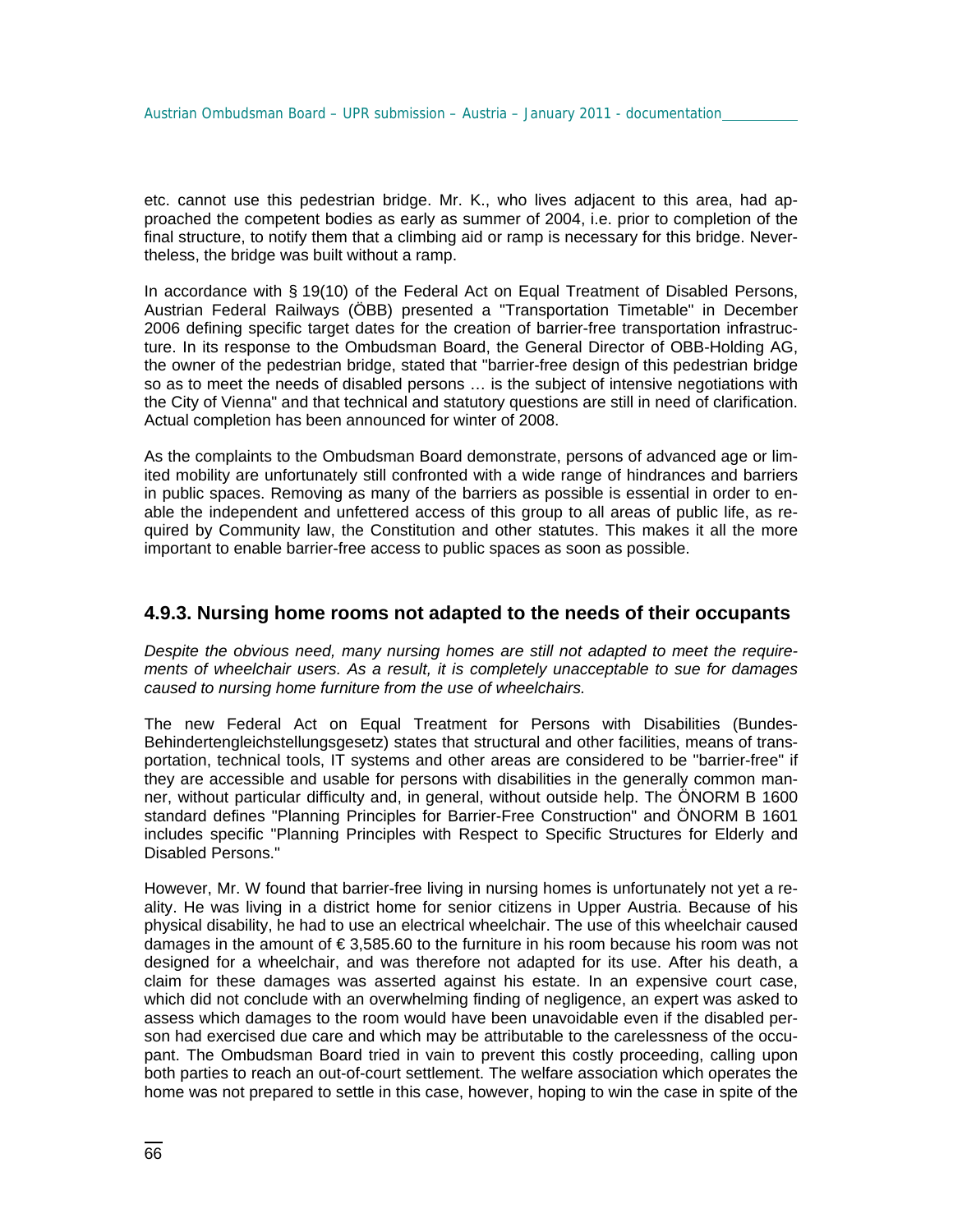etc. cannot use this pedestrian bridge. Mr. K., who lives adjacent to this area, had approached the competent bodies as early as summer of 2004, i.e. prior to completion of the final structure, to notify them that a climbing aid or ramp is necessary for this bridge. Nevertheless, the bridge was built without a ramp.

In accordance with § 19(10) of the Federal Act on Equal Treatment of Disabled Persons, Austrian Federal Railways (ÖBB) presented a "Transportation Timetable" in December 2006 defining specific target dates for the creation of barrier-free transportation infrastructure. In its response to the Ombudsman Board, the General Director of OBB-Holding AG, the owner of the pedestrian bridge, stated that "barrier-free design of this pedestrian bridge so as to meet the needs of disabled persons … is the subject of intensive negotiations with the City of Vienna" and that technical and statutory questions are still in need of clarification. Actual completion has been announced for winter of 2008.

As the complaints to the Ombudsman Board demonstrate, persons of advanced age or limited mobility are unfortunately still confronted with a wide range of hindrances and barriers in public spaces. Removing as many of the barriers as possible is essential in order to enable the independent and unfettered access of this group to all areas of public life, as required by Community law, the Constitution and other statutes. This makes it all the more important to enable barrier-free access to public spaces as soon as possible.

## 4.9.3. Nursing home rooms not adapted to the needs of their occupants

*Despite the obvious need, many nursing homes are still not adapted to meet the requirements of wheelchair users. As a result, it is completely unacceptable to sue for damages caused to nursing home furniture from the use of wheelchairs.*

The new Federal Act on Equal Treatment for Persons with Disabilities (Bundes-Behindertengleichstellungsgesetz) states that structural and other facilities, means of transportation, technical tools, IT systems and other areas are considered to be "barrier-free" if they are accessible and usable for persons with disabilities in the generally common manner, without particular difficulty and, in general, without outside help. The ÖNORM B 1600 standard defines "Planning Principles for Barrier-Free Construction" and ÖNORM B 1601 includes specific "Planning Principles with Respect to Specific Structures for Elderly and Disabled Persons."

However, Mr. W found that barrier-free living in nursing homes is unfortunately not yet a reality. He was living in a district home for senior citizens in Upper Austria. Because of his physical disability, he had to use an electrical wheelchair. The use of this wheelchair caused damages in the amount of € 3,585.60 to the furniture in his room because his room was not designed for a wheelchair, and was therefore not adapted for its use. After his death, a claim for these damages was asserted against his estate. In an expensive court case, which did not conclude with an overwhelming finding of negligence, an expert was asked to assess which damages to the room would have been unavoidable even if the disabled person had exercised due care and which may be attributable to the carelessness of the occupant. The Ombudsman Board tried in vain to prevent this costly proceeding, calling upon both parties to reach an out-of-court settlement. The welfare association which operates the home was not prepared to settle in this case, however, hoping to win the case in spite of the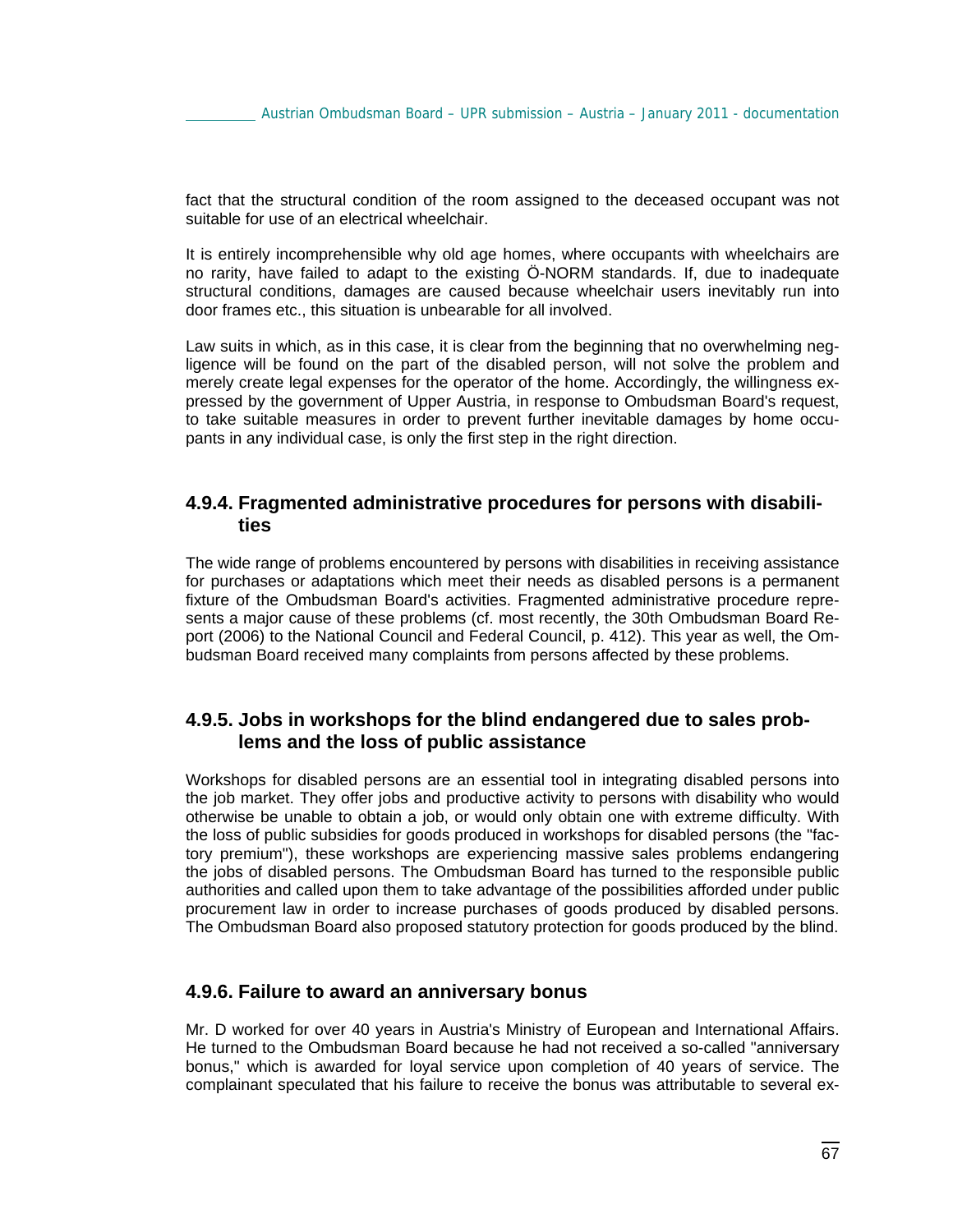fact that the structural condition of the room assigned to the deceased occupant was not suitable for use of an electrical wheelchair.

It is entirely incomprehensible why old age homes, where occupants with wheelchairs are no rarity, have failed to adapt to the existing Ö-NORM standards. If, due to inadequate structural conditions, damages are caused because wheelchair users inevitably run into door frames etc., this situation is unbearable for all involved.

Law suits in which, as in this case, it is clear from the beginning that no overwhelming negligence will be found on the part of the disabled person, will not solve the problem and merely create legal expenses for the operator of the home. Accordingly, the willingness expressed by the government of Upper Austria, in response to Ombudsman Board's request, to take suitable measures in order to prevent further inevitable damages by home occupants in any individual case, is only the first step in the right direction.

### 4.9.4. Fragmented administrative procedures for persons with disabilities

The wide range of problems encountered by persons with disabilities in receiving assistance for purchases or adaptations which meet their needs as disabled persons is a permanent fixture of the Ombudsman Board's activities. Fragmented administrative procedure represents a major cause of these problems (cf. most recently, the 30th Ombudsman Board Report (2006) to the National Council and Federal Council, p. 412). This year as well, the Ombudsman Board received many complaints from persons affected by these problems.

### 4.9.5. Jobs in workshops for the blind endangered due to sales problems and the loss of public assistance

Workshops for disabled persons are an essential tool in integrating disabled persons into the job market. They offer jobs and productive activity to persons with disability who would otherwise be unable to obtain a job, or would only obtain one with extreme difficulty. With the loss of public subsidies for goods produced in workshops for disabled persons (the "factory premium"), these workshops are experiencing massive sales problems endangering the jobs of disabled persons. The Ombudsman Board has turned to the responsible public authorities and called upon them to take advantage of the possibilities afforded under public procurement law in order to increase purchases of goods produced by disabled persons. The Ombudsman Board also proposed statutory protection for goods produced by the blind.

### 4.9.6. Failure to award an anniversary bonus

Mr. D worked for over 40 years in Austria's Ministry of European and International Affairs. He turned to the Ombudsman Board because he had not received a so-called "anniversary bonus," which is awarded for loyal service upon completion of 40 years of service. The complainant speculated that his failure to receive the bonus was attributable to several ex-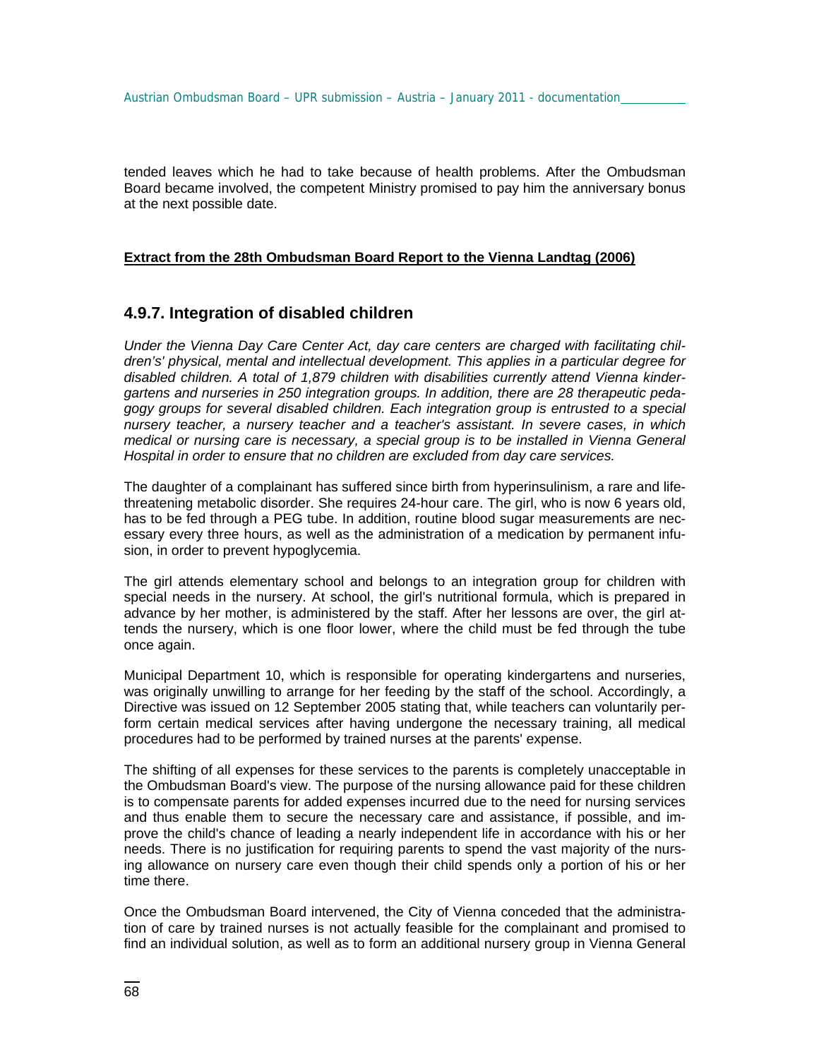tended leaves which he had to take because of health problems. After the Ombudsman Board became involved, the competent Ministry promised to pay him the anniversary bonus at the next possible date.

**Extract from the 28th Ombudsman Board Report to the Vienna Landtag (2006)**

## 4.9.7. Integration of disabled children

*Under the Vienna Day Care Center Act, day care centers are charged with facilitating children's' physical, mental and intellectual development. This applies in a particular degree for disabled children. A total of 1,879 children with disabilities currently attend Vienna kindergartens and nurseries in 250 integration groups. In addition, there are 28 therapeutic pedagogy groups for several disabled children. Each integration group is entrusted to a special nursery teacher, a nursery teacher and a teacher's assistant. In severe cases, in which medical or nursing care is necessary, a special group is to be installed in Vienna General Hospital in order to ensure that no children are excluded from day care services.*

The daughter of a complainant has suffered since birth from hyperinsulinism, a rare and life-threatening metabolic disorder. She requires 24-hour care. The girl, who is now 6 years old, has to be fed through a PEG tube. In addition, routine blood sugar measurements are necessary every three hours, as well as the administration of a medication by permanent infusion, in order to prevent hypoglycemia.

The girl attends elementary school and belongs to an integration group for children with special needs in the nursery. At school, the girl's nutritional formula, which is prepared in advance by her mother, is administered by the staff. After her lessons are over, the girl attends the nursery, which is one floor lower, where the child must be fed through the tube once again.

Municipal Department 10, which is responsible for operating kindergartens and nurseries, was originally unwilling to arrange for her feeding by the staff of the school. Accordingly, a Directive was issued on 12 September 2005 stating that, while teachers can voluntarily perform certain medical services after having undergone the necessary training, all medical procedures had to be performed by trained nurses at the parents' expense.

The shifting of all expenses for these services to the parents is completely unacceptable in the Ombudsman Board's view. The purpose of the nursing allowance paid for these children is to compensate parents for added expenses incurred due to the need for nursing services and thus enable them to secure the necessary care and assistance, if possible, and improve the child's chance of leading a nearly independent life in accordance with his or her needs. There is no justification for requiring parents to spend the vast majority of the nursing allowance on nursery care even though their child spends only a portion of his or her time there.

Once the Ombudsman Board intervened, the City of Vienna conceded that the administration of care by trained nurses is not actually feasible for the complainant and promised to find an individual solution, as well as to form an additional nursery group in Vienna General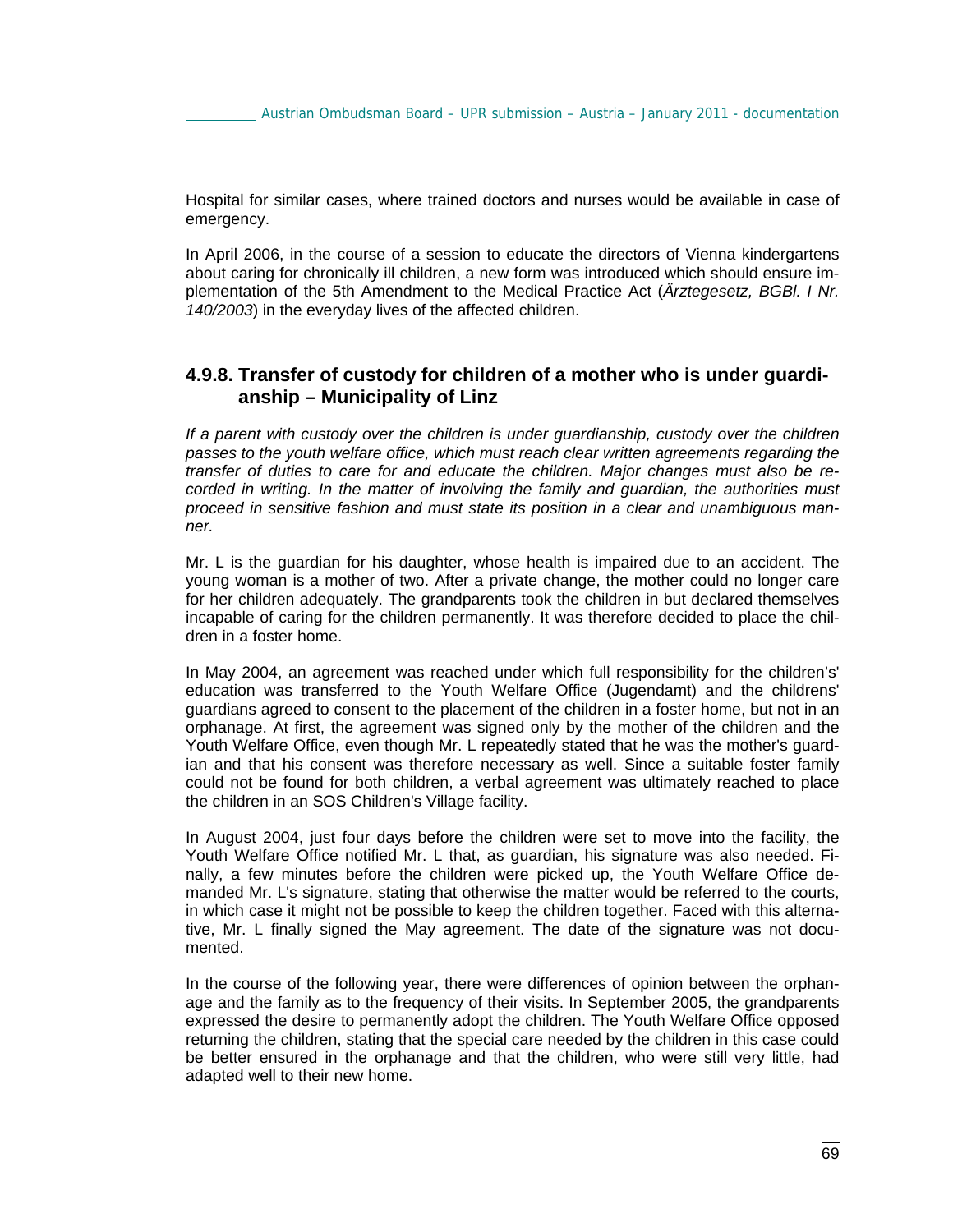Hospital for similar cases, where trained doctors and nurses would be available in case of emergency.

In April 2006, in the course of a session to educate the directors of Vienna kindergartens about caring for chronically ill children, a new form was introduced which should ensure implementation of the 5th Amendment to the Medical Practice Act (*Ärztegesetz, BGBl. I Nr. 140/2003*) in the everyday lives of the affected children.

### 4.9.8. Transfer of custody for children of a mother who is under guardianship – Municipality of Linz

*If a parent with custody over the children is under guardianship, custody over the children passes to the youth welfare office, which must reach clear written agreements regarding the transfer of duties to care for and educate the children. Major changes must also be recorded in writing. In the matter of involving the family and guardian, the authorities must proceed in sensitive fashion and must state its position in a clear and unambiguous manner.*

Mr. L is the guardian for his daughter, whose health is impaired due to an accident. The young woman is a mother of two. After a private change, the mother could no longer care for her children adequately. The grandparents took the children in but declared themselves incapable of caring for the children permanently. It was therefore decided to place the children in a foster home.

In May 2004, an agreement was reached under which full responsibility for the children's' education was transferred to the Youth Welfare Office (Jugendamt) and the childrens' guardians agreed to consent to the placement of the children in a foster home, but not in an orphanage. At first, the agreement was signed only by the mother of the children and the Youth Welfare Office, even though Mr. L repeatedly stated that he was the mother's guardian and that his consent was therefore necessary as well. Since a suitable foster family could not be found for both children, a verbal agreement was ultimately reached to place the children in an SOS Children's Village facility.

In August 2004, just four days before the children were set to move into the facility, the Youth Welfare Office notified Mr. L that, as guardian, his signature was also needed. Finally, a few minutes before the children were picked up, the Youth Welfare Office demanded Mr. L's signature, stating that otherwise the matter would be referred to the courts, in which case it might not be possible to keep the children together. Faced with this alternative, Mr. L finally signed the May agreement. The date of the signature was not documented.

In the course of the following year, there were differences of opinion between the orphanage and the family as to the frequency of their visits. In September 2005, the grandparents expressed the desire to permanently adopt the children. The Youth Welfare Office opposed returning the children, stating that the special care needed by the children in this case could be better ensured in the orphanage and that the children, who were still very little, had adapted well to their new home.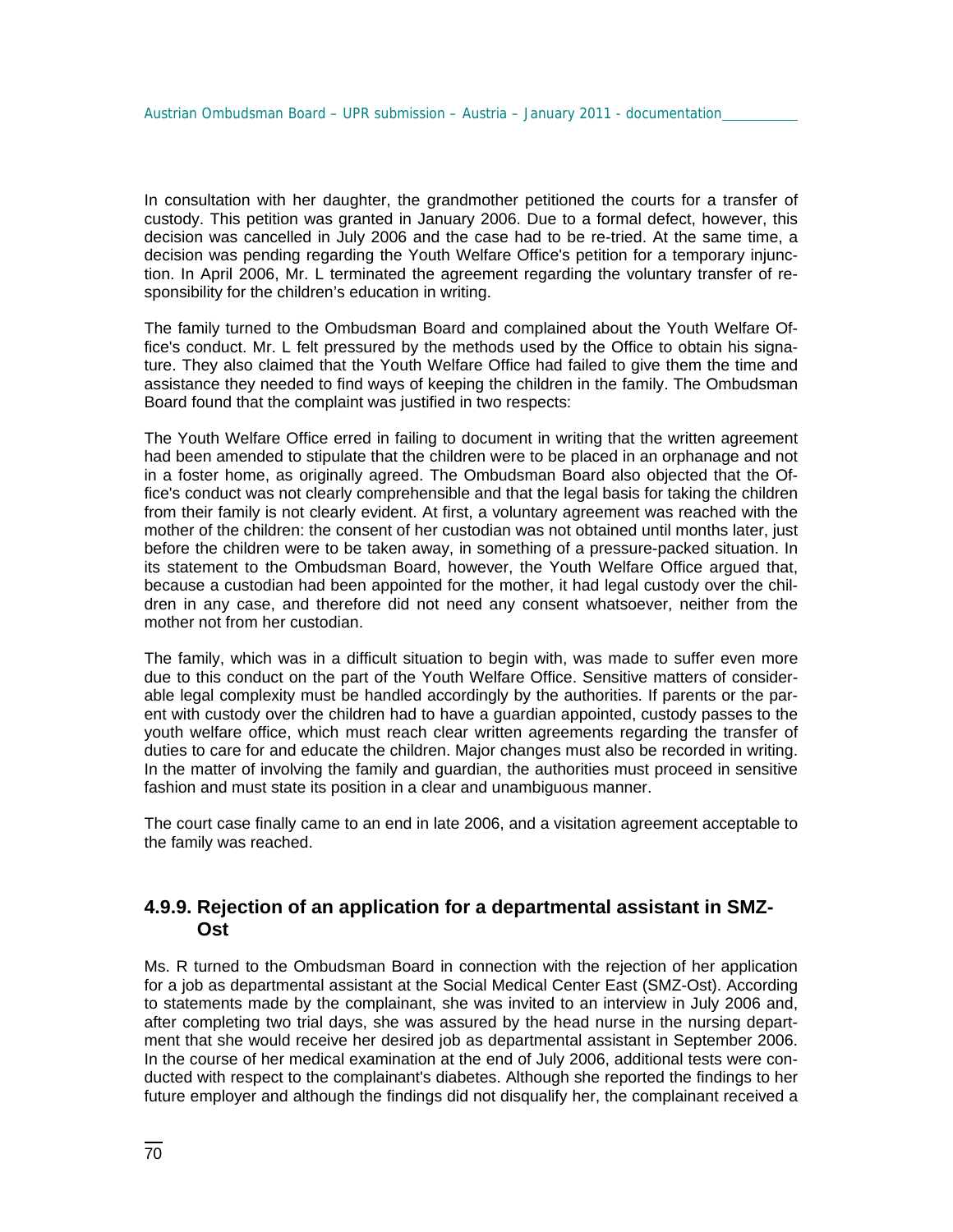In consultation with her daughter, the grandmother petitioned the courts for a transfer of custody. This petition was granted in January 2006. Due to a formal defect, however, this decision was cancelled in July 2006 and the case had to be re-tried. At the same time, a decision was pending regarding the Youth Welfare Office's petition for a temporary injunction. In April 2006, Mr. L terminated the agreement regarding the voluntary transfer of responsibility for the children's education in writing.

The family turned to the Ombudsman Board and complained about the Youth Welfare Office's conduct. Mr. L felt pressured by the methods used by the Office to obtain his signature. They also claimed that the Youth Welfare Office had failed to give them the time and assistance they needed to find ways of keeping the children in the family. The Ombudsman Board found that the complaint was justified in two respects:

The Youth Welfare Office erred in failing to document in writing that the written agreement had been amended to stipulate that the children were to be placed in an orphanage and not in a foster home, as originally agreed. The Ombudsman Board also objected that the Office's conduct was not clearly comprehensible and that the legal basis for taking the children from their family is not clearly evident. At first, a voluntary agreement was reached with the mother of the children: the consent of her custodian was not obtained until months later, just before the children were to be taken away, in something of a pressure-packed situation. In its statement to the Ombudsman Board, however, the Youth Welfare Office argued that, because a custodian had been appointed for the mother, it had legal custody over the children in any case, and therefore did not need any consent whatsoever, neither from the mother not from her custodian.

The family, which was in a difficult situation to begin with, was made to suffer even more due to this conduct on the part of the Youth Welfare Office. Sensitive matters of considerable legal complexity must be handled accordingly by the authorities. If parents or the parent with custody over the children had to have a guardian appointed, custody passes to the youth welfare office, which must reach clear written agreements regarding the transfer of duties to care for and educate the children. Major changes must also be recorded in writing. In the matter of involving the family and guardian, the authorities must proceed in sensitive fashion and must state its position in a clear and unambiguous manner.

The court case finally came to an end in late 2006, and a visitation agreement acceptable to the family was reached.

### 4.9.9. Rejection of an application for a departmental assistant in SMZ-Ost

Ms. R turned to the Ombudsman Board in connection with the rejection of her application for a job as departmental assistant at the Social Medical Center East (SMZ-Ost). According to statements made by the complainant, she was invited to an interview in July 2006 and, after completing two trial days, she was assured by the head nurse in the nursing department that she would receive her desired job as departmental assistant in September 2006. In the course of her medical examination at the end of July 2006, additional tests were conducted with respect to the complainant's diabetes. Although she reported the findings to her future employer and although the findings did not disqualify her, the complainant received a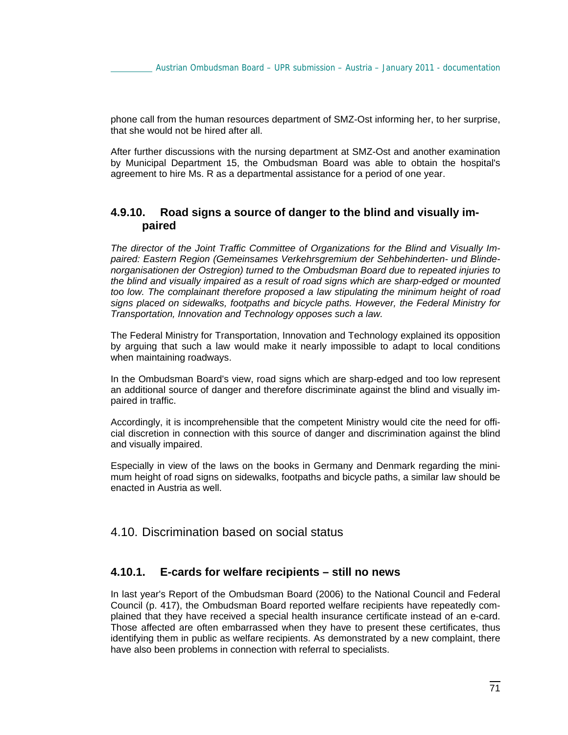phone call from the human resources department of SMZ-Ost informing her, to her surprise, that she would not be hired after all.

After further discussions with the nursing department at SMZ-Ost and another examination by Municipal Department 15, the Ombudsman Board was able to obtain the hospital's agreement to hire Ms. R as a departmental assistance for a period of one year.

### 4.9.10. Road signs a source of danger to the blind and visually impaired

*The director of the Joint Traffic Committee of Organizations for the Blind and Visually Impaired: Eastern Region (Gemeinsames Verkehrsgremium der Sehbehinderten- und Blindenorganisationen der Ostregion) turned to the Ombudsman Board due to repeated injuries to the blind and visually impaired as a result of road signs which are sharp-edged or mounted too low. The complainant therefore proposed a law stipulating the minimum height of road signs placed on sidewalks, footpaths and bicycle paths. However, the Federal Ministry for Transportation, Innovation and Technology opposes such a law.*

The Federal Ministry for Transportation, Innovation and Technology explained its opposition by arguing that such a law would make it nearly impossible to adapt to local conditions when maintaining roadways.

In the Ombudsman Board's view, road signs which are sharp-edged and too low represent an additional source of danger and therefore discriminate against the blind and visually impaired in traffic.

Accordingly, it is incomprehensible that the competent Ministry would cite the need for official discretion in connection with this source of danger and discrimination against the blind and visually impaired.

Especially in view of the laws on the books in Germany and Denmark regarding the minimum height of road signs on sidewalks, footpaths and bicycle paths, a similar law should be enacted in Austria as well.

## 4.10. Discrimination based on social status

### 4.10.1. E-cards for welfare recipients – still no news

In last year's Report of the Ombudsman Board (2006) to the National Council and Federal Council (p. 417), the Ombudsman Board reported welfare recipients have repeatedly complained that they have received a special health insurance certificate instead of an e-card. Those affected are often embarrassed when they have to present these certificates, thus identifying them in public as welfare recipients. As demonstrated by a new complaint, there have also been problems in connection with referral to specialists.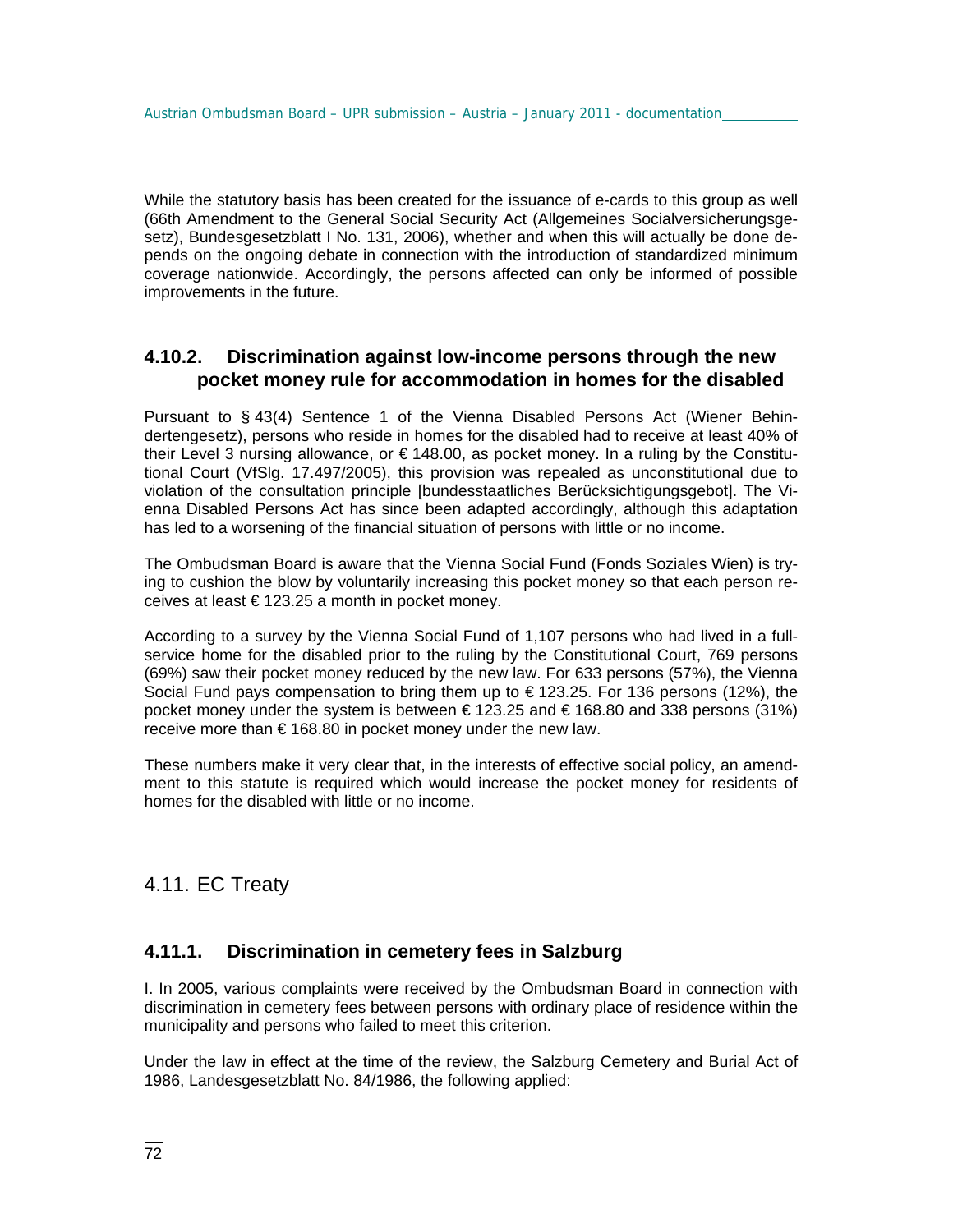While the statutory basis has been created for the issuance of e-cards to this group as well (66th Amendment to the General Social Security Act (Allgemeines Socialversicherungsgesetz), Bundesgesetzblatt I No. 131, 2006), whether and when this will actually be done depends on the ongoing debate in connection with the introduction of standardized minimum coverage nationwide. Accordingly, the persons affected can only be informed of possible improvements in the future.

### 4.10.2. Discrimination against low-income persons through the new pocket money rule for accommodation in homes for the disabled

Pursuant to § 43(4) Sentence 1 of the Vienna Disabled Persons Act (Wiener Behindertengesetz), persons who reside in homes for the disabled had to receive at least 40% of their Level 3 nursing allowance, or € 148.00, as pocket money. In a ruling by the Constitutional Court (VfSlg. 17.497/2005), this provision was repealed as unconstitutional due to violation of the consultation principle [bundesstaatliches Berücksichtigungsgebot]. The Vienna Disabled Persons Act has since been adapted accordingly, although this adaptation has led to a worsening of the financial situation of persons with little or no income.

The Ombudsman Board is aware that the Vienna Social Fund (Fonds Soziales Wien) is trying to cushion the blow by voluntarily increasing this pocket money so that each person receives at least € 123.25 a month in pocket money.

According to a survey by the Vienna Social Fund of 1,107 persons who had lived in a full-service home for the disabled prior to the ruling by the Constitutional Court, 769 persons (69%) saw their pocket money reduced by the new law. For 633 persons (57%), the Vienna Social Fund pays compensation to bring them up to € 123.25. For 136 persons (12%), the pocket money under the system is between € 123.25 and € 168.80 and 338 persons (31%) receive more than € 168.80 in pocket money under the new law.

These numbers make it very clear that, in the interests of effective social policy, an amendment to this statute is required which would increase the pocket money for residents of homes for the disabled with little or no income.

## 4.11. EC Treaty

### 4.11.1. Discrimination in cemetery fees in Salzburg

I. In 2005, various complaints were received by the Ombudsman Board in connection with discrimination in cemetery fees between persons with ordinary place of residence within the municipality and persons who failed to meet this criterion.

Under the law in effect at the time of the review, the Salzburg Cemetery and Burial Act of 1986, Landesgesetzblatt No. 84/1986, the following applied: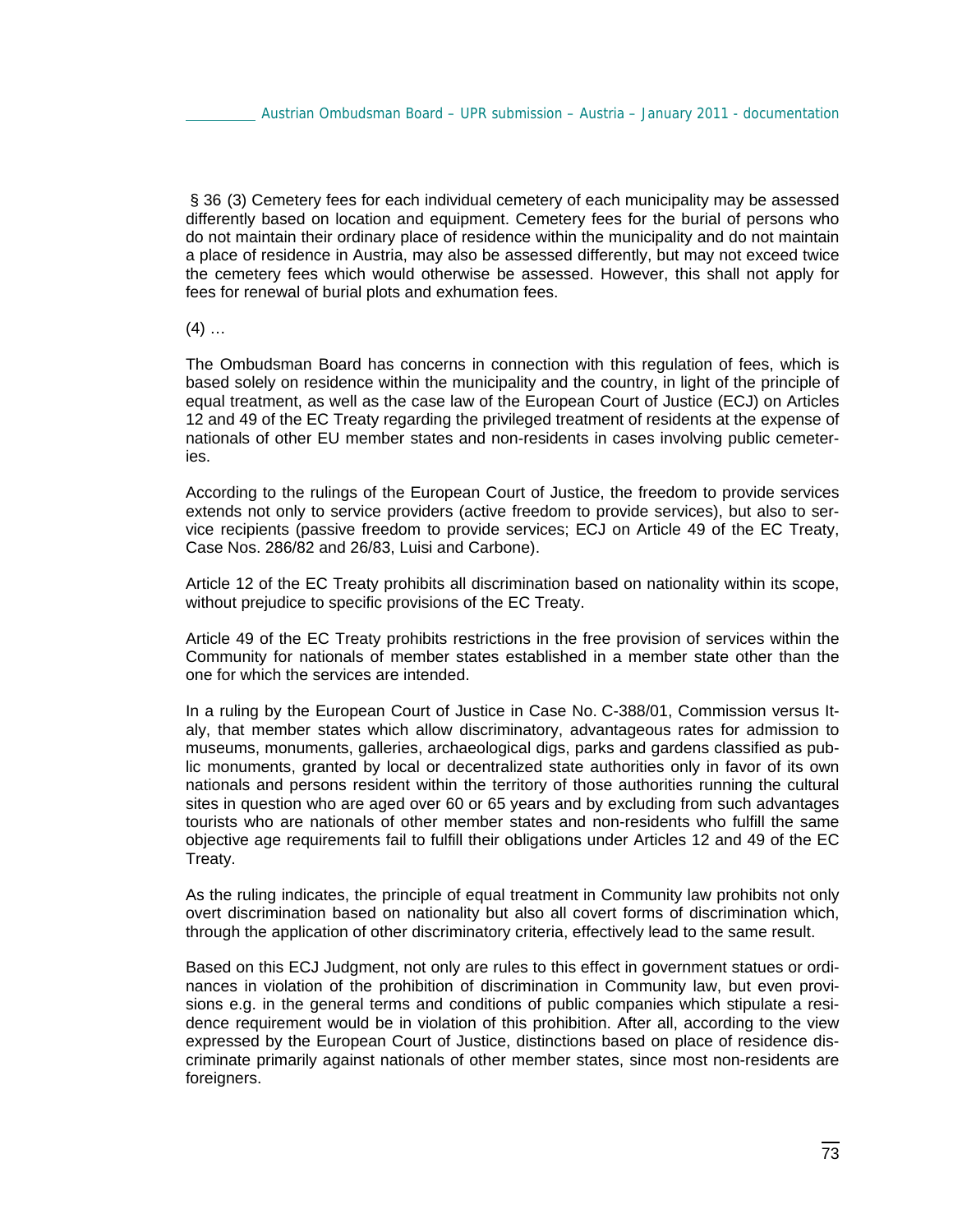§ 36 (3) Cemetery fees for each individual cemetery of each municipality may be assessed differently based on location and equipment. Cemetery fees for the burial of persons who do not maintain their ordinary place of residence within the municipality and do not maintain a place of residence in Austria, may also be assessed differently, but may not exceed twice the cemetery fees which would otherwise be assessed. However, this shall not apply for fees for renewal of burial plots and exhumation fees.

(4) …

The Ombudsman Board has concerns in connection with this regulation of fees, which is based solely on residence within the municipality and the country, in light of the principle of equal treatment, as well as the case law of the European Court of Justice (ECJ) on Articles 12 and 49 of the EC Treaty regarding the privileged treatment of residents at the expense of nationals of other EU member states and non-residents in cases involving public cemeteries.

According to the rulings of the European Court of Justice, the freedom to provide services extends not only to service providers (active freedom to provide services), but also to service recipients (passive freedom to provide services; ECJ on Article 49 of the EC Treaty, Case Nos. 286/82 and 26/83, Luisi and Carbone).

Article 12 of the EC Treaty prohibits all discrimination based on nationality within its scope, without prejudice to specific provisions of the EC Treaty.

Article 49 of the EC Treaty prohibits restrictions in the free provision of services within the Community for nationals of member states established in a member state other than the one for which the services are intended.

In a ruling by the European Court of Justice in Case No. C-388/01, Commission versus Italy, that member states which allow discriminatory, advantageous rates for admission to museums, monuments, galleries, archaeological digs, parks and gardens classified as public monuments, granted by local or decentralized state authorities only in favor of its own nationals and persons resident within the territory of those authorities running the cultural sites in question who are aged over 60 or 65 years and by excluding from such advantages tourists who are nationals of other member states and non-residents who fulfill the same objective age requirements fail to fulfill their obligations under Articles 12 and 49 of the EC Treaty.

As the ruling indicates, the principle of equal treatment in Community law prohibits not only overt discrimination based on nationality but also all covert forms of discrimination which, through the application of other discriminatory criteria, effectively lead to the same result.

Based on this ECJ Judgment, not only are rules to this effect in government statues or ordinances in violation of the prohibition of discrimination in Community law, but even provisions e.g. in the general terms and conditions of public companies which stipulate a residence requirement would be in violation of this prohibition. After all, according to the view expressed by the European Court of Justice, distinctions based on place of residence discriminate primarily against nationals of other member states, since most non-residents are foreigners.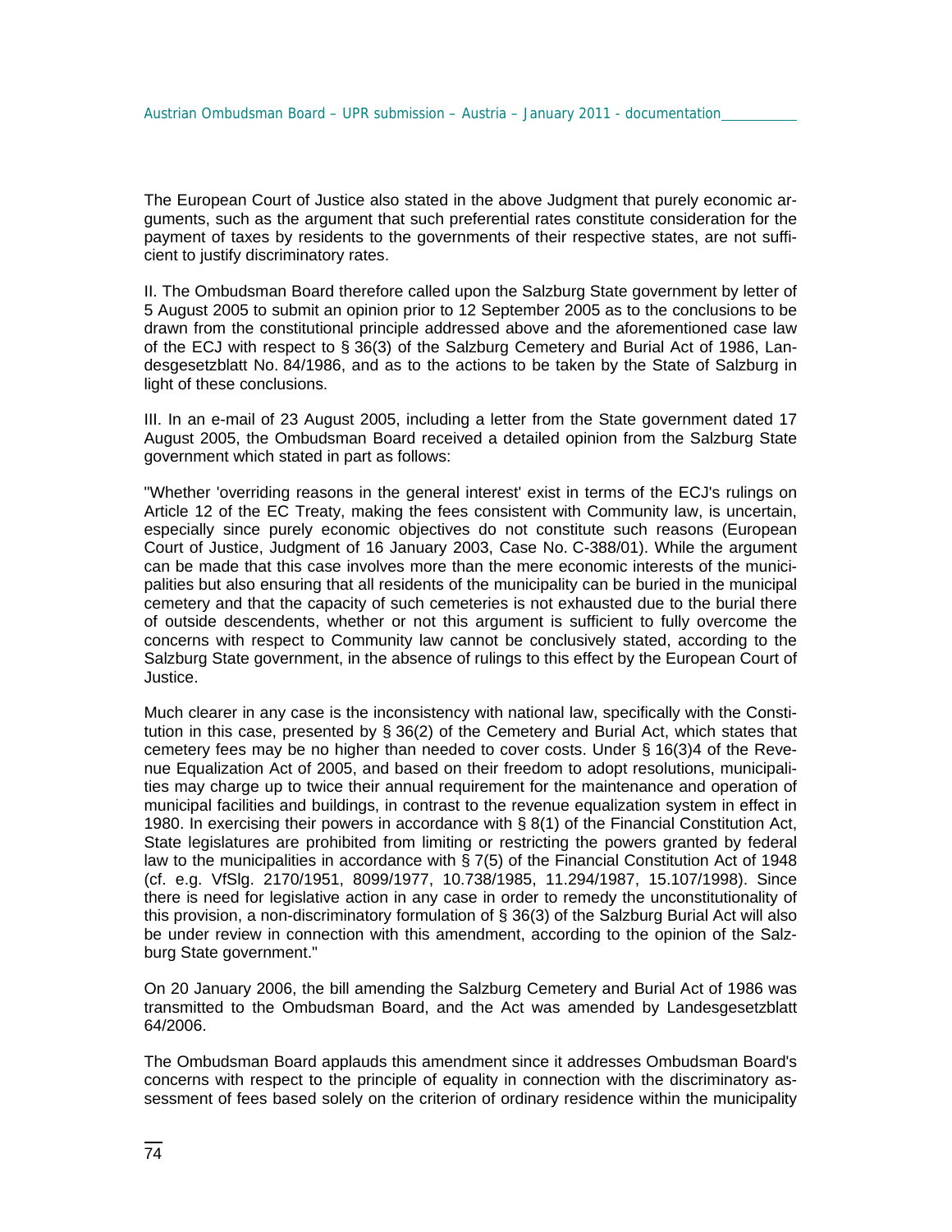The European Court of Justice also stated in the above Judgment that purely economic arguments, such as the argument that such preferential rates constitute consideration for the payment of taxes by residents to the governments of their respective states, are not sufficient to justify discriminatory rates.

II. The Ombudsman Board therefore called upon the Salzburg State government by letter of 5 August 2005 to submit an opinion prior to 12 September 2005 as to the conclusions to be drawn from the constitutional principle addressed above and the aforementioned case law of the ECJ with respect to § 36(3) of the Salzburg Cemetery and Burial Act of 1986, Landesgesetzblatt No. 84/1986, and as to the actions to be taken by the State of Salzburg in light of these conclusions.

III. In an e-mail of 23 August 2005, including a letter from the State government dated 17 August 2005, the Ombudsman Board received a detailed opinion from the Salzburg State government which stated in part as follows:

"Whether 'overriding reasons in the general interest' exist in terms of the ECJ's rulings on Article 12 of the EC Treaty, making the fees consistent with Community law, is uncertain, especially since purely economic objectives do not constitute such reasons (European Court of Justice, Judgment of 16 January 2003, Case No. C-388/01). While the argument can be made that this case involves more than the mere economic interests of the municipalities but also ensuring that all residents of the municipality can be buried in the municipal cemetery and that the capacity of such cemeteries is not exhausted due to the burial there of outside descendents, whether or not this argument is sufficient to fully overcome the concerns with respect to Community law cannot be conclusively stated, according to the Salzburg State government, in the absence of rulings to this effect by the European Court of Justice.

Much clearer in any case is the inconsistency with national law, specifically with the Constitution in this case, presented by § 36(2) of the Cemetery and Burial Act, which states that cemetery fees may be no higher than needed to cover costs. Under § 16(3)4 of the Revenue Equalization Act of 2005, and based on their freedom to adopt resolutions, municipalities may charge up to twice their annual requirement for the maintenance and operation of municipal facilities and buildings, in contrast to the revenue equalization system in effect in 1980. In exercising their powers in accordance with § 8(1) of the Financial Constitution Act, State legislatures are prohibited from limiting or restricting the powers granted by federal law to the municipalities in accordance with § 7(5) of the Financial Constitution Act of 1948 (cf. e.g. VfSlg. 2170/1951, 8099/1977, 10.738/1985, 11.294/1987, 15.107/1998). Since there is need for legislative action in any case in order to remedy the unconstitutionality of this provision, a non-discriminatory formulation of § 36(3) of the Salzburg Burial Act will also be under review in connection with this amendment, according to the opinion of the Salzburg State government."

On 20 January 2006, the bill amending the Salzburg Cemetery and Burial Act of 1986 was transmitted to the Ombudsman Board, and the Act was amended by Landesgesetzblatt 64/2006.

The Ombudsman Board applauds this amendment since it addresses Ombudsman Board's concerns with respect to the principle of equality in connection with the discriminatory assessment of fees based solely on the criterion of ordinary residence within the municipality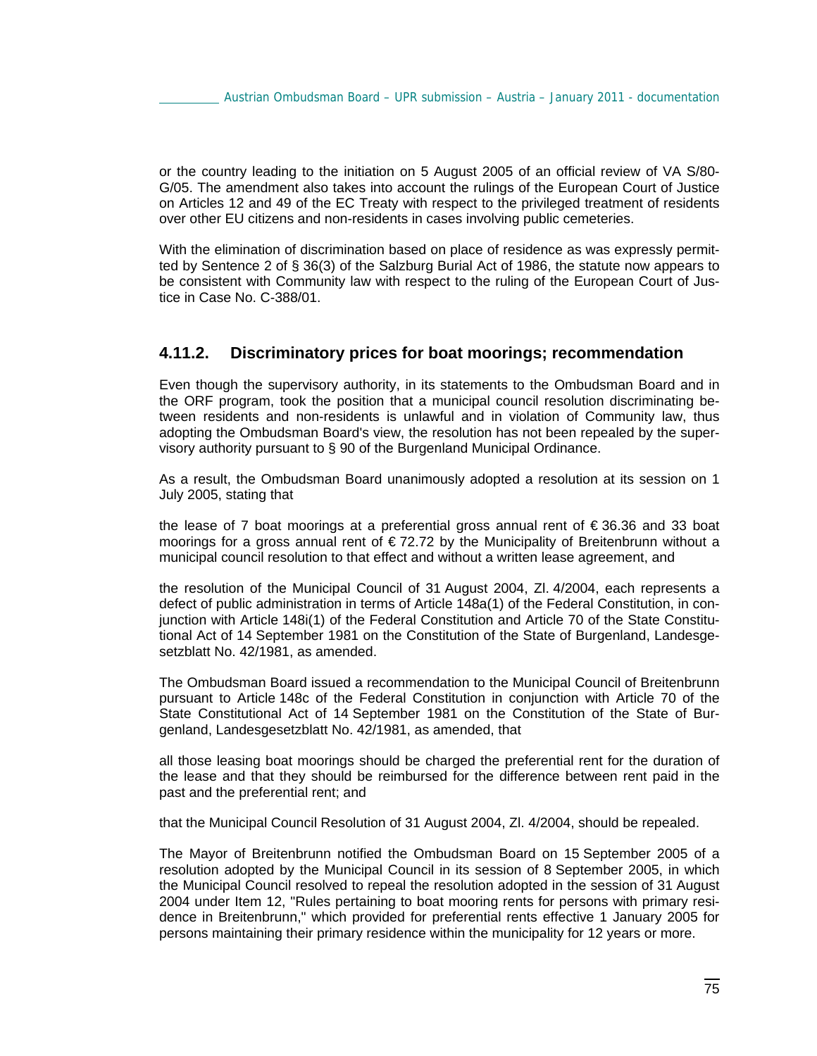or the country leading to the initiation on 5 August 2005 of an official review of VA S/80-G/05. The amendment also takes into account the rulings of the European Court of Justice on Articles 12 and 49 of the EC Treaty with respect to the privileged treatment of residents over other EU citizens and non-residents in cases involving public cemeteries.

With the elimination of discrimination based on place of residence as was expressly permitted by Sentence 2 of § 36(3) of the Salzburg Burial Act of 1986, the statute now appears to be consistent with Community law with respect to the ruling of the European Court of Justice in Case No. C-388/01.

### 4.11.2. Discriminatory prices for boat moorings; recommendation

Even though the supervisory authority, in its statements to the Ombudsman Board and in the ORF program, took the position that a municipal council resolution discriminating between residents and non-residents is unlawful and in violation of Community law, thus adopting the Ombudsman Board's view, the resolution has not been repealed by the supervisory authority pursuant to § 90 of the Burgenland Municipal Ordinance.

As a result, the Ombudsman Board unanimously adopted a resolution at its session on 1 July 2005, stating that

the lease of 7 boat moorings at a preferential gross annual rent of € 36.36 and 33 boat moorings for a gross annual rent of € 72.72 by the Municipality of Breitenbrunn without a municipal council resolution to that effect and without a written lease agreement, and

the resolution of the Municipal Council of 31 August 2004, Zl. 4/2004, each represents a defect of public administration in terms of Article 148a(1) of the Federal Constitution, in conjunction with Article 148i(1) of the Federal Constitution and Article 70 of the State Constitutional Act of 14 September 1981 on the Constitution of the State of Burgenland, Landesgesetzblatt No. 42/1981, as amended.

The Ombudsman Board issued a recommendation to the Municipal Council of Breitenbrunn pursuant to Article 148c of the Federal Constitution in conjunction with Article 70 of the State Constitutional Act of 14 September 1981 on the Constitution of the State of Burgenland, Landesgesetzblatt No. 42/1981, as amended, that

all those leasing boat moorings should be charged the preferential rent for the duration of the lease and that they should be reimbursed for the difference between rent paid in the past and the preferential rent; and

that the Municipal Council Resolution of 31 August 2004, Zl. 4/2004, should be repealed.

The Mayor of Breitenbrunn notified the Ombudsman Board on 15 September 2005 of a resolution adopted by the Municipal Council in its session of 8 September 2005, in which the Municipal Council resolved to repeal the resolution adopted in the session of 31 August 2004 under Item 12, "Rules pertaining to boat mooring rents for persons with primary residence in Breitenbrunn," which provided for preferential rents effective 1 January 2005 for persons maintaining their primary residence within the municipality for 12 years or more.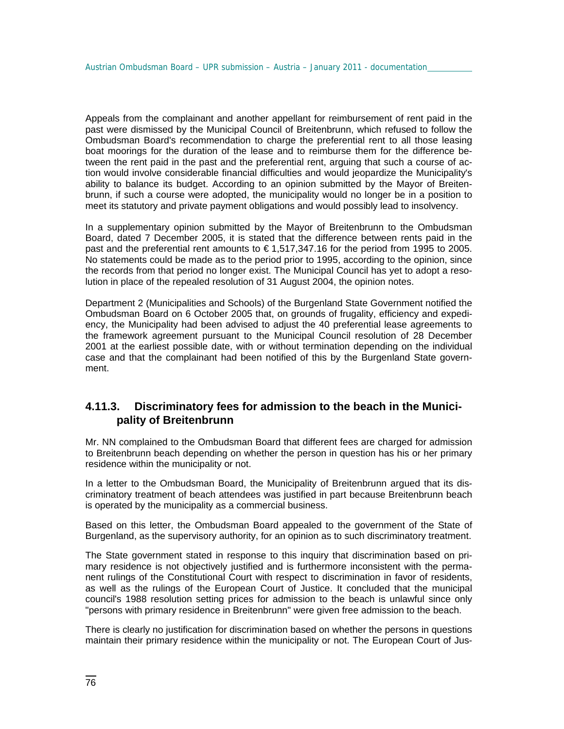Appeals from the complainant and another appellant for reimbursement of rent paid in the past were dismissed by the Municipal Council of Breitenbrunn, which refused to follow the Ombudsman Board's recommendation to charge the preferential rent to all those leasing boat moorings for the duration of the lease and to reimburse them for the difference between the rent paid in the past and the preferential rent, arguing that such a course of action would involve considerable financial difficulties and would jeopardize the Municipality's ability to balance its budget. According to an opinion submitted by the Mayor of Breitenbrunn, if such a course were adopted, the municipality would no longer be in a position to meet its statutory and private payment obligations and would possibly lead to insolvency.

In a supplementary opinion submitted by the Mayor of Breitenbrunn to the Ombudsman Board, dated 7 December 2005, it is stated that the difference between rents paid in the past and the preferential rent amounts to € 1,517,347.16 for the period from 1995 to 2005. No statements could be made as to the period prior to 1995, according to the opinion, since the records from that period no longer exist. The Municipal Council has yet to adopt a resolution in place of the repealed resolution of 31 August 2004, the opinion notes.

Department 2 (Municipalities and Schools) of the Burgenland State Government notified the Ombudsman Board on 6 October 2005 that, on grounds of frugality, efficiency and expediency, the Municipality had been advised to adjust the 40 preferential lease agreements to the framework agreement pursuant to the Municipal Council resolution of 28 December 2001 at the earliest possible date, with or without termination depending on the individual case and that the complainant had been notified of this by the Burgenland State government.

### 4.11.3. Discriminatory fees for admission to the beach in the Municipality of Breitenbrunn

Mr. NN complained to the Ombudsman Board that different fees are charged for admission to Breitenbrunn beach depending on whether the person in question has his or her primary residence within the municipality or not.

In a letter to the Ombudsman Board, the Municipality of Breitenbrunn argued that its discriminatory treatment of beach attendees was justified in part because Breitenbrunn beach is operated by the municipality as a commercial business.

Based on this letter, the Ombudsman Board appealed to the government of the State of Burgenland, as the supervisory authority, for an opinion as to such discriminatory treatment.

The State government stated in response to this inquiry that discrimination based on primary residence is not objectively justified and is furthermore inconsistent with the permanent rulings of the Constitutional Court with respect to discrimination in favor of residents, as well as the rulings of the European Court of Justice. It concluded that the municipal council's 1988 resolution setting prices for admission to the beach is unlawful since only "persons with primary residence in Breitenbrunn" were given free admission to the beach.

There is clearly no justification for discrimination based on whether the persons in questions maintain their primary residence within the municipality or not. The European Court of Jus-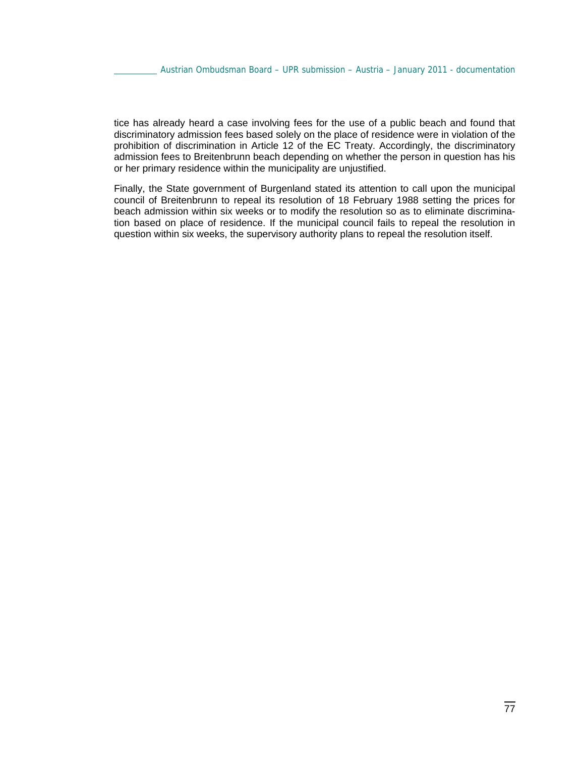tice has already heard a case involving fees for the use of a public beach and found that discriminatory admission fees based solely on the place of residence were in violation of the prohibition of discrimination in Article 12 of the EC Treaty. Accordingly, the discriminatory admission fees to Breitenbrunn beach depending on whether the person in question has his or her primary residence within the municipality are unjustified.

Finally, the State government of Burgenland stated its attention to call upon the municipal council of Breitenbrunn to repeal its resolution of 18 February 1988 setting the prices for beach admission within six weeks or to modify the resolution so as to eliminate discrimination based on place of residence. If the municipal council fails to repeal the resolution in question within six weeks, the supervisory authority plans to repeal the resolution itself.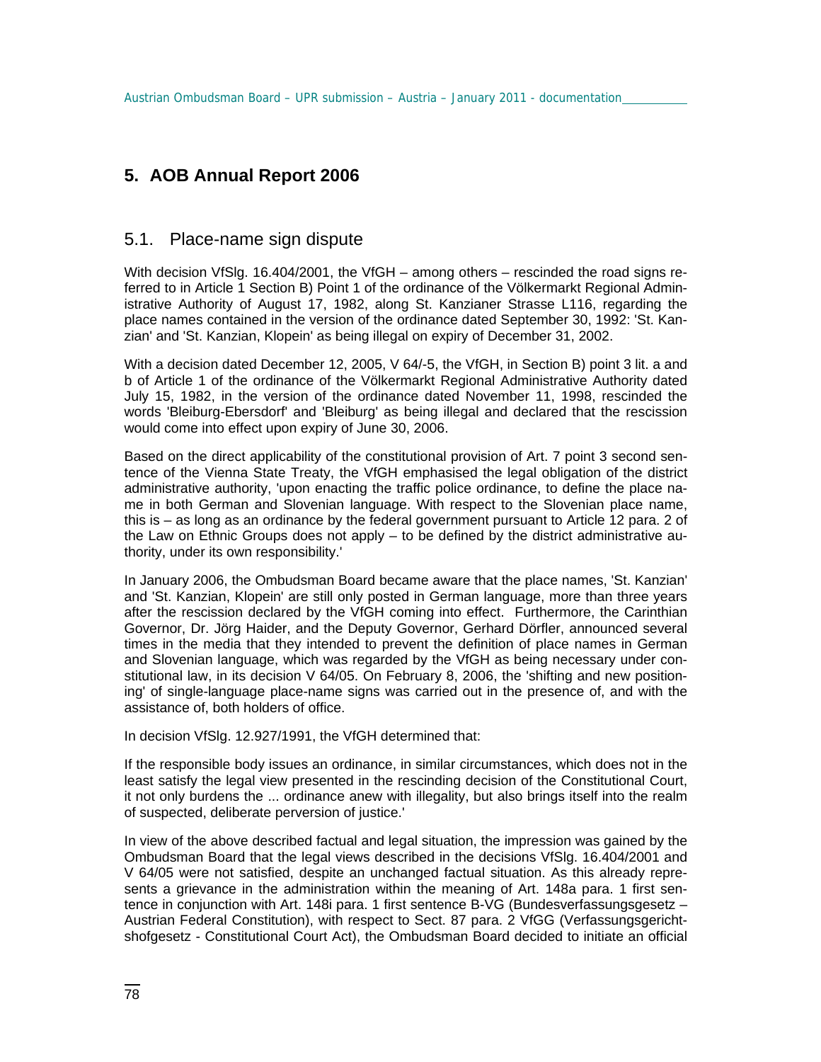## 5. AOB Annual Report 2006

### 5.1. Place-name sign dispute

With decision VfSlg. 16.404/2001, the VfGH – among others – rescinded the road signs referred to in Article 1 Section B) Point 1 of the ordinance of the Völkermarkt Regional Administrative Authority of August 17, 1982, along St. Kanzianer Strasse L116, regarding the place names contained in the version of the ordinance dated September 30, 1992: 'St. Kanzian' and 'St. Kanzian, Klopein' as being illegal on expiry of December 31, 2002.

With a decision dated December 12, 2005, V 64/-5, the VfGH, in Section B) point 3 lit. a and b of Article 1 of the ordinance of the Völkermarkt Regional Administrative Authority dated July 15, 1982, in the version of the ordinance dated November 11, 1998, rescinded the words 'Bleiburg-Ebersdorf' and 'Bleiburg' as being illegal and declared that the rescission would come into effect upon expiry of June 30, 2006.

Based on the direct applicability of the constitutional provision of Art. 7 point 3 second sentence of the Vienna State Treaty, the VfGH emphasised the legal obligation of the district administrative authority, 'upon enacting the traffic police ordinance, to define the place name in both German and Slovenian language. With respect to the Slovenian place name, this is – as long as an ordinance by the federal government pursuant to Article 12 para. 2 of the Law on Ethnic Groups does not apply – to be defined by the district administrative authority, under its own responsibility.'

In January 2006, the Ombudsman Board became aware that the place names, 'St. Kanzian' and 'St. Kanzian, Klopein' are still only posted in German language, more than three years after the rescission declared by the VfGH coming into effect. Furthermore, the Carinthian Governor, Dr. Jörg Haider, and the Deputy Governor, Gerhard Dörfler, announced several times in the media that they intended to prevent the definition of place names in German and Slovenian language, which was regarded by the VfGH as being necessary under constitutional law, in its decision V 64/05. On February 8, 2006, the 'shifting and new positioning' of single-language place-name signs was carried out in the presence of, and with the assistance of, both holders of office.

In decision VfSlg. 12.927/1991, the VfGH determined that:

If the responsible body issues an ordinance, in similar circumstances, which does not in the least satisfy the legal view presented in the rescinding decision of the Constitutional Court, it not only burdens the ... ordinance anew with illegality, but also brings itself into the realm of suspected, deliberate perversion of justice.'

In view of the above described factual and legal situation, the impression was gained by the Ombudsman Board that the legal views described in the decisions VfSlg. 16.404/2001 and V 64/05 were not satisfied, despite an unchanged factual situation. As this already represents a grievance in the administration within the meaning of Art. 148a para. 1 first sentence in conjunction with Art. 148i para. 1 first sentence B-VG (Bundesverfassungsgesetz – Austrian Federal Constitution), with respect to Sect. 87 para. 2 VfGG (Verfassungsgerichtshofgesetz - Constitutional Court Act), the Ombudsman Board decided to initiate an official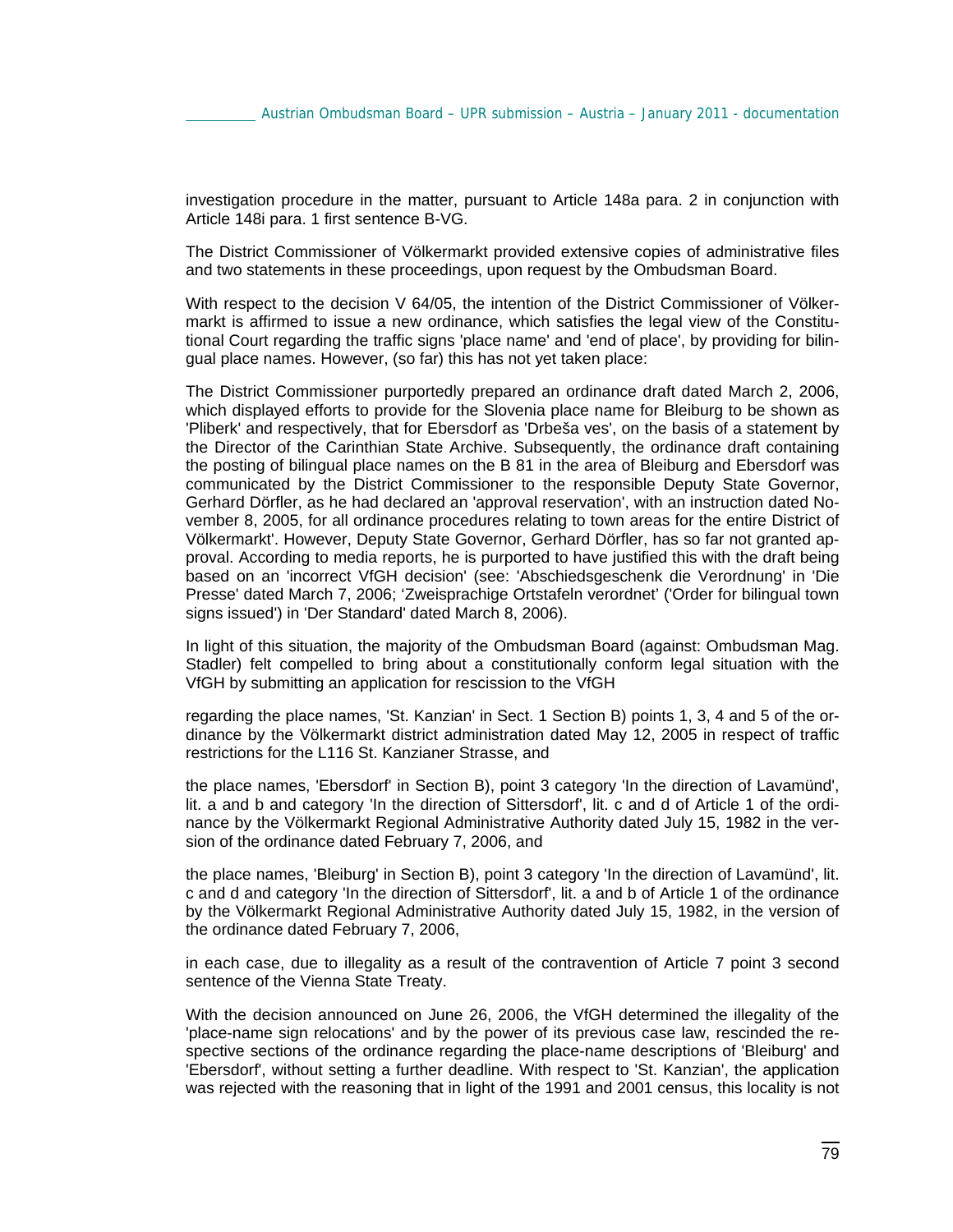investigation procedure in the matter, pursuant to Article 148a para. 2 in conjunction with Article 148i para. 1 first sentence B-VG.

The District Commissioner of Völkermarkt provided extensive copies of administrative files and two statements in these proceedings, upon request by the Ombudsman Board.

With respect to the decision V 64/05, the intention of the District Commissioner of Völkermarkt is affirmed to issue a new ordinance, which satisfies the legal view of the Constitutional Court regarding the traffic signs 'place name' and 'end of place', by providing for bilingual place names. However, (so far) this has not yet taken place:

The District Commissioner purportedly prepared an ordinance draft dated March 2, 2006, which displayed efforts to provide for the Slovenia place name for Bleiburg to be shown as 'Pliberk' and respectively, that for Ebersdorf as 'Drbeša ves', on the basis of a statement by the Director of the Carinthian State Archive. Subsequently, the ordinance draft containing the posting of bilingual place names on the B 81 in the area of Bleiburg and Ebersdorf was communicated by the District Commissioner to the responsible Deputy State Governor, Gerhard Dörfler, as he had declared an 'approval reservation', with an instruction dated November 8, 2005, for all ordinance procedures relating to town areas for the entire District of Völkermarkt'. However, Deputy State Governor, Gerhard Dörfler, has so far not granted approval. According to media reports, he is purported to have justified this with the draft being based on an 'incorrect VfGH decision' (see: 'Abschiedsgeschenk die Verordnung' in 'Die Presse' dated March 7, 2006; 'Zweisprachige Ortstafeln verordnet' ('Order for bilingual town signs issued') in 'Der Standard' dated March 8, 2006).

In light of this situation, the majority of the Ombudsman Board (against: Ombudsman Mag. Stadler) felt compelled to bring about a constitutionally conform legal situation with the VfGH by submitting an application for rescission to the VfGH

regarding the place names, 'St. Kanzian' in Sect. 1 Section B) points 1, 3, 4 and 5 of the ordinance by the Völkermarkt district administration dated May 12, 2005 in respect of traffic restrictions for the L116 St. Kanzianer Strasse, and

the place names, 'Ebersdorf' in Section B), point 3 category 'In the direction of Lavamünd', lit. a and b and category 'In the direction of Sittersdorf', lit. c and d of Article 1 of the ordinance by the Völkermarkt Regional Administrative Authority dated July 15, 1982 in the version of the ordinance dated February 7, 2006, and

the place names, 'Bleiburg' in Section B), point 3 category 'In the direction of Lavamünd', lit. c and d and category 'In the direction of Sittersdorf', lit. a and b of Article 1 of the ordinance by the Völkermarkt Regional Administrative Authority dated July 15, 1982, in the version of the ordinance dated February 7, 2006,

in each case, due to illegality as a result of the contravention of Article 7 point 3 second sentence of the Vienna State Treaty.

With the decision announced on June 26, 2006, the VfGH determined the illegality of the 'place-name sign relocations' and by the power of its previous case law, rescinded the respective sections of the ordinance regarding the place-name descriptions of 'Bleiburg' and 'Ebersdorf', without setting a further deadline. With respect to 'St. Kanzian', the application was rejected with the reasoning that in light of the 1991 and 2001 census, this locality is not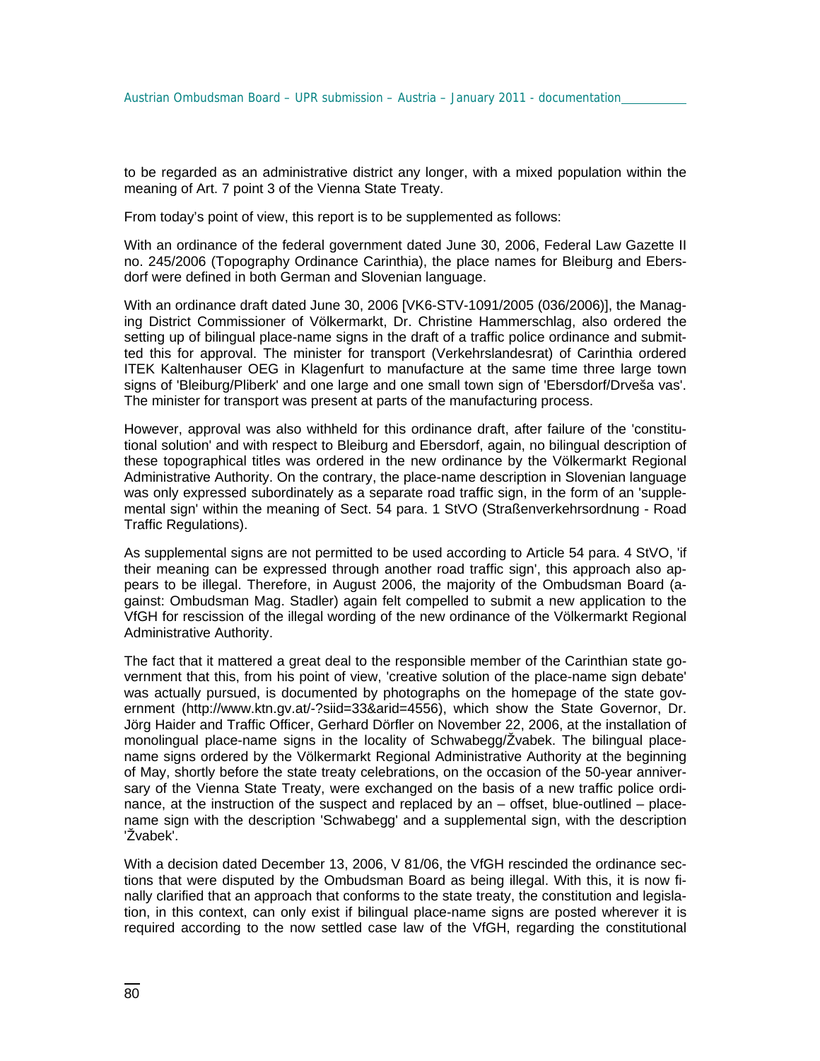to be regarded as an administrative district any longer, with a mixed population within the meaning of Art. 7 point 3 of the Vienna State Treaty.

From today's point of view, this report is to be supplemented as follows:

With an ordinance of the federal government dated June 30, 2006, Federal Law Gazette II no. 245/2006 (Topography Ordinance Carinthia), the place names for Bleiburg and Ebersdorf were defined in both German and Slovenian language.

With an ordinance draft dated June 30, 2006 [VK6-STV-1091/2005 (036/2006)], the Managing District Commissioner of Völkermarkt, Dr. Christine Hammerschlag, also ordered the setting up of bilingual place-name signs in the draft of a traffic police ordinance and submitted this for approval. The minister for transport (Verkehrslandesrat) of Carinthia ordered ITEK Kaltenhauser OEG in Klagenfurt to manufacture at the same time three large town signs of 'Bleiburg/Pliberk' and one large and one small town sign of 'Ebersdorf/Drveša vas'. The minister for transport was present at parts of the manufacturing process.

However, approval was also withheld for this ordinance draft, after failure of the 'constitutional solution' and with respect to Bleiburg and Ebersdorf, again, no bilingual description of these topographical titles was ordered in the new ordinance by the Völkermarkt Regional Administrative Authority. On the contrary, the place-name description in Slovenian language was only expressed subordinately as a separate road traffic sign, in the form of an 'supplemental sign' within the meaning of Sect. 54 para. 1 StVO (Straßenverkehrsordnung - Road Traffic Regulations).

As supplemental signs are not permitted to be used according to Article 54 para. 4 StVO, 'if their meaning can be expressed through another road traffic sign', this approach also appears to be illegal. Therefore, in August 2006, the majority of the Ombudsman Board (against: Ombudsman Mag. Stadler) again felt compelled to submit a new application to the VfGH for rescission of the illegal wording of the new ordinance of the Völkermarkt Regional Administrative Authority.

The fact that it mattered a great deal to the responsible member of the Carinthian state government that this, from his point of view, 'creative solution of the place-name sign debate' was actually pursued, is documented by photographs on the homepage of the state government (http://www.ktn.gv.at/-?siid=33&arid=4556), which show the State Governor, Dr. Jörg Haider and Traffic Officer, Gerhard Dörfler on November 22, 2006, at the installation of monolingual place-name signs in the locality of Schwabegg/Žvabek. The bilingual place-name signs ordered by the Völkermarkt Regional Administrative Authority at the beginning of May, shortly before the state treaty celebrations, on the occasion of the 50-year anniversary of the Vienna State Treaty, were exchanged on the basis of a new traffic police ordinance, at the instruction of the suspect and replaced by an – offset, blue-outlined – place-name sign with the description 'Schwabegg' and a supplemental sign, with the description 'Žvabek'.

With a decision dated December 13, 2006, V 81/06, the VfGH rescinded the ordinance sections that were disputed by the Ombudsman Board as being illegal. With this, it is now finally clarified that an approach that conforms to the state treaty, the constitution and legislation, in this context, can only exist if bilingual place-name signs are posted wherever it is required according to the now settled case law of the VfGH, regarding the constitutional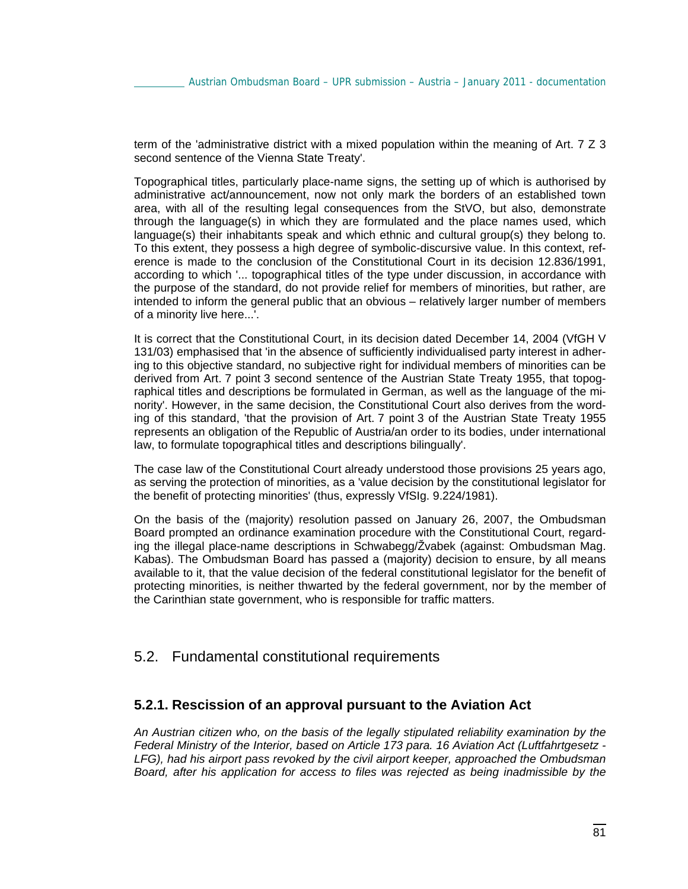term of the 'administrative district with a mixed population within the meaning of Art. 7 Z 3 second sentence of the Vienna State Treaty'.

Topographical titles, particularly place-name signs, the setting up of which is authorised by administrative act/announcement, now not only mark the borders of an established town area, with all of the resulting legal consequences from the StVO, but also, demonstrate through the language(s) in which they are formulated and the place names used, which language(s) their inhabitants speak and which ethnic and cultural group(s) they belong to. To this extent, they possess a high degree of symbolic-discursive value. In this context, reference is made to the conclusion of the Constitutional Court in its decision 12.836/1991, according to which '... topographical titles of the type under discussion, in accordance with the purpose of the standard, do not provide relief for members of minorities, but rather, are intended to inform the general public that an obvious – relatively larger number of members of a minority live here...'.

It is correct that the Constitutional Court, in its decision dated December 14, 2004 (VfGH V 131/03) emphasised that 'in the absence of sufficiently individualised party interest in adhering to this objective standard, no subjective right for individual members of minorities can be derived from Art. 7 point 3 second sentence of the Austrian State Treaty 1955, that topographical titles and descriptions be formulated in German, as well as the language of the minority'. However, in the same decision, the Constitutional Court also derives from the wording of this standard, 'that the provision of Art. 7 point 3 of the Austrian State Treaty 1955 represents an obligation of the Republic of Austria/an order to its bodies, under international law, to formulate topographical titles and descriptions bilingually'.

The case law of the Constitutional Court already understood those provisions 25 years ago, as serving the protection of minorities, as a 'value decision by the constitutional legislator for the benefit of protecting minorities' (thus, expressly VfSlg. 9.224/1981).

On the basis of the (majority) resolution passed on January 26, 2007, the Ombudsman Board prompted an ordinance examination procedure with the Constitutional Court, regarding the illegal place-name descriptions in Schwabegg/Žvabek (against: Ombudsman Mag. Kabas). The Ombudsman Board has passed a (majority) decision to ensure, by all means available to it, that the value decision of the federal constitutional legislator for the benefit of protecting minorities, is neither thwarted by the federal government, nor by the member of the Carinthian state government, who is responsible for traffic matters.

## 5.2. Fundamental constitutional requirements

### 5.2.1. Rescission of an approval pursuant to the Aviation Act

*An Austrian citizen who, on the basis of the legally stipulated reliability examination by the Federal Ministry of the Interior, based on Article 173 para. 16 Aviation Act (Luftfahrtgesetz - LFG), had his airport pass revoked by the civil airport keeper, approached the Ombudsman Board, after his application for access to files was rejected as being inadmissible by the*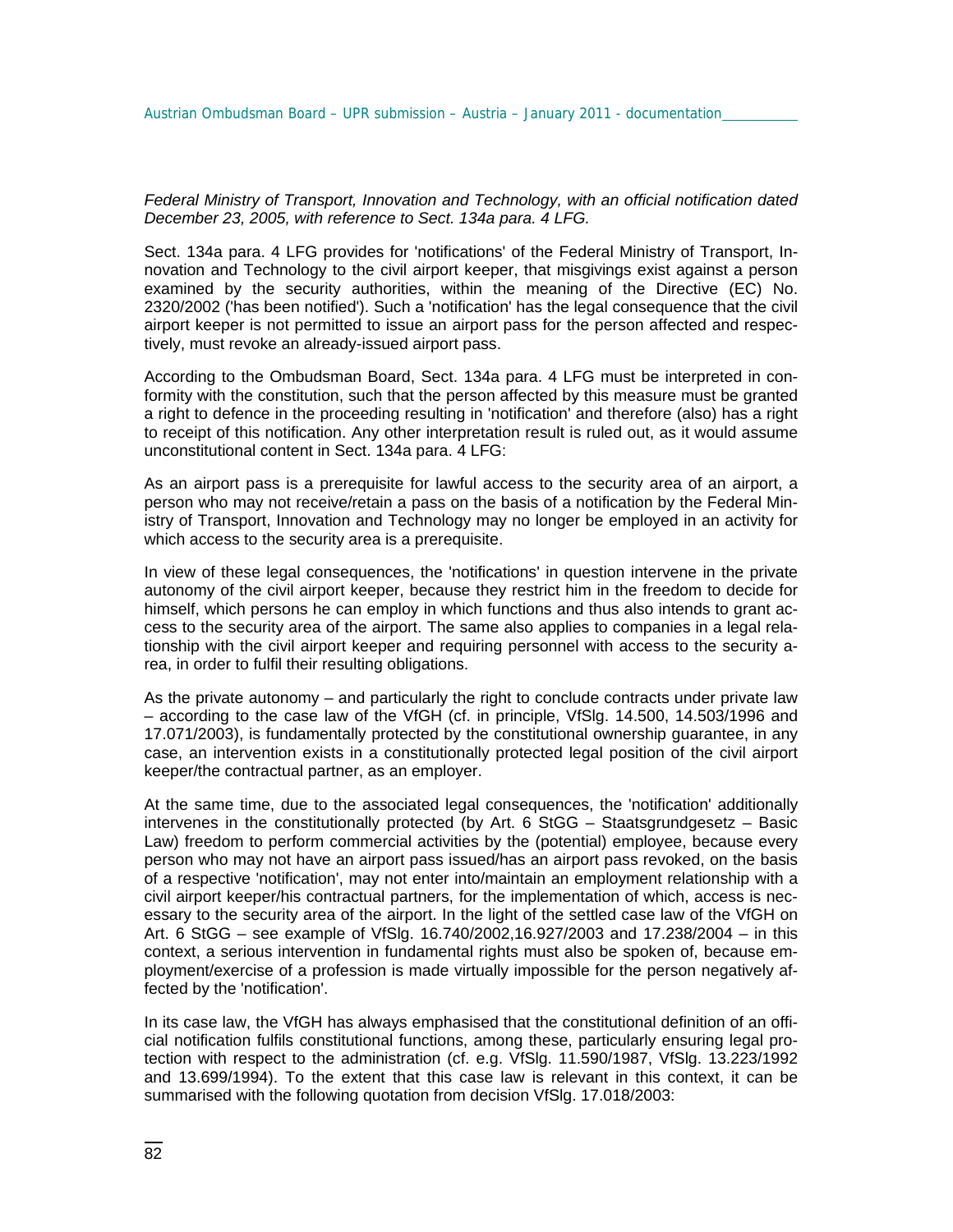*Federal Ministry of Transport, Innovation and Technology, with an official notification dated December 23, 2005, with reference to Sect. 134a para. 4 LFG.*

Sect. 134a para. 4 LFG provides for 'notifications' of the Federal Ministry of Transport, Innovation and Technology to the civil airport keeper, that misgivings exist against a person examined by the security authorities, within the meaning of the Directive (EC) No. 2320/2002 ('has been notified'). Such a 'notification' has the legal consequence that the civil airport keeper is not permitted to issue an airport pass for the person affected and respectively, must revoke an already-issued airport pass.

According to the Ombudsman Board, Sect. 134a para. 4 LFG must be interpreted in conformity with the constitution, such that the person affected by this measure must be granted a right to defence in the proceeding resulting in 'notification' and therefore (also) has a right to receipt of this notification. Any other interpretation result is ruled out, as it would assume unconstitutional content in Sect. 134a para. 4 LFG:

As an airport pass is a prerequisite for lawful access to the security area of an airport, a person who may not receive/retain a pass on the basis of a notification by the Federal Ministry of Transport, Innovation and Technology may no longer be employed in an activity for which access to the security area is a prerequisite.

In view of these legal consequences, the 'notifications' in question intervene in the private autonomy of the civil airport keeper, because they restrict him in the freedom to decide for himself, which persons he can employ in which functions and thus also intends to grant access to the security area of the airport. The same also applies to companies in a legal relationship with the civil airport keeper and requiring personnel with access to the security area, in order to fulfil their resulting obligations.

As the private autonomy – and particularly the right to conclude contracts under private law – according to the case law of the VfGH (cf. in principle, VfSlg. 14.500, 14.503/1996 and 17.071/2003), is fundamentally protected by the constitutional ownership guarantee, in any case, an intervention exists in a constitutionally protected legal position of the civil airport keeper/the contractual partner, as an employer.

At the same time, due to the associated legal consequences, the 'notification' additionally intervenes in the constitutionally protected (by Art. 6 StGG – Staatsgrundgesetz – Basic Law) freedom to perform commercial activities by the (potential) employee, because every person who may not have an airport pass issued/has an airport pass revoked, on the basis of a respective 'notification', may not enter into/maintain an employment relationship with a civil airport keeper/his contractual partners, for the implementation of which, access is necessary to the security area of the airport. In the light of the settled case law of the VfGH on Art. 6 StGG – see example of VfSlg. 16.740/2002,16.927/2003 and 17.238/2004 – in this context, a serious intervention in fundamental rights must also be spoken of, because employment/exercise of a profession is made virtually impossible for the person negatively affected by the 'notification'.

In its case law, the VfGH has always emphasised that the constitutional definition of an official notification fulfils constitutional functions, among these, particularly ensuring legal protection with respect to the administration (cf. e.g. VfSlg. 11.590/1987, VfSlg. 13.223/1992 and 13.699/1994). To the extent that this case law is relevant in this context, it can be summarised with the following quotation from decision VfSlg. 17.018/2003: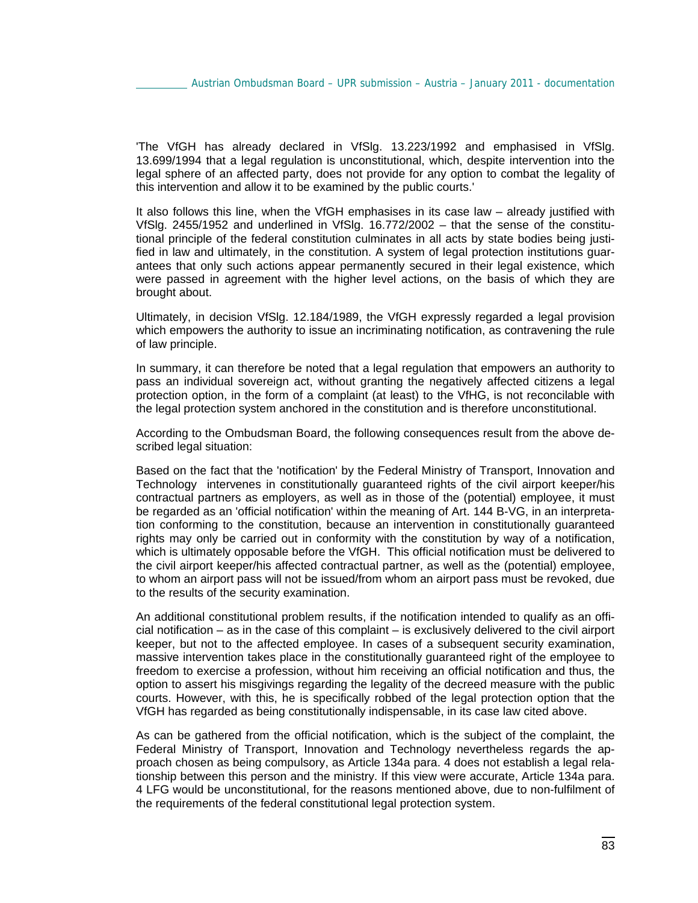'The VfGH has already declared in VfSlg. 13.223/1992 and emphasised in VfSlg. 13.699/1994 that a legal regulation is unconstitutional, which, despite intervention into the legal sphere of an affected party, does not provide for any option to combat the legality of this intervention and allow it to be examined by the public courts.'

It also follows this line, when the VfGH emphasises in its case law – already justified with VfSlg. 2455/1952 and underlined in VfSlg. 16.772/2002 – that the sense of the constitutional principle of the federal constitution culminates in all acts by state bodies being justified in law and ultimately, in the constitution. A system of legal protection institutions guarantees that only such actions appear permanently secured in their legal existence, which were passed in agreement with the higher level actions, on the basis of which they are brought about.

Ultimately, in decision VfSlg. 12.184/1989, the VfGH expressly regarded a legal provision which empowers the authority to issue an incriminating notification, as contravening the rule of law principle.

In summary, it can therefore be noted that a legal regulation that empowers an authority to pass an individual sovereign act, without granting the negatively affected citizens a legal protection option, in the form of a complaint (at least) to the VfHG, is not reconcilable with the legal protection system anchored in the constitution and is therefore unconstitutional.

According to the Ombudsman Board, the following consequences result from the above described legal situation:

Based on the fact that the 'notification' by the Federal Ministry of Transport, Innovation and Technology intervenes in constitutionally guaranteed rights of the civil airport keeper/his contractual partners as employers, as well as in those of the (potential) employee, it must be regarded as an 'official notification' within the meaning of Art. 144 B-VG, in an interpretation conforming to the constitution, because an intervention in constitutionally guaranteed rights may only be carried out in conformity with the constitution by way of a notification, which is ultimately opposable before the VfGH. This official notification must be delivered to the civil airport keeper/his affected contractual partner, as well as the (potential) employee, to whom an airport pass will not be issued/from whom an airport pass must be revoked, due to the results of the security examination.

An additional constitutional problem results, if the notification intended to qualify as an official notification – as in the case of this complaint – is exclusively delivered to the civil airport keeper, but not to the affected employee. In cases of a subsequent security examination, massive intervention takes place in the constitutionally guaranteed right of the employee to freedom to exercise a profession, without him receiving an official notification and thus, the option to assert his misgivings regarding the legality of the decreed measure with the public courts. However, with this, he is specifically robbed of the legal protection option that the VfGH has regarded as being constitutionally indispensable, in its case law cited above.

As can be gathered from the official notification, which is the subject of the complaint, the Federal Ministry of Transport, Innovation and Technology nevertheless regards the approach chosen as being compulsory, as Article 134a para. 4 does not establish a legal relationship between this person and the ministry. If this view were accurate, Article 134a para. 4 LFG would be unconstitutional, for the reasons mentioned above, due to non-fulfilment of the requirements of the federal constitutional legal protection system.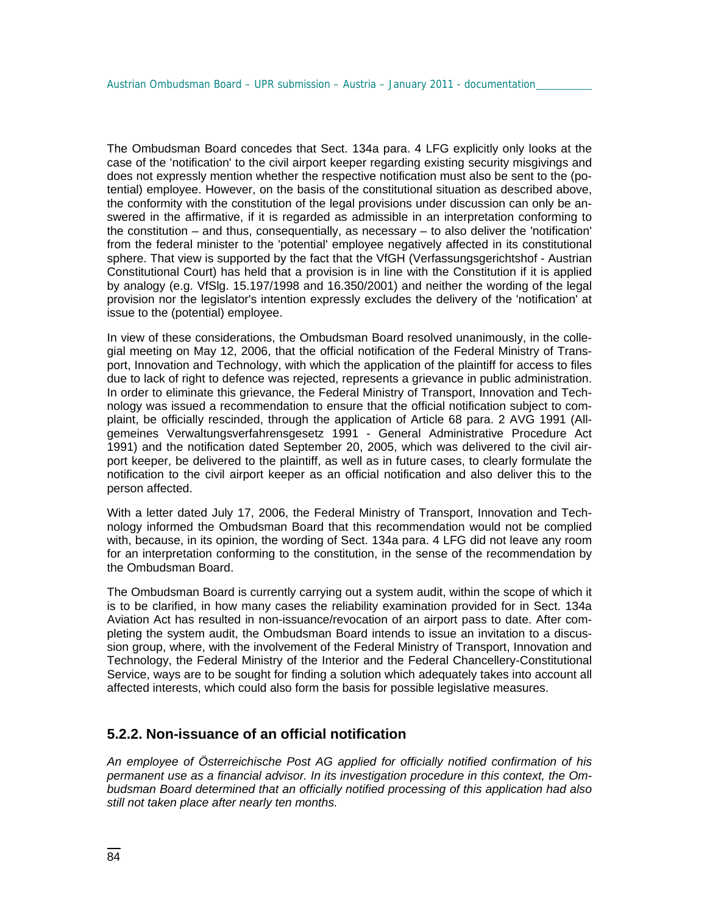The Ombudsman Board concedes that Sect. 134a para. 4 LFG explicitly only looks at the case of the 'notification' to the civil airport keeper regarding existing security misgivings and does not expressly mention whether the respective notification must also be sent to the (potential) employee. However, on the basis of the constitutional situation as described above, the conformity with the constitution of the legal provisions under discussion can only be answered in the affirmative, if it is regarded as admissible in an interpretation conforming to the constitution – and thus, consequentially, as necessary – to also deliver the 'notification' from the federal minister to the 'potential' employee negatively affected in its constitutional sphere. That view is supported by the fact that the VfGH (Verfassungsgerichtshof - Austrian Constitutional Court) has held that a provision is in line with the Constitution if it is applied by analogy (e.g. VfSlg. 15.197/1998 and 16.350/2001) and neither the wording of the legal provision nor the legislator's intention expressly excludes the delivery of the 'notification' at issue to the (potential) employee.

In view of these considerations, the Ombudsman Board resolved unanimously, in the collegial meeting on May 12, 2006, that the official notification of the Federal Ministry of Transport, Innovation and Technology, with which the application of the plaintiff for access to files due to lack of right to defence was rejected, represents a grievance in public administration. In order to eliminate this grievance, the Federal Ministry of Transport, Innovation and Technology was issued a recommendation to ensure that the official notification subject to complaint, be officially rescinded, through the application of Article 68 para. 2 AVG 1991 (Allgemeines Verwaltungsverfahrensgesetz 1991 - General Administrative Procedure Act 1991) and the notification dated September 20, 2005, which was delivered to the civil airport keeper, be delivered to the plaintiff, as well as in future cases, to clearly formulate the notification to the civil airport keeper as an official notification and also deliver this to the person affected.

With a letter dated July 17, 2006, the Federal Ministry of Transport, Innovation and Technology informed the Ombudsman Board that this recommendation would not be complied with, because, in its opinion, the wording of Sect. 134a para. 4 LFG did not leave any room for an interpretation conforming to the constitution, in the sense of the recommendation by the Ombudsman Board.

The Ombudsman Board is currently carrying out a system audit, within the scope of which it is to be clarified, in how many cases the reliability examination provided for in Sect. 134a Aviation Act has resulted in non-issuance/revocation of an airport pass to date. After completing the system audit, the Ombudsman Board intends to issue an invitation to a discussion group, where, with the involvement of the Federal Ministry of Transport, Innovation and Technology, the Federal Ministry of the Interior and the Federal Chancellery-Constitutional Service, ways are to be sought for finding a solution which adequately takes into account all affected interests, which could also form the basis for possible legislative measures.

### 5.2.2. Non-issuance of an official notification

*An employee of Österreichische Post AG applied for officially notified confirmation of his permanent use as a financial advisor. In its investigation procedure in this context, the Ombudsman Board determined that an officially notified processing of this application had also still not taken place after nearly ten months.*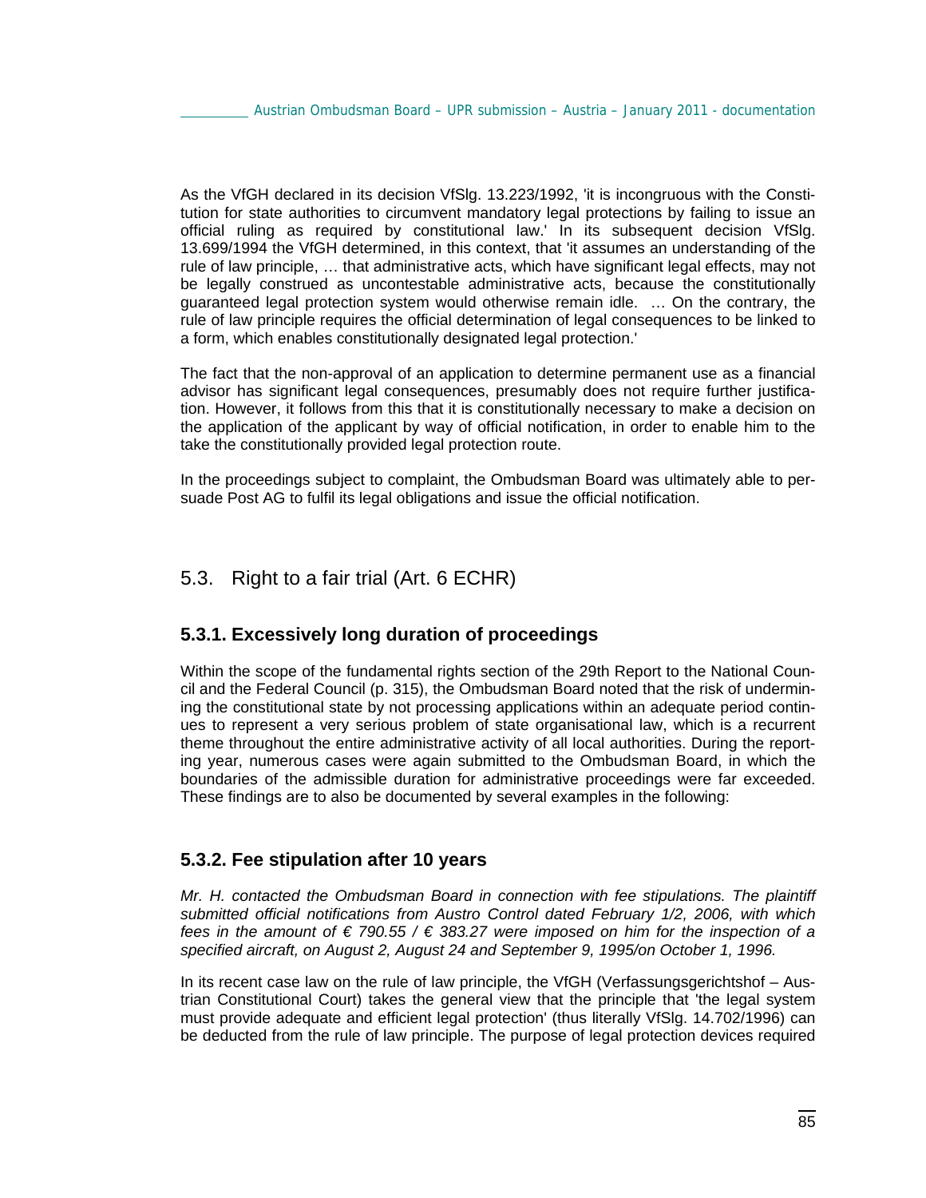As the VfGH declared in its decision VfSlg. 13.223/1992, 'it is incongruous with the Constitution for state authorities to circumvent mandatory legal protections by failing to issue an official ruling as required by constitutional law.' In its subsequent decision VfSlg. 13.699/1994 the VfGH determined, in this context, that 'it assumes an understanding of the rule of law principle, … that administrative acts, which have significant legal effects, may not be legally construed as uncontestable administrative acts, because the constitutionally guaranteed legal protection system would otherwise remain idle. … On the contrary, the rule of law principle requires the official determination of legal consequences to be linked to a form, which enables constitutionally designated legal protection.'

The fact that the non-approval of an application to determine permanent use as a financial advisor has significant legal consequences, presumably does not require further justification. However, it follows from this that it is constitutionally necessary to make a decision on the application of the applicant by way of official notification, in order to enable him to the take the constitutionally provided legal protection route.

In the proceedings subject to complaint, the Ombudsman Board was ultimately able to persuade Post AG to fulfil its legal obligations and issue the official notification.

## 5.3. Right to a fair trial (Art. 6 ECHR)

### 5.3.1. Excessively long duration of proceedings

Within the scope of the fundamental rights section of the 29th Report to the National Council and the Federal Council (p. 315), the Ombudsman Board noted that the risk of undermining the constitutional state by not processing applications within an adequate period continues to represent a very serious problem of state organisational law, which is a recurrent theme throughout the entire administrative activity of all local authorities. During the reporting year, numerous cases were again submitted to the Ombudsman Board, in which the boundaries of the admissible duration for administrative proceedings were far exceeded. These findings are to also be documented by several examples in the following:

### 5.3.2. Fee stipulation after 10 years

*Mr. H. contacted the Ombudsman Board in connection with fee stipulations. The plaintiff submitted official notifications from Austro Control dated February 1/2, 2006, with which fees in the amount of € 790.55 / € 383.27 were imposed on him for the inspection of a specified aircraft, on August 2, August 24 and September 9, 1995/on October 1, 1996.*

In its recent case law on the rule of law principle, the VfGH (Verfassungsgerichtshof – Austrian Constitutional Court) takes the general view that the principle that 'the legal system must provide adequate and efficient legal protection' (thus literally VfSlg. 14.702/1996) can be deducted from the rule of law principle. The purpose of legal protection devices required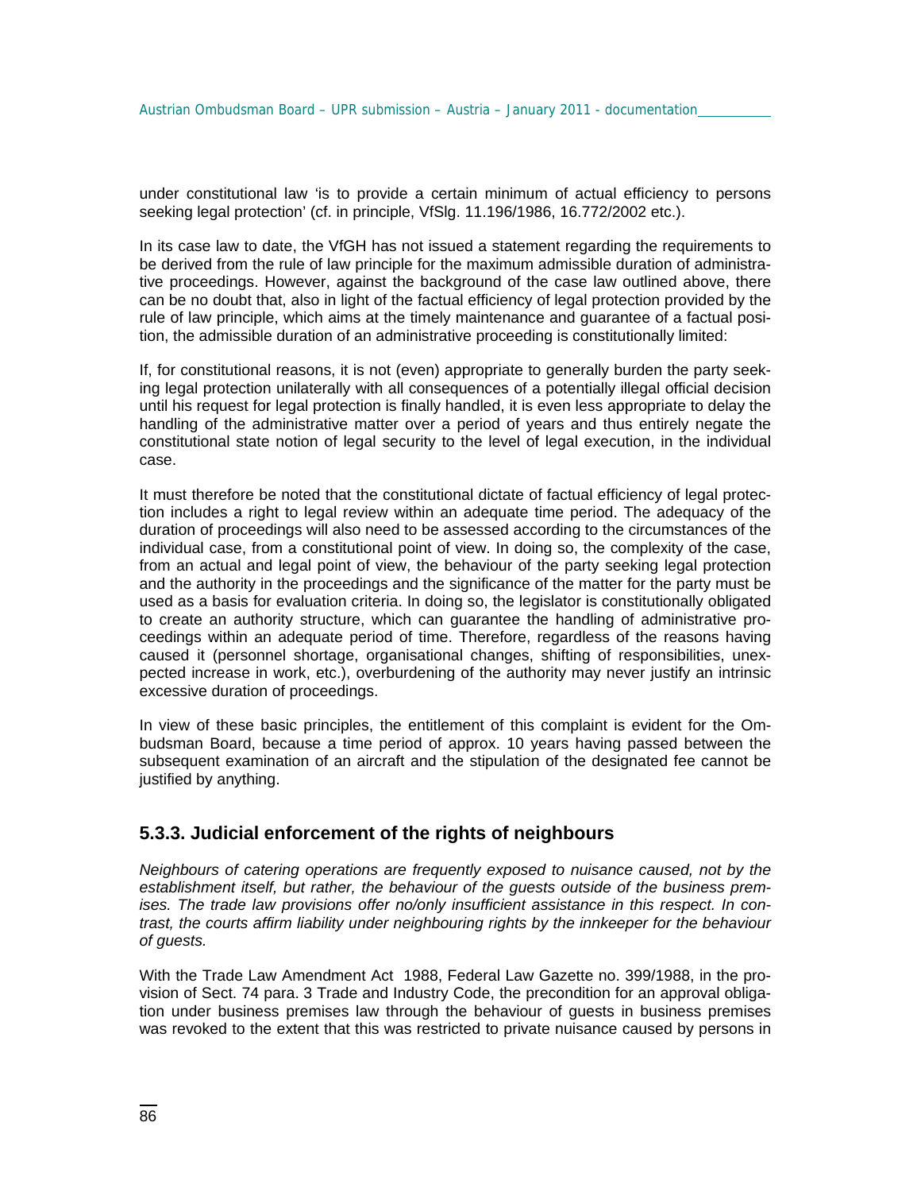under constitutional law 'is to provide a certain minimum of actual efficiency to persons seeking legal protection' (cf. in principle, VfSlg. 11.196/1986, 16.772/2002 etc.).

In its case law to date, the VfGH has not issued a statement regarding the requirements to be derived from the rule of law principle for the maximum admissible duration of administrative proceedings. However, against the background of the case law outlined above, there can be no doubt that, also in light of the factual efficiency of legal protection provided by the rule of law principle, which aims at the timely maintenance and guarantee of a factual position, the admissible duration of an administrative proceeding is constitutionally limited:

If, for constitutional reasons, it is not (even) appropriate to generally burden the party seeking legal protection unilaterally with all consequences of a potentially illegal official decision until his request for legal protection is finally handled, it is even less appropriate to delay the handling of the administrative matter over a period of years and thus entirely negate the constitutional state notion of legal security to the level of legal execution, in the individual case.

It must therefore be noted that the constitutional dictate of factual efficiency of legal protection includes a right to legal review within an adequate time period. The adequacy of the duration of proceedings will also need to be assessed according to the circumstances of the individual case, from a constitutional point of view. In doing so, the complexity of the case, from an actual and legal point of view, the behaviour of the party seeking legal protection and the authority in the proceedings and the significance of the matter for the party must be used as a basis for evaluation criteria. In doing so, the legislator is constitutionally obligated to create an authority structure, which can guarantee the handling of administrative proceedings within an adequate period of time. Therefore, regardless of the reasons having caused it (personnel shortage, organisational changes, shifting of responsibilities, unexpected increase in work, etc.), overburdening of the authority may never justify an intrinsic excessive duration of proceedings.

In view of these basic principles, the entitlement of this complaint is evident for the Ombudsman Board, because a time period of approx. 10 years having passed between the subsequent examination of an aircraft and the stipulation of the designated fee cannot be justified by anything.

### 5.3.3. Judicial enforcement of the rights of neighbours

*Neighbours of catering operations are frequently exposed to nuisance caused, not by the establishment itself, but rather, the behaviour of the guests outside of the business premises. The trade law provisions offer no/only insufficient assistance in this respect. In contrast, the courts affirm liability under neighbouring rights by the innkeeper for the behaviour of guests.*

With the Trade Law Amendment Act 1988, Federal Law Gazette no. 399/1988, in the provision of Sect. 74 para. 3 Trade and Industry Code, the precondition for an approval obligation under business premises law through the behaviour of guests in business premises was revoked to the extent that this was restricted to private nuisance caused by persons in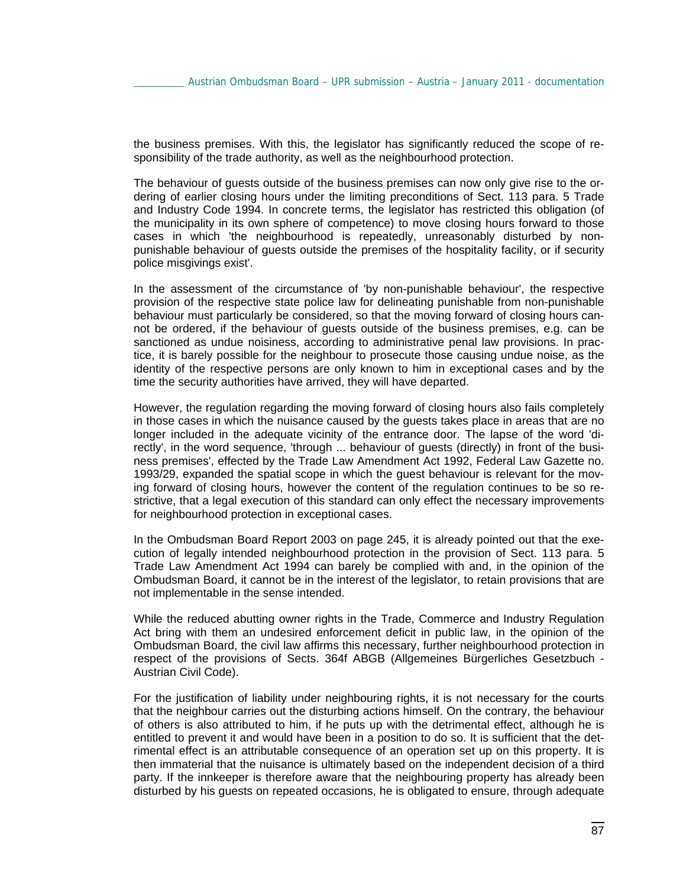the business premises. With this, the legislator has significantly reduced the scope of responsibility of the trade authority, as well as the neighbourhood protection.

The behaviour of guests outside of the business premises can now only give rise to the ordering of earlier closing hours under the limiting preconditions of Sect. 113 para. 5 Trade and Industry Code 1994. In concrete terms, the legislator has restricted this obligation (of the municipality in its own sphere of competence) to move closing hours forward to those cases in which 'the neighbourhood is repeatedly, unreasonably disturbed by non-punishable behaviour of guests outside the premises of the hospitality facility, or if security police misgivings exist'.

In the assessment of the circumstance of 'by non-punishable behaviour', the respective provision of the respective state police law for delineating punishable from non-punishable behaviour must particularly be considered, so that the moving forward of closing hours cannot be ordered, if the behaviour of guests outside of the business premises, e.g. can be sanctioned as undue noisiness, according to administrative penal law provisions. In practice, it is barely possible for the neighbour to prosecute those causing undue noise, as the identity of the respective persons are only known to him in exceptional cases and by the time the security authorities have arrived, they will have departed.

However, the regulation regarding the moving forward of closing hours also fails completely in those cases in which the nuisance caused by the guests takes place in areas that are no longer included in the adequate vicinity of the entrance door. The lapse of the word 'directly', in the word sequence, 'through ... behaviour of guests (directly) in front of the business premises', effected by the Trade Law Amendment Act 1992, Federal Law Gazette no. 1993/29, expanded the spatial scope in which the guest behaviour is relevant for the moving forward of closing hours, however the content of the regulation continues to be so restrictive, that a legal execution of this standard can only effect the necessary improvements for neighbourhood protection in exceptional cases.

In the Ombudsman Board Report 2003 on page 245, it is already pointed out that the execution of legally intended neighbourhood protection in the provision of Sect. 113 para. 5 Trade Law Amendment Act 1994 can barely be complied with and, in the opinion of the Ombudsman Board, it cannot be in the interest of the legislator, to retain provisions that are not implementable in the sense intended.

While the reduced abutting owner rights in the Trade, Commerce and Industry Regulation Act bring with them an undesired enforcement deficit in public law, in the opinion of the Ombudsman Board, the civil law affirms this necessary, further neighbourhood protection in respect of the provisions of Sects. 364f ABGB (Allgemeines Bürgerliches Gesetzbuch - Austrian Civil Code).

For the justification of liability under neighbouring rights, it is not necessary for the courts that the neighbour carries out the disturbing actions himself. On the contrary, the behaviour of others is also attributed to him, if he puts up with the detrimental effect, although he is entitled to prevent it and would have been in a position to do so. It is sufficient that the detrimental effect is an attributable consequence of an operation set up on this property. It is then immaterial that the nuisance is ultimately based on the independent decision of a third party. If the innkeeper is therefore aware that the neighbouring property has already been disturbed by his guests on repeated occasions, he is obligated to ensure, through adequate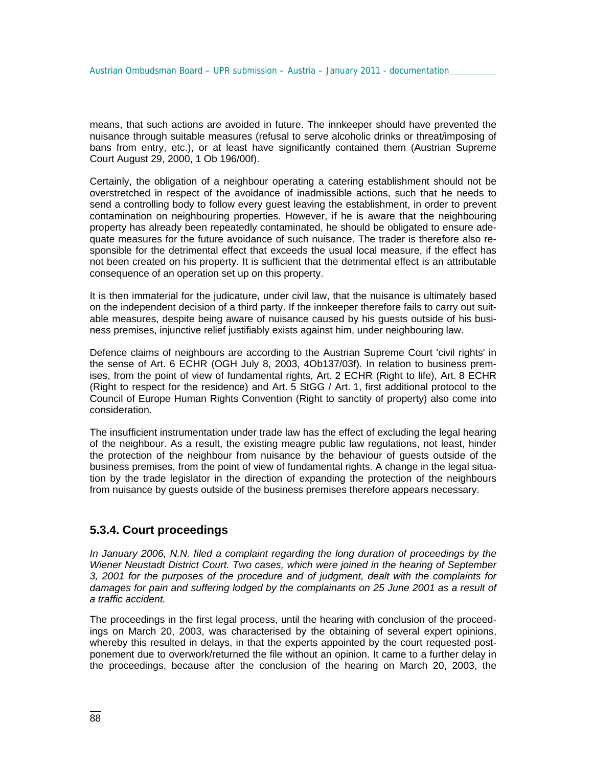means, that such actions are avoided in future. The innkeeper should have prevented the nuisance through suitable measures (refusal to serve alcoholic drinks or threat/imposing of bans from entry, etc.), or at least have significantly contained them (Austrian Supreme Court August 29, 2000, 1 Ob 196/00f).

Certainly, the obligation of a neighbour operating a catering establishment should not be overstretched in respect of the avoidance of inadmissible actions, such that he needs to send a controlling body to follow every guest leaving the establishment, in order to prevent contamination on neighbouring properties. However, if he is aware that the neighbouring property has already been repeatedly contaminated, he should be obligated to ensure adequate measures for the future avoidance of such nuisance. The trader is therefore also responsible for the detrimental effect that exceeds the usual local measure, if the effect has not been created on his property. It is sufficient that the detrimental effect is an attributable consequence of an operation set up on this property.

It is then immaterial for the judicature, under civil law, that the nuisance is ultimately based on the independent decision of a third party. If the innkeeper therefore fails to carry out suitable measures, despite being aware of nuisance caused by his guests outside of his business premises, injunctive relief justifiably exists against him, under neighbouring law.

Defence claims of neighbours are according to the Austrian Supreme Court 'civil rights' in the sense of Art. 6 ECHR (OGH July 8, 2003, 4Ob137/03f). In relation to business premises, from the point of view of fundamental rights, Art. 2 ECHR (Right to life), Art. 8 ECHR (Right to respect for the residence) and Art. 5 StGG / Art. 1, first additional protocol to the Council of Europe Human Rights Convention (Right to sanctity of property) also come into consideration.

The insufficient instrumentation under trade law has the effect of excluding the legal hearing of the neighbour. As a result, the existing meagre public law regulations, not least, hinder the protection of the neighbour from nuisance by the behaviour of guests outside of the business premises, from the point of view of fundamental rights. A change in the legal situation by the trade legislator in the direction of expanding the protection of the neighbours from nuisance by guests outside of the business premises therefore appears necessary.

### 5.3.4. Court proceedings

*In January 2006, N.N. filed a complaint regarding the long duration of proceedings by the Wiener Neustadt District Court. Two cases, which were joined in the hearing of September 3, 2001 for the purposes of the procedure and of judgment, dealt with the complaints for damages for pain and suffering lodged by the complainants on 25 June 2001 as a result of a traffic accident.*

The proceedings in the first legal process, until the hearing with conclusion of the proceedings on March 20, 2003, was characterised by the obtaining of several expert opinions, whereby this resulted in delays, in that the experts appointed by the court requested postponement due to overwork/returned the file without an opinion. It came to a further delay in the proceedings, because after the conclusion of the hearing on March 20, 2003, the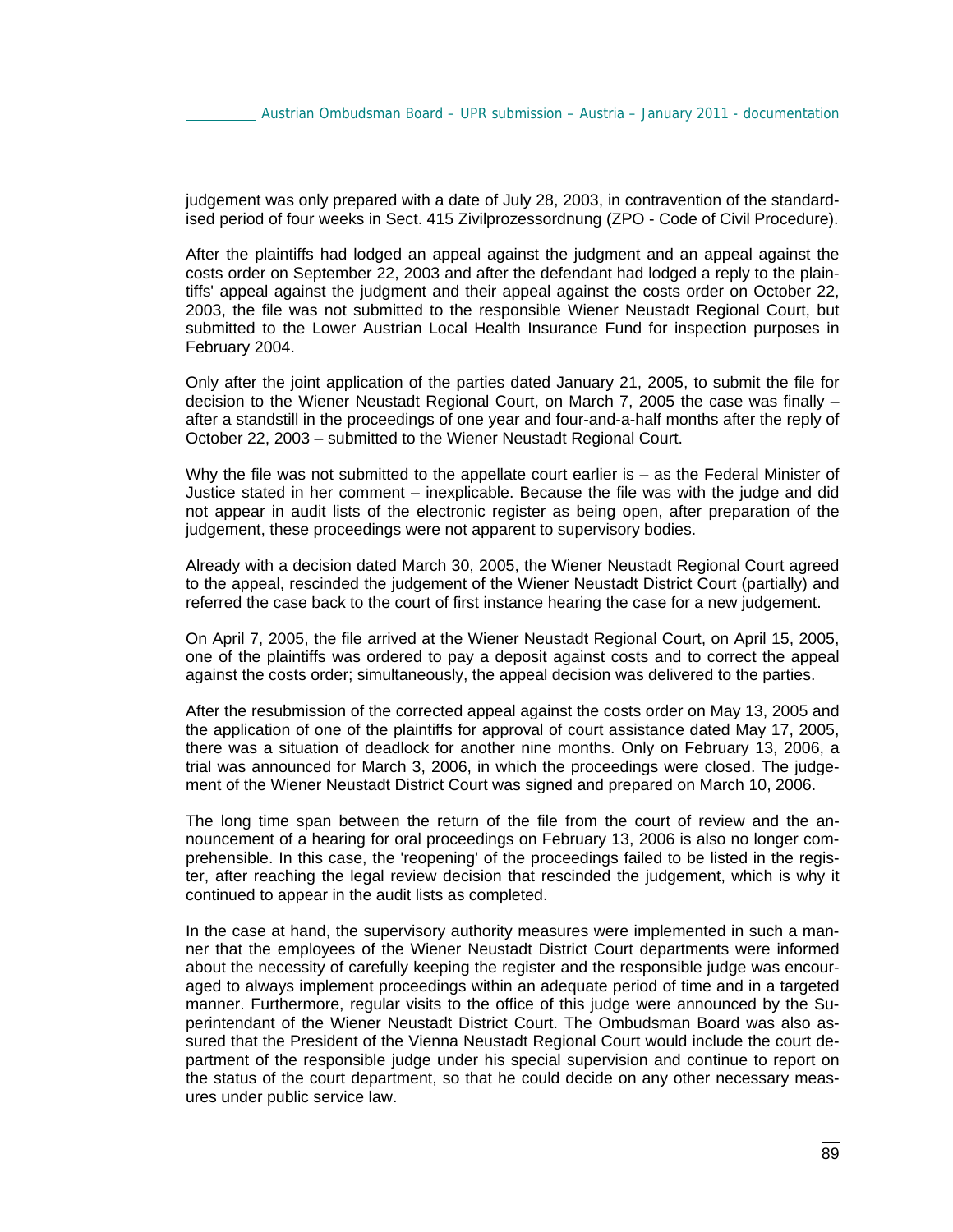judgement was only prepared with a date of July 28, 2003, in contravention of the standardised period of four weeks in Sect. 415 Zivilprozessordnung (ZPO - Code of Civil Procedure).

After the plaintiffs had lodged an appeal against the judgment and an appeal against the costs order on September 22, 2003 and after the defendant had lodged a reply to the plaintiffs' appeal against the judgment and their appeal against the costs order on October 22, 2003, the file was not submitted to the responsible Wiener Neustadt Regional Court, but submitted to the Lower Austrian Local Health Insurance Fund for inspection purposes in February 2004.

Only after the joint application of the parties dated January 21, 2005, to submit the file for decision to the Wiener Neustadt Regional Court, on March 7, 2005 the case was finally – after a standstill in the proceedings of one year and four-and-a-half months after the reply of October 22, 2003 – submitted to the Wiener Neustadt Regional Court.

Why the file was not submitted to the appellate court earlier is – as the Federal Minister of Justice stated in her comment – inexplicable. Because the file was with the judge and did not appear in audit lists of the electronic register as being open, after preparation of the judgement, these proceedings were not apparent to supervisory bodies.

Already with a decision dated March 30, 2005, the Wiener Neustadt Regional Court agreed to the appeal, rescinded the judgement of the Wiener Neustadt District Court (partially) and referred the case back to the court of first instance hearing the case for a new judgement.

On April 7, 2005, the file arrived at the Wiener Neustadt Regional Court, on April 15, 2005, one of the plaintiffs was ordered to pay a deposit against costs and to correct the appeal against the costs order; simultaneously, the appeal decision was delivered to the parties.

After the resubmission of the corrected appeal against the costs order on May 13, 2005 and the application of one of the plaintiffs for approval of court assistance dated May 17, 2005, there was a situation of deadlock for another nine months. Only on February 13, 2006, a trial was announced for March 3, 2006, in which the proceedings were closed. The judgement of the Wiener Neustadt District Court was signed and prepared on March 10, 2006.

The long time span between the return of the file from the court of review and the announcement of a hearing for oral proceedings on February 13, 2006 is also no longer comprehensible. In this case, the 'reopening' of the proceedings failed to be listed in the register, after reaching the legal review decision that rescinded the judgement, which is why it continued to appear in the audit lists as completed.

In the case at hand, the supervisory authority measures were implemented in such a manner that the employees of the Wiener Neustadt District Court departments were informed about the necessity of carefully keeping the register and the responsible judge was encouraged to always implement proceedings within an adequate period of time and in a targeted manner. Furthermore, regular visits to the office of this judge were announced by the Superintendant of the Wiener Neustadt District Court. The Ombudsman Board was also assured that the President of the Vienna Neustadt Regional Court would include the court department of the responsible judge under his special supervision and continue to report on the status of the court department, so that he could decide on any other necessary measures under public service law.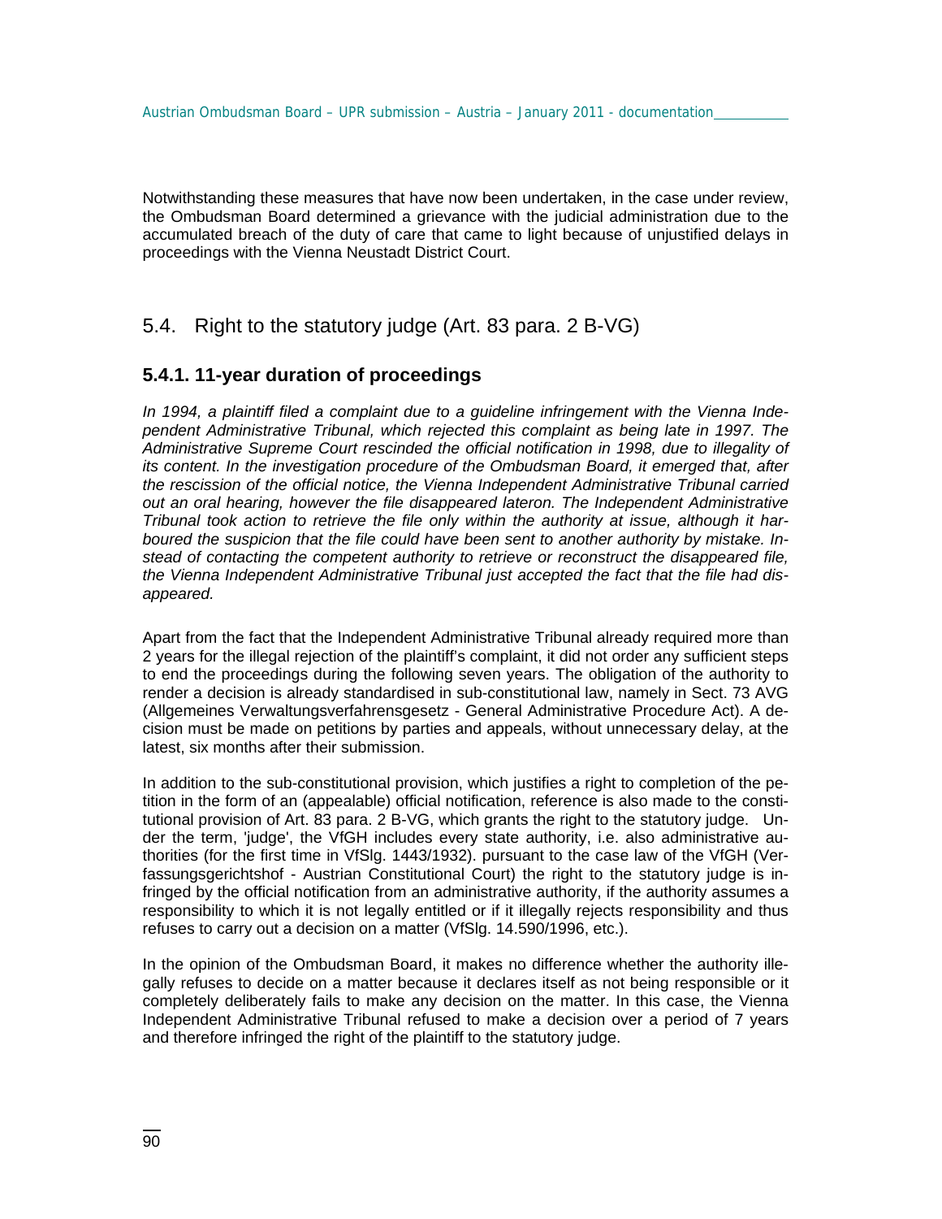Notwithstanding these measures that have now been undertaken, in the case under review, the Ombudsman Board determined a grievance with the judicial administration due to the accumulated breach of the duty of care that came to light because of unjustified delays in proceedings with the Vienna Neustadt District Court.

## 5.4. Right to the statutory judge (Art. 83 para. 2 B-VG)

### 5.4.1. 11-year duration of proceedings

*In 1994, a plaintiff filed a complaint due to a guideline infringement with the Vienna Independent Administrative Tribunal, which rejected this complaint as being late in 1997. The Administrative Supreme Court rescinded the official notification in 1998, due to illegality of its content. In the investigation procedure of the Ombudsman Board, it emerged that, after the rescission of the official notice, the Vienna Independent Administrative Tribunal carried out an oral hearing, however the file disappeared lateron. The Independent Administrative Tribunal took action to retrieve the file only within the authority at issue, although it harboured the suspicion that the file could have been sent to another authority by mistake. Instead of contacting the competent authority to retrieve or reconstruct the disappeared file, the Vienna Independent Administrative Tribunal just accepted the fact that the file had disappeared.*

Apart from the fact that the Independent Administrative Tribunal already required more than 2 years for the illegal rejection of the plaintiff's complaint, it did not order any sufficient steps to end the proceedings during the following seven years. The obligation of the authority to render a decision is already standardised in sub-constitutional law, namely in Sect. 73 AVG (Allgemeines Verwaltungsverfahrensgesetz - General Administrative Procedure Act). A decision must be made on petitions by parties and appeals, without unnecessary delay, at the latest, six months after their submission.

In addition to the sub-constitutional provision, which justifies a right to completion of the petition in the form of an (appealable) official notification, reference is also made to the constitutional provision of Art. 83 para. 2 B-VG, which grants the right to the statutory judge. Under the term, 'judge', the VfGH includes every state authority, i.e. also administrative authorities (for the first time in VfSlg. 1443/1932). pursuant to the case law of the VfGH (Verfassungsgerichtshof - Austrian Constitutional Court) the right to the statutory judge is infringed by the official notification from an administrative authority, if the authority assumes a responsibility to which it is not legally entitled or if it illegally rejects responsibility and thus refuses to carry out a decision on a matter (VfSlg. 14.590/1996, etc.).

In the opinion of the Ombudsman Board, it makes no difference whether the authority illegally refuses to decide on a matter because it declares itself as not being responsible or it completely deliberately fails to make any decision on the matter. In this case, the Vienna Independent Administrative Tribunal refused to make a decision over a period of 7 years and therefore infringed the right of the plaintiff to the statutory judge.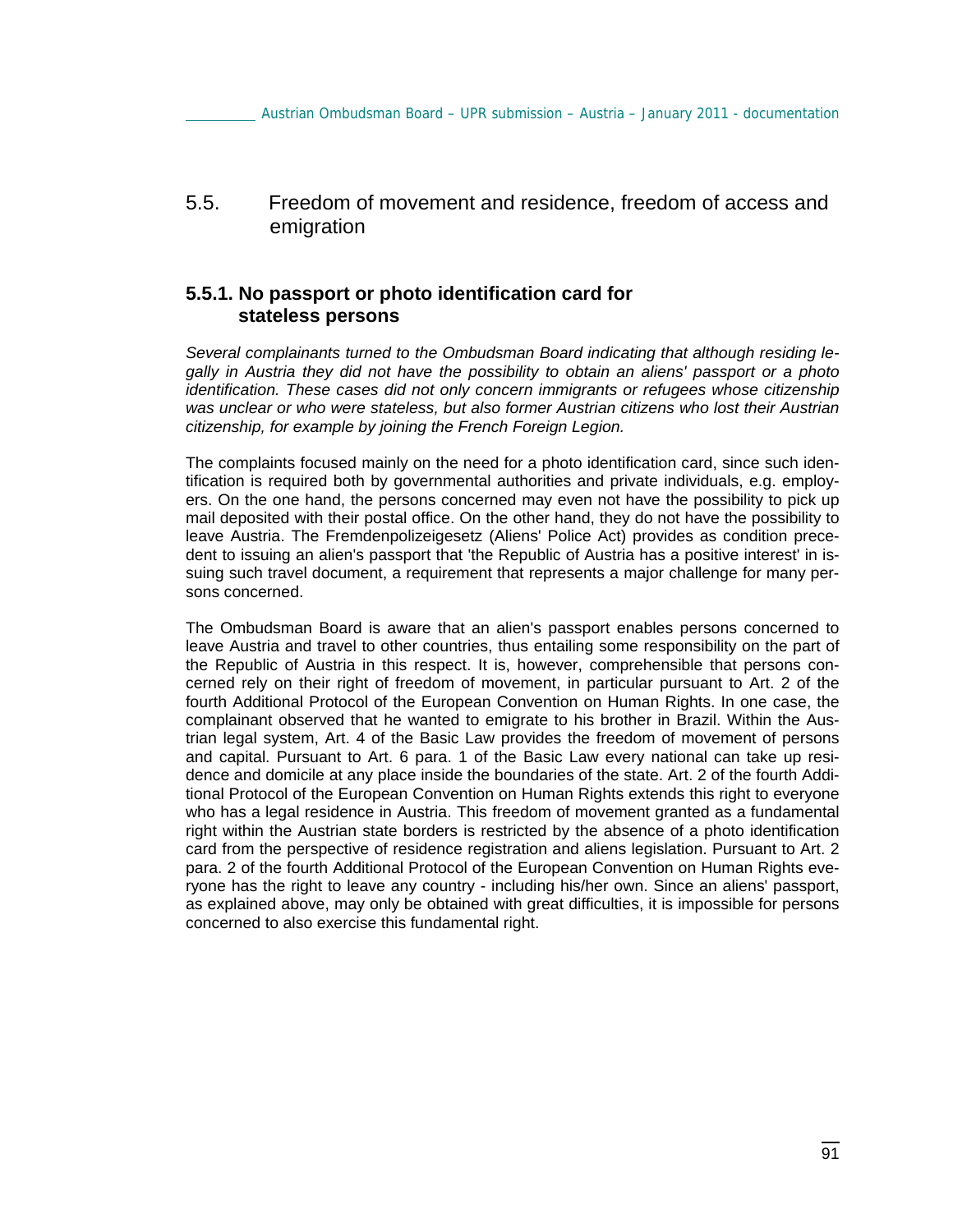## 5.5. Freedom of movement and residence, freedom of access and emigration

### 5.5.1. No passport or photo identification card for stateless persons

*Several complainants turned to the Ombudsman Board indicating that although residing legally in Austria they did not have the possibility to obtain an aliens' passport or a photo identification. These cases did not only concern immigrants or refugees whose citizenship was unclear or who were stateless, but also former Austrian citizens who lost their Austrian citizenship, for example by joining the French Foreign Legion.*

The complaints focused mainly on the need for a photo identification card, since such identification is required both by governmental authorities and private individuals, e.g. employers. On the one hand, the persons concerned may even not have the possibility to pick up mail deposited with their postal office. On the other hand, they do not have the possibility to leave Austria. The Fremdenpolizeigesetz (Aliens' Police Act) provides as condition precedent to issuing an alien's passport that 'the Republic of Austria has a positive interest' in issuing such travel document, a requirement that represents a major challenge for many persons concerned.

The Ombudsman Board is aware that an alien's passport enables persons concerned to leave Austria and travel to other countries, thus entailing some responsibility on the part of the Republic of Austria in this respect. It is, however, comprehensible that persons concerned rely on their right of freedom of movement, in particular pursuant to Art. 2 of the fourth Additional Protocol of the European Convention on Human Rights. In one case, the complainant observed that he wanted to emigrate to his brother in Brazil. Within the Austrian legal system, Art. 4 of the Basic Law provides the freedom of movement of persons and capital. Pursuant to Art. 6 para. 1 of the Basic Law every national can take up residence and domicile at any place inside the boundaries of the state. Art. 2 of the fourth Additional Protocol of the European Convention on Human Rights extends this right to everyone who has a legal residence in Austria. This freedom of movement granted as a fundamental right within the Austrian state borders is restricted by the absence of a photo identification card from the perspective of residence registration and aliens legislation. Pursuant to Art. 2 para. 2 of the fourth Additional Protocol of the European Convention on Human Rights everyone has the right to leave any country - including his/her own. Since an aliens' passport, as explained above, may only be obtained with great difficulties, it is impossible for persons concerned to also exercise this fundamental right.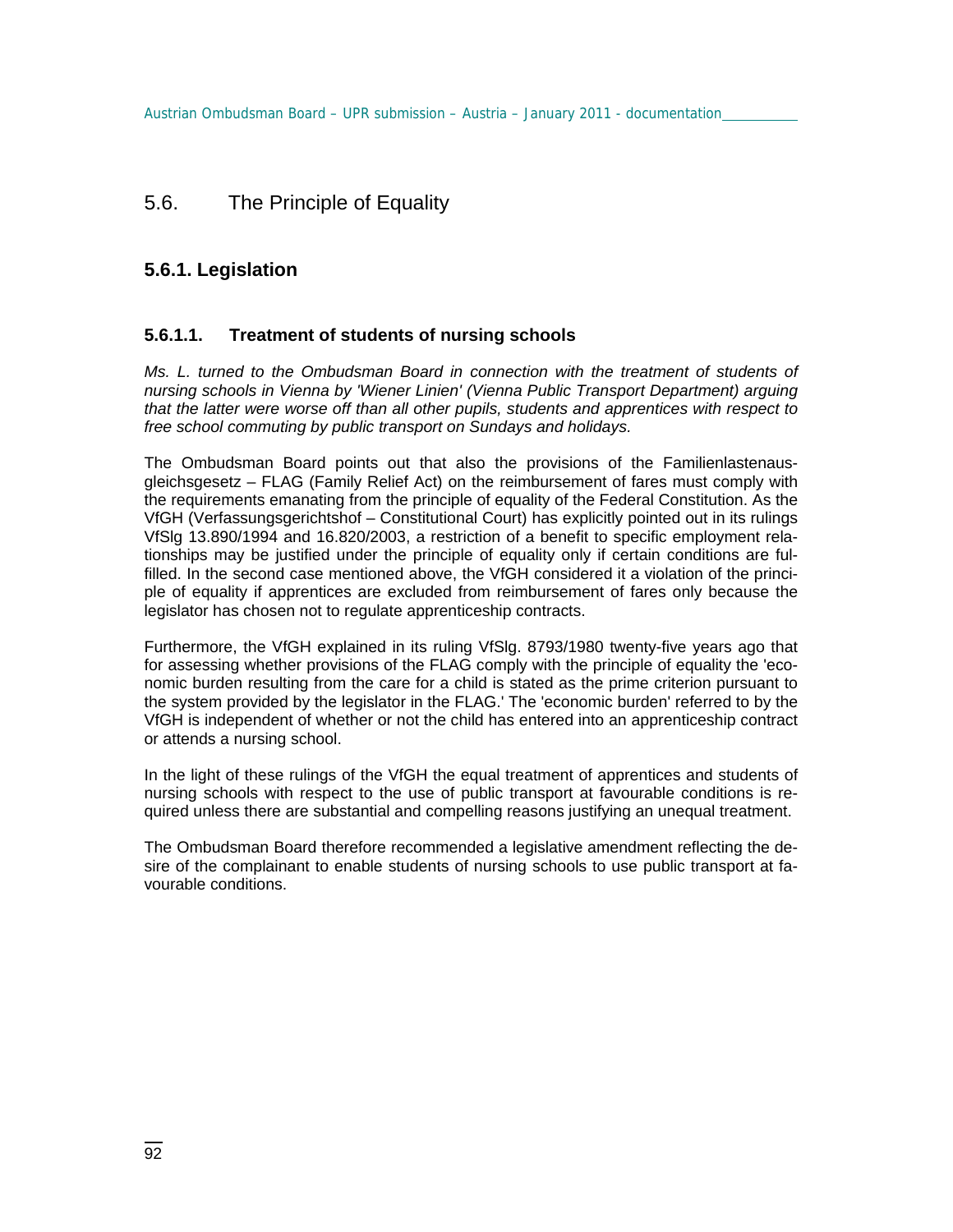## 5.6. The Principle of Equality

### 5.6.1. Legislation

#### 5.6.1.1. Treatment of students of nursing schools

*Ms. L. turned to the Ombudsman Board in connection with the treatment of students of nursing schools in Vienna by 'Wiener Linien' (Vienna Public Transport Department) arguing that the latter were worse off than all other pupils, students and apprentices with respect to free school commuting by public transport on Sundays and holidays.*

The Ombudsman Board points out that also the provisions of the Familienlastenausgleichsgesetz – FLAG (Family Relief Act) on the reimbursement of fares must comply with the requirements emanating from the principle of equality of the Federal Constitution. As the VfGH (Verfassungsgerichtshof – Constitutional Court) has explicitly pointed out in its rulings VfSlg 13.890/1994 and 16.820/2003, a restriction of a benefit to specific employment relationships may be justified under the principle of equality only if certain conditions are fulfilled. In the second case mentioned above, the VfGH considered it a violation of the principle of equality if apprentices are excluded from reimbursement of fares only because the legislator has chosen not to regulate apprenticeship contracts.

Furthermore, the VfGH explained in its ruling VfSlg. 8793/1980 twenty-five years ago that for assessing whether provisions of the FLAG comply with the principle of equality the 'economic burden resulting from the care for a child is stated as the prime criterion pursuant to the system provided by the legislator in the FLAG.' The 'economic burden' referred to by the VfGH is independent of whether or not the child has entered into an apprenticeship contract or attends a nursing school.

In the light of these rulings of the VfGH the equal treatment of apprentices and students of nursing schools with respect to the use of public transport at favourable conditions is required unless there are substantial and compelling reasons justifying an unequal treatment.

The Ombudsman Board therefore recommended a legislative amendment reflecting the desire of the complainant to enable students of nursing schools to use public transport at favourable conditions.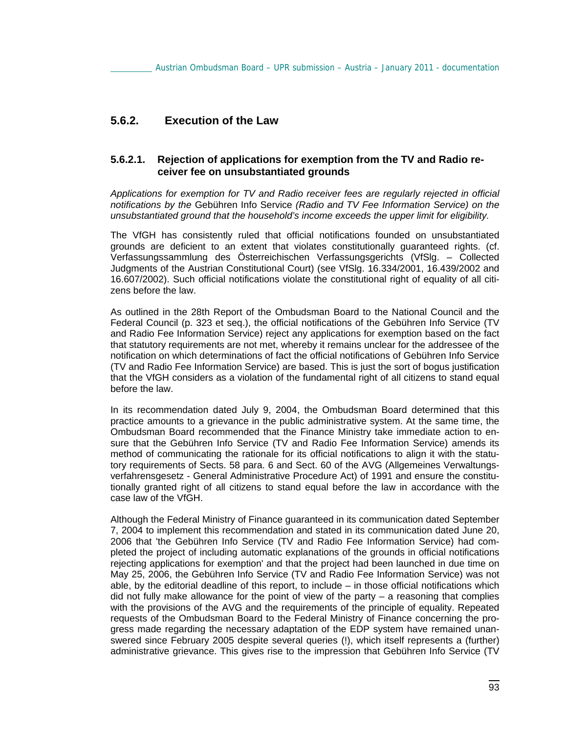## 5.6.2. Execution of the Law

### 5.6.2.1. Rejection of applications for exemption from the TV and Radio receiver fee on unsubstantiated grounds

*Applications for exemption for TV and Radio receiver fees are regularly rejected in official notifications by the* Gebühren Info Service *(Radio and TV Fee Information Service) on the unsubstantiated ground that the household's income exceeds the upper limit for eligibility.*

The VfGH has consistently ruled that official notifications founded on unsubstantiated grounds are deficient to an extent that violates constitutionally guaranteed rights. (cf. Verfassungssammlung des Österreichischen Verfassungsgerichts (VfSlg. – Collected Judgments of the Austrian Constitutional Court) (see VfSlg. 16.334/2001, 16.439/2002 and 16.607/2002). Such official notifications violate the constitutional right of equality of all citizens before the law.

As outlined in the 28th Report of the Ombudsman Board to the National Council and the Federal Council (p. 323 et seq.), the official notifications of the Gebühren Info Service (TV and Radio Fee Information Service) reject any applications for exemption based on the fact that statutory requirements are not met, whereby it remains unclear for the addressee of the notification on which determinations of fact the official notifications of Gebühren Info Service (TV and Radio Fee Information Service) are based. This is just the sort of bogus justification that the VfGH considers as a violation of the fundamental right of all citizens to stand equal before the law.

In its recommendation dated July 9, 2004, the Ombudsman Board determined that this practice amounts to a grievance in the public administrative system. At the same time, the Ombudsman Board recommended that the Finance Ministry take immediate action to ensure that the Gebühren Info Service (TV and Radio Fee Information Service) amends its method of communicating the rationale for its official notifications to align it with the statutory requirements of Sects. 58 para. 6 and Sect. 60 of the AVG (Allgemeines Verwaltungsverfahrensgesetz - General Administrative Procedure Act) of 1991 and ensure the constitutionally granted right of all citizens to stand equal before the law in accordance with the case law of the VfGH.

Although the Federal Ministry of Finance guaranteed in its communication dated September 7, 2004 to implement this recommendation and stated in its communication dated June 20, 2006 that 'the Gebühren Info Service (TV and Radio Fee Information Service) had completed the project of including automatic explanations of the grounds in official notifications rejecting applications for exemption' and that the project had been launched in due time on May 25, 2006, the Gebühren Info Service (TV and Radio Fee Information Service) was not able, by the editorial deadline of this report, to include – in those official notifications which did not fully make allowance for the point of view of the party – a reasoning that complies with the provisions of the AVG and the requirements of the principle of equality. Repeated requests of the Ombudsman Board to the Federal Ministry of Finance concerning the progress made regarding the necessary adaptation of the EDP system have remained unanswered since February 2005 despite several queries (!), which itself represents a (further) administrative grievance. This gives rise to the impression that Gebühren Info Service (TV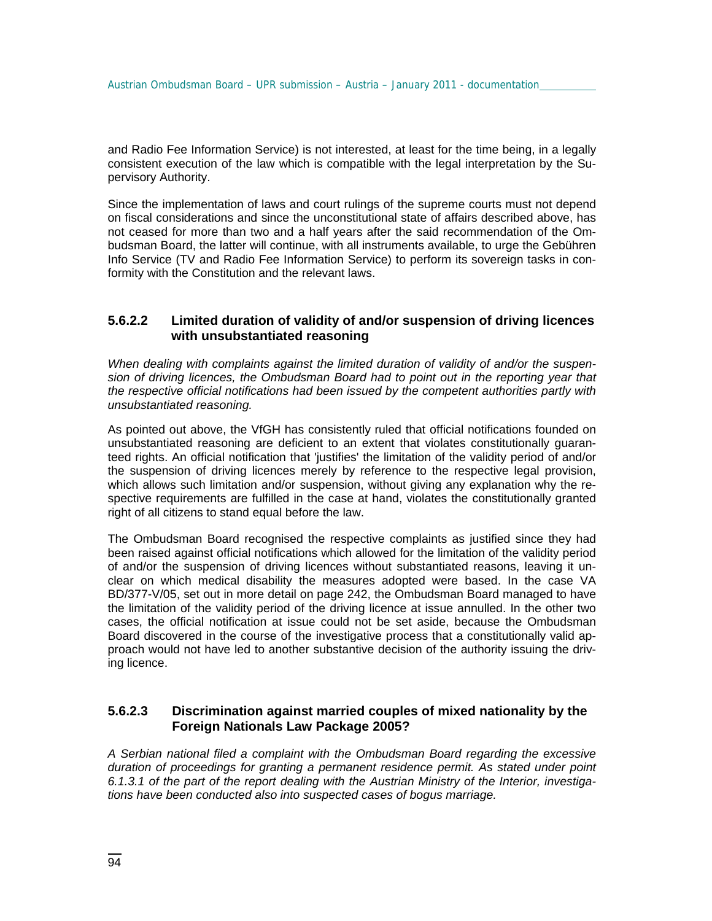and Radio Fee Information Service) is not interested, at least for the time being, in a legally consistent execution of the law which is compatible with the legal interpretation by the Supervisory Authority.

Since the implementation of laws and court rulings of the supreme courts must not depend on fiscal considerations and since the unconstitutional state of affairs described above, has not ceased for more than two and a half years after the said recommendation of the Ombudsman Board, the latter will continue, with all instruments available, to urge the Gebühren Info Service (TV and Radio Fee Information Service) to perform its sovereign tasks in conformity with the Constitution and the relevant laws.

### 5.6.2.2 Limited duration of validity of and/or suspension of driving licences with unsubstantiated reasoning

*When dealing with complaints against the limited duration of validity of and/or the suspension of driving licences, the Ombudsman Board had to point out in the reporting year that the respective official notifications had been issued by the competent authorities partly with unsubstantiated reasoning.*

As pointed out above, the VfGH has consistently ruled that official notifications founded on unsubstantiated reasoning are deficient to an extent that violates constitutionally guaranteed rights. An official notification that 'justifies' the limitation of the validity period of and/or the suspension of driving licences merely by reference to the respective legal provision, which allows such limitation and/or suspension, without giving any explanation why the respective requirements are fulfilled in the case at hand, violates the constitutionally granted right of all citizens to stand equal before the law.

The Ombudsman Board recognised the respective complaints as justified since they had been raised against official notifications which allowed for the limitation of the validity period of and/or the suspension of driving licences without substantiated reasons, leaving it unclear on which medical disability the measures adopted were based. In the case VA BD/377-V/05, set out in more detail on page 242, the Ombudsman Board managed to have the limitation of the validity period of the driving licence at issue annulled. In the other two cases, the official notification at issue could not be set aside, because the Ombudsman Board discovered in the course of the investigative process that a constitutionally valid approach would not have led to another substantive decision of the authority issuing the driving licence.

### 5.6.2.3 Discrimination against married couples of mixed nationality by the Foreign Nationals Law Package 2005?

*A Serbian national filed a complaint with the Ombudsman Board regarding the excessive duration of proceedings for granting a permanent residence permit. As stated under point 6.1.3.1 of the part of the report dealing with the Austrian Ministry of the Interior, investigations have been conducted also into suspected cases of bogus marriage.*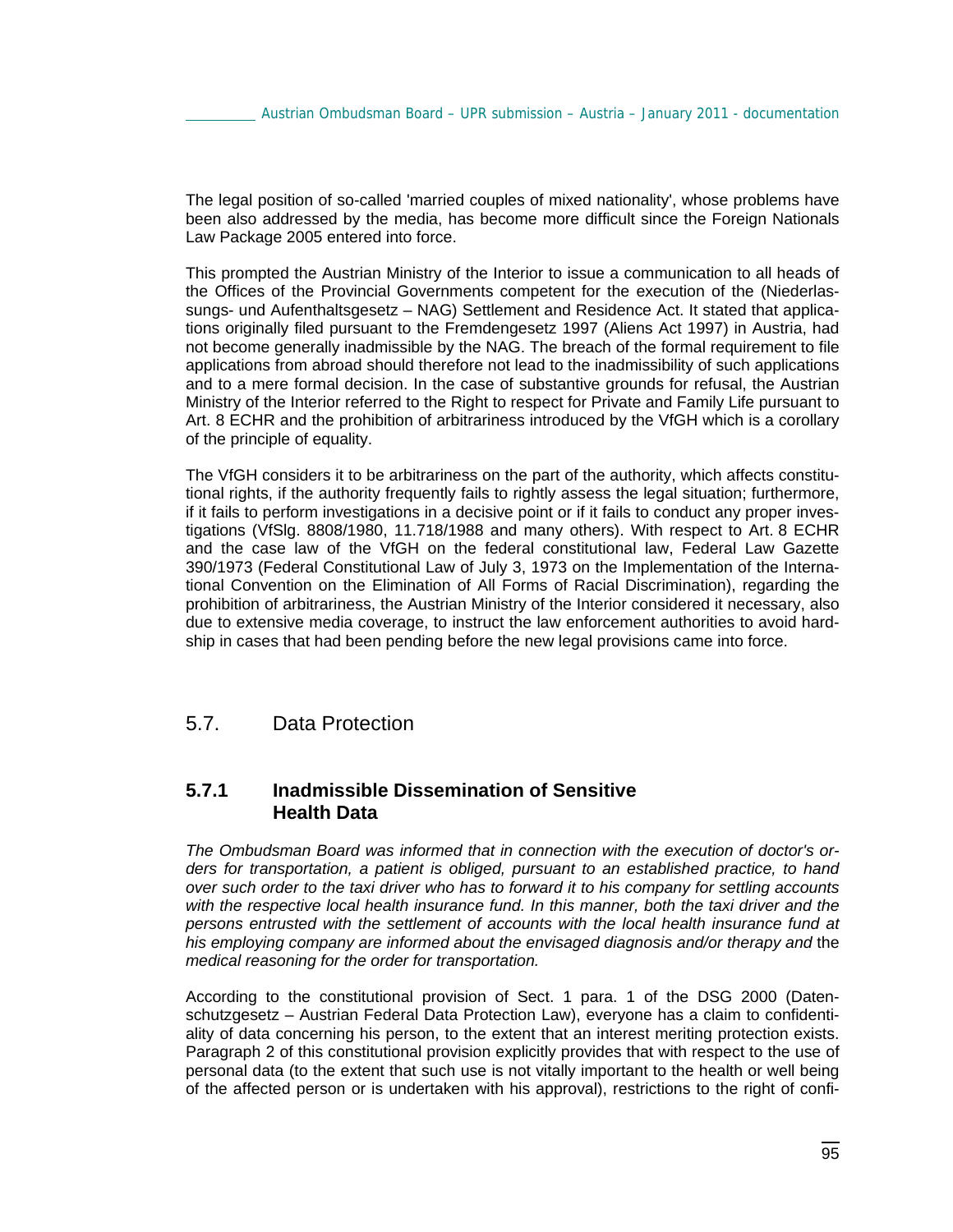The legal position of so-called 'married couples of mixed nationality', whose problems have been also addressed by the media, has become more difficult since the Foreign Nationals Law Package 2005 entered into force.

This prompted the Austrian Ministry of the Interior to issue a communication to all heads of the Offices of the Provincial Governments competent for the execution of the (Niederlassungs- und Aufenthaltsgesetz – NAG) Settlement and Residence Act. It stated that applications originally filed pursuant to the Fremdengesetz 1997 (Aliens Act 1997) in Austria, had not become generally inadmissible by the NAG. The breach of the formal requirement to file applications from abroad should therefore not lead to the inadmissibility of such applications and to a mere formal decision. In the case of substantive grounds for refusal, the Austrian Ministry of the Interior referred to the Right to respect for Private and Family Life pursuant to Art. 8 ECHR and the prohibition of arbitrariness introduced by the VfGH which is a corollary of the principle of equality.

The VfGH considers it to be arbitrariness on the part of the authority, which affects constitutional rights, if the authority frequently fails to rightly assess the legal situation; furthermore, if it fails to perform investigations in a decisive point or if it fails to conduct any proper investigations (VfSlg. 8808/1980, 11.718/1988 and many others). With respect to Art. 8 ECHR and the case law of the VfGH on the federal constitutional law, Federal Law Gazette 390/1973 (Federal Constitutional Law of July 3, 1973 on the Implementation of the International Convention on the Elimination of All Forms of Racial Discrimination), regarding the prohibition of arbitrariness, the Austrian Ministry of the Interior considered it necessary, also due to extensive media coverage, to instruct the law enforcement authorities to avoid hardship in cases that had been pending before the new legal provisions came into force.

## 5.7. Data Protection

### 5.7.1 Inadmissible Dissemination of Sensitive Health Data

*The Ombudsman Board was informed that in connection with the execution of doctor's orders for transportation, a patient is obliged, pursuant to an established practice, to hand over such order to the taxi driver who has to forward it to his company for settling accounts with the respective local health insurance fund. In this manner, both the taxi driver and the persons entrusted with the settlement of accounts with the local health insurance fund at his employing company are informed about the envisaged diagnosis and/or therapy and* the *medical reasoning for the order for transportation.*

According to the constitutional provision of Sect. 1 para. 1 of the DSG 2000 (Datenschutzgesetz – Austrian Federal Data Protection Law), everyone has a claim to confidentiality of data concerning his person, to the extent that an interest meriting protection exists. Paragraph 2 of this constitutional provision explicitly provides that with respect to the use of personal data (to the extent that such use is not vitally important to the health or well being of the affected person or is undertaken with his approval), restrictions to the right of confi-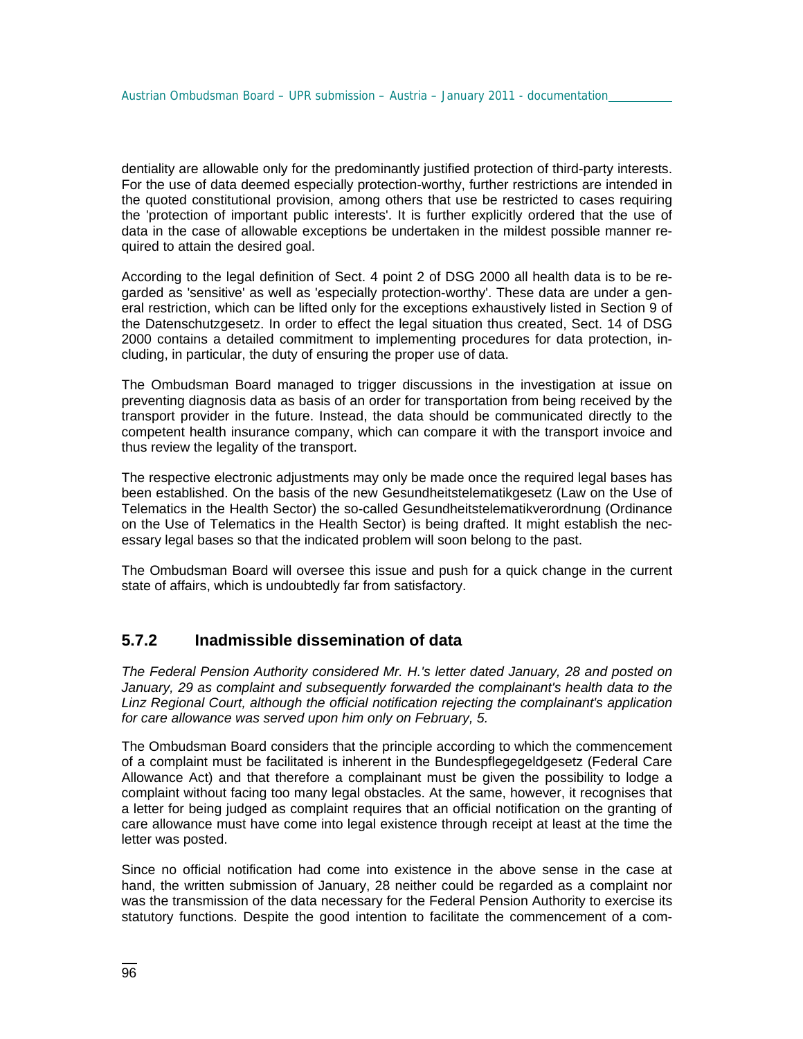dentiality are allowable only for the predominantly justified protection of third-party interests. For the use of data deemed especially protection-worthy, further restrictions are intended in the quoted constitutional provision, among others that use be restricted to cases requiring the 'protection of important public interests'. It is further explicitly ordered that the use of data in the case of allowable exceptions be undertaken in the mildest possible manner required to attain the desired goal.

According to the legal definition of Sect. 4 point 2 of DSG 2000 all health data is to be regarded as 'sensitive' as well as 'especially protection-worthy'. These data are under a general restriction, which can be lifted only for the exceptions exhaustively listed in Section 9 of the Datenschutzgesetz. In order to effect the legal situation thus created, Sect. 14 of DSG 2000 contains a detailed commitment to implementing procedures for data protection, including, in particular, the duty of ensuring the proper use of data.

The Ombudsman Board managed to trigger discussions in the investigation at issue on preventing diagnosis data as basis of an order for transportation from being received by the transport provider in the future. Instead, the data should be communicated directly to the competent health insurance company, which can compare it with the transport invoice and thus review the legality of the transport.

The respective electronic adjustments may only be made once the required legal bases has been established. On the basis of the new Gesundheitstelematikgesetz (Law on the Use of Telematics in the Health Sector) the so-called Gesundheitstelematikverordnung (Ordinance on the Use of Telematics in the Health Sector) is being drafted. It might establish the necessary legal bases so that the indicated problem will soon belong to the past.

The Ombudsman Board will oversee this issue and push for a quick change in the current state of affairs, which is undoubtedly far from satisfactory.

### 5.7.2 Inadmissible dissemination of data

*The Federal Pension Authority considered Mr. H.'s letter dated January, 28 and posted on January, 29 as complaint and subsequently forwarded the complainant's health data to the Linz Regional Court, although the official notification rejecting the complainant's application for care allowance was served upon him only on February, 5.*

The Ombudsman Board considers that the principle according to which the commencement of a complaint must be facilitated is inherent in the Bundespflegegeldgesetz (Federal Care Allowance Act) and that therefore a complainant must be given the possibility to lodge a complaint without facing too many legal obstacles. At the same, however, it recognises that a letter for being judged as complaint requires that an official notification on the granting of care allowance must have come into legal existence through receipt at least at the time the letter was posted.

Since no official notification had come into existence in the above sense in the case at hand, the written submission of January, 28 neither could be regarded as a complaint nor was the transmission of the data necessary for the Federal Pension Authority to exercise its statutory functions. Despite the good intention to facilitate the commencement of a com-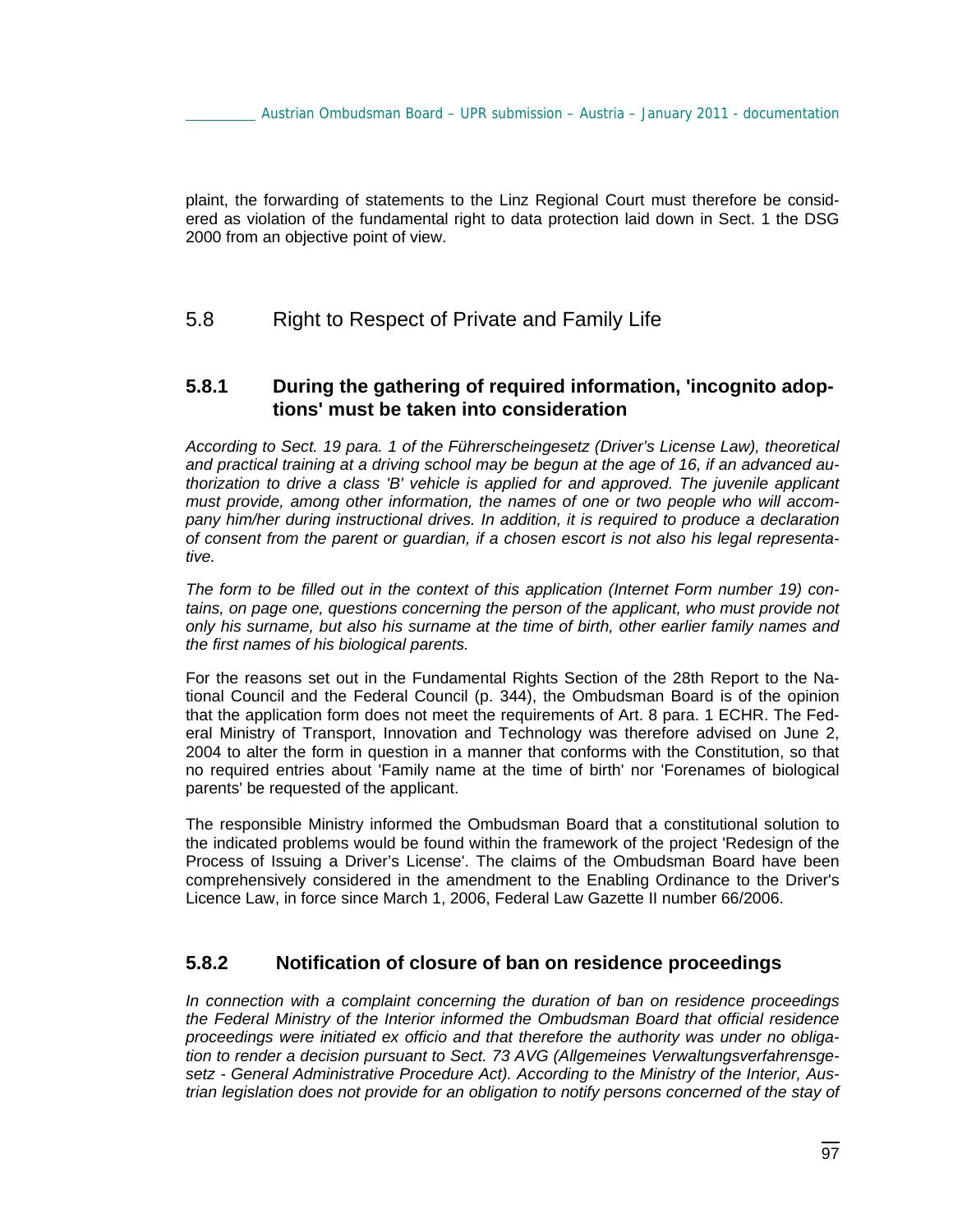plaint, the forwarding of statements to the Linz Regional Court must therefore be considered as violation of the fundamental right to data protection laid down in Sect. 1 the DSG 2000 from an objective point of view.

## 5.8 Right to Respect of Private and Family Life

### 5.8.1 During the gathering of required information, 'incognito adoptions' must be taken into consideration

*According to Sect. 19 para. 1 of the Führerscheingesetz (Driver's License Law), theoretical and practical training at a driving school may be begun at the age of 16, if an advanced authorization to drive a class 'B' vehicle is applied for and approved. The juvenile applicant must provide, among other information, the names of one or two people who will accompany him/her during instructional drives. In addition, it is required to produce a declaration of consent from the parent or guardian, if a chosen escort is not also his legal representative.*

*The form to be filled out in the context of this application (Internet Form number 19) contains, on page one, questions concerning the person of the applicant, who must provide not only his surname, but also his surname at the time of birth, other earlier family names and the first names of his biological parents.*

For the reasons set out in the Fundamental Rights Section of the 28th Report to the National Council and the Federal Council (p. 344), the Ombudsman Board is of the opinion that the application form does not meet the requirements of Art. 8 para. 1 ECHR. The Federal Ministry of Transport, Innovation and Technology was therefore advised on June 2, 2004 to alter the form in question in a manner that conforms with the Constitution, so that no required entries about 'Family name at the time of birth' nor 'Forenames of biological parents' be requested of the applicant.

The responsible Ministry informed the Ombudsman Board that a constitutional solution to the indicated problems would be found within the framework of the project 'Redesign of the Process of Issuing a Driver's License'. The claims of the Ombudsman Board have been comprehensively considered in the amendment to the Enabling Ordinance to the Driver's Licence Law, in force since March 1, 2006, Federal Law Gazette II number 66/2006.

### 5.8.2 Notification of closure of ban on residence proceedings

*In connection with a complaint concerning the duration of ban on residence proceedings the Federal Ministry of the Interior informed the Ombudsman Board that official residence proceedings were initiated ex officio and that therefore the authority was under no obligation to render a decision pursuant to Sect. 73 AVG (Allgemeines Verwaltungsverfahrensgesetz - General Administrative Procedure Act). According to the Ministry of the Interior, Austrian legislation does not provide for an obligation to notify persons concerned of the stay of*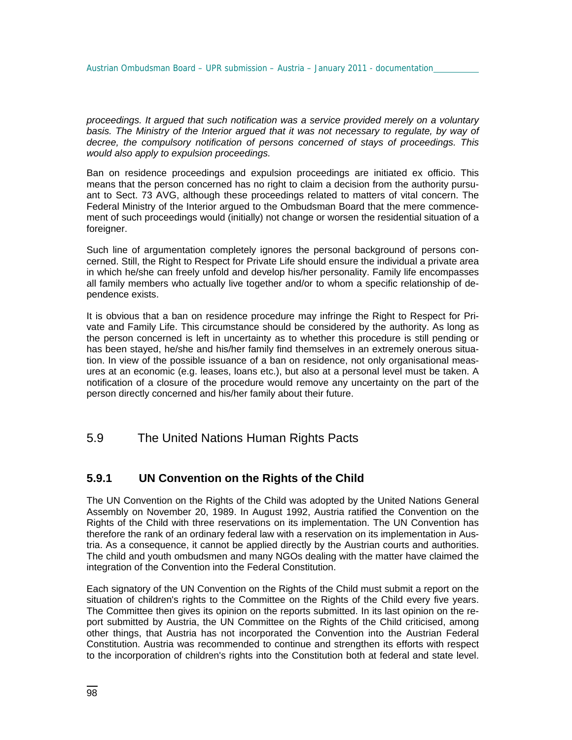*proceedings. It argued that such notification was a service provided merely on a voluntary basis. The Ministry of the Interior argued that it was not necessary to regulate, by way of decree, the compulsory notification of persons concerned of stays of proceedings. This would also apply to expulsion proceedings.*

Ban on residence proceedings and expulsion proceedings are initiated ex officio. This means that the person concerned has no right to claim a decision from the authority pursuant to Sect. 73 AVG, although these proceedings related to matters of vital concern. The Federal Ministry of the Interior argued to the Ombudsman Board that the mere commencement of such proceedings would (initially) not change or worsen the residential situation of a foreigner.

Such line of argumentation completely ignores the personal background of persons concerned. Still, the Right to Respect for Private Life should ensure the individual a private area in which he/she can freely unfold and develop his/her personality. Family life encompasses all family members who actually live together and/or to whom a specific relationship of dependence exists.

It is obvious that a ban on residence procedure may infringe the Right to Respect for Private and Family Life. This circumstance should be considered by the authority. As long as the person concerned is left in uncertainty as to whether this procedure is still pending or has been stayed, he/she and his/her family find themselves in an extremely onerous situation. In view of the possible issuance of a ban on residence, not only organisational measures at an economic (e.g. leases, loans etc.), but also at a personal level must be taken. A notification of a closure of the procedure would remove any uncertainty on the part of the person directly concerned and his/her family about their future.

## 5.9 The United Nations Human Rights Pacts

### 5.9.1 UN Convention on the Rights of the Child

The UN Convention on the Rights of the Child was adopted by the United Nations General Assembly on November 20, 1989. In August 1992, Austria ratified the Convention on the Rights of the Child with three reservations on its implementation. The UN Convention has therefore the rank of an ordinary federal law with a reservation on its implementation in Austria. As a consequence, it cannot be applied directly by the Austrian courts and authorities. The child and youth ombudsmen and many NGOs dealing with the matter have claimed the integration of the Convention into the Federal Constitution.

Each signatory of the UN Convention on the Rights of the Child must submit a report on the situation of children's rights to the Committee on the Rights of the Child every five years. The Committee then gives its opinion on the reports submitted. In its last opinion on the report submitted by Austria, the UN Committee on the Rights of the Child criticised, among other things, that Austria has not incorporated the Convention into the Austrian Federal Constitution. Austria was recommended to continue and strengthen its efforts with respect to the incorporation of children's rights into the Constitution both at federal and state level.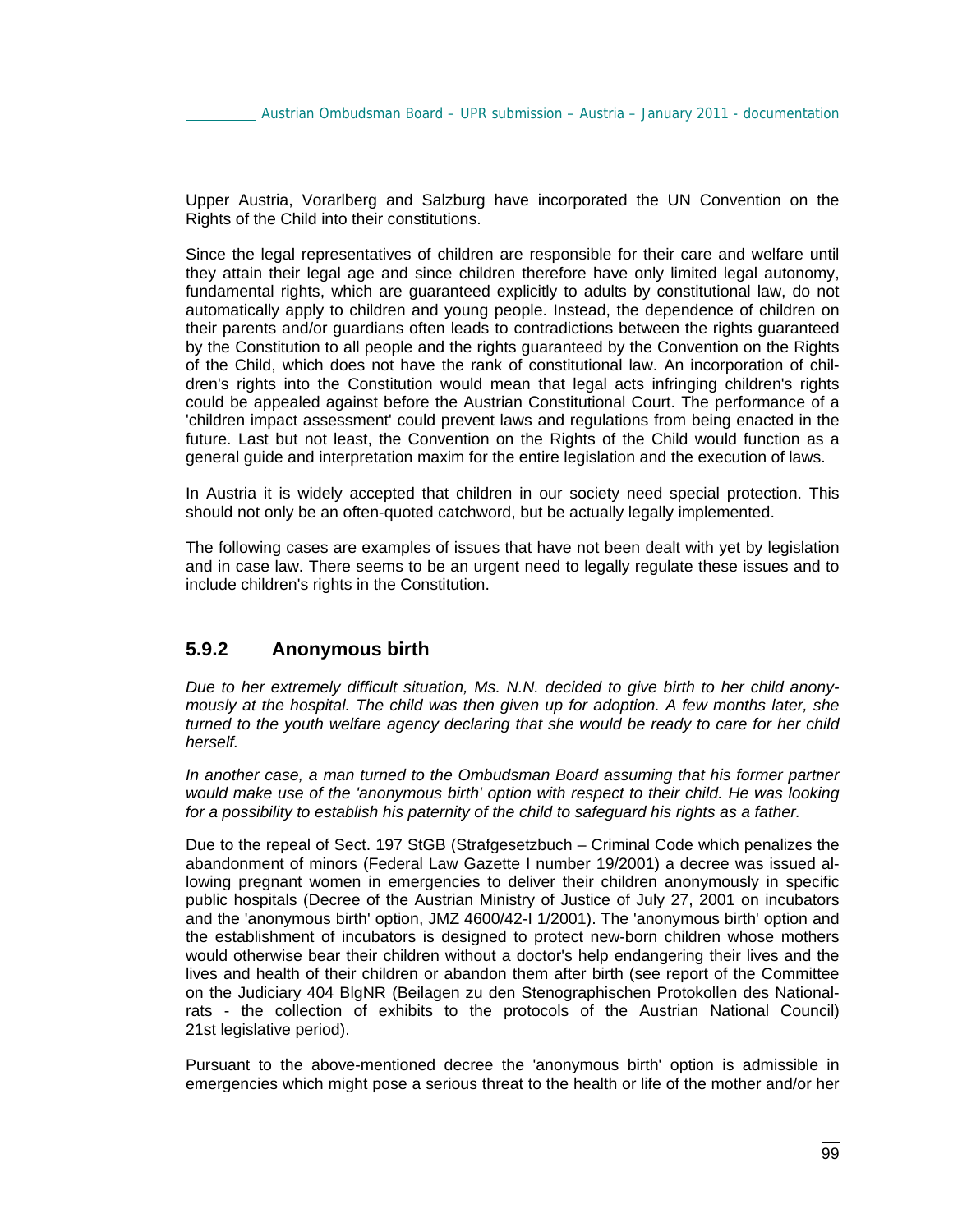Upper Austria, Vorarlberg and Salzburg have incorporated the UN Convention on the Rights of the Child into their constitutions.

Since the legal representatives of children are responsible for their care and welfare until they attain their legal age and since children therefore have only limited legal autonomy, fundamental rights, which are guaranteed explicitly to adults by constitutional law, do not automatically apply to children and young people. Instead, the dependence of children on their parents and/or guardians often leads to contradictions between the rights guaranteed by the Constitution to all people and the rights guaranteed by the Convention on the Rights of the Child, which does not have the rank of constitutional law. An incorporation of children's rights into the Constitution would mean that legal acts infringing children's rights could be appealed against before the Austrian Constitutional Court. The performance of a 'children impact assessment' could prevent laws and regulations from being enacted in the future. Last but not least, the Convention on the Rights of the Child would function as a general guide and interpretation maxim for the entire legislation and the execution of laws.

In Austria it is widely accepted that children in our society need special protection. This should not only be an often-quoted catchword, but be actually legally implemented.

The following cases are examples of issues that have not been dealt with yet by legislation and in case law. There seems to be an urgent need to legally regulate these issues and to include children's rights in the Constitution.

### 5.9.2 Anonymous birth

*Due to her extremely difficult situation, Ms. N.N. decided to give birth to her child anonymously at the hospital. The child was then given up for adoption. A few months later, she turned to the youth welfare agency declaring that she would be ready to care for her child herself.*

*In another case, a man turned to the Ombudsman Board assuming that his former partner would make use of the 'anonymous birth' option with respect to their child. He was looking for a possibility to establish his paternity of the child to safeguard his rights as a father.*

Due to the repeal of Sect. 197 StGB (Strafgesetzbuch – Criminal Code which penalizes the abandonment of minors (Federal Law Gazette I number 19/2001) a decree was issued allowing pregnant women in emergencies to deliver their children anonymously in specific public hospitals (Decree of the Austrian Ministry of Justice of July 27, 2001 on incubators and the 'anonymous birth' option, JMZ 4600/42-I 1/2001). The 'anonymous birth' option and the establishment of incubators is designed to protect new-born children whose mothers would otherwise bear their children without a doctor's help endangering their lives and the lives and health of their children or abandon them after birth (see report of the Committee on the Judiciary 404 BlgNR (Beilagen zu den Stenographischen Protokollen des Nationalrats - the collection of exhibits to the protocols of the Austrian National Council) 21st legislative period).

Pursuant to the above-mentioned decree the 'anonymous birth' option is admissible in emergencies which might pose a serious threat to the health or life of the mother and/or her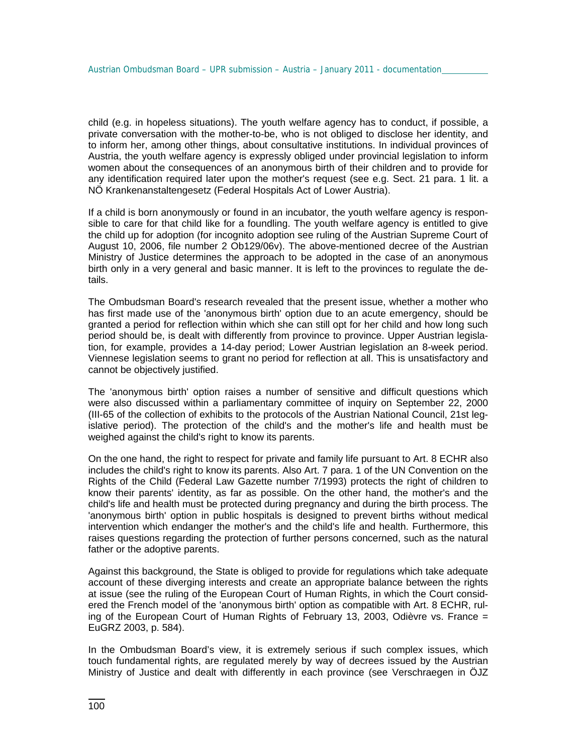child (e.g. in hopeless situations). The youth welfare agency has to conduct, if possible, a private conversation with the mother-to-be, who is not obliged to disclose her identity, and to inform her, among other things, about consultative institutions. In individual provinces of Austria, the youth welfare agency is expressly obliged under provincial legislation to inform women about the consequences of an anonymous birth of their children and to provide for any identification required later upon the mother's request (see e.g. Sect. 21 para. 1 lit. a NÖ Krankenanstaltengesetz (Federal Hospitals Act of Lower Austria).

If a child is born anonymously or found in an incubator, the youth welfare agency is responsible to care for that child like for a foundling. The youth welfare agency is entitled to give the child up for adoption (for incognito adoption see ruling of the Austrian Supreme Court of August 10, 2006, file number 2 Ob129/06v). The above-mentioned decree of the Austrian Ministry of Justice determines the approach to be adopted in the case of an anonymous birth only in a very general and basic manner. It is left to the provinces to regulate the details.

The Ombudsman Board's research revealed that the present issue, whether a mother who has first made use of the 'anonymous birth' option due to an acute emergency, should be granted a period for reflection within which she can still opt for her child and how long such period should be, is dealt with differently from province to province. Upper Austrian legislation, for example, provides a 14-day period; Lower Austrian legislation an 8-week period. Viennese legislation seems to grant no period for reflection at all. This is unsatisfactory and cannot be objectively justified.

The 'anonymous birth' option raises a number of sensitive and difficult questions which were also discussed within a parliamentary committee of inquiry on September 22, 2000 (III-65 of the collection of exhibits to the protocols of the Austrian National Council, 21st legislative period). The protection of the child's and the mother's life and health must be weighed against the child's right to know its parents.

On the one hand, the right to respect for private and family life pursuant to Art. 8 ECHR also includes the child's right to know its parents. Also Art. 7 para. 1 of the UN Convention on the Rights of the Child (Federal Law Gazette number 7/1993) protects the right of children to know their parents' identity, as far as possible. On the other hand, the mother's and the child's life and health must be protected during pregnancy and during the birth process. The 'anonymous birth' option in public hospitals is designed to prevent births without medical intervention which endanger the mother's and the child's life and health. Furthermore, this raises questions regarding the protection of further persons concerned, such as the natural father or the adoptive parents.

Against this background, the State is obliged to provide for regulations which take adequate account of these diverging interests and create an appropriate balance between the rights at issue (see the ruling of the European Court of Human Rights, in which the Court considered the French model of the 'anonymous birth' option as compatible with Art. 8 ECHR, ruling of the European Court of Human Rights of February 13, 2003, Odièvre vs. France = EuGRZ 2003, p. 584).

In the Ombudsman Board's view, it is extremely serious if such complex issues, which touch fundamental rights, are regulated merely by way of decrees issued by the Austrian Ministry of Justice and dealt with differently in each province (see Verschraegen in ÖJZ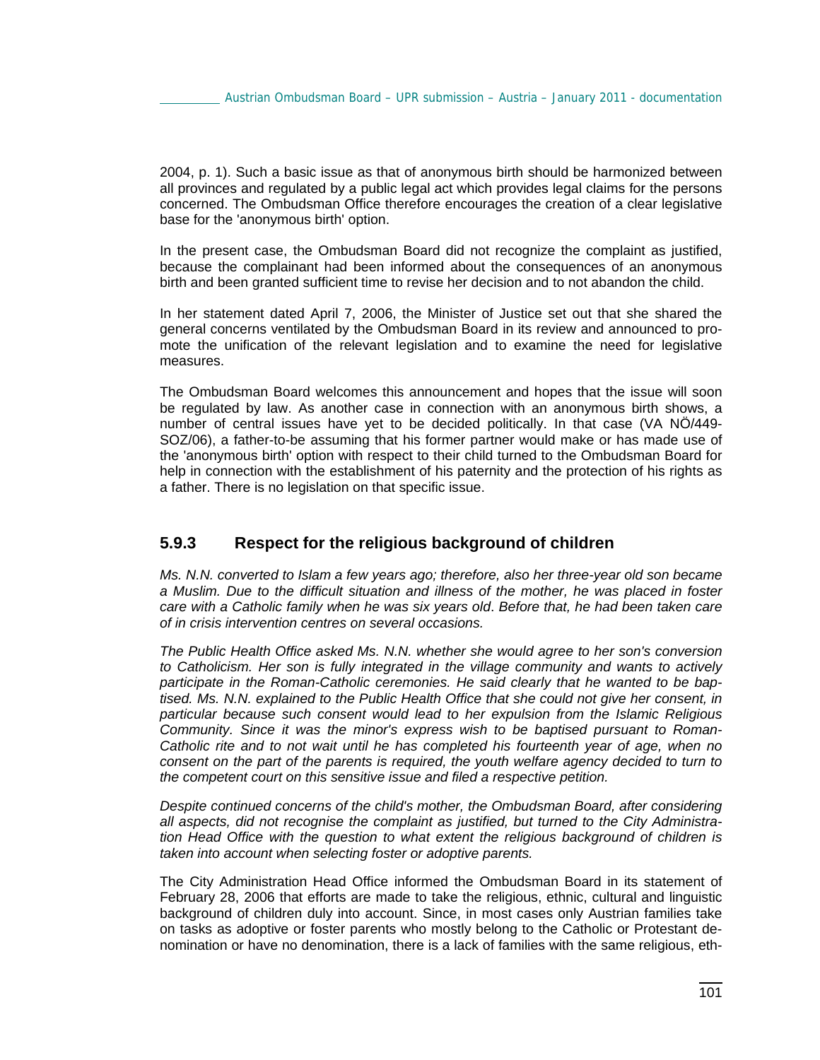2004, p. 1). Such a basic issue as that of anonymous birth should be harmonized between all provinces and regulated by a public legal act which provides legal claims for the persons concerned. The Ombudsman Office therefore encourages the creation of a clear legislative base for the 'anonymous birth' option.

In the present case, the Ombudsman Board did not recognize the complaint as justified, because the complainant had been informed about the consequences of an anonymous birth and been granted sufficient time to revise her decision and to not abandon the child.

In her statement dated April 7, 2006, the Minister of Justice set out that she shared the general concerns ventilated by the Ombudsman Board in its review and announced to promote the unification of the relevant legislation and to examine the need for legislative measures.

The Ombudsman Board welcomes this announcement and hopes that the issue will soon be regulated by law. As another case in connection with an anonymous birth shows, a number of central issues have yet to be decided politically. In that case (VA NÖ/449-SOZ/06), a father-to-be assuming that his former partner would make or has made use of the 'anonymous birth' option with respect to their child turned to the Ombudsman Board for help in connection with the establishment of his paternity and the protection of his rights as a father. There is no legislation on that specific issue.

### 5.9.3 Respect for the religious background of children

*Ms. N.N. converted to Islam a few years ago; therefore, also her three-year old son became a Muslim. Due to the difficult situation and illness of the mother, he was placed in foster care with a Catholic family when he was six years old. Before that, he had been taken care of in crisis intervention centres on several occasions.*

*The Public Health Office asked Ms. N.N. whether she would agree to her son's conversion to Catholicism. Her son is fully integrated in the village community and wants to actively participate in the Roman-Catholic ceremonies. He said clearly that he wanted to be baptised. Ms. N.N. explained to the Public Health Office that she could not give her consent, in particular because such consent would lead to her expulsion from the Islamic Religious Community. Since it was the minor's express wish to be baptised pursuant to Roman-Catholic rite and to not wait until he has completed his fourteenth year of age, when no consent on the part of the parents is required, the youth welfare agency decided to turn to the competent court on this sensitive issue and filed a respective petition.*

*Despite continued concerns of the child's mother, the Ombudsman Board, after considering all aspects, did not recognise the complaint as justified, but turned to the City Administration Head Office with the question to what extent the religious background of children is taken into account when selecting foster or adoptive parents.*

The City Administration Head Office informed the Ombudsman Board in its statement of February 28, 2006 that efforts are made to take the religious, ethnic, cultural and linguistic background of children duly into account. Since, in most cases only Austrian families take on tasks as adoptive or foster parents who mostly belong to the Catholic or Protestant denomination or have no denomination, there is a lack of families with the same religious, eth-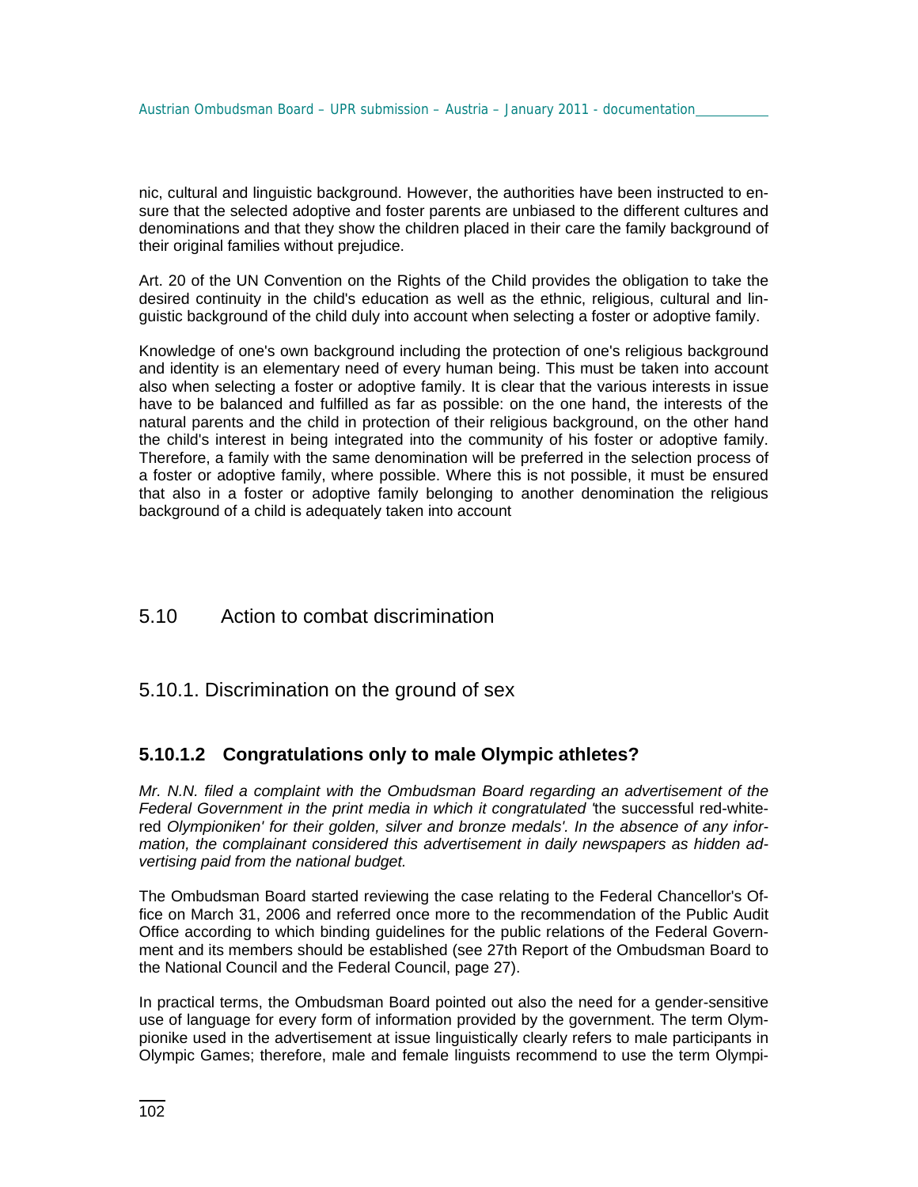nic, cultural and linguistic background. However, the authorities have been instructed to ensure that the selected adoptive and foster parents are unbiased to the different cultures and denominations and that they show the children placed in their care the family background of their original families without prejudice.

Art. 20 of the UN Convention on the Rights of the Child provides the obligation to take the desired continuity in the child's education as well as the ethnic, religious, cultural and linguistic background of the child duly into account when selecting a foster or adoptive family.

Knowledge of one's own background including the protection of one's religious background and identity is an elementary need of every human being. This must be taken into account also when selecting a foster or adoptive family. It is clear that the various interests in issue have to be balanced and fulfilled as far as possible: on the one hand, the interests of the natural parents and the child in protection of their religious background, on the other hand the child's interest in being integrated into the community of his foster or adoptive family. Therefore, a family with the same denomination will be preferred in the selection process of a foster or adoptive family, where possible. Where this is not possible, it must be ensured that also in a foster or adoptive family belonging to another denomination the religious background of a child is adequately taken into account

## 5.10 Action to combat discrimination

### 5.10.1. Discrimination on the ground of sex

#### 5.10.1.2 Congratulations only to male Olympic athletes?

*Mr. N.N. filed a complaint with the Ombudsman Board regarding an advertisement of the Federal Government in the print media in which it congratulated '*the successful red-white-red *Olympioniken' for their golden, silver and bronze medals'. In the absence of any information, the complainant considered this advertisement in daily newspapers as hidden advertising paid from the national budget.*

The Ombudsman Board started reviewing the case relating to the Federal Chancellor's Office on March 31, 2006 and referred once more to the recommendation of the Public Audit Office according to which binding guidelines for the public relations of the Federal Government and its members should be established (see 27th Report of the Ombudsman Board to the National Council and the Federal Council, page 27).

In practical terms, the Ombudsman Board pointed out also the need for a gender-sensitive use of language for every form of information provided by the government. The term Olympionike used in the advertisement at issue linguistically clearly refers to male participants in Olympic Games; therefore, male and female linguists recommend to use the term Olympi-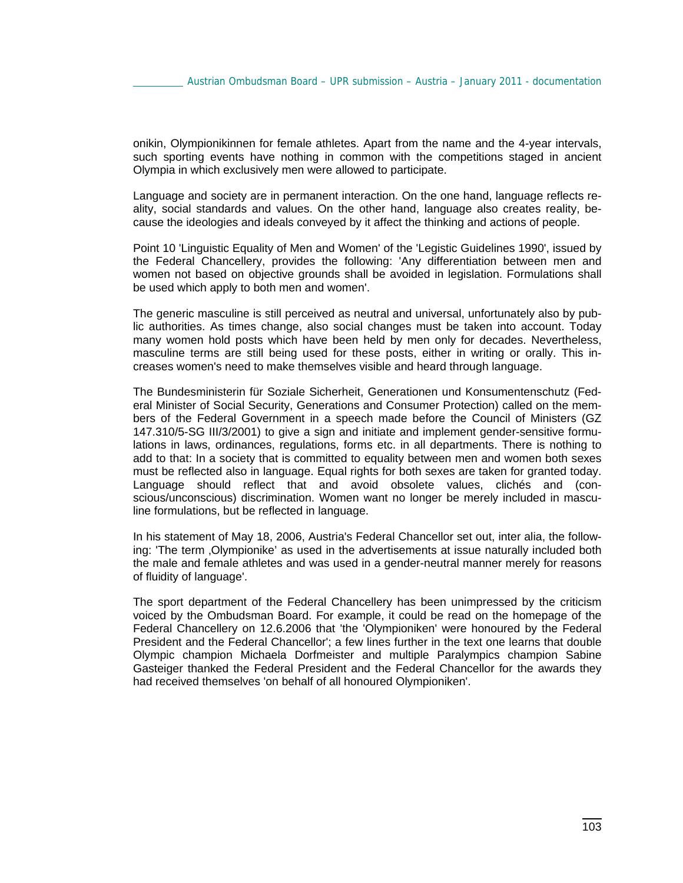onikin, Olympionikinnen for female athletes. Apart from the name and the 4-year intervals, such sporting events have nothing in common with the competitions staged in ancient Olympia in which exclusively men were allowed to participate.

Language and society are in permanent interaction. On the one hand, language reflects reality, social standards and values. On the other hand, language also creates reality, because the ideologies and ideals conveyed by it affect the thinking and actions of people.

Point 10 'Linguistic Equality of Men and Women' of the 'Legistic Guidelines 1990', issued by the Federal Chancellery, provides the following: 'Any differentiation between men and women not based on objective grounds shall be avoided in legislation. Formulations shall be used which apply to both men and women'.

The generic masculine is still perceived as neutral and universal, unfortunately also by public authorities. As times change, also social changes must be taken into account. Today many women hold posts which have been held by men only for decades. Nevertheless, masculine terms are still being used for these posts, either in writing or orally. This increases women's need to make themselves visible and heard through language.

The Bundesministerin für Soziale Sicherheit, Generationen und Konsumentenschutz (Federal Minister of Social Security, Generations and Consumer Protection) called on the members of the Federal Government in a speech made before the Council of Ministers (GZ 147.310/5-SG III/3/2001) to give a sign and initiate and implement gender-sensitive formulations in laws, ordinances, regulations, forms etc. in all departments. There is nothing to add to that: In a society that is committed to equality between men and women both sexes must be reflected also in language. Equal rights for both sexes are taken for granted today. Language should reflect that and avoid obsolete values, clichés and (conscious/unconscious) discrimination. Women want no longer be merely included in masculine formulations, but be reflected in language.

In his statement of May 18, 2006, Austria's Federal Chancellor set out, inter alia, the following: 'The term ‚Olympionike' as used in the advertisements at issue naturally included both the male and female athletes and was used in a gender-neutral manner merely for reasons of fluidity of language'.

The sport department of the Federal Chancellery has been unimpressed by the criticism voiced by the Ombudsman Board. For example, it could be read on the homepage of the Federal Chancellery on 12.6.2006 that 'the 'Olympioniken' were honoured by the Federal President and the Federal Chancellor'; a few lines further in the text one learns that double Olympic champion Michaela Dorfmeister and multiple Paralympics champion Sabine Gasteiger thanked the Federal President and the Federal Chancellor for the awards they had received themselves 'on behalf of all honoured Olympioniken'.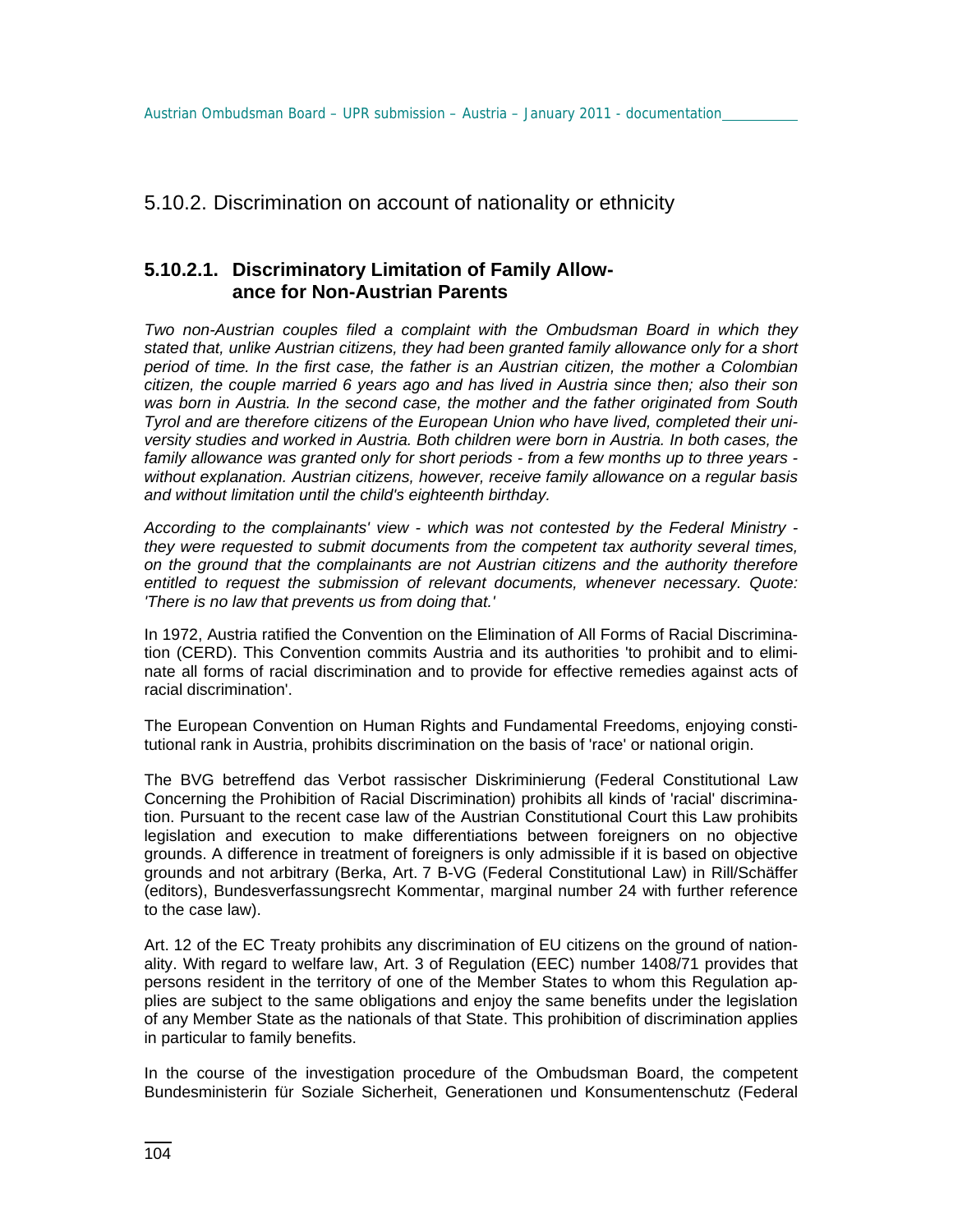## 5.10.2. Discrimination on account of nationality or ethnicity

### 5.10.2.1. Discriminatory Limitation of Family Allowance for Non-Austrian Parents

*Two non-Austrian couples filed a complaint with the Ombudsman Board in which they stated that, unlike Austrian citizens, they had been granted family allowance only for a short period of time. In the first case, the father is an Austrian citizen, the mother a Colombian citizen, the couple married 6 years ago and has lived in Austria since then; also their son was born in Austria. In the second case, the mother and the father originated from South Tyrol and are therefore citizens of the European Union who have lived, completed their university studies and worked in Austria. Both children were born in Austria. In both cases, the family allowance was granted only for short periods - from a few months up to three years - without explanation. Austrian citizens, however, receive family allowance on a regular basis and without limitation until the child's eighteenth birthday.*

*According to the complainants' view - which was not contested by the Federal Ministry - they were requested to submit documents from the competent tax authority several times, on the ground that the complainants are not Austrian citizens and the authority therefore entitled to request the submission of relevant documents, whenever necessary. Quote: 'There is no law that prevents us from doing that.'*

In 1972, Austria ratified the Convention on the Elimination of All Forms of Racial Discrimination (CERD). This Convention commits Austria and its authorities 'to prohibit and to eliminate all forms of racial discrimination and to provide for effective remedies against acts of racial discrimination'.

The European Convention on Human Rights and Fundamental Freedoms, enjoying constitutional rank in Austria, prohibits discrimination on the basis of 'race' or national origin.

The BVG betreffend das Verbot rassischer Diskriminierung (Federal Constitutional Law Concerning the Prohibition of Racial Discrimination) prohibits all kinds of 'racial' discrimination. Pursuant to the recent case law of the Austrian Constitutional Court this Law prohibits legislation and execution to make differentiations between foreigners on no objective grounds. A difference in treatment of foreigners is only admissible if it is based on objective grounds and not arbitrary (Berka, Art. 7 B-VG (Federal Constitutional Law) in Rill/Schäffer (editors), Bundesverfassungsrecht Kommentar, marginal number 24 with further reference to the case law).

Art. 12 of the EC Treaty prohibits any discrimination of EU citizens on the ground of nationality. With regard to welfare law, Art. 3 of Regulation (EEC) number 1408/71 provides that persons resident in the territory of one of the Member States to whom this Regulation applies are subject to the same obligations and enjoy the same benefits under the legislation of any Member State as the nationals of that State. This prohibition of discrimination applies in particular to family benefits.

In the course of the investigation procedure of the Ombudsman Board, the competent Bundesministerin für Soziale Sicherheit, Generationen und Konsumentenschutz (Federal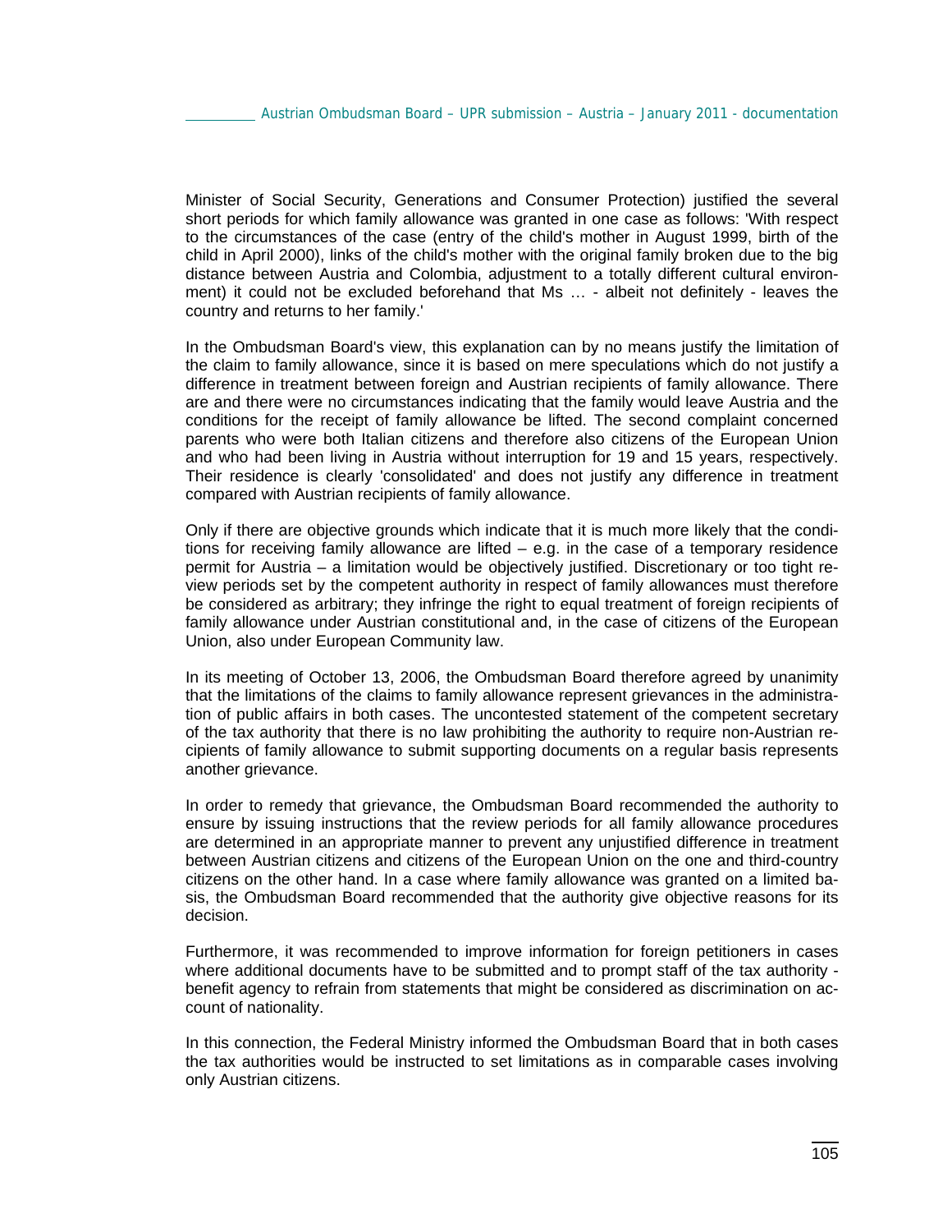Minister of Social Security, Generations and Consumer Protection) justified the several short periods for which family allowance was granted in one case as follows: 'With respect to the circumstances of the case (entry of the child's mother in August 1999, birth of the child in April 2000), links of the child's mother with the original family broken due to the big distance between Austria and Colombia, adjustment to a totally different cultural environment) it could not be excluded beforehand that Ms … - albeit not definitely - leaves the country and returns to her family.'

In the Ombudsman Board's view, this explanation can by no means justify the limitation of the claim to family allowance, since it is based on mere speculations which do not justify a difference in treatment between foreign and Austrian recipients of family allowance. There are and there were no circumstances indicating that the family would leave Austria and the conditions for the receipt of family allowance be lifted. The second complaint concerned parents who were both Italian citizens and therefore also citizens of the European Union and who had been living in Austria without interruption for 19 and 15 years, respectively. Their residence is clearly 'consolidated' and does not justify any difference in treatment compared with Austrian recipients of family allowance.

Only if there are objective grounds which indicate that it is much more likely that the conditions for receiving family allowance are lifted – e.g. in the case of a temporary residence permit for Austria – a limitation would be objectively justified. Discretionary or too tight review periods set by the competent authority in respect of family allowances must therefore be considered as arbitrary; they infringe the right to equal treatment of foreign recipients of family allowance under Austrian constitutional and, in the case of citizens of the European Union, also under European Community law.

In its meeting of October 13, 2006, the Ombudsman Board therefore agreed by unanimity that the limitations of the claims to family allowance represent grievances in the administration of public affairs in both cases. The uncontested statement of the competent secretary of the tax authority that there is no law prohibiting the authority to require non-Austrian recipients of family allowance to submit supporting documents on a regular basis represents another grievance.

In order to remedy that grievance, the Ombudsman Board recommended the authority to ensure by issuing instructions that the review periods for all family allowance procedures are determined in an appropriate manner to prevent any unjustified difference in treatment between Austrian citizens and citizens of the European Union on the one and third-country citizens on the other hand. In a case where family allowance was granted on a limited basis, the Ombudsman Board recommended that the authority give objective reasons for its decision.

Furthermore, it was recommended to improve information for foreign petitioners in cases where additional documents have to be submitted and to prompt staff of the tax authority - benefit agency to refrain from statements that might be considered as discrimination on account of nationality.

In this connection, the Federal Ministry informed the Ombudsman Board that in both cases the tax authorities would be instructed to set limitations as in comparable cases involving only Austrian citizens.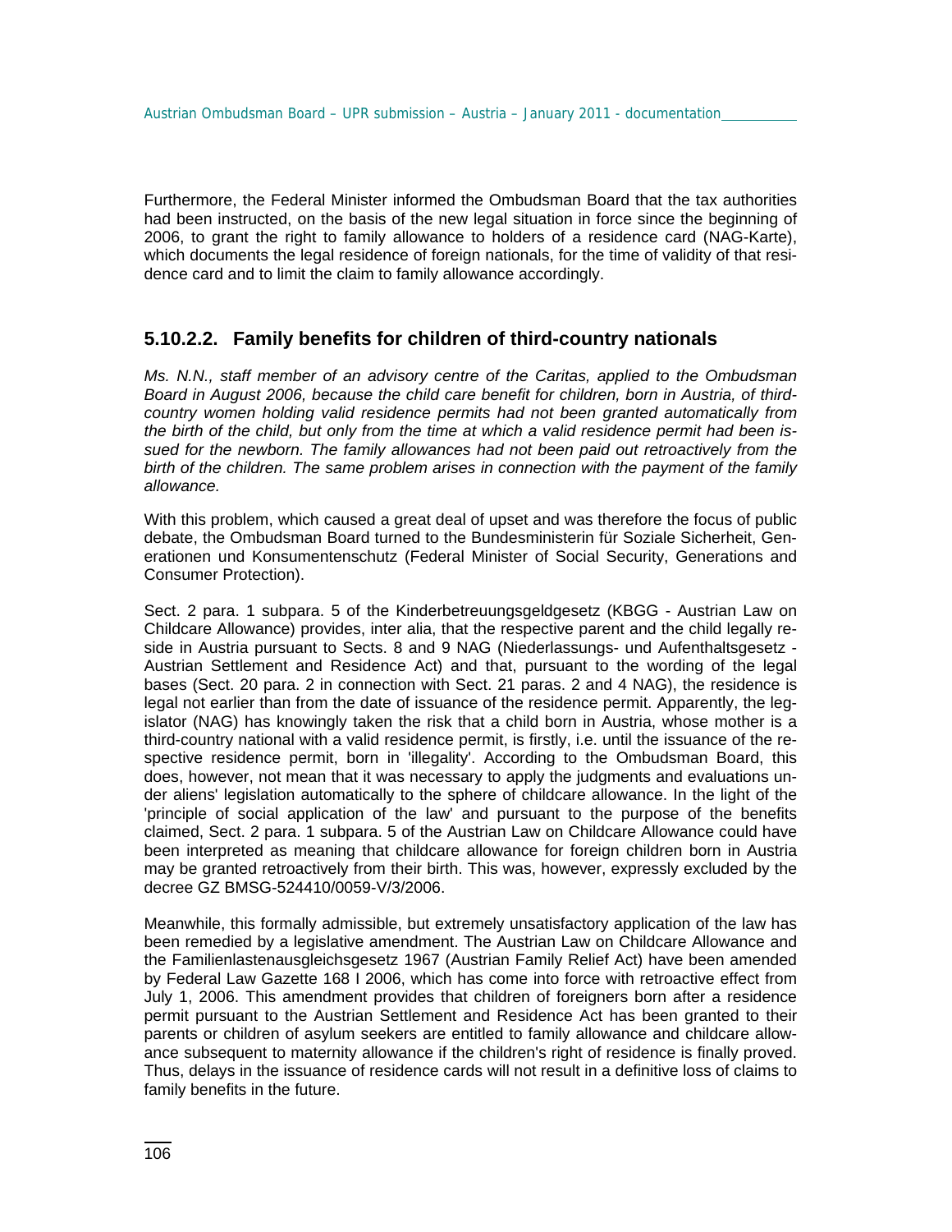Furthermore, the Federal Minister informed the Ombudsman Board that the tax authorities had been instructed, on the basis of the new legal situation in force since the beginning of 2006, to grant the right to family allowance to holders of a residence card (NAG-Karte), which documents the legal residence of foreign nationals, for the time of validity of that residence card and to limit the claim to family allowance accordingly.

### 5.10.2.2. Family benefits for children of third-country nationals

*Ms. N.N., staff member of an advisory centre of the Caritas, applied to the Ombudsman Board in August 2006, because the child care benefit for children, born in Austria, of third-country women holding valid residence permits had not been granted automatically from the birth of the child, but only from the time at which a valid residence permit had been issued for the newborn. The family allowances had not been paid out retroactively from the birth of the children. The same problem arises in connection with the payment of the family allowance.*

With this problem, which caused a great deal of upset and was therefore the focus of public debate, the Ombudsman Board turned to the Bundesministerin für Soziale Sicherheit, Generationen und Konsumentenschutz (Federal Minister of Social Security, Generations and Consumer Protection).

Sect. 2 para. 1 subpara. 5 of the Kinderbetreuungsgeldgesetz (KBGG - Austrian Law on Childcare Allowance) provides, inter alia, that the respective parent and the child legally reside in Austria pursuant to Sects. 8 and 9 NAG (Niederlassungs- und Aufenthaltsgesetz - Austrian Settlement and Residence Act) and that, pursuant to the wording of the legal bases (Sect. 20 para. 2 in connection with Sect. 21 paras. 2 and 4 NAG), the residence is legal not earlier than from the date of issuance of the residence permit. Apparently, the legislator (NAG) has knowingly taken the risk that a child born in Austria, whose mother is a third-country national with a valid residence permit, is firstly, i.e. until the issuance of the respective residence permit, born in 'illegality'. According to the Ombudsman Board, this does, however, not mean that it was necessary to apply the judgments and evaluations under aliens' legislation automatically to the sphere of childcare allowance. In the light of the 'principle of social application of the law' and pursuant to the purpose of the benefits claimed, Sect. 2 para. 1 subpara. 5 of the Austrian Law on Childcare Allowance could have been interpreted as meaning that childcare allowance for foreign children born in Austria may be granted retroactively from their birth. This was, however, expressly excluded by the decree GZ BMSG-524410/0059-V/3/2006.

Meanwhile, this formally admissible, but extremely unsatisfactory application of the law has been remedied by a legislative amendment. The Austrian Law on Childcare Allowance and the Familienlastenausgleichsgesetz 1967 (Austrian Family Relief Act) have been amended by Federal Law Gazette 168 I 2006, which has come into force with retroactive effect from July 1, 2006. This amendment provides that children of foreigners born after a residence permit pursuant to the Austrian Settlement and Residence Act has been granted to their parents or children of asylum seekers are entitled to family allowance and childcare allowance subsequent to maternity allowance if the children's right of residence is finally proved. Thus, delays in the issuance of residence cards will not result in a definitive loss of claims to family benefits in the future.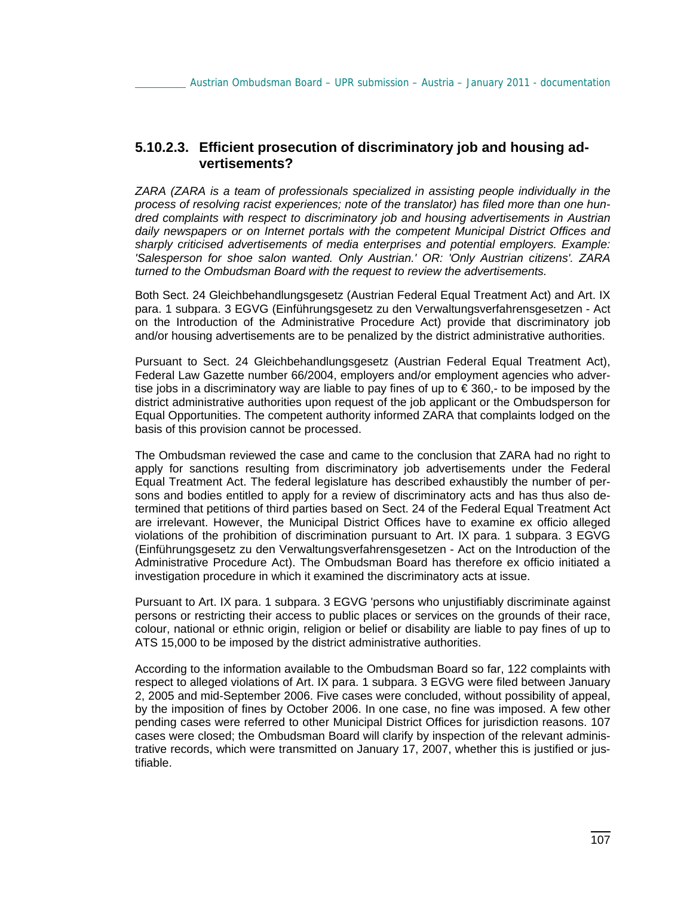## 5.10.2.3. Efficient prosecution of discriminatory job and housing advertisements?

*ZARA (ZARA is a team of professionals specialized in assisting people individually in the process of resolving racist experiences; note of the translator) has filed more than one hundred complaints with respect to discriminatory job and housing advertisements in Austrian daily newspapers or on Internet portals with the competent Municipal District Offices and sharply criticised advertisements of media enterprises and potential employers. Example: 'Salesperson for shoe salon wanted. Only Austrian.' OR: 'Only Austrian citizens'. ZARA turned to the Ombudsman Board with the request to review the advertisements.*

Both Sect. 24 Gleichbehandlungsgesetz (Austrian Federal Equal Treatment Act) and Art. IX para. 1 subpara. 3 EGVG (Einführungsgesetz zu den Verwaltungsverfahrensgesetzen - Act on the Introduction of the Administrative Procedure Act) provide that discriminatory job and/or housing advertisements are to be penalized by the district administrative authorities.

Pursuant to Sect. 24 Gleichbehandlungsgesetz (Austrian Federal Equal Treatment Act), Federal Law Gazette number 66/2004, employers and/or employment agencies who advertise jobs in a discriminatory way are liable to pay fines of up to € 360,- to be imposed by the district administrative authorities upon request of the job applicant or the Ombudsperson for Equal Opportunities. The competent authority informed ZARA that complaints lodged on the basis of this provision cannot be processed.

The Ombudsman reviewed the case and came to the conclusion that ZARA had no right to apply for sanctions resulting from discriminatory job advertisements under the Federal Equal Treatment Act. The federal legislature has described exhaustibly the number of persons and bodies entitled to apply for a review of discriminatory acts and has thus also determined that petitions of third parties based on Sect. 24 of the Federal Equal Treatment Act are irrelevant. However, the Municipal District Offices have to examine ex officio alleged violations of the prohibition of discrimination pursuant to Art. IX para. 1 subpara. 3 EGVG (Einführungsgesetz zu den Verwaltungsverfahrensgesetzen - Act on the Introduction of the Administrative Procedure Act). The Ombudsman Board has therefore ex officio initiated a investigation procedure in which it examined the discriminatory acts at issue.

Pursuant to Art. IX para. 1 subpara. 3 EGVG 'persons who unjustifiably discriminate against persons or restricting their access to public places or services on the grounds of their race, colour, national or ethnic origin, religion or belief or disability are liable to pay fines of up to ATS 15,000 to be imposed by the district administrative authorities.

According to the information available to the Ombudsman Board so far, 122 complaints with respect to alleged violations of Art. IX para. 1 subpara. 3 EGVG were filed between January 2, 2005 and mid-September 2006. Five cases were concluded, without possibility of appeal, by the imposition of fines by October 2006. In one case, no fine was imposed. A few other pending cases were referred to other Municipal District Offices for jurisdiction reasons. 107 cases were closed; the Ombudsman Board will clarify by inspection of the relevant administrative records, which were transmitted on January 17, 2007, whether this is justified or justifiable.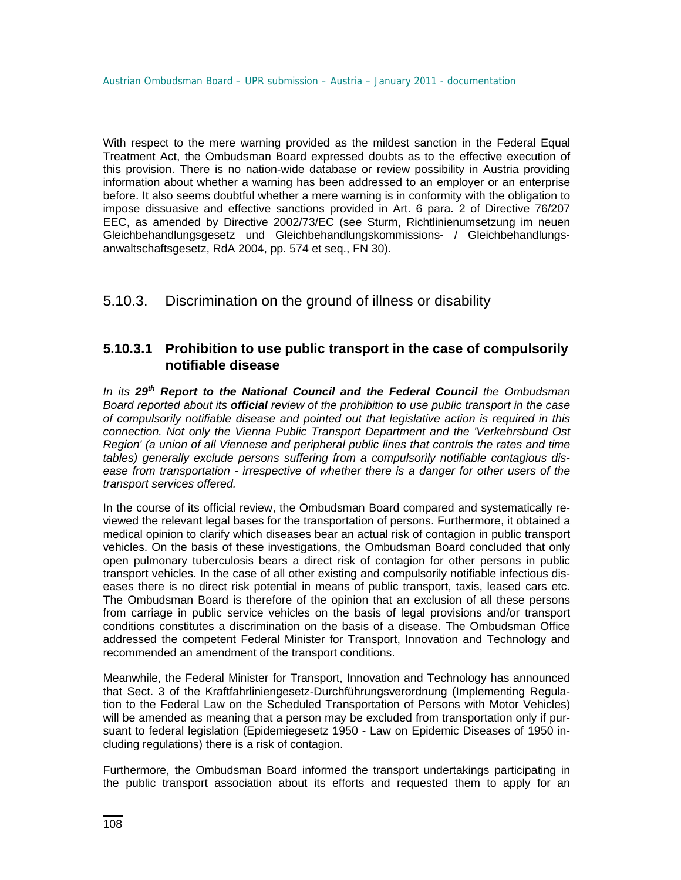With respect to the mere warning provided as the mildest sanction in the Federal Equal Treatment Act, the Ombudsman Board expressed doubts as to the effective execution of this provision. There is no nation-wide database or review possibility in Austria providing information about whether a warning has been addressed to an employer or an enterprise before. It also seems doubtful whether a mere warning is in conformity with the obligation to impose dissuasive and effective sanctions provided in Art. 6 para. 2 of Directive 76/207 EEC, as amended by Directive 2002/73/EC (see Sturm, Richtlinienumsetzung im neuen Gleichbehandlungsgesetz und Gleichbehandlungskommissions- / Gleichbehandlungs-anwaltschaftsgesetz, RdA 2004, pp. 574 et seq., FN 30).

## 5.10.3. Discrimination on the ground of illness or disability

### 5.10.3.1 Prohibition to use public transport in the case of compulsorily notifiable disease

*In its **29th Report to the National Council and the Federal Council** the Ombudsman Board reported about its **official** review of the prohibition to use public transport in the case of compulsorily notifiable disease and pointed out that legislative action is required in this connection. Not only the Vienna Public Transport Department and the 'Verkehrsbund Ost Region' (a union of all Viennese and peripheral public lines that controls the rates and time tables) generally exclude persons suffering from a compulsorily notifiable contagious disease from transportation - irrespective of whether there is a danger for other users of the transport services offered.*

In the course of its official review, the Ombudsman Board compared and systematically reviewed the relevant legal bases for the transportation of persons. Furthermore, it obtained a medical opinion to clarify which diseases bear an actual risk of contagion in public transport vehicles. On the basis of these investigations, the Ombudsman Board concluded that only open pulmonary tuberculosis bears a direct risk of contagion for other persons in public transport vehicles. In the case of all other existing and compulsorily notifiable infectious diseases there is no direct risk potential in means of public transport, taxis, leased cars etc. The Ombudsman Board is therefore of the opinion that an exclusion of all these persons from carriage in public service vehicles on the basis of legal provisions and/or transport conditions constitutes a discrimination on the basis of a disease. The Ombudsman Office addressed the competent Federal Minister for Transport, Innovation and Technology and recommended an amendment of the transport conditions.

Meanwhile, the Federal Minister for Transport, Innovation and Technology has announced that Sect. 3 of the Kraftfahrliniengesetz-Durchführungsverordnung (Implementing Regulation to the Federal Law on the Scheduled Transportation of Persons with Motor Vehicles) will be amended as meaning that a person may be excluded from transportation only if pursuant to federal legislation (Epidemiegesetz 1950 - Law on Epidemic Diseases of 1950 including regulations) there is a risk of contagion.

Furthermore, the Ombudsman Board informed the transport undertakings participating in the public transport association about its efforts and requested them to apply for an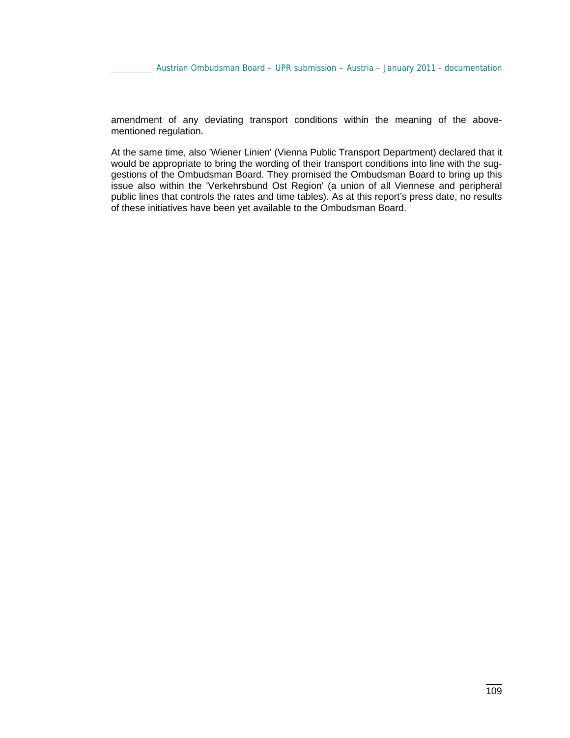amendment of any deviating transport conditions within the meaning of the above-mentioned regulation.

At the same time, also 'Wiener Linien' (Vienna Public Transport Department) declared that it would be appropriate to bring the wording of their transport conditions into line with the suggestions of the Ombudsman Board. They promised the Ombudsman Board to bring up this issue also within the 'Verkehrsbund Ost Region' (a union of all Viennese and peripheral public lines that controls the rates and time tables). As at this report's press date, no results of these initiatives have been yet available to the Ombudsman Board.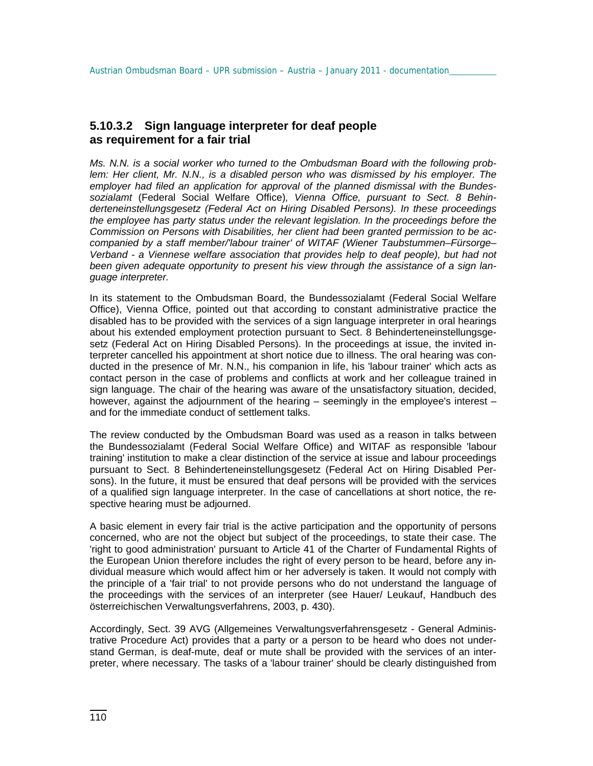### 5.10.3.2 Sign language interpreter for deaf people as requirement for a fair trial

*Ms. N.N. is a social worker who turned to the Ombudsman Board with the following problem: Her client, Mr. N.N., is a disabled person who was dismissed by his employer. The employer had filed an application for approval of the planned dismissal with the Bundessozialamt* (Federal Social Welfare Office)*, Vienna Office, pursuant to Sect. 8 Behinderteneinstellungsgesetz (Federal Act on Hiring Disabled Persons). In these proceedings the employee has party status under the relevant legislation. In the proceedings before the Commission on Persons with Disabilities, her client had been granted permission to be accompanied by a staff member/'labour trainer' of WITAF (Wiener Taubstummen–Fürsorge–Verband - a Viennese welfare association that provides help to deaf people), but had not been given adequate opportunity to present his view through the assistance of a sign language interpreter.*

In its statement to the Ombudsman Board, the Bundessozialamt (Federal Social Welfare Office), Vienna Office, pointed out that according to constant administrative practice the disabled has to be provided with the services of a sign language interpreter in oral hearings about his extended employment protection pursuant to Sect. 8 Behinderteneinstellungsgesetz (Federal Act on Hiring Disabled Persons). In the proceedings at issue, the invited interpreter cancelled his appointment at short notice due to illness. The oral hearing was conducted in the presence of Mr. N.N., his companion in life, his 'labour trainer' which acts as contact person in the case of problems and conflicts at work and her colleague trained in sign language. The chair of the hearing was aware of the unsatisfactory situation, decided, however, against the adjournment of the hearing – seemingly in the employee's interest – and for the immediate conduct of settlement talks.

The review conducted by the Ombudsman Board was used as a reason in talks between the Bundessozialamt (Federal Social Welfare Office) and WITAF as responsible 'labour training' institution to make a clear distinction of the service at issue and labour proceedings pursuant to Sect. 8 Behinderteneinstellungsgesetz (Federal Act on Hiring Disabled Persons). In the future, it must be ensured that deaf persons will be provided with the services of a qualified sign language interpreter. In the case of cancellations at short notice, the respective hearing must be adjourned.

A basic element in every fair trial is the active participation and the opportunity of persons concerned, who are not the object but subject of the proceedings, to state their case. The 'right to good administration' pursuant to Article 41 of the Charter of Fundamental Rights of the European Union therefore includes the right of every person to be heard, before any individual measure which would affect him or her adversely is taken. It would not comply with the principle of a 'fair trial' to not provide persons who do not understand the language of the proceedings with the services of an interpreter (see Hauer/ Leukauf, Handbuch des österreichischen Verwaltungsverfahrens, 2003, p. 430).

Accordingly, Sect. 39 AVG (Allgemeines Verwaltungsverfahrensgesetz - General Administrative Procedure Act) provides that a party or a person to be heard who does not understand German, is deaf-mute, deaf or mute shall be provided with the services of an interpreter, where necessary. The tasks of a 'labour trainer' should be clearly distinguished from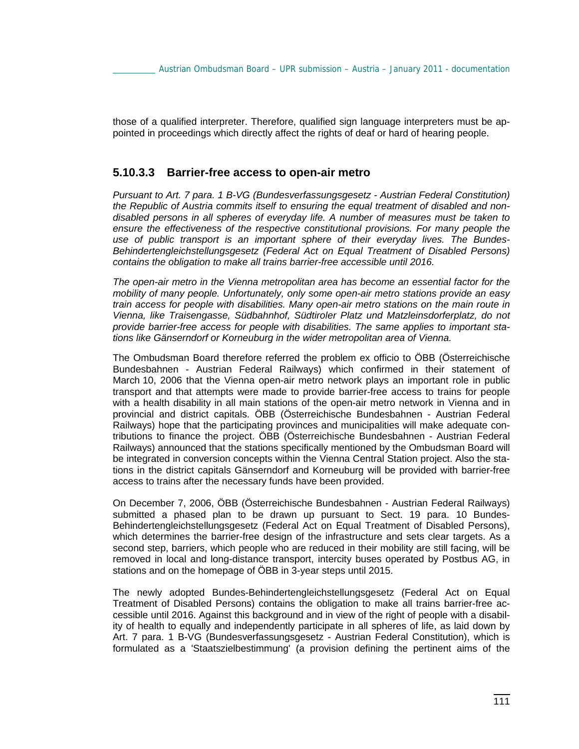those of a qualified interpreter. Therefore, qualified sign language interpreters must be appointed in proceedings which directly affect the rights of deaf or hard of hearing people.

### 5.10.3.3 Barrier-free access to open-air metro

*Pursuant to Art. 7 para. 1 B-VG (Bundesverfassungsgesetz - Austrian Federal Constitution) the Republic of Austria commits itself to ensuring the equal treatment of disabled and non-disabled persons in all spheres of everyday life. A number of measures must be taken to ensure the effectiveness of the respective constitutional provisions. For many people the use of public transport is an important sphere of their everyday lives. The Bundes-Behindertengleichstellungsgesetz (Federal Act on Equal Treatment of Disabled Persons) contains the obligation to make all trains barrier-free accessible until 2016.*

*The open-air metro in the Vienna metropolitan area has become an essential factor for the mobility of many people. Unfortunately, only some open-air metro stations provide an easy train access for people with disabilities. Many open-air metro stations on the main route in Vienna, like Traisengasse, Südbahnhof, Südtiroler Platz und Matzleinsdorferplatz, do not provide barrier-free access for people with disabilities. The same applies to important stations like Gänserndorf or Korneuburg in the wider metropolitan area of Vienna.*

The Ombudsman Board therefore referred the problem ex officio to ÖBB (Österreichische Bundesbahnen - Austrian Federal Railways) which confirmed in their statement of March 10, 2006 that the Vienna open-air metro network plays an important role in public transport and that attempts were made to provide barrier-free access to trains for people with a health disability in all main stations of the open-air metro network in Vienna and in provincial and district capitals. ÖBB (Österreichische Bundesbahnen - Austrian Federal Railways) hope that the participating provinces and municipalities will make adequate contributions to finance the project. ÖBB (Österreichische Bundesbahnen - Austrian Federal Railways) announced that the stations specifically mentioned by the Ombudsman Board will be integrated in conversion concepts within the Vienna Central Station project. Also the stations in the district capitals Gänserndorf and Korneuburg will be provided with barrier-free access to trains after the necessary funds have been provided.

On December 7, 2006, ÖBB (Österreichische Bundesbahnen - Austrian Federal Railways) submitted a phased plan to be drawn up pursuant to Sect. 19 para. 10 Bundes-Behindertengleichstellungsgesetz (Federal Act on Equal Treatment of Disabled Persons), which determines the barrier-free design of the infrastructure and sets clear targets. As a second step, barriers, which people who are reduced in their mobility are still facing, will be removed in local and long-distance transport, intercity buses operated by Postbus AG, in stations and on the homepage of ÖBB in 3-year steps until 2015.

The newly adopted Bundes-Behindertengleichstellungsgesetz (Federal Act on Equal Treatment of Disabled Persons) contains the obligation to make all trains barrier-free accessible until 2016. Against this background and in view of the right of people with a disability of health to equally and independently participate in all spheres of life, as laid down by Art. 7 para. 1 B-VG (Bundesverfassungsgesetz - Austrian Federal Constitution), which is formulated as a 'Staatszielbestimmung' (a provision defining the pertinent aims of the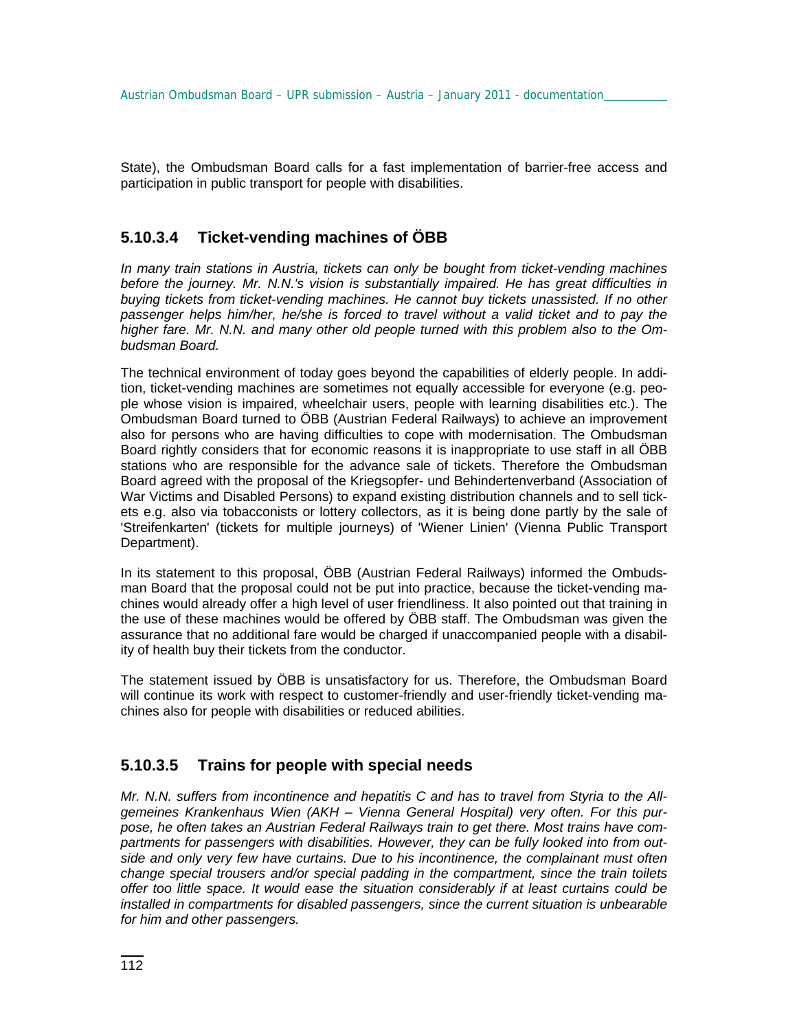State), the Ombudsman Board calls for a fast implementation of barrier-free access and participation in public transport for people with disabilities.

### 5.10.3.4 Ticket-vending machines of ÖBB

*In many train stations in Austria, tickets can only be bought from ticket-vending machines before the journey. Mr. N.N.'s vision is substantially impaired. He has great difficulties in buying tickets from ticket-vending machines. He cannot buy tickets unassisted. If no other passenger helps him/her, he/she is forced to travel without a valid ticket and to pay the higher fare. Mr. N.N. and many other old people turned with this problem also to the Ombudsman Board.*

The technical environment of today goes beyond the capabilities of elderly people. In addition, ticket-vending machines are sometimes not equally accessible for everyone (e.g. people whose vision is impaired, wheelchair users, people with learning disabilities etc.). The Ombudsman Board turned to ÖBB (Austrian Federal Railways) to achieve an improvement also for persons who are having difficulties to cope with modernisation. The Ombudsman Board rightly considers that for economic reasons it is inappropriate to use staff in all ÖBB stations who are responsible for the advance sale of tickets. Therefore the Ombudsman Board agreed with the proposal of the Kriegsopfer- und Behindertenverband (Association of War Victims and Disabled Persons) to expand existing distribution channels and to sell tickets e.g. also via tobacconists or lottery collectors, as it is being done partly by the sale of 'Streifenkarten' (tickets for multiple journeys) of 'Wiener Linien' (Vienna Public Transport Department).

In its statement to this proposal, ÖBB (Austrian Federal Railways) informed the Ombudsman Board that the proposal could not be put into practice, because the ticket-vending machines would already offer a high level of user friendliness. It also pointed out that training in the use of these machines would be offered by ÖBB staff. The Ombudsman was given the assurance that no additional fare would be charged if unaccompanied people with a disability of health buy their tickets from the conductor.

The statement issued by ÖBB is unsatisfactory for us. Therefore, the Ombudsman Board will continue its work with respect to customer-friendly and user-friendly ticket-vending machines also for people with disabilities or reduced abilities.

### 5.10.3.5 Trains for people with special needs

*Mr. N.N. suffers from incontinence and hepatitis C and has to travel from Styria to the Allgemeines Krankenhaus Wien (AKH – Vienna General Hospital) very often. For this purpose, he often takes an Austrian Federal Railways train to get there. Most trains have compartments for passengers with disabilities. However, they can be fully looked into from outside and only very few have curtains. Due to his incontinence, the complainant must often change special trousers and/or special padding in the compartment, since the train toilets offer too little space. It would ease the situation considerably if at least curtains could be installed in compartments for disabled passengers, since the current situation is unbearable for him and other passengers.*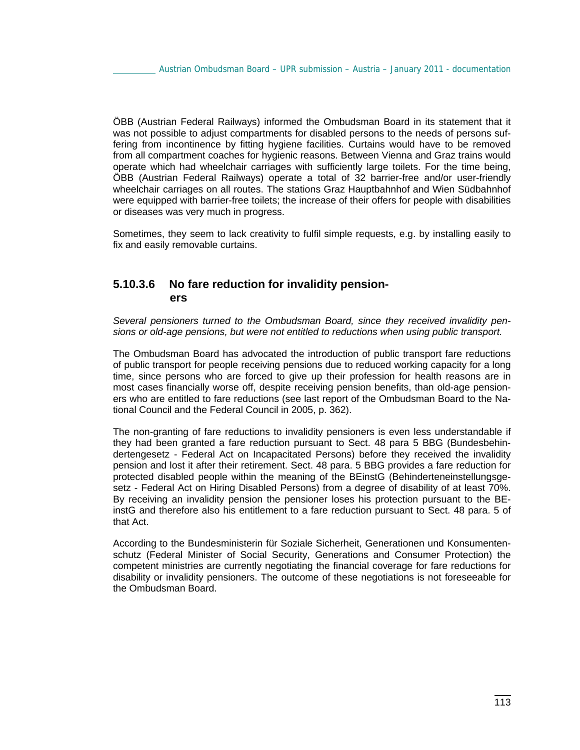ÖBB (Austrian Federal Railways) informed the Ombudsman Board in its statement that it was not possible to adjust compartments for disabled persons to the needs of persons suffering from incontinence by fitting hygiene facilities. Curtains would have to be removed from all compartment coaches for hygienic reasons. Between Vienna and Graz trains would operate which had wheelchair carriages with sufficiently large toilets. For the time being, ÖBB (Austrian Federal Railways) operate a total of 32 barrier-free and/or user-friendly wheelchair carriages on all routes. The stations Graz Hauptbahnhof and Wien Südbahnhof were equipped with barrier-free toilets; the increase of their offers for people with disabilities or diseases was very much in progress.

Sometimes, they seem to lack creativity to fulfil simple requests, e.g. by installing easily to fix and easily removable curtains.

### 5.10.3.6 No fare reduction for invalidity pensioners

*Several pensioners turned to the Ombudsman Board, since they received invalidity pensions or old-age pensions, but were not entitled to reductions when using public transport.*

The Ombudsman Board has advocated the introduction of public transport fare reductions of public transport for people receiving pensions due to reduced working capacity for a long time, since persons who are forced to give up their profession for health reasons are in most cases financially worse off, despite receiving pension benefits, than old-age pensioners who are entitled to fare reductions (see last report of the Ombudsman Board to the National Council and the Federal Council in 2005, p. 362).

The non-granting of fare reductions to invalidity pensioners is even less understandable if they had been granted a fare reduction pursuant to Sect. 48 para 5 BBG (Bundesbehindertengesetz - Federal Act on Incapacitated Persons) before they received the invalidity pension and lost it after their retirement. Sect. 48 para. 5 BBG provides a fare reduction for protected disabled people within the meaning of the BEinstG (Behinderteneinstellungsgesetz - Federal Act on Hiring Disabled Persons) from a degree of disability of at least 70%. By receiving an invalidity pension the pensioner loses his protection pursuant to the BEinstG and therefore also his entitlement to a fare reduction pursuant to Sect. 48 para. 5 of that Act.

According to the Bundesministerin für Soziale Sicherheit, Generationen und Konsumentenschutz (Federal Minister of Social Security, Generations and Consumer Protection) the competent ministries are currently negotiating the financial coverage for fare reductions for disability or invalidity pensioners. The outcome of these negotiations is not foreseeable for the Ombudsman Board.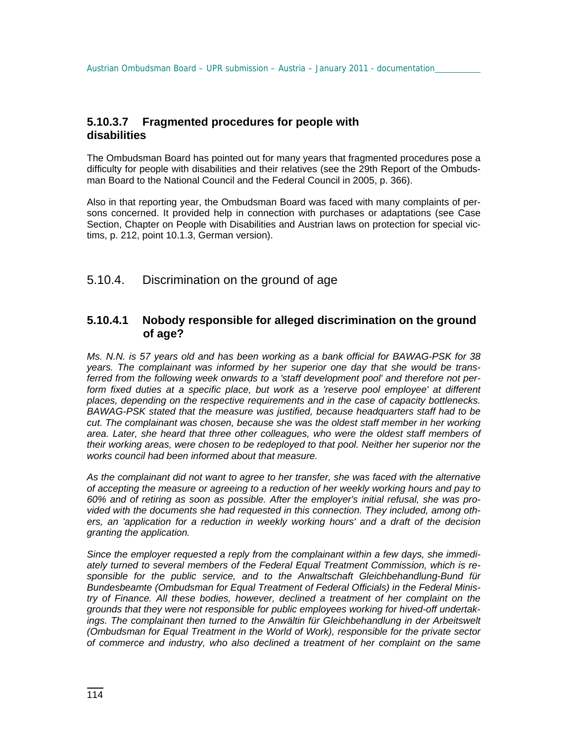### 5.10.3.7 Fragmented procedures for people with disabilities

The Ombudsman Board has pointed out for many years that fragmented procedures pose a difficulty for people with disabilities and their relatives (see the 29th Report of the Ombudsman Board to the National Council and the Federal Council in 2005, p. 366).

Also in that reporting year, the Ombudsman Board was faced with many complaints of persons concerned. It provided help in connection with purchases or adaptations (see Case Section, Chapter on People with Disabilities and Austrian laws on protection for special victims, p. 212, point 10.1.3, German version).

## 5.10.4. Discrimination on the ground of age

### 5.10.4.1 Nobody responsible for alleged discrimination on the ground of age?

*Ms. N.N. is 57 years old and has been working as a bank official for BAWAG-PSK for 38 years. The complainant was informed by her superior one day that she would be transferred from the following week onwards to a 'staff development pool' and therefore not perform fixed duties at a specific place, but work as a 'reserve pool employee' at different places, depending on the respective requirements and in the case of capacity bottlenecks. BAWAG-PSK stated that the measure was justified, because headquarters staff had to be cut. The complainant was chosen, because she was the oldest staff member in her working area. Later, she heard that three other colleagues, who were the oldest staff members of their working areas, were chosen to be redeployed to that pool. Neither her superior nor the works council had been informed about that measure.*

*As the complainant did not want to agree to her transfer, she was faced with the alternative of accepting the measure or agreeing to a reduction of her weekly working hours and pay to 60% and of retiring as soon as possible. After the employer's initial refusal, she was provided with the documents she had requested in this connection. They included, among others, an 'application for a reduction in weekly working hours' and a draft of the decision granting the application.*

*Since the employer requested a reply from the complainant within a few days, she immediately turned to several members of the Federal Equal Treatment Commission, which is responsible for the public service, and to the Anwaltschaft Gleichbehandlung-Bund für Bundesbeamte (Ombudsman for Equal Treatment of Federal Officials) in the Federal Ministry of Finance. All these bodies, however, declined a treatment of her complaint on the grounds that they were not responsible for public employees working for hived-off undertakings. The complainant then turned to the Anwältin für Gleichbehandlung in der Arbeitswelt (Ombudsman for Equal Treatment in the World of Work), responsible for the private sector of commerce and industry, who also declined a treatment of her complaint on the same*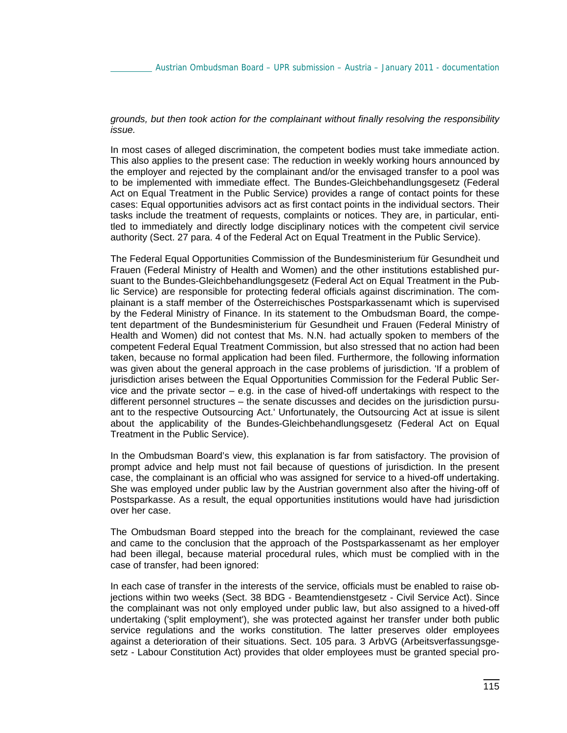*grounds, but then took action for the complainant without finally resolving the responsibility issue.*

In most cases of alleged discrimination, the competent bodies must take immediate action. This also applies to the present case: The reduction in weekly working hours announced by the employer and rejected by the complainant and/or the envisaged transfer to a pool was to be implemented with immediate effect. The Bundes-Gleichbehandlungsgesetz (Federal Act on Equal Treatment in the Public Service) provides a range of contact points for these cases: Equal opportunities advisors act as first contact points in the individual sectors. Their tasks include the treatment of requests, complaints or notices. They are, in particular, entitled to immediately and directly lodge disciplinary notices with the competent civil service authority (Sect. 27 para. 4 of the Federal Act on Equal Treatment in the Public Service).

The Federal Equal Opportunities Commission of the Bundesministerium für Gesundheit und Frauen (Federal Ministry of Health and Women) and the other institutions established pursuant to the Bundes-Gleichbehandlungsgesetz (Federal Act on Equal Treatment in the Public Service) are responsible for protecting federal officials against discrimination. The complainant is a staff member of the Österreichisches Postsparkassenamt which is supervised by the Federal Ministry of Finance. In its statement to the Ombudsman Board, the competent department of the Bundesministerium für Gesundheit und Frauen (Federal Ministry of Health and Women) did not contest that Ms. N.N. had actually spoken to members of the competent Federal Equal Treatment Commission, but also stressed that no action had been taken, because no formal application had been filed. Furthermore, the following information was given about the general approach in the case problems of jurisdiction. 'If a problem of jurisdiction arises between the Equal Opportunities Commission for the Federal Public Service and the private sector – e.g. in the case of hived-off undertakings with respect to the different personnel structures – the senate discusses and decides on the jurisdiction pursuant to the respective Outsourcing Act.' Unfortunately, the Outsourcing Act at issue is silent about the applicability of the Bundes-Gleichbehandlungsgesetz (Federal Act on Equal Treatment in the Public Service).

In the Ombudsman Board's view, this explanation is far from satisfactory. The provision of prompt advice and help must not fail because of questions of jurisdiction. In the present case, the complainant is an official who was assigned for service to a hived-off undertaking. She was employed under public law by the Austrian government also after the hiving-off of Postsparkasse. As a result, the equal opportunities institutions would have had jurisdiction over her case.

The Ombudsman Board stepped into the breach for the complainant, reviewed the case and came to the conclusion that the approach of the Postsparkassenamt as her employer had been illegal, because material procedural rules, which must be complied with in the case of transfer, had been ignored:

In each case of transfer in the interests of the service, officials must be enabled to raise objections within two weeks (Sect. 38 BDG - Beamtendienstgesetz - Civil Service Act). Since the complainant was not only employed under public law, but also assigned to a hived-off undertaking ('split employment'), she was protected against her transfer under both public service regulations and the works constitution. The latter preserves older employees against a deterioration of their situations. Sect. 105 para. 3 ArbVG (Arbeitsverfassungsgesetz - Labour Constitution Act) provides that older employees must be granted special pro-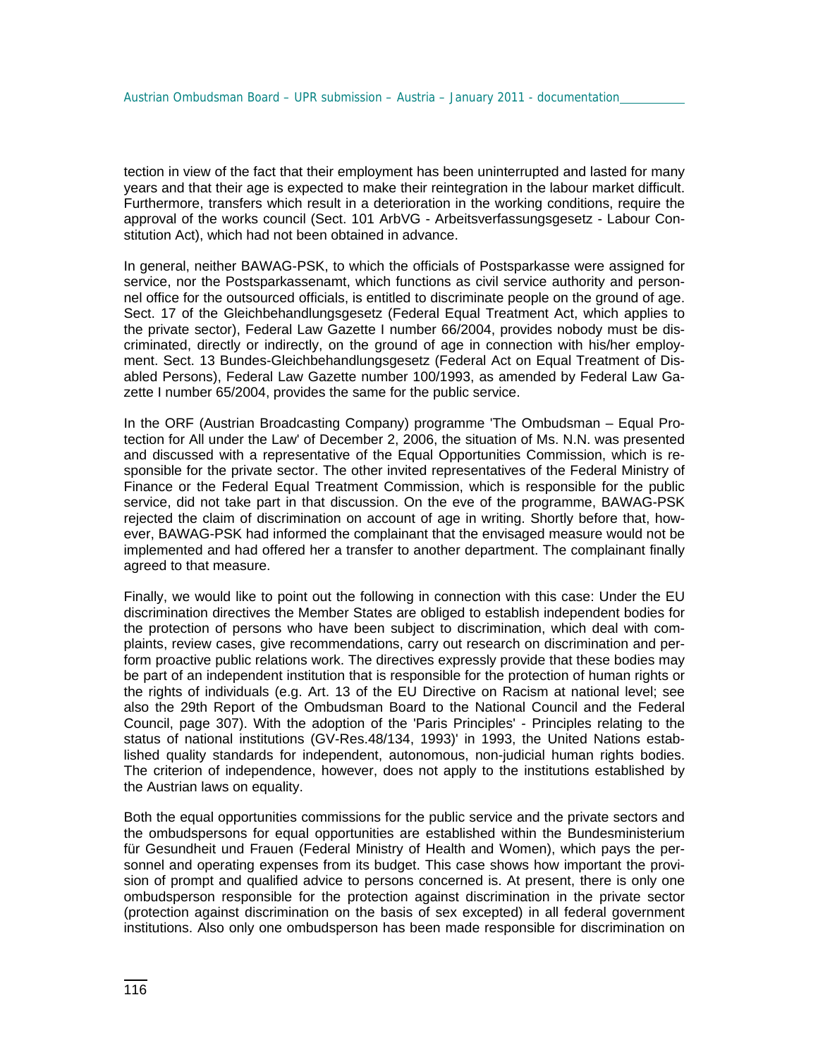tection in view of the fact that their employment has been uninterrupted and lasted for many years and that their age is expected to make their reintegration in the labour market difficult. Furthermore, transfers which result in a deterioration in the working conditions, require the approval of the works council (Sect. 101 ArbVG - Arbeitsverfassungsgesetz - Labour Constitution Act), which had not been obtained in advance.

In general, neither BAWAG-PSK, to which the officials of Postsparkasse were assigned for service, nor the Postsparkassenamt, which functions as civil service authority and personnel office for the outsourced officials, is entitled to discriminate people on the ground of age. Sect. 17 of the Gleichbehandlungsgesetz (Federal Equal Treatment Act, which applies to the private sector), Federal Law Gazette I number 66/2004, provides nobody must be discriminated, directly or indirectly, on the ground of age in connection with his/her employment. Sect. 13 Bundes-Gleichbehandlungsgesetz (Federal Act on Equal Treatment of Disabled Persons), Federal Law Gazette number 100/1993, as amended by Federal Law Gazette I number 65/2004, provides the same for the public service.

In the ORF (Austrian Broadcasting Company) programme 'The Ombudsman – Equal Protection for All under the Law' of December 2, 2006, the situation of Ms. N.N. was presented and discussed with a representative of the Equal Opportunities Commission, which is responsible for the private sector. The other invited representatives of the Federal Ministry of Finance or the Federal Equal Treatment Commission, which is responsible for the public service, did not take part in that discussion. On the eve of the programme, BAWAG-PSK rejected the claim of discrimination on account of age in writing. Shortly before that, however, BAWAG-PSK had informed the complainant that the envisaged measure would not be implemented and had offered her a transfer to another department. The complainant finally agreed to that measure.

Finally, we would like to point out the following in connection with this case: Under the EU discrimination directives the Member States are obliged to establish independent bodies for the protection of persons who have been subject to discrimination, which deal with complaints, review cases, give recommendations, carry out research on discrimination and perform proactive public relations work. The directives expressly provide that these bodies may be part of an independent institution that is responsible for the protection of human rights or the rights of individuals (e.g. Art. 13 of the EU Directive on Racism at national level; see also the 29th Report of the Ombudsman Board to the National Council and the Federal Council, page 307). With the adoption of the 'Paris Principles' - Principles relating to the status of national institutions (GV-Res.48/134, 1993)' in 1993, the United Nations established quality standards for independent, autonomous, non-judicial human rights bodies. The criterion of independence, however, does not apply to the institutions established by the Austrian laws on equality.

Both the equal opportunities commissions for the public service and the private sectors and the ombudspersons for equal opportunities are established within the Bundesministerium für Gesundheit und Frauen (Federal Ministry of Health and Women), which pays the personnel and operating expenses from its budget. This case shows how important the provision of prompt and qualified advice to persons concerned is. At present, there is only one ombudsperson responsible for the protection against discrimination in the private sector (protection against discrimination on the basis of sex excepted) in all federal government institutions. Also only one ombudsperson has been made responsible for discrimination on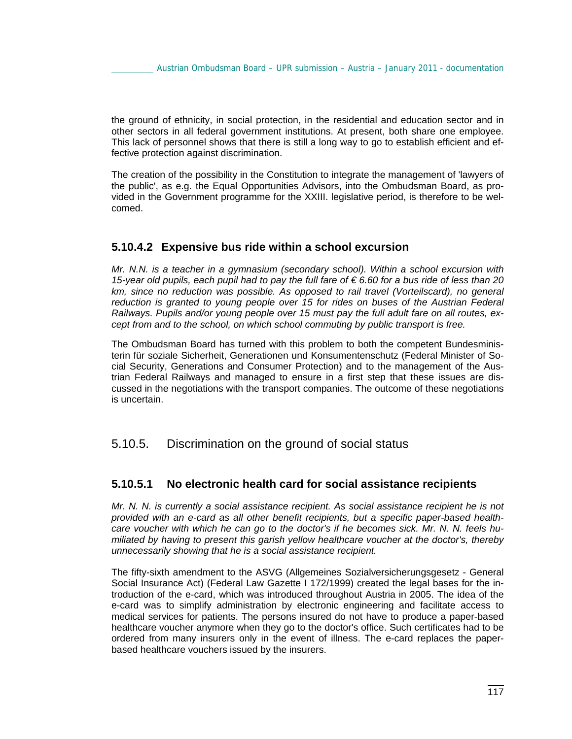the ground of ethnicity, in social protection, in the residential and education sector and in other sectors in all federal government institutions. At present, both share one employee. This lack of personnel shows that there is still a long way to go to establish efficient and effective protection against discrimination.

The creation of the possibility in the Constitution to integrate the management of 'lawyers of the public', as e.g. the Equal Opportunities Advisors, into the Ombudsman Board, as provided in the Government programme for the XXIII. legislative period, is therefore to be welcomed.

### 5.10.4.2 Expensive bus ride within a school excursion

*Mr. N.N. is a teacher in a gymnasium (secondary school). Within a school excursion with 15-year old pupils, each pupil had to pay the full fare of € 6.60 for a bus ride of less than 20 km, since no reduction was possible. As opposed to rail travel (Vorteilscard), no general reduction is granted to young people over 15 for rides on buses of the Austrian Federal Railways. Pupils and/or young people over 15 must pay the full adult fare on all routes, except from and to the school, on which school commuting by public transport is free.*

The Ombudsman Board has turned with this problem to both the competent Bundesministerin für soziale Sicherheit, Generationen und Konsumentenschutz (Federal Minister of Social Security, Generations and Consumer Protection) and to the management of the Austrian Federal Railways and managed to ensure in a first step that these issues are discussed in the negotiations with the transport companies. The outcome of these negotiations is uncertain.

## 5.10.5. Discrimination on the ground of social status

### 5.10.5.1 No electronic health card for social assistance recipients

*Mr. N. N. is currently a social assistance recipient. As social assistance recipient he is not provided with an e-card as all other benefit recipients, but a specific paper-based healthcare voucher with which he can go to the doctor's if he becomes sick. Mr. N. N. feels humiliated by having to present this garish yellow healthcare voucher at the doctor's, thereby unnecessarily showing that he is a social assistance recipient.*

The fifty-sixth amendment to the ASVG (Allgemeines Sozialversicherungsgesetz - General Social Insurance Act) (Federal Law Gazette I 172/1999) created the legal bases for the introduction of the e-card, which was introduced throughout Austria in 2005. The idea of the e-card was to simplify administration by electronic engineering and facilitate access to medical services for patients. The persons insured do not have to produce a paper-based healthcare voucher anymore when they go to the doctor's office. Such certificates had to be ordered from many insurers only in the event of illness. The e-card replaces the paper-based healthcare vouchers issued by the insurers.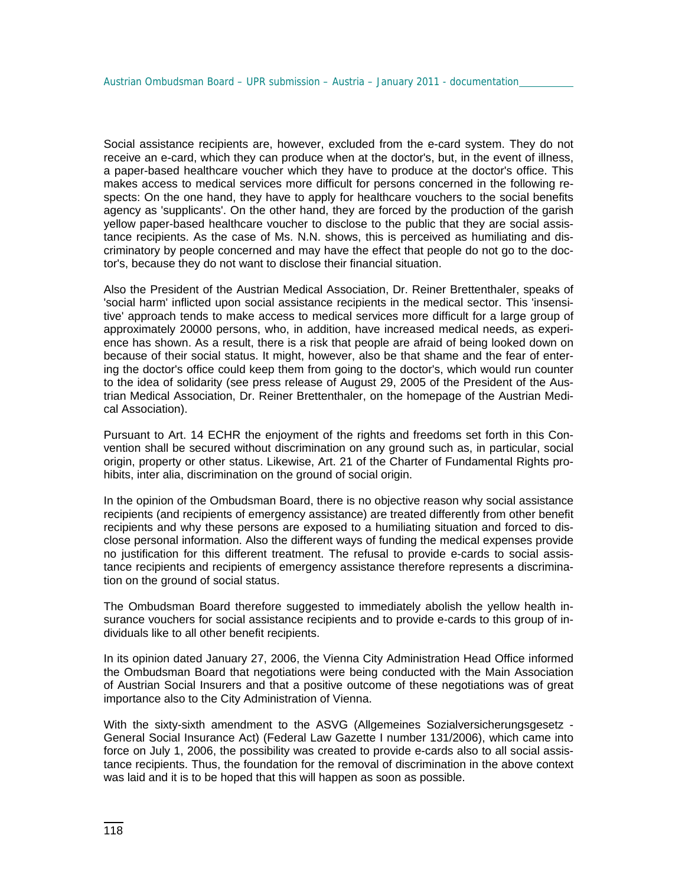Social assistance recipients are, however, excluded from the e-card system. They do not receive an e-card, which they can produce when at the doctor's, but, in the event of illness, a paper-based healthcare voucher which they have to produce at the doctor's office. This makes access to medical services more difficult for persons concerned in the following respects: On the one hand, they have to apply for healthcare vouchers to the social benefits agency as 'supplicants'. On the other hand, they are forced by the production of the garish yellow paper-based healthcare voucher to disclose to the public that they are social assistance recipients. As the case of Ms. N.N. shows, this is perceived as humiliating and discriminatory by people concerned and may have the effect that people do not go to the doctor's, because they do not want to disclose their financial situation.

Also the President of the Austrian Medical Association, Dr. Reiner Brettenthaler, speaks of 'social harm' inflicted upon social assistance recipients in the medical sector. This 'insensitive' approach tends to make access to medical services more difficult for a large group of approximately 20000 persons, who, in addition, have increased medical needs, as experience has shown. As a result, there is a risk that people are afraid of being looked down on because of their social status. It might, however, also be that shame and the fear of entering the doctor's office could keep them from going to the doctor's, which would run counter to the idea of solidarity (see press release of August 29, 2005 of the President of the Austrian Medical Association, Dr. Reiner Brettenthaler, on the homepage of the Austrian Medical Association).

Pursuant to Art. 14 ECHR the enjoyment of the rights and freedoms set forth in this Convention shall be secured without discrimination on any ground such as, in particular, social origin, property or other status. Likewise, Art. 21 of the Charter of Fundamental Rights prohibits, inter alia, discrimination on the ground of social origin.

In the opinion of the Ombudsman Board, there is no objective reason why social assistance recipients (and recipients of emergency assistance) are treated differently from other benefit recipients and why these persons are exposed to a humiliating situation and forced to disclose personal information. Also the different ways of funding the medical expenses provide no justification for this different treatment. The refusal to provide e-cards to social assistance recipients and recipients of emergency assistance therefore represents a discrimination on the ground of social status.

The Ombudsman Board therefore suggested to immediately abolish the yellow health insurance vouchers for social assistance recipients and to provide e-cards to this group of individuals like to all other benefit recipients.

In its opinion dated January 27, 2006, the Vienna City Administration Head Office informed the Ombudsman Board that negotiations were being conducted with the Main Association of Austrian Social Insurers and that a positive outcome of these negotiations was of great importance also to the City Administration of Vienna.

With the sixty-sixth amendment to the ASVG (Allgemeines Sozialversicherungsgesetz - General Social Insurance Act) (Federal Law Gazette I number 131/2006), which came into force on July 1, 2006, the possibility was created to provide e-cards also to all social assistance recipients. Thus, the foundation for the removal of discrimination in the above context was laid and it is to be hoped that this will happen as soon as possible.